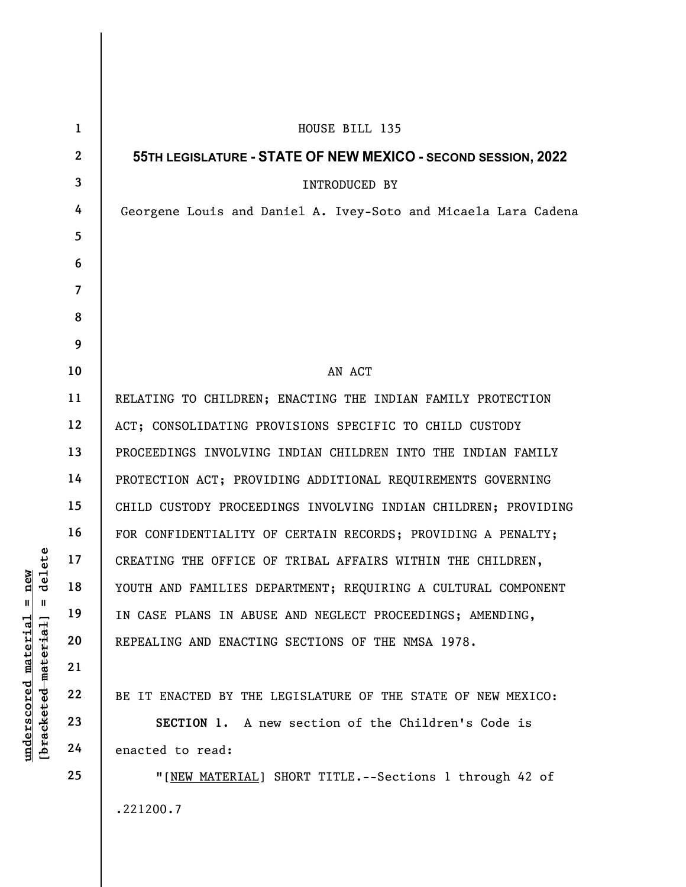HOUSE BILL 135

**55TH LEGISLATURE - STATE OF NEW MEXICO - SECOND SESSION, 2022**

INTRODUCED BY

Georgene Louis and Daniel A. Ivey-Soto and Micaela Lara Cadena

AN ACT

RELATING TO CHILDREN; ENACTING THE INDIAN FAMILY PROTECTION ACT; CONSOLIDATING PROVISIONS SPECIFIC TO CHILD CUSTODY PROCEEDINGS INVOLVING INDIAN CHILDREN INTO THE INDIAN FAMILY PROTECTION ACT; PROVIDING ADDITIONAL REQUIREMENTS GOVERNING CHILD CUSTODY PROCEEDINGS INVOLVING INDIAN CHILDREN; PROVIDING FOR CONFIDENTIALITY OF CERTAIN RECORDS; PROVIDING A PENALTY; CREATING THE OFFICE OF TRIBAL AFFAIRS WITHIN THE CHILDREN, YOUTH AND FAMILIES DEPARTMENT; REQUIRING A CULTURAL COMPONENT IN CASE PLANS IN ABUSE AND NEGLECT PROCEEDINGS; AMENDING, REPEALING AND ENACTING SECTIONS OF THE NMSA 1978.

BE IT ENACTED BY THE LEGISLATURE OF THE STATE OF NEW MEXICO:

**SECTION 1.** A new section of the Children's Code is enacted to read:

"[NEW MATERIAL] SHORT TITLE.--Sections 1 through 42 of

.221200.7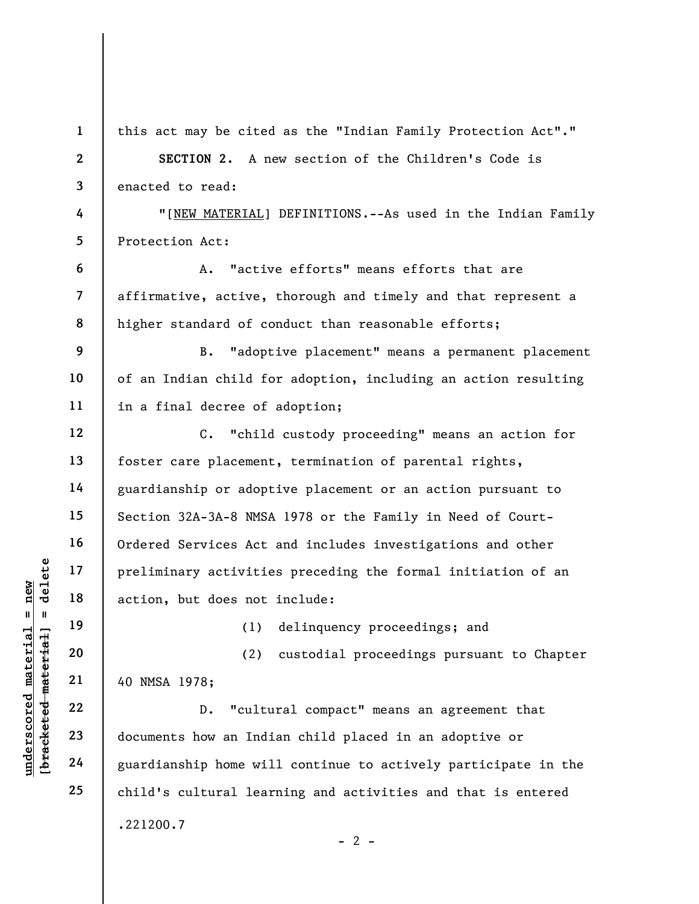this act may be cited as the "Indian Family Protection Act"."

**SECTION 2.** A new section of the Children's Code is enacted to read:

"[NEW MATERIAL] DEFINITIONS.--As used in the Indian Family Protection Act:

A. "active efforts" means efforts that are affirmative, active, thorough and timely and that represent a higher standard of conduct than reasonable efforts;

B. "adoptive placement" means a permanent placement of an Indian child for adoption, including an action resulting in a final decree of adoption;

C. "child custody proceeding" means an action for foster care placement, termination of parental rights, guardianship or adoptive placement or an action pursuant to Section 32A-3A-8 NMSA 1978 or the Family in Need of Court-Ordered Services Act and includes investigations and other preliminary activities preceding the formal initiation of an action, but does not include:

(1) delinquency proceedings; and

(2) custodial proceedings pursuant to Chapter 40 NMSA 1978;

D. "cultural compact" means an agreement that documents how an Indian child placed in an adoptive or guardianship home will continue to actively participate in the child's cultural learning and activities and that is entered

.221200.7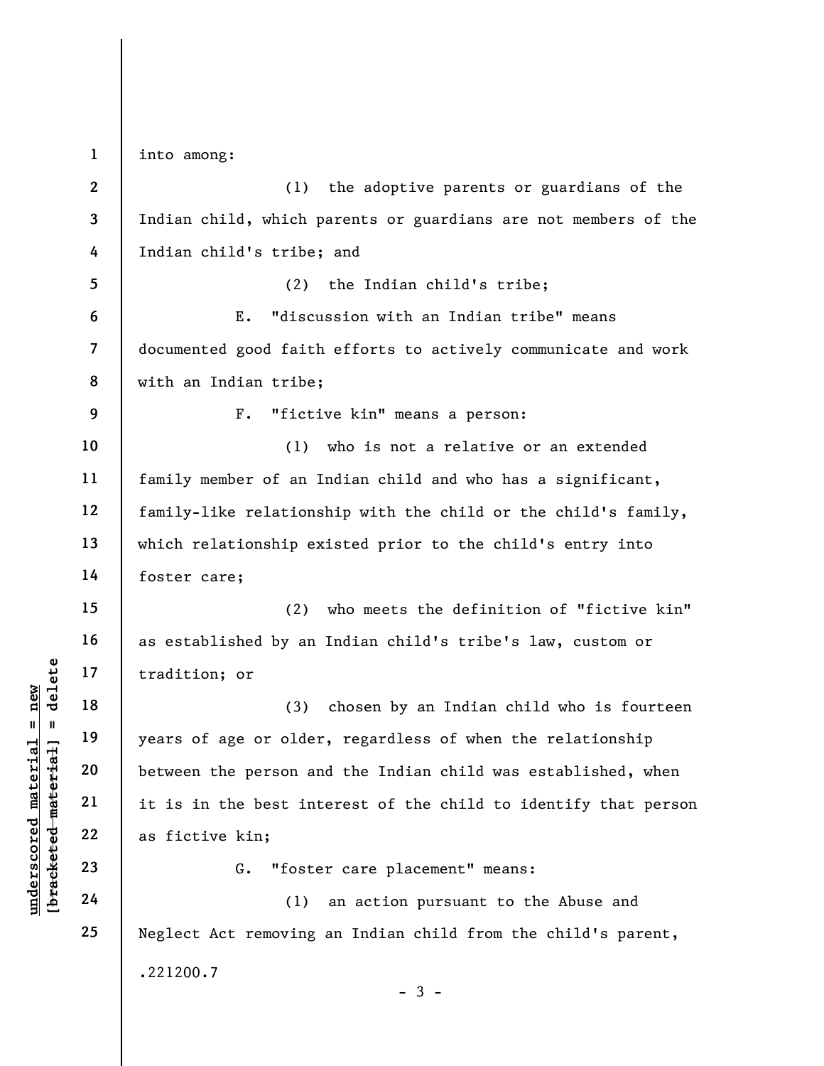into among:

(1) the adoptive parents or guardians of the Indian child, which parents or guardians are not members of the Indian child's tribe; and

(2) the Indian child's tribe;

E. "discussion with an Indian tribe" means documented good faith efforts to actively communicate and work with an Indian tribe;

F. "fictive kin" means a person:

(1) who is not a relative or an extended family member of an Indian child and who has a significant, family-like relationship with the child or the child's family, which relationship existed prior to the child's entry into foster care;

(2) who meets the definition of "fictive kin" as established by an Indian child's tribe's law, custom or tradition; or

(3) chosen by an Indian child who is fourteen years of age or older, regardless of when the relationship between the person and the Indian child was established, when it is in the best interest of the child to identify that person as fictive kin;

G. "foster care placement" means:

(1) an action pursuant to the Abuse and Neglect Act removing an Indian child from the child's parent,

.221200.7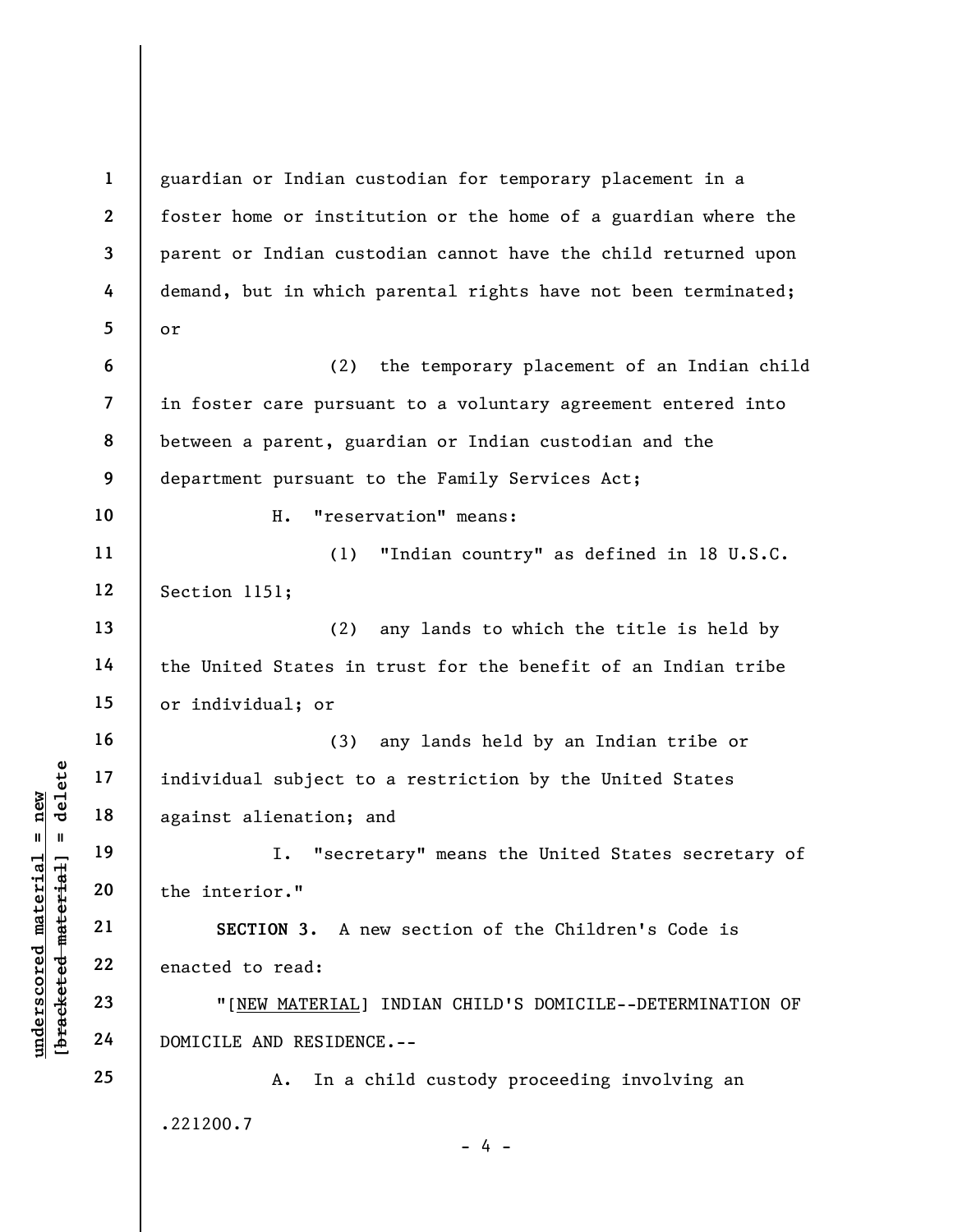guardian or Indian custodian for temporary placement in a foster home or institution or the home of a guardian where the parent or Indian custodian cannot have the child returned upon demand, but in which parental rights have not been terminated; or

(2) the temporary placement of an Indian child in foster care pursuant to a voluntary agreement entered into between a parent, guardian or Indian custodian and the department pursuant to the Family Services Act;

H. "reservation" means:

(1) "Indian country" as defined in 18 U.S.C. Section 1151;

(2) any lands to which the title is held by the United States in trust for the benefit of an Indian tribe or individual; or

(3) any lands held by an Indian tribe or individual subject to a restriction by the United States against alienation; and

I. "secretary" means the United States secretary of the interior."

**SECTION 3.** A new section of the Children's Code is enacted to read:

"[NEW MATERIAL] INDIAN CHILD'S DOMICILE--DETERMINATION OF DOMICILE AND RESIDENCE.--

A. In a child custody proceeding involving an

.221200.7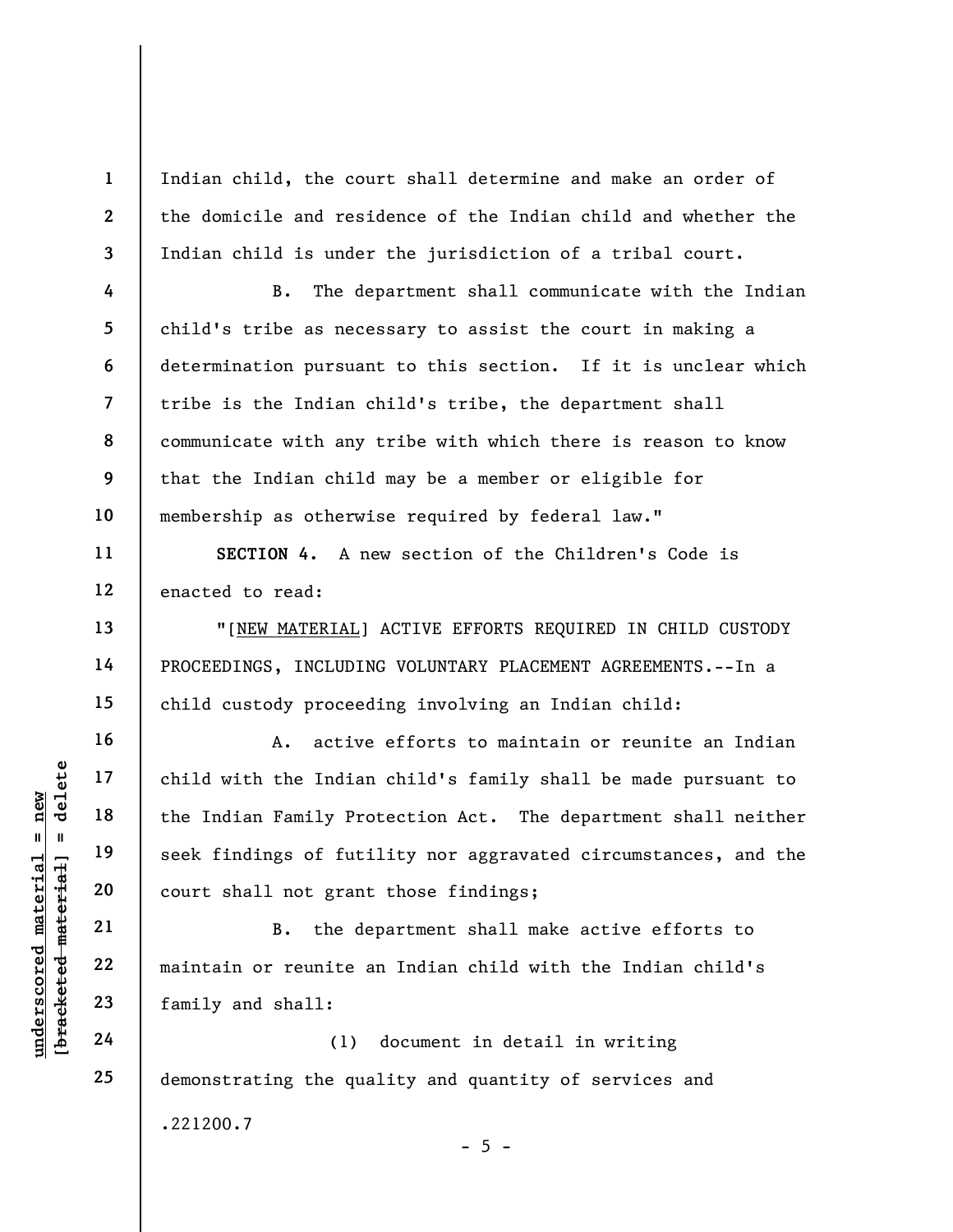Indian child, the court shall determine and make an order of the domicile and residence of the Indian child and whether the Indian child is under the jurisdiction of a tribal court.

B. The department shall communicate with the Indian child's tribe as necessary to assist the court in making a determination pursuant to this section. If it is unclear which tribe is the Indian child's tribe, the department shall communicate with any tribe with which there is reason to know that the Indian child may be a member or eligible for membership as otherwise required by federal law."

**SECTION 4.** A new section of the Children's Code is enacted to read:

"[NEW MATERIAL] ACTIVE EFFORTS REQUIRED IN CHILD CUSTODY PROCEEDINGS, INCLUDING VOLUNTARY PLACEMENT AGREEMENTS.--In a child custody proceeding involving an Indian child:

A. active efforts to maintain or reunite an Indian child with the Indian child's family shall be made pursuant to the Indian Family Protection Act. The department shall neither seek findings of futility nor aggravated circumstances, and the court shall not grant those findings;

B. the department shall make active efforts to maintain or reunite an Indian child with the Indian child's family and shall:

(1) document in detail in writing demonstrating the quality and quantity of services and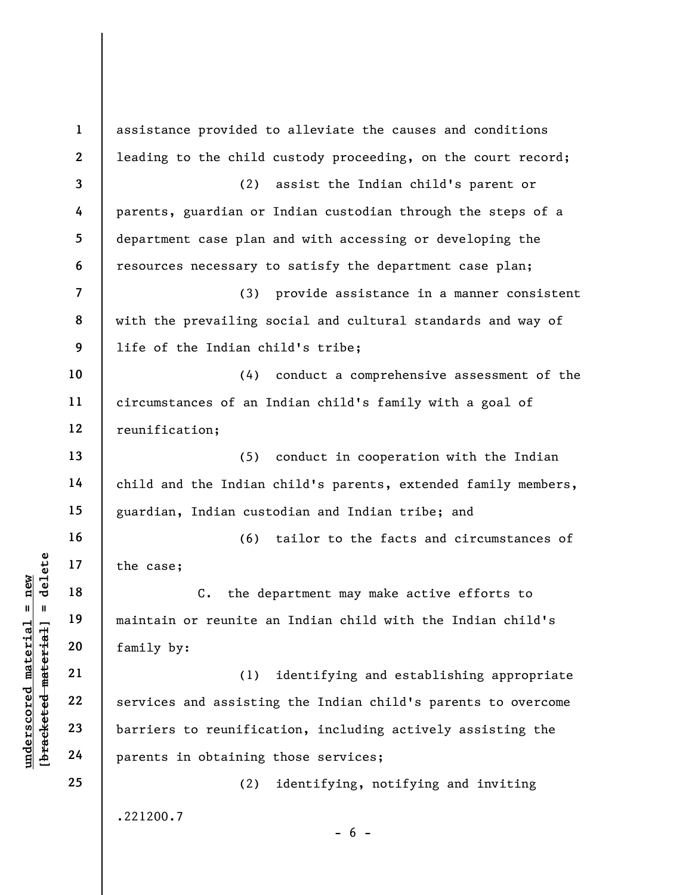assistance provided to alleviate the causes and conditions leading to the child custody proceeding, on the court record;

(2) assist the Indian child's parent or parents, guardian or Indian custodian through the steps of a department case plan and with accessing or developing the resources necessary to satisfy the department case plan;

(3) provide assistance in a manner consistent with the prevailing social and cultural standards and way of life of the Indian child's tribe;

(4) conduct a comprehensive assessment of the circumstances of an Indian child's family with a goal of reunification;

(5) conduct in cooperation with the Indian child and the Indian child's parents, extended family members, guardian, Indian custodian and Indian tribe; and

(6) tailor to the facts and circumstances of the case;

C. the department may make active efforts to maintain or reunite an Indian child with the Indian child's family by:

(1) identifying and establishing appropriate services and assisting the Indian child's parents to overcome barriers to reunification, including actively assisting the parents in obtaining those services;

(2) identifying, notifying and inviting

.221200.7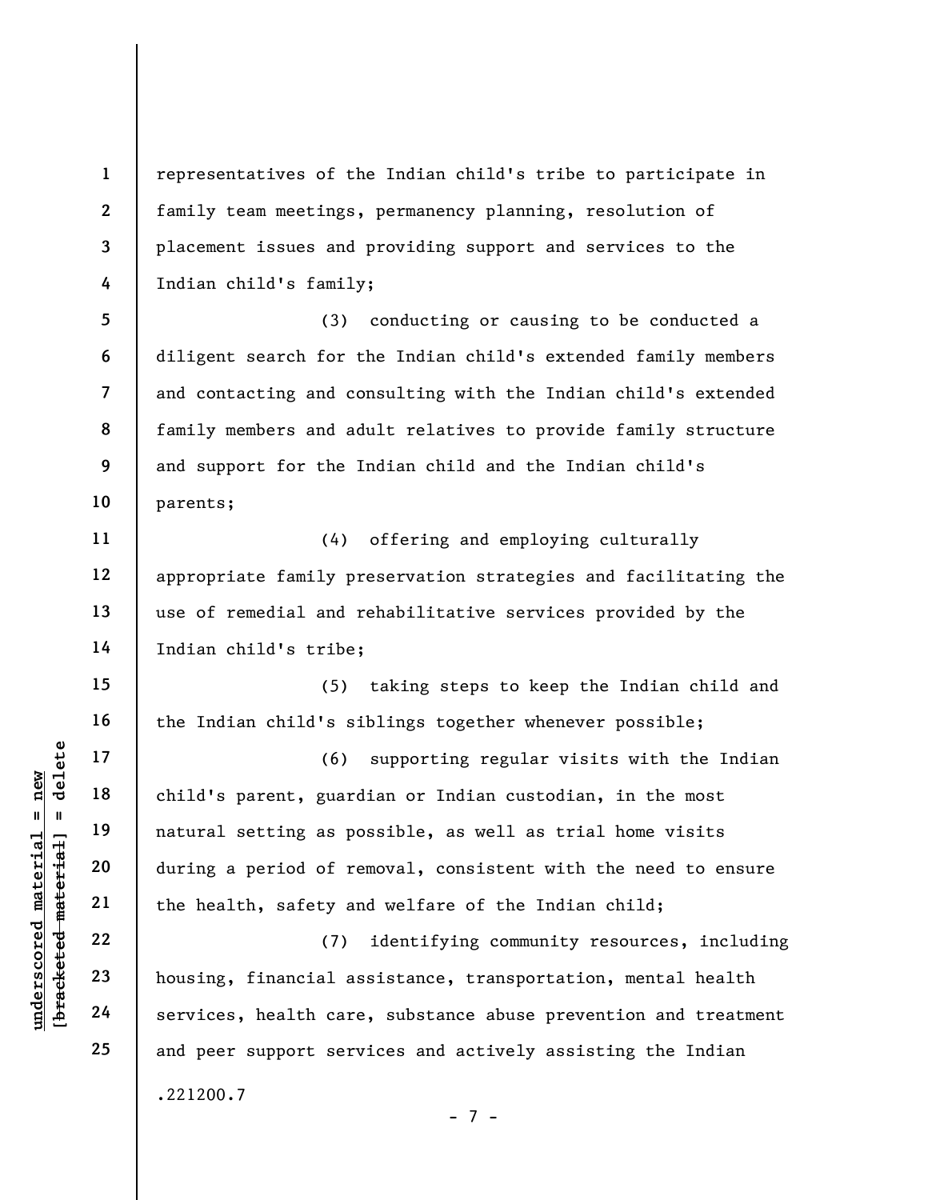representatives of the Indian child's tribe to participate in family team meetings, permanency planning, resolution of placement issues and providing support and services to the Indian child's family;

(3) conducting or causing to be conducted a diligent search for the Indian child's extended family members and contacting and consulting with the Indian child's extended family members and adult relatives to provide family structure and support for the Indian child and the Indian child's parents;

(4) offering and employing culturally appropriate family preservation strategies and facilitating the use of remedial and rehabilitative services provided by the Indian child's tribe;

(5) taking steps to keep the Indian child and the Indian child's siblings together whenever possible;

(6) supporting regular visits with the Indian child's parent, guardian or Indian custodian, in the most natural setting as possible, as well as trial home visits during a period of removal, consistent with the need to ensure the health, safety and welfare of the Indian child;

(7) identifying community resources, including housing, financial assistance, transportation, mental health services, health care, substance abuse prevention and treatment and peer support services and actively assisting the Indian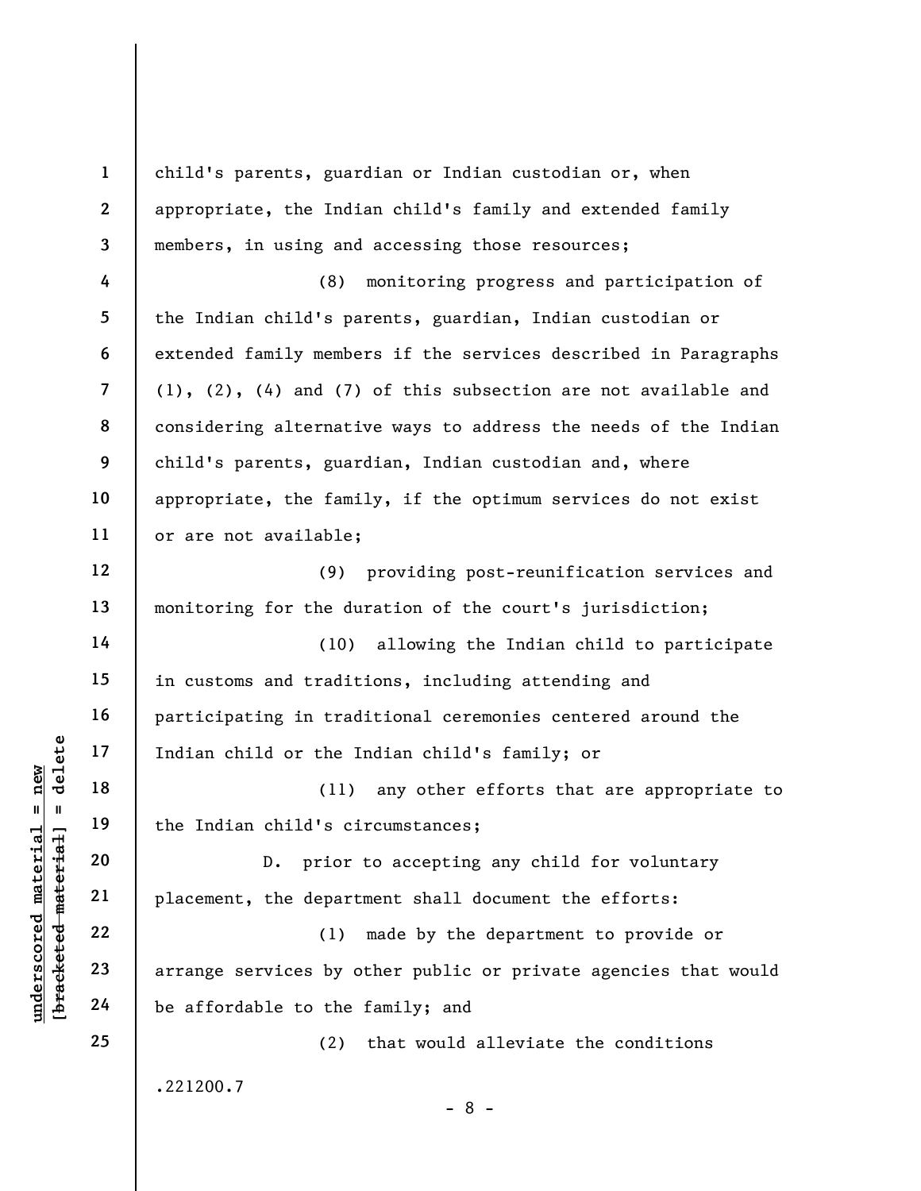child's parents, guardian or Indian custodian or, when appropriate, the Indian child's family and extended family members, in using and accessing those resources;

(8) monitoring progress and participation of the Indian child's parents, guardian, Indian custodian or extended family members if the services described in Paragraphs (1), (2), (4) and (7) of this subsection are not available and considering alternative ways to address the needs of the Indian child's parents, guardian, Indian custodian and, where appropriate, the family, if the optimum services do not exist or are not available;

(9) providing post-reunification services and monitoring for the duration of the court's jurisdiction;

(10) allowing the Indian child to participate in customs and traditions, including attending and participating in traditional ceremonies centered around the Indian child or the Indian child's family; or

(11) any other efforts that are appropriate to the Indian child's circumstances;

D. prior to accepting any child for voluntary placement, the department shall document the efforts:

(1) made by the department to provide or arrange services by other public or private agencies that would be affordable to the family; and

(2) that would alleviate the conditions

.221200.7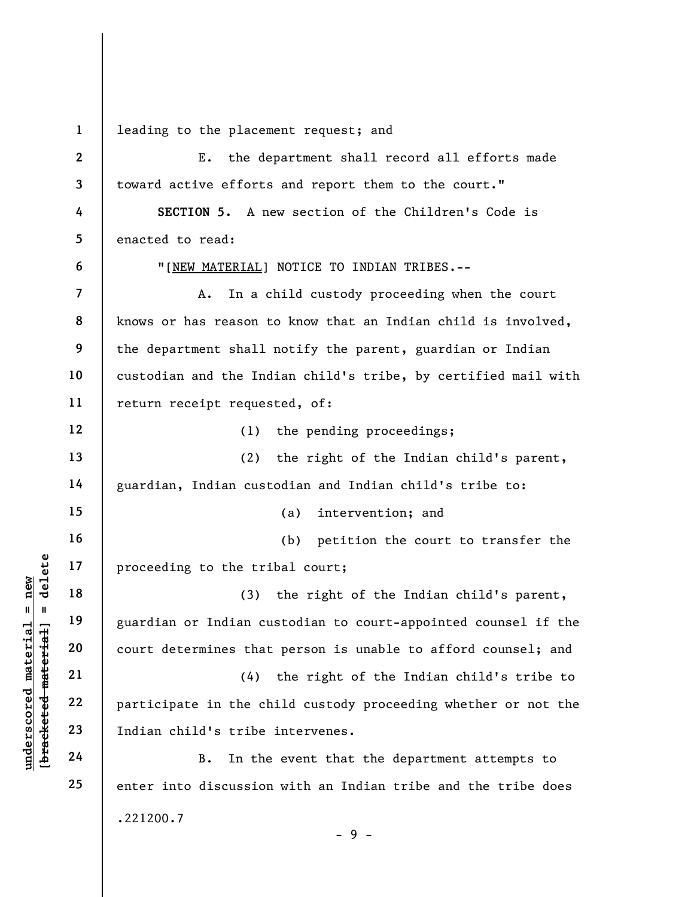leading to the placement request; and

E. the department shall record all efforts made toward active efforts and report them to the court."

**SECTION 5.** A new section of the Children's Code is enacted to read:

"[NEW MATERIAL] NOTICE TO INDIAN TRIBES.--

A. In a child custody proceeding when the court knows or has reason to know that an Indian child is involved, the department shall notify the parent, guardian or Indian custodian and the Indian child's tribe, by certified mail with return receipt requested, of:

(1) the pending proceedings;

(2) the right of the Indian child's parent, guardian, Indian custodian and Indian child's tribe to:

(a) intervention; and

(b) petition the court to transfer the proceeding to the tribal court;

(3) the right of the Indian child's parent, guardian or Indian custodian to court-appointed counsel if the court determines that person is unable to afford counsel; and

(4) the right of the Indian child's tribe to participate in the child custody proceeding whether or not the Indian child's tribe intervenes.

B. In the event that the department attempts to enter into discussion with an Indian tribe and the tribe does

.221200.7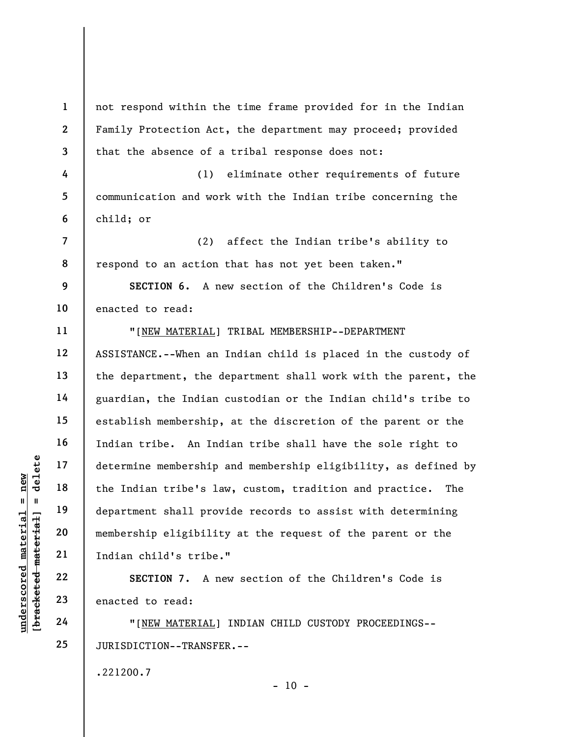not respond within the time frame provided for in the Indian Family Protection Act, the department may proceed; provided that the absence of a tribal response does not:

(1) eliminate other requirements of future communication and work with the Indian tribe concerning the child; or

(2) affect the Indian tribe's ability to respond to an action that has not yet been taken."

**SECTION 6.** A new section of the Children's Code is enacted to read:

"[NEW MATERIAL] TRIBAL MEMBERSHIP--DEPARTMENT ASSISTANCE.--When an Indian child is placed in the custody of the department, the department shall work with the parent, the guardian, the Indian custodian or the Indian child's tribe to establish membership, at the discretion of the parent or the Indian tribe. An Indian tribe shall have the sole right to determine membership and membership eligibility, as defined by the Indian tribe's law, custom, tradition and practice. The department shall provide records to assist with determining membership eligibility at the request of the parent or the Indian child's tribe."

**SECTION 7.** A new section of the Children's Code is enacted to read:

"[NEW MATERIAL] INDIAN CHILD CUSTODY PROCEEDINGS--JURISDICTION--TRANSFER.--

.221200.7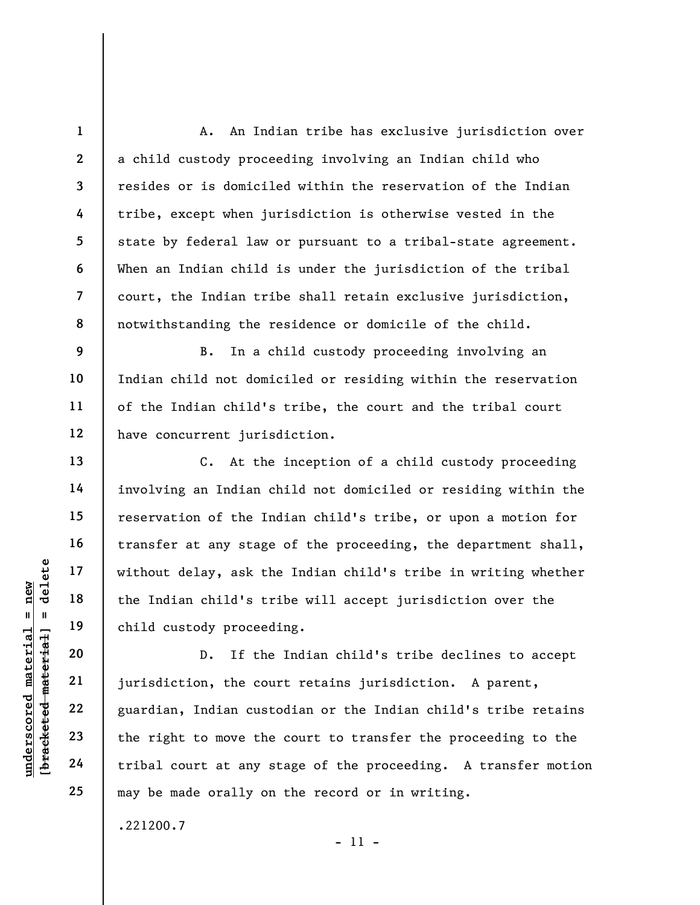A. An Indian tribe has exclusive jurisdiction over a child custody proceeding involving an Indian child who resides or is domiciled within the reservation of the Indian tribe, except when jurisdiction is otherwise vested in the state by federal law or pursuant to a tribal-state agreement. When an Indian child is under the jurisdiction of the tribal court, the Indian tribe shall retain exclusive jurisdiction, notwithstanding the residence or domicile of the child.

B. In a child custody proceeding involving an Indian child not domiciled or residing within the reservation of the Indian child's tribe, the court and the tribal court have concurrent jurisdiction.

C. At the inception of a child custody proceeding involving an Indian child not domiciled or residing within the reservation of the Indian child's tribe, or upon a motion for transfer at any stage of the proceeding, the department shall, without delay, ask the Indian child's tribe in writing whether the Indian child's tribe will accept jurisdiction over the child custody proceeding.

D. If the Indian child's tribe declines to accept jurisdiction, the court retains jurisdiction. A parent, guardian, Indian custodian or the Indian child's tribe retains the right to move the court to transfer the proceeding to the tribal court at any stage of the proceeding. A transfer motion may be made orally on the record or in writing.

.221200.7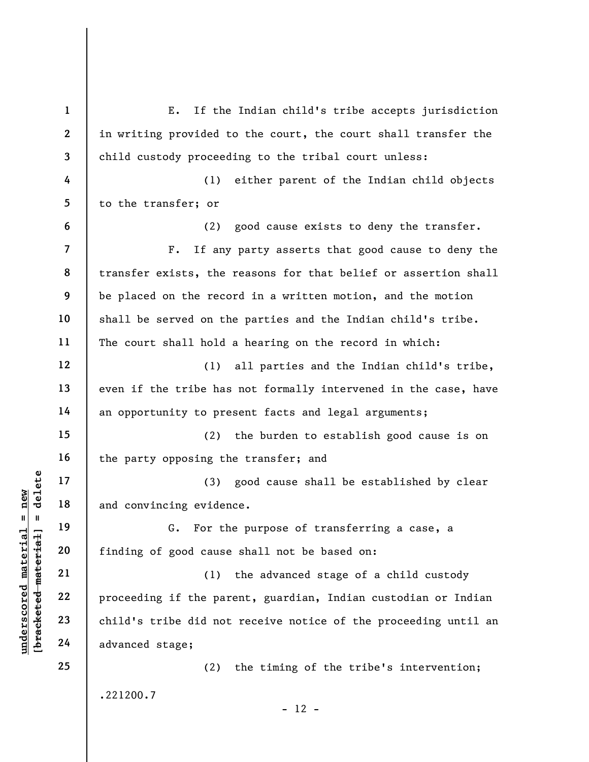E. If the Indian child's tribe accepts jurisdiction in writing provided to the court, the court shall transfer the child custody proceeding to the tribal court unless:

(1) either parent of the Indian child objects to the transfer; or

(2) good cause exists to deny the transfer.

F. If any party asserts that good cause to deny the transfer exists, the reasons for that belief or assertion shall be placed on the record in a written motion, and the motion shall be served on the parties and the Indian child's tribe. The court shall hold a hearing on the record in which:

(1) all parties and the Indian child's tribe, even if the tribe has not formally intervened in the case, have an opportunity to present facts and legal arguments;

(2) the burden to establish good cause is on the party opposing the transfer; and

(3) good cause shall be established by clear and convincing evidence.

G. For the purpose of transferring a case, a finding of good cause shall not be based on:

(1) the advanced stage of a child custody proceeding if the parent, guardian, Indian custodian or Indian child's tribe did not receive notice of the proceeding until an advanced stage;

(2) the timing of the tribe's intervention;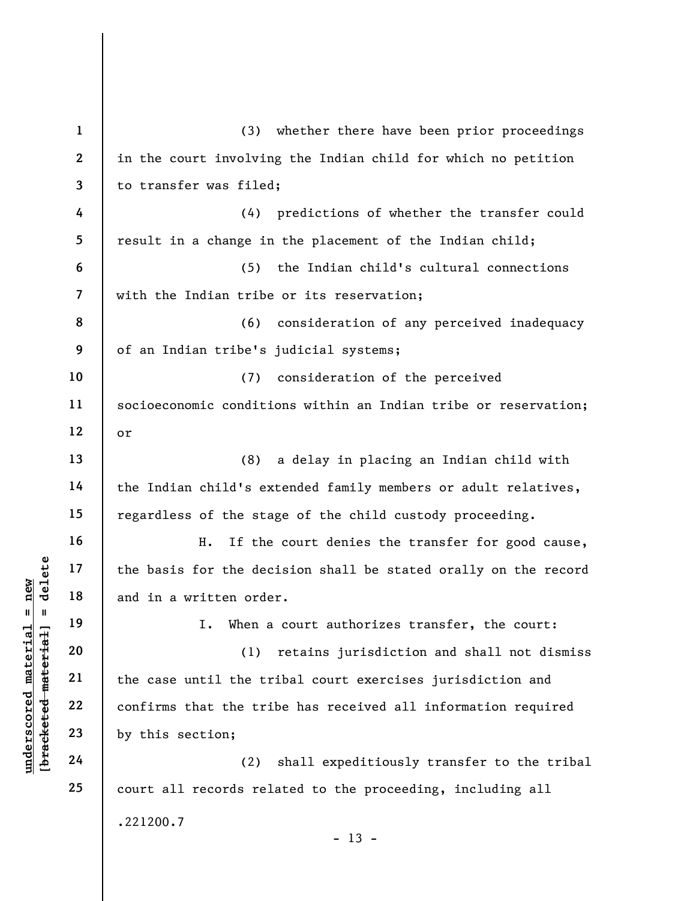(3) whether there have been prior proceedings in the court involving the Indian child for which no petition to transfer was filed;

(4) predictions of whether the transfer could result in a change in the placement of the Indian child;

(5) the Indian child's cultural connections with the Indian tribe or its reservation;

(6) consideration of any perceived inadequacy of an Indian tribe's judicial systems;

(7) consideration of the perceived socioeconomic conditions within an Indian tribe or reservation; or

(8) a delay in placing an Indian child with the Indian child's extended family members or adult relatives, regardless of the stage of the child custody proceeding.

H. If the court denies the transfer for good cause, the basis for the decision shall be stated orally on the record and in a written order.

I. When a court authorizes transfer, the court:

(1) retains jurisdiction and shall not dismiss the case until the tribal court exercises jurisdiction and confirms that the tribe has received all information required by this section;

(2) shall expeditiously transfer to the tribal court all records related to the proceeding, including all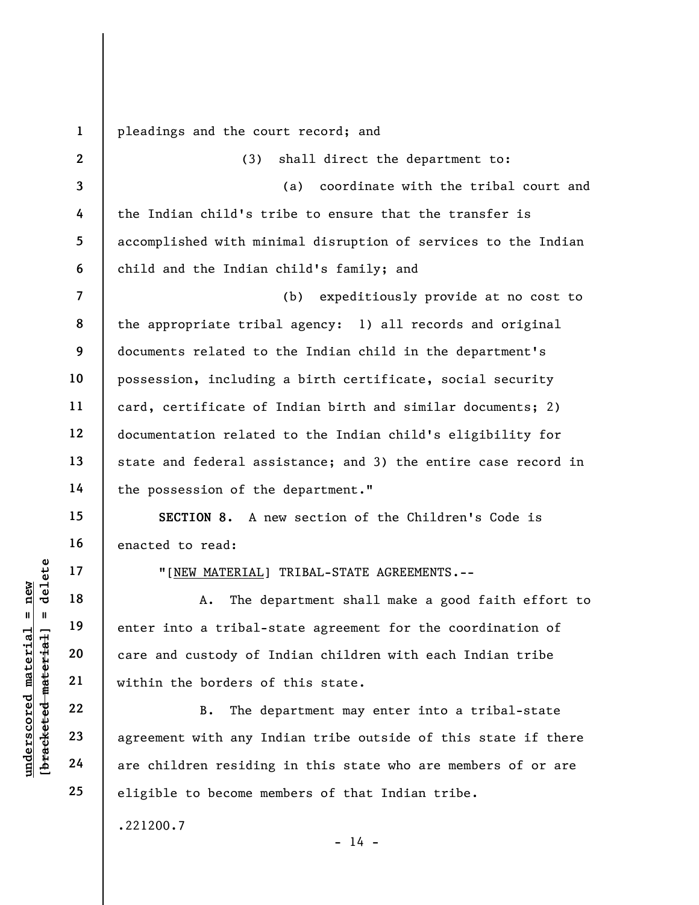pleadings and the court record; and

(3) shall direct the department to:

(a) coordinate with the tribal court and the Indian child's tribe to ensure that the transfer is accomplished with minimal disruption of services to the Indian child and the Indian child's family; and

(b) expeditiously provide at no cost to the appropriate tribal agency: 1) all records and original documents related to the Indian child in the department's possession, including a birth certificate, social security card, certificate of Indian birth and similar documents; 2) documentation related to the Indian child's eligibility for state and federal assistance; and 3) the entire case record in the possession of the department."

**SECTION 8.** A new section of the Children's Code is enacted to read:

"[NEW MATERIAL] TRIBAL-STATE AGREEMENTS.--

A. The department shall make a good faith effort to enter into a tribal-state agreement for the coordination of care and custody of Indian children with each Indian tribe within the borders of this state.

B. The department may enter into a tribal-state agreement with any Indian tribe outside of this state if there are children residing in this state who are members of or are eligible to become members of that Indian tribe.

.221200.7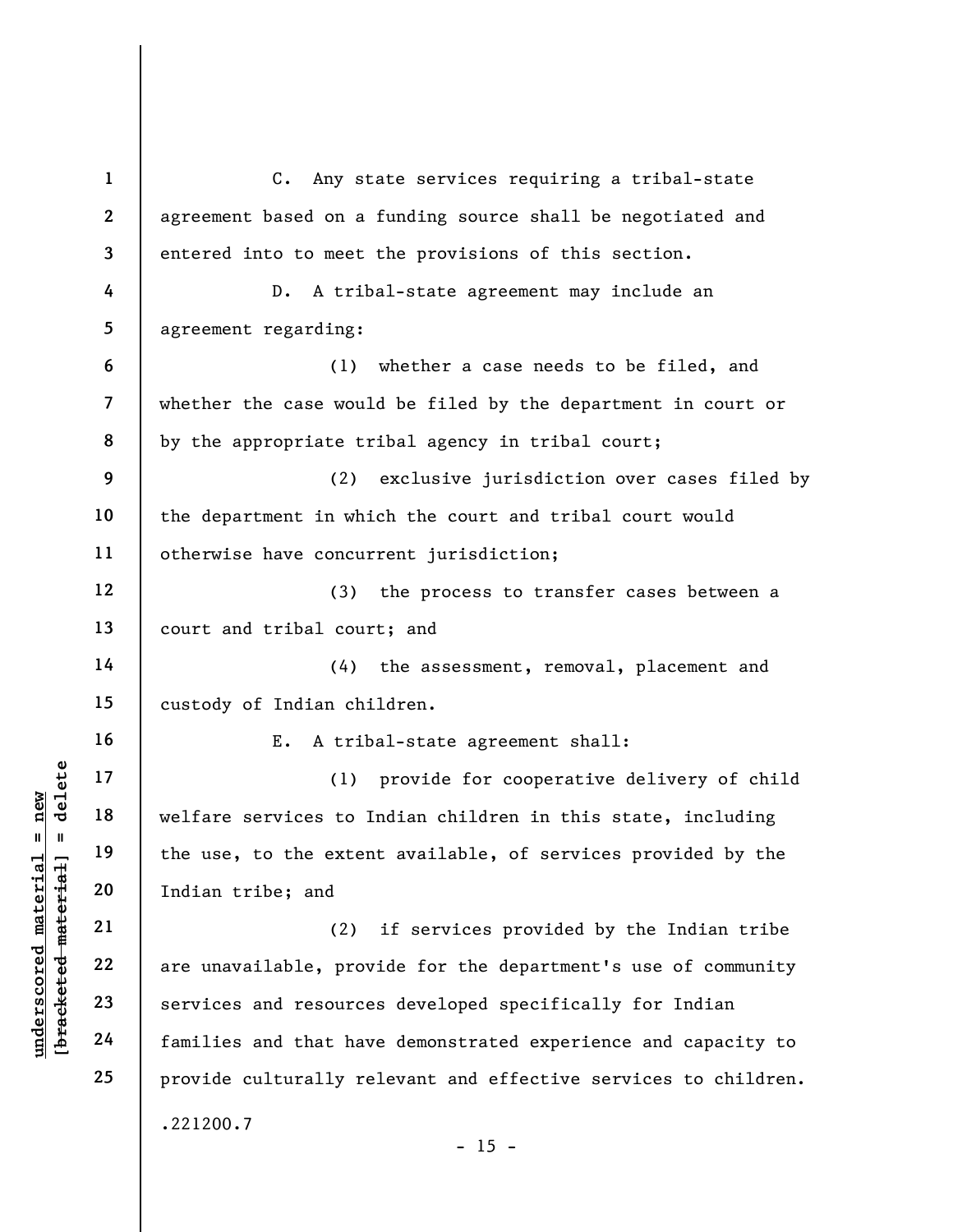C. Any state services requiring a tribal-state agreement based on a funding source shall be negotiated and entered into to meet the provisions of this section.

D. A tribal-state agreement may include an agreement regarding:

(1) whether a case needs to be filed, and whether the case would be filed by the department in court or by the appropriate tribal agency in tribal court;

(2) exclusive jurisdiction over cases filed by the department in which the court and tribal court would otherwise have concurrent jurisdiction;

(3) the process to transfer cases between a court and tribal court; and

(4) the assessment, removal, placement and custody of Indian children.

E. A tribal-state agreement shall:

(1) provide for cooperative delivery of child welfare services to Indian children in this state, including the use, to the extent available, of services provided by the Indian tribe; and

(2) if services provided by the Indian tribe are unavailable, provide for the department's use of community services and resources developed specifically for Indian families and that have demonstrated experience and capacity to provide culturally relevant and effective services to children.

.221200.7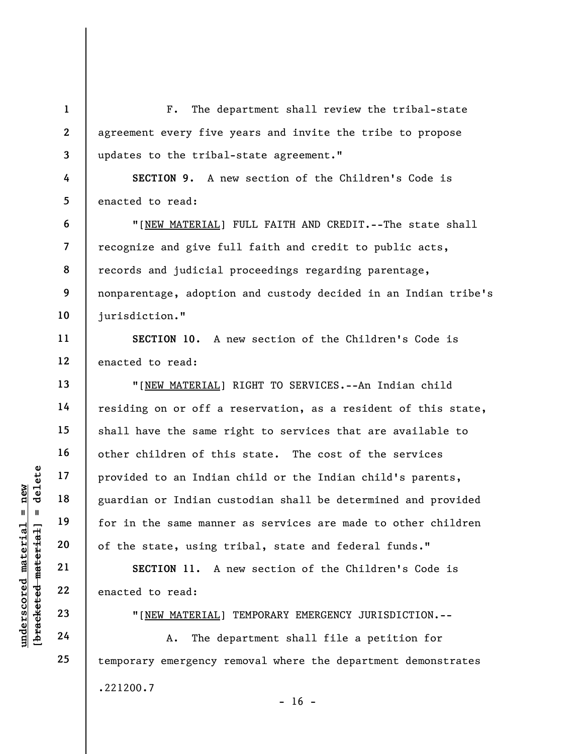F. The department shall review the tribal-state agreement every five years and invite the tribe to propose updates to the tribal-state agreement."

**SECTION 9.** A new section of the Children's Code is enacted to read:

"[NEW MATERIAL] FULL FAITH AND CREDIT.--The state shall recognize and give full faith and credit to public acts, records and judicial proceedings regarding parentage, nonparentage, adoption and custody decided in an Indian tribe's jurisdiction."

**SECTION 10.** A new section of the Children's Code is enacted to read:

"[NEW MATERIAL] RIGHT TO SERVICES.--An Indian child residing on or off a reservation, as a resident of this state, shall have the same right to services that are available to other children of this state. The cost of the services provided to an Indian child or the Indian child's parents, guardian or Indian custodian shall be determined and provided for in the same manner as services are made to other children of the state, using tribal, state and federal funds."

**SECTION 11.** A new section of the Children's Code is enacted to read:

"[NEW MATERIAL] TEMPORARY EMERGENCY JURISDICTION.--

A. The department shall file a petition for temporary emergency removal where the department demonstrates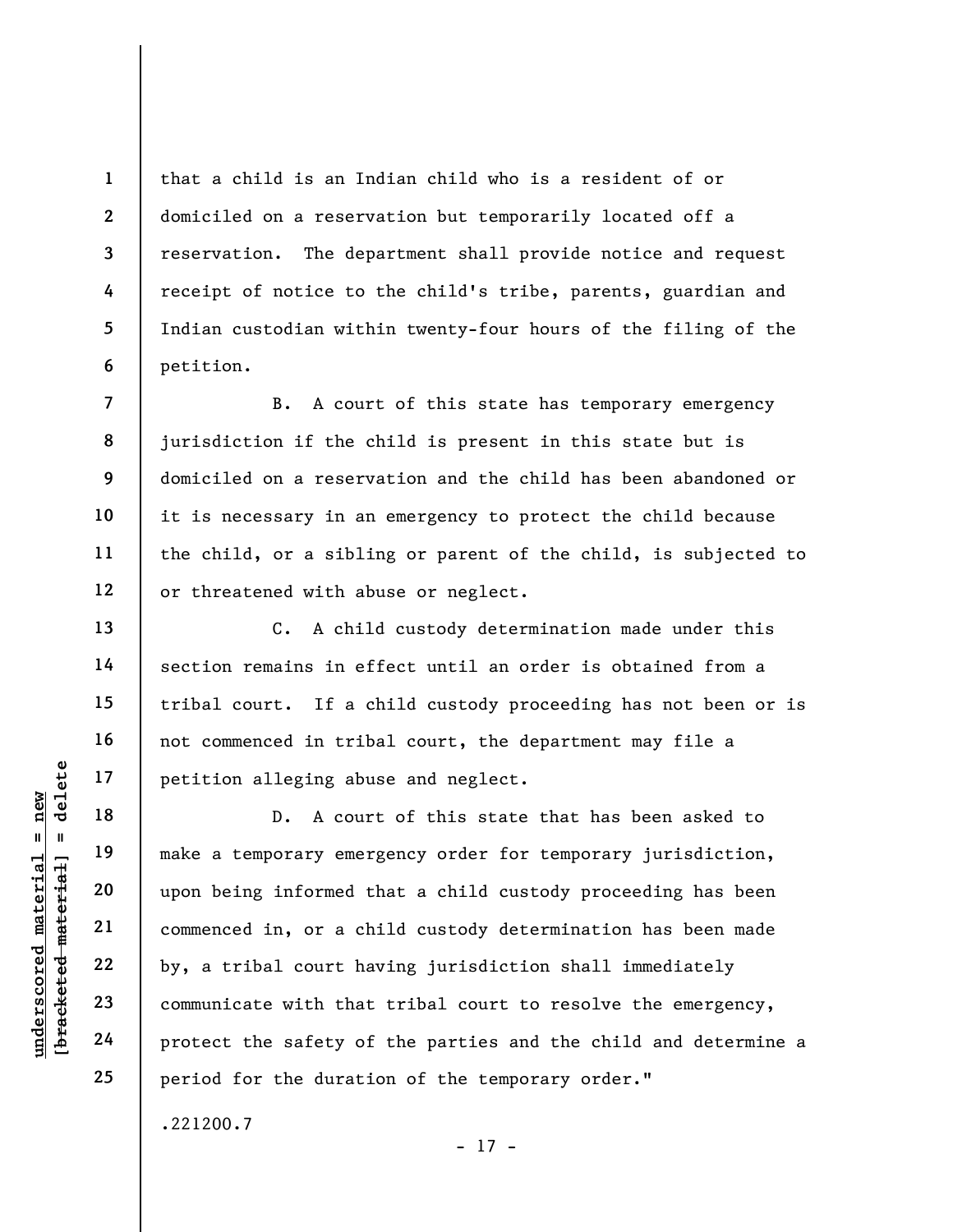that a child is an Indian child who is a resident of or domiciled on a reservation but temporarily located off a reservation. The department shall provide notice and request receipt of notice to the child's tribe, parents, guardian and Indian custodian within twenty-four hours of the filing of the petition.

B. A court of this state has temporary emergency jurisdiction if the child is present in this state but is domiciled on a reservation and the child has been abandoned or it is necessary in an emergency to protect the child because the child, or a sibling or parent of the child, is subjected to or threatened with abuse or neglect.

C. A child custody determination made under this section remains in effect until an order is obtained from a tribal court. If a child custody proceeding has not been or is not commenced in tribal court, the department may file a petition alleging abuse and neglect.

D. A court of this state that has been asked to make a temporary emergency order for temporary jurisdiction, upon being informed that a child custody proceeding has been commenced in, or a child custody determination has been made by, a tribal court having jurisdiction shall immediately communicate with that tribal court to resolve the emergency, protect the safety of the parties and the child and determine a period for the duration of the temporary order."

.221200.7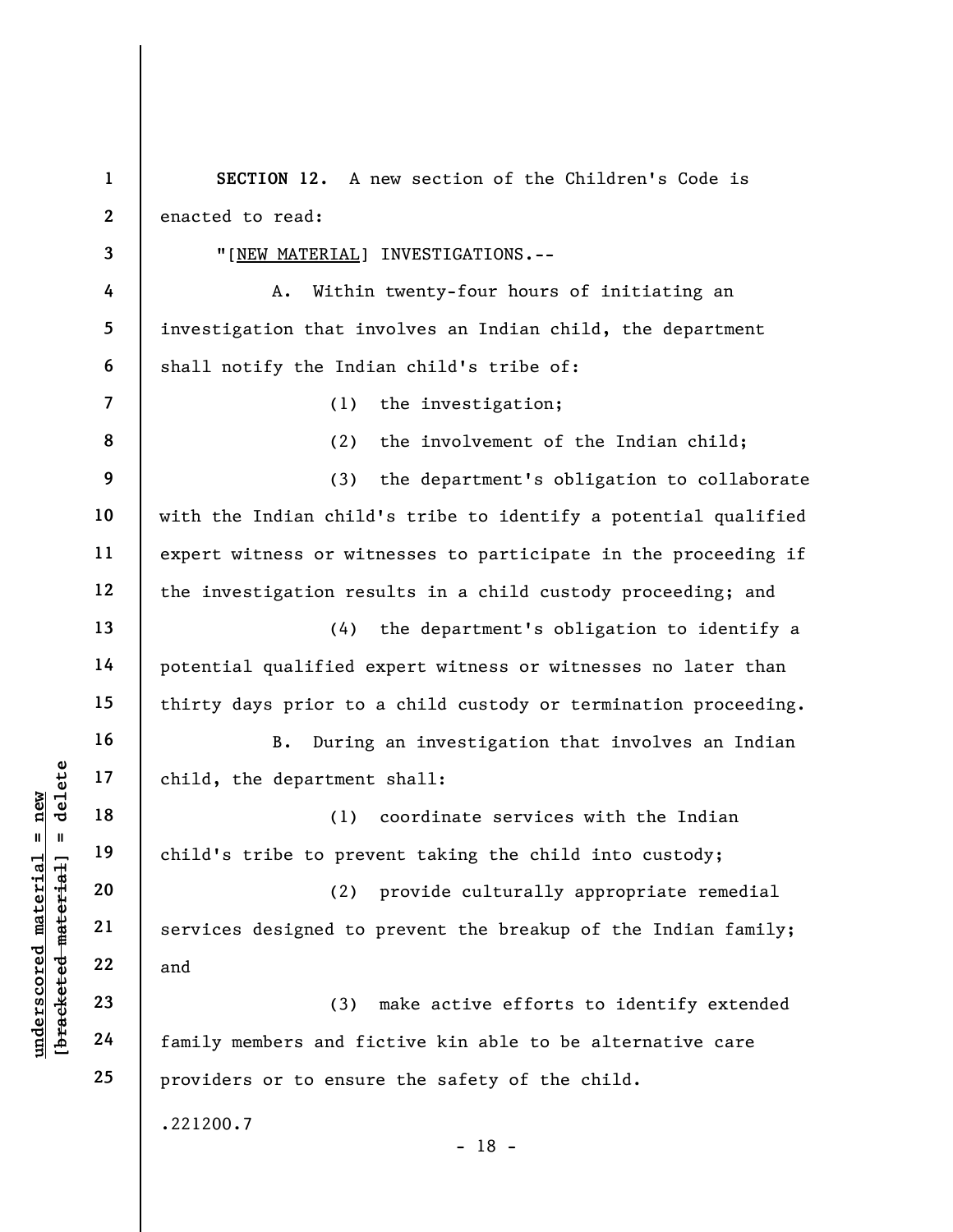**SECTION 12.** A new section of the Children's Code is enacted to read:

"[NEW MATERIAL] INVESTIGATIONS.--

A. Within twenty-four hours of initiating an investigation that involves an Indian child, the department shall notify the Indian child's tribe of:

(1) the investigation;

(2) the involvement of the Indian child;

(3) the department's obligation to collaborate with the Indian child's tribe to identify a potential qualified expert witness or witnesses to participate in the proceeding if the investigation results in a child custody proceeding; and

(4) the department's obligation to identify a potential qualified expert witness or witnesses no later than thirty days prior to a child custody or termination proceeding.

B. During an investigation that involves an Indian child, the department shall:

(1) coordinate services with the Indian child's tribe to prevent taking the child into custody;

(2) provide culturally appropriate remedial services designed to prevent the breakup of the Indian family; and

(3) make active efforts to identify extended family members and fictive kin able to be alternative care providers or to ensure the safety of the child.

.221200.7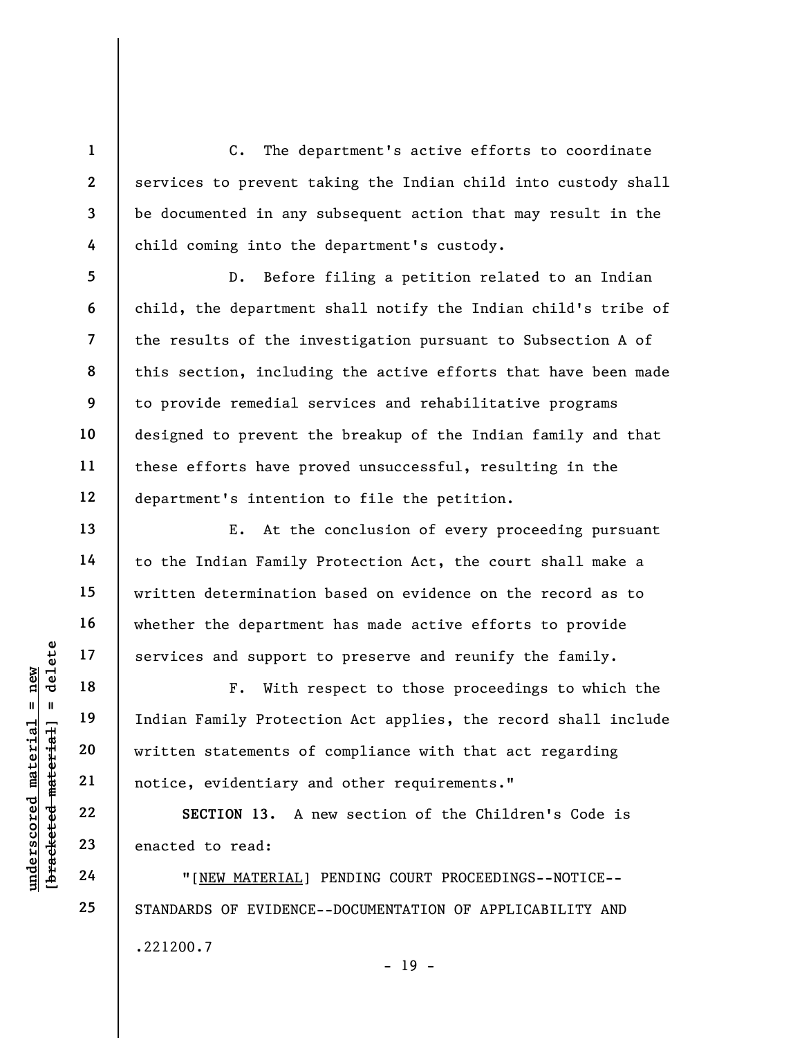C. The department's active efforts to coordinate services to prevent taking the Indian child into custody shall be documented in any subsequent action that may result in the child coming into the department's custody.

D. Before filing a petition related to an Indian child, the department shall notify the Indian child's tribe of the results of the investigation pursuant to Subsection A of this section, including the active efforts that have been made to provide remedial services and rehabilitative programs designed to prevent the breakup of the Indian family and that these efforts have proved unsuccessful, resulting in the department's intention to file the petition.

E. At the conclusion of every proceeding pursuant to the Indian Family Protection Act, the court shall make a written determination based on evidence on the record as to whether the department has made active efforts to provide services and support to preserve and reunify the family.

F. With respect to those proceedings to which the Indian Family Protection Act applies, the record shall include written statements of compliance with that act regarding notice, evidentiary and other requirements."

**SECTION 13.** A new section of the Children's Code is enacted to read:

"[NEW MATERIAL] PENDING COURT PROCEEDINGS--NOTICE--STANDARDS OF EVIDENCE--DOCUMENTATION OF APPLICABILITY AND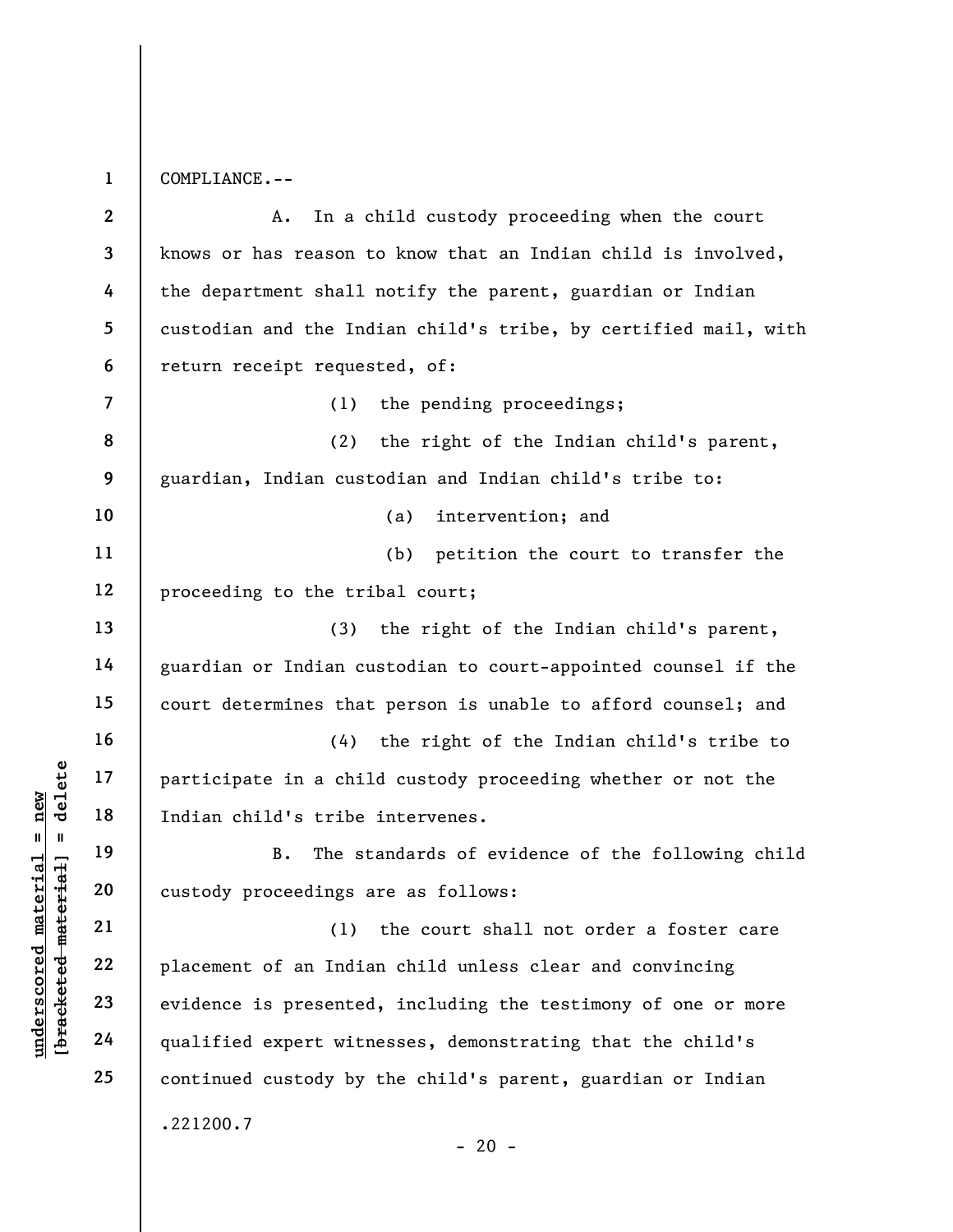COMPLIANCE.--

A. In a child custody proceeding when the court knows or has reason to know that an Indian child is involved, the department shall notify the parent, guardian or Indian custodian and the Indian child's tribe, by certified mail, with return receipt requested, of:

(1) the pending proceedings;

(2) the right of the Indian child's parent, guardian, Indian custodian and Indian child's tribe to:

(a) intervention; and

(b) petition the court to transfer the proceeding to the tribal court;

(3) the right of the Indian child's parent, guardian or Indian custodian to court-appointed counsel if the court determines that person is unable to afford counsel; and

(4) the right of the Indian child's tribe to participate in a child custody proceeding whether or not the Indian child's tribe intervenes.

B. The standards of evidence of the following child custody proceedings are as follows:

(1) the court shall not order a foster care placement of an Indian child unless clear and convincing evidence is presented, including the testimony of one or more qualified expert witnesses, demonstrating that the child's continued custody by the child's parent, guardian or Indian

.221200.7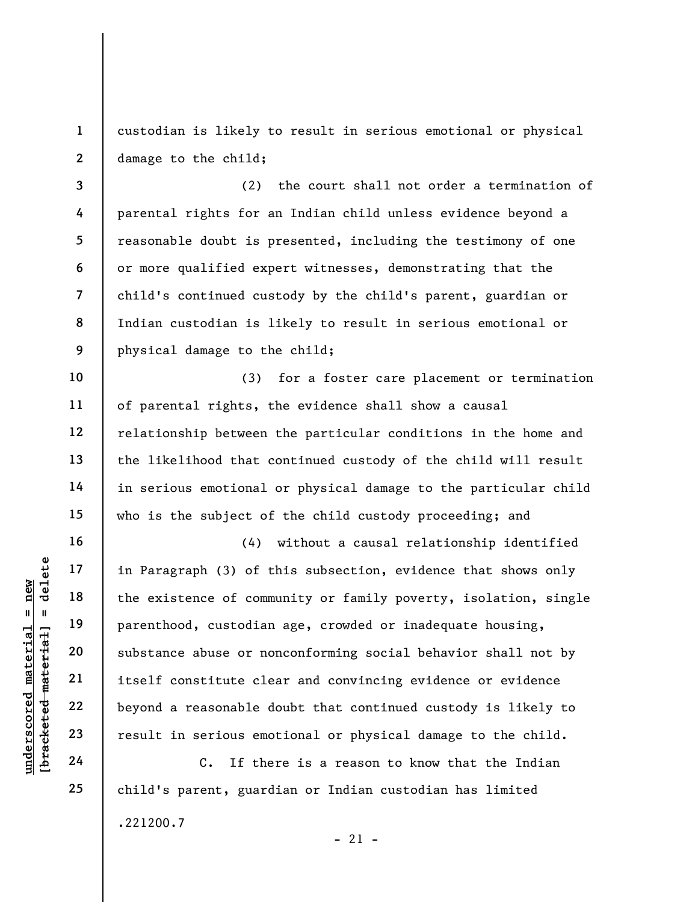custodian is likely to result in serious emotional or physical damage to the child;

(2) the court shall not order a termination of parental rights for an Indian child unless evidence beyond a reasonable doubt is presented, including the testimony of one or more qualified expert witnesses, demonstrating that the child's continued custody by the child's parent, guardian or Indian custodian is likely to result in serious emotional or physical damage to the child;

(3) for a foster care placement or termination of parental rights, the evidence shall show a causal relationship between the particular conditions in the home and the likelihood that continued custody of the child will result in serious emotional or physical damage to the particular child who is the subject of the child custody proceeding; and

(4) without a causal relationship identified in Paragraph (3) of this subsection, evidence that shows only the existence of community or family poverty, isolation, single parenthood, custodian age, crowded or inadequate housing, substance abuse or nonconforming social behavior shall not by itself constitute clear and convincing evidence or evidence beyond a reasonable doubt that continued custody is likely to result in serious emotional or physical damage to the child.

C. If there is a reason to know that the Indian child's parent, guardian or Indian custodian has limited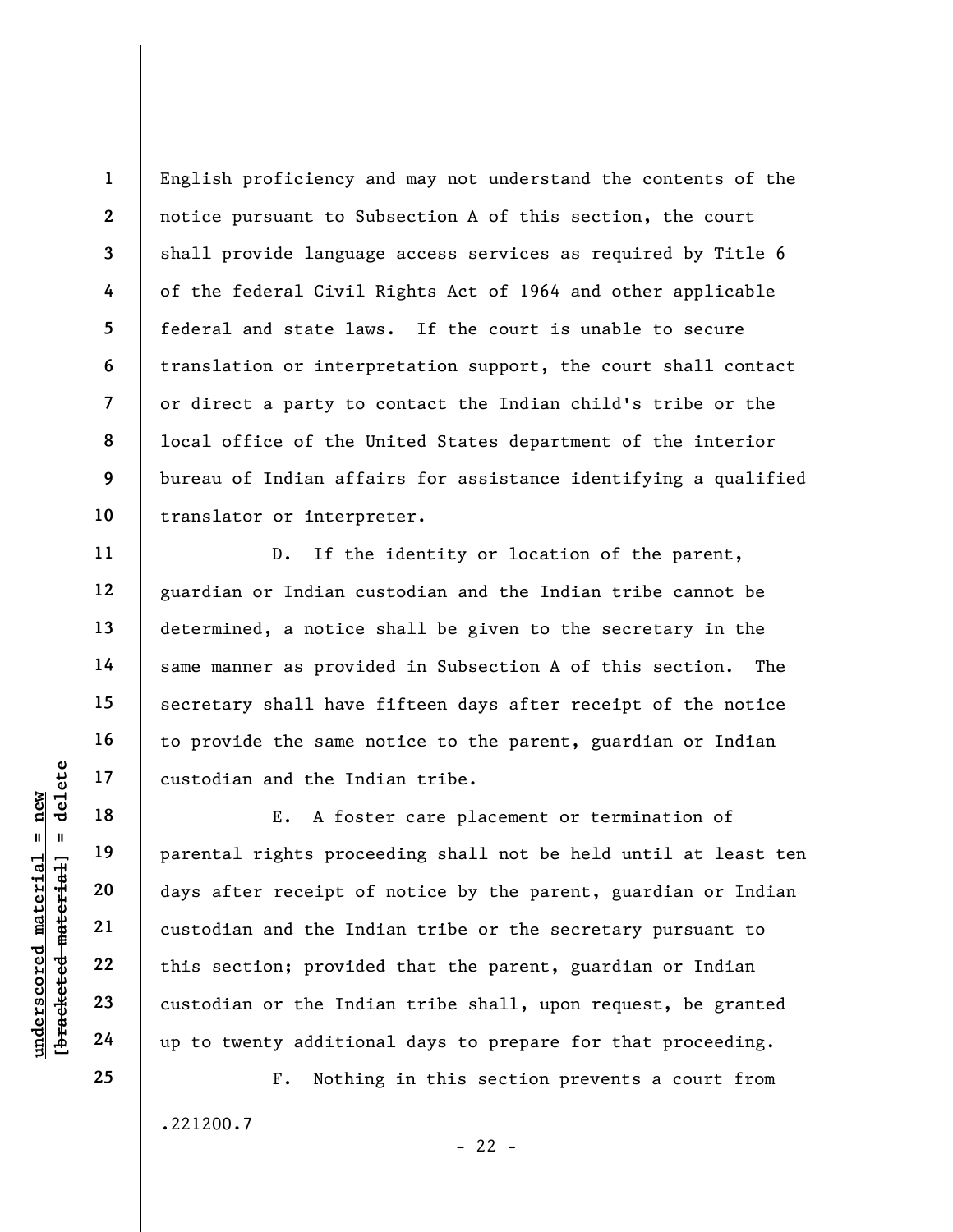English proficiency and may not understand the contents of the notice pursuant to Subsection A of this section, the court shall provide language access services as required by Title 6 of the federal Civil Rights Act of 1964 and other applicable federal and state laws. If the court is unable to secure translation or interpretation support, the court shall contact or direct a party to contact the Indian child's tribe or the local office of the United States department of the interior bureau of Indian affairs for assistance identifying a qualified translator or interpreter.

D. If the identity or location of the parent, guardian or Indian custodian and the Indian tribe cannot be determined, a notice shall be given to the secretary in the same manner as provided in Subsection A of this section. The secretary shall have fifteen days after receipt of the notice to provide the same notice to the parent, guardian or Indian custodian and the Indian tribe.

E. A foster care placement or termination of parental rights proceeding shall not be held until at least ten days after receipt of notice by the parent, guardian or Indian custodian and the Indian tribe or the secretary pursuant to this section; provided that the parent, guardian or Indian custodian or the Indian tribe shall, upon request, be granted up to twenty additional days to prepare for that proceeding.

F. Nothing in this section prevents a court from

.221200.7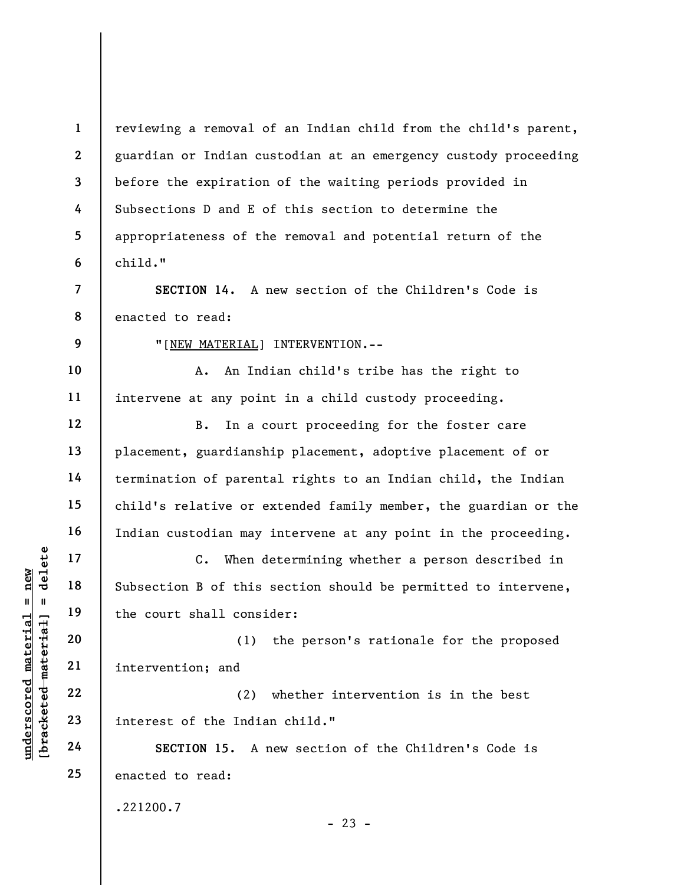reviewing a removal of an Indian child from the child's parent, guardian or Indian custodian at an emergency custody proceeding before the expiration of the waiting periods provided in Subsections D and E of this section to determine the appropriateness of the removal and potential return of the child."

**SECTION 14.** A new section of the Children's Code is enacted to read:

"[NEW MATERIAL] INTERVENTION.--

A. An Indian child's tribe has the right to intervene at any point in a child custody proceeding.

B. In a court proceeding for the foster care placement, guardianship placement, adoptive placement of or termination of parental rights to an Indian child, the Indian child's relative or extended family member, the guardian or the Indian custodian may intervene at any point in the proceeding.

C. When determining whether a person described in Subsection B of this section should be permitted to intervene, the court shall consider:

(1) the person's rationale for the proposed intervention; and

(2) whether intervention is in the best interest of the Indian child."

**SECTION 15.** A new section of the Children's Code is enacted to read:

.221200.7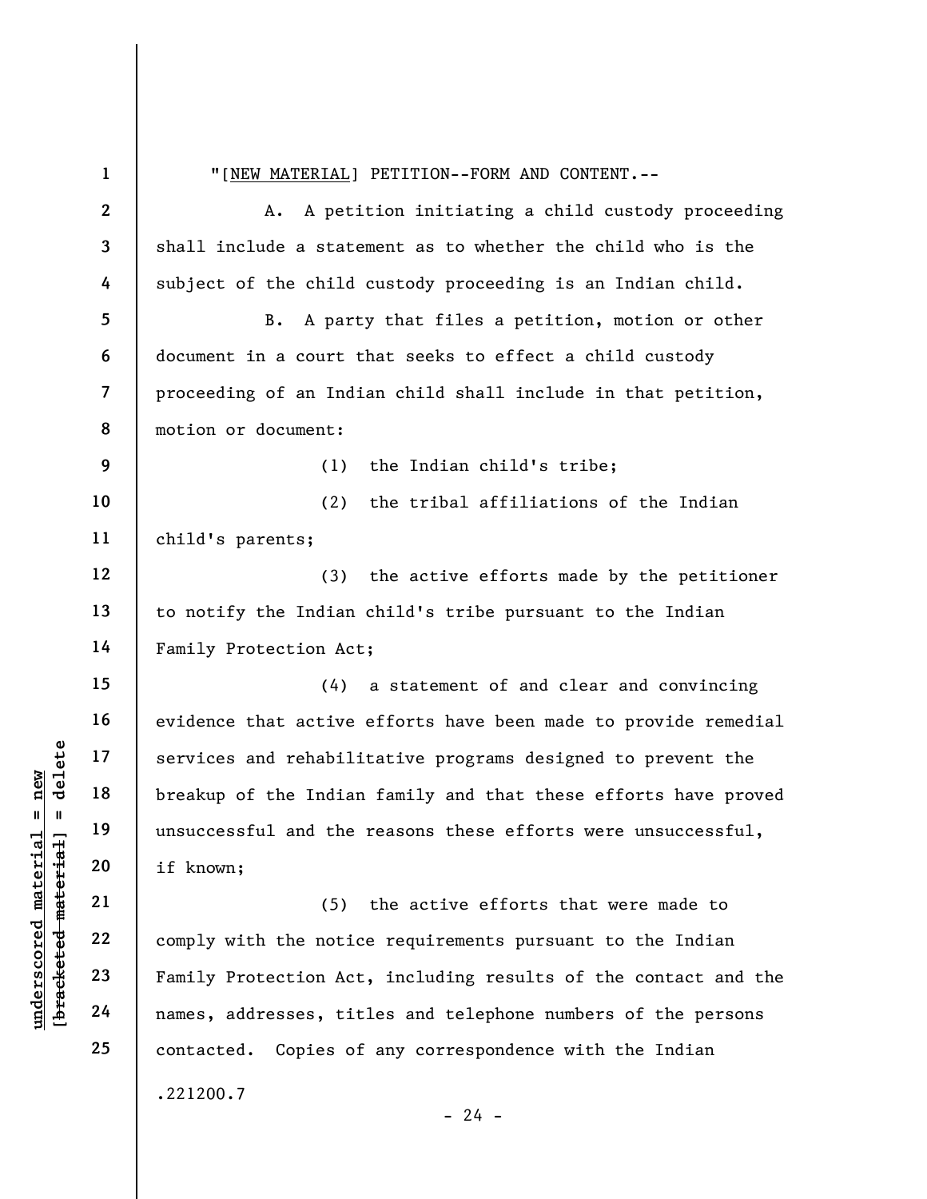"[NEW MATERIAL] PETITION--FORM AND CONTENT.--

A. A petition initiating a child custody proceeding shall include a statement as to whether the child who is the subject of the child custody proceeding is an Indian child.

B. A party that files a petition, motion or other document in a court that seeks to effect a child custody proceeding of an Indian child shall include in that petition, motion or document:

(1) the Indian child's tribe;

(2) the tribal affiliations of the Indian child's parents;

(3) the active efforts made by the petitioner to notify the Indian child's tribe pursuant to the Indian Family Protection Act;

(4) a statement of and clear and convincing evidence that active efforts have been made to provide remedial services and rehabilitative programs designed to prevent the breakup of the Indian family and that these efforts have proved unsuccessful and the reasons these efforts were unsuccessful, if known;

(5) the active efforts that were made to comply with the notice requirements pursuant to the Indian Family Protection Act, including results of the contact and the names, addresses, titles and telephone numbers of the persons contacted. Copies of any correspondence with the Indian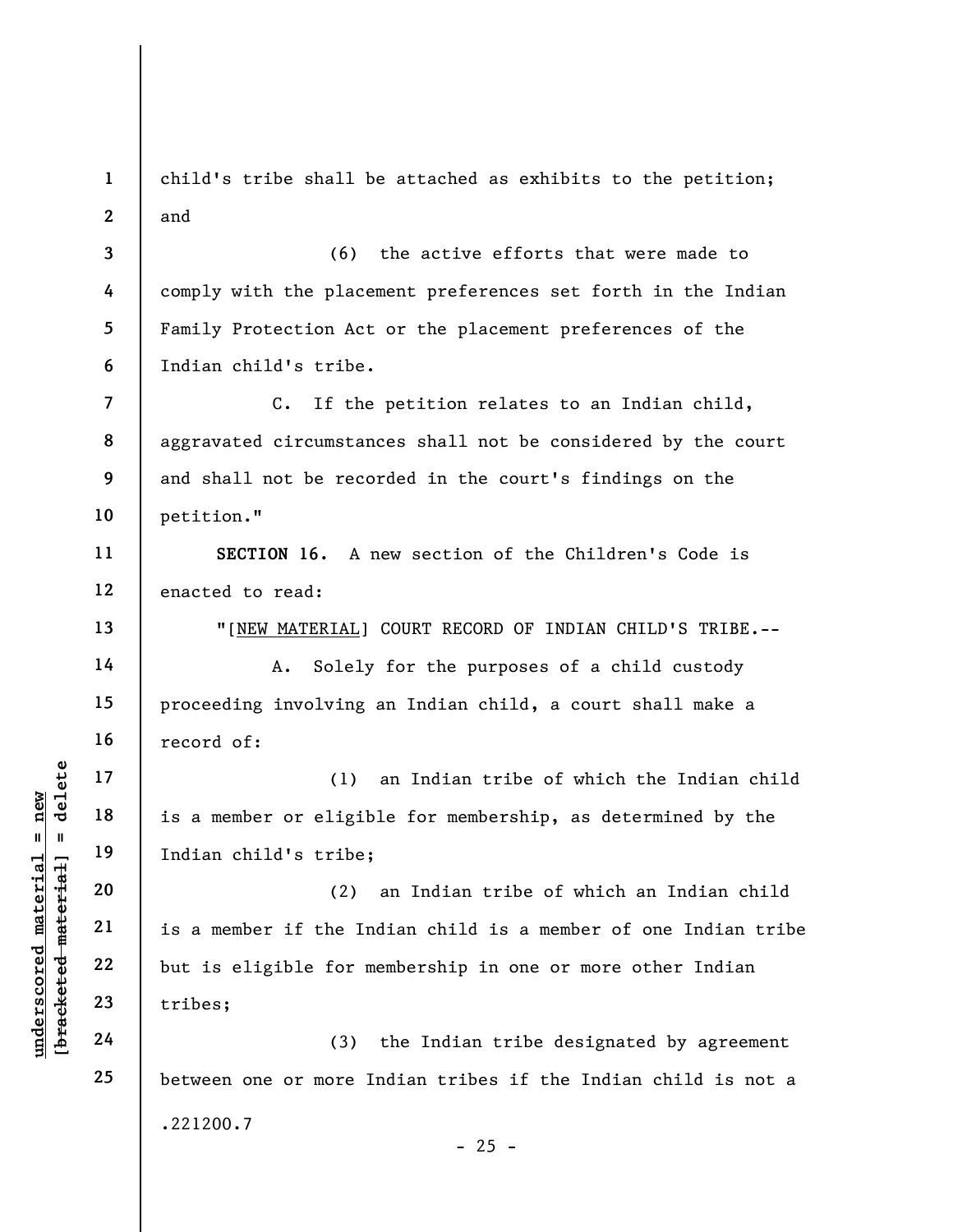child's tribe shall be attached as exhibits to the petition; and

(6) the active efforts that were made to comply with the placement preferences set forth in the Indian Family Protection Act or the placement preferences of the Indian child's tribe.

C. If the petition relates to an Indian child, aggravated circumstances shall not be considered by the court and shall not be recorded in the court's findings on the petition."

**SECTION 16.** A new section of the Children's Code is enacted to read:

"[NEW MATERIAL] COURT RECORD OF INDIAN CHILD'S TRIBE.--

A. Solely for the purposes of a child custody proceeding involving an Indian child, a court shall make a record of:

(1) an Indian tribe of which the Indian child is a member or eligible for membership, as determined by the Indian child's tribe;

(2) an Indian tribe of which an Indian child is a member if the Indian child is a member of one Indian tribe but is eligible for membership in one or more other Indian tribes;

(3) the Indian tribe designated by agreement between one or more Indian tribes if the Indian child is not a

.221200.7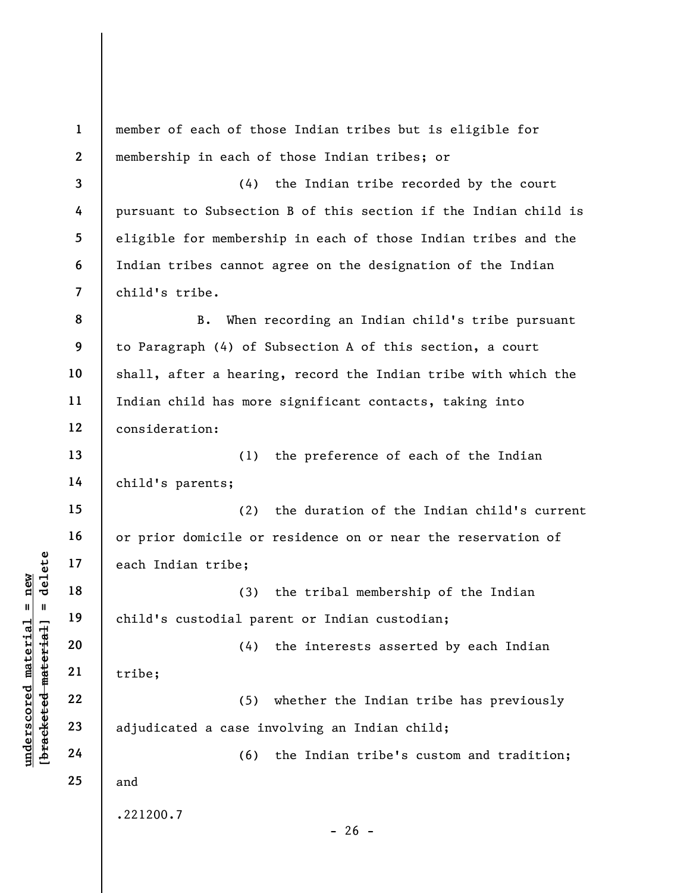member of each of those Indian tribes but is eligible for membership in each of those Indian tribes; or

(4) the Indian tribe recorded by the court pursuant to Subsection B of this section if the Indian child is eligible for membership in each of those Indian tribes and the Indian tribes cannot agree on the designation of the Indian child's tribe.

B. When recording an Indian child's tribe pursuant to Paragraph (4) of Subsection A of this section, a court shall, after a hearing, record the Indian tribe with which the Indian child has more significant contacts, taking into consideration:

(1) the preference of each of the Indian child's parents;

(2) the duration of the Indian child's current or prior domicile or residence on or near the reservation of each Indian tribe;

(3) the tribal membership of the Indian child's custodial parent or Indian custodian;

(4) the interests asserted by each Indian tribe;

(5) whether the Indian tribe has previously adjudicated a case involving an Indian child;

(6) the Indian tribe's custom and tradition; and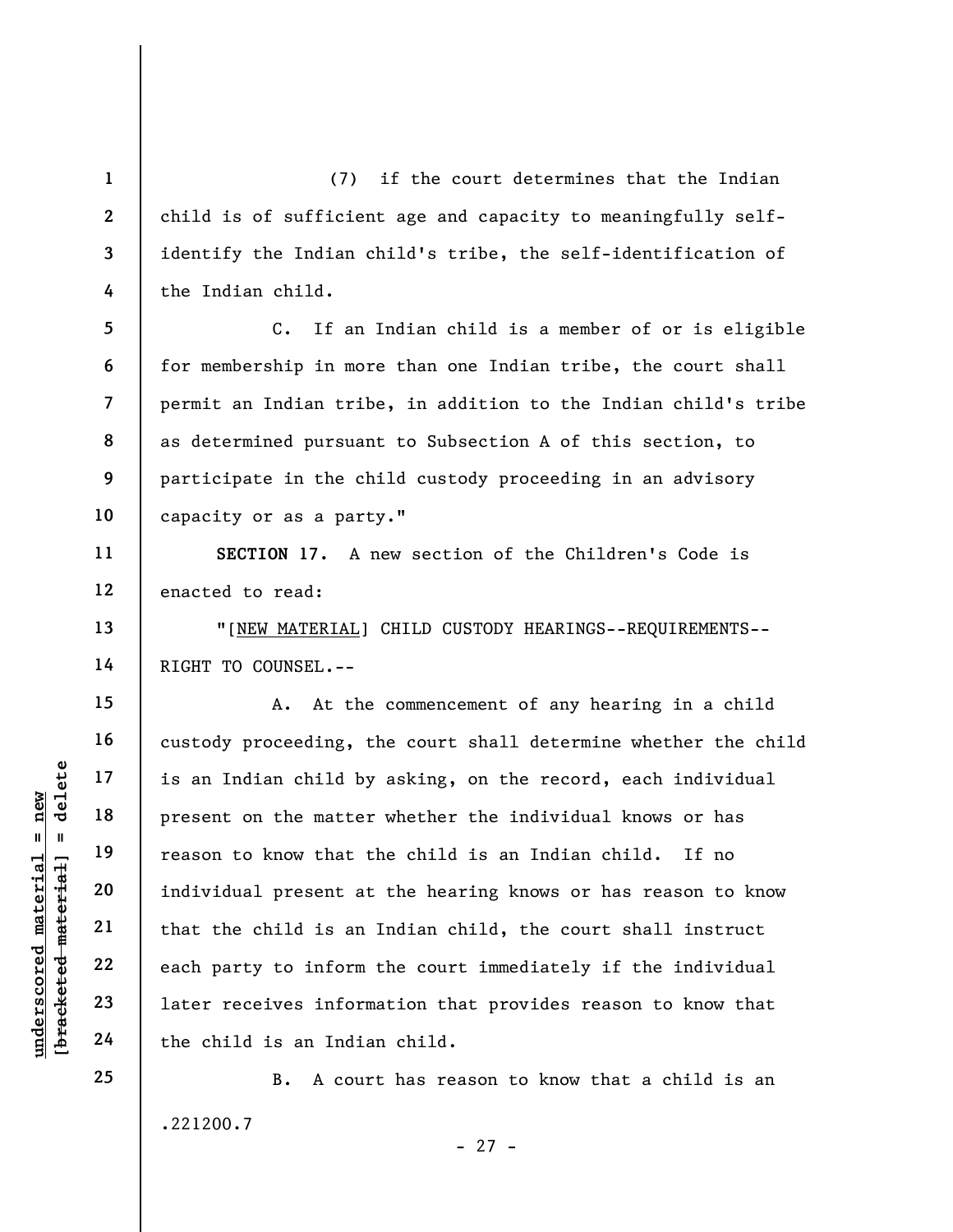(7) if the court determines that the Indian child is of sufficient age and capacity to meaningfully self-identify the Indian child's tribe, the self-identification of the Indian child.

C. If an Indian child is a member of or is eligible for membership in more than one Indian tribe, the court shall permit an Indian tribe, in addition to the Indian child's tribe as determined pursuant to Subsection A of this section, to participate in the child custody proceeding in an advisory capacity or as a party."

**SECTION 17.** A new section of the Children's Code is enacted to read:

"[NEW MATERIAL] CHILD CUSTODY HEARINGS--REQUIREMENTS--RIGHT TO COUNSEL.--

A. At the commencement of any hearing in a child custody proceeding, the court shall determine whether the child is an Indian child by asking, on the record, each individual present on the matter whether the individual knows or has reason to know that the child is an Indian child. If no individual present at the hearing knows or has reason to know that the child is an Indian child, the court shall instruct each party to inform the court immediately if the individual later receives information that provides reason to know that the child is an Indian child.

B. A court has reason to know that a child is an

.221200.7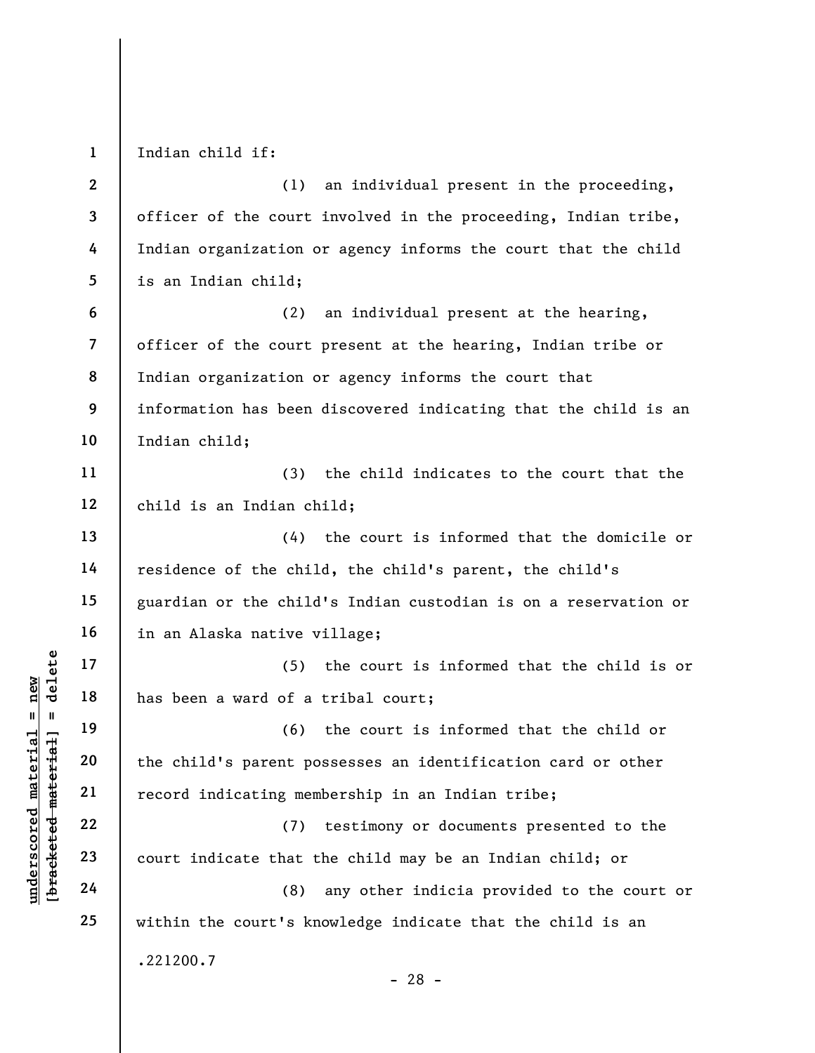Indian child if:

(1) an individual present in the proceeding, officer of the court involved in the proceeding, Indian tribe, Indian organization or agency informs the court that the child is an Indian child;

(2) an individual present at the hearing, officer of the court present at the hearing, Indian tribe or Indian organization or agency informs the court that information has been discovered indicating that the child is an Indian child;

(3) the child indicates to the court that the child is an Indian child;

(4) the court is informed that the domicile or residence of the child, the child's parent, the child's guardian or the child's Indian custodian is on a reservation or in an Alaska native village;

(5) the court is informed that the child is or has been a ward of a tribal court;

(6) the court is informed that the child or the child's parent possesses an identification card or other record indicating membership in an Indian tribe;

(7) testimony or documents presented to the court indicate that the child may be an Indian child; or

(8) any other indicia provided to the court or within the court's knowledge indicate that the child is an

.221200.7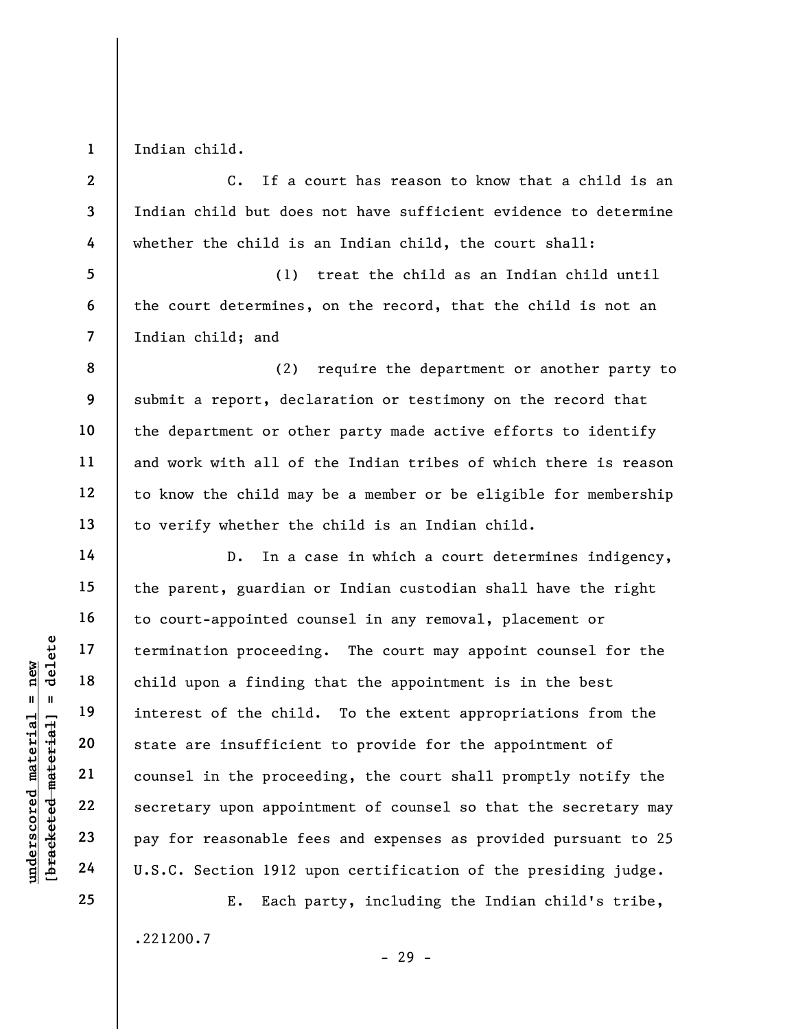Indian child.

C. If a court has reason to know that a child is an Indian child but does not have sufficient evidence to determine whether the child is an Indian child, the court shall:

(1) treat the child as an Indian child until the court determines, on the record, that the child is not an Indian child; and

(2) require the department or another party to submit a report, declaration or testimony on the record that the department or other party made active efforts to identify and work with all of the Indian tribes of which there is reason to know the child may be a member or be eligible for membership to verify whether the child is an Indian child.

D. In a case in which a court determines indigency, the parent, guardian or Indian custodian shall have the right to court-appointed counsel in any removal, placement or termination proceeding. The court may appoint counsel for the child upon a finding that the appointment is in the best interest of the child. To the extent appropriations from the state are insufficient to provide for the appointment of counsel in the proceeding, the court shall promptly notify the secretary upon appointment of counsel so that the secretary may pay for reasonable fees and expenses as provided pursuant to 25 U.S.C. Section 1912 upon certification of the presiding judge.

E. Each party, including the Indian child's tribe,

.221200.7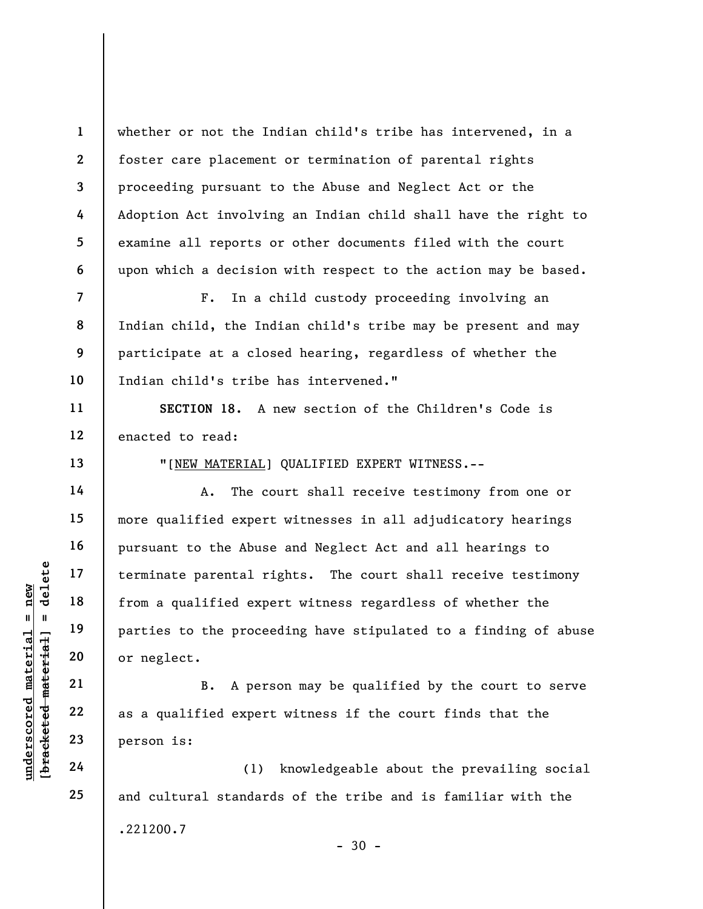whether or not the Indian child's tribe has intervened, in a foster care placement or termination of parental rights proceeding pursuant to the Abuse and Neglect Act or the Adoption Act involving an Indian child shall have the right to examine all reports or other documents filed with the court upon which a decision with respect to the action may be based.

F. In a child custody proceeding involving an Indian child, the Indian child's tribe may be present and may participate at a closed hearing, regardless of whether the Indian child's tribe has intervened."

**SECTION 18.** A new section of the Children's Code is enacted to read:

"[NEW MATERIAL] QUALIFIED EXPERT WITNESS.--

A. The court shall receive testimony from one or more qualified expert witnesses in all adjudicatory hearings pursuant to the Abuse and Neglect Act and all hearings to terminate parental rights. The court shall receive testimony from a qualified expert witness regardless of whether the parties to the proceeding have stipulated to a finding of abuse or neglect.

B. A person may be qualified by the court to serve as a qualified expert witness if the court finds that the person is:

(1) knowledgeable about the prevailing social and cultural standards of the tribe and is familiar with the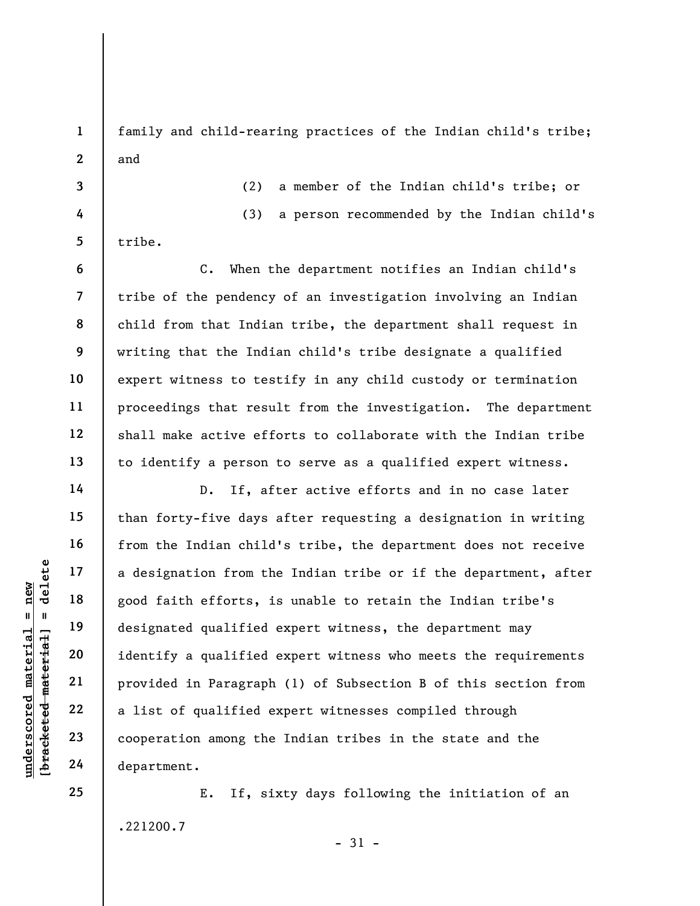family and child-rearing practices of the Indian child's tribe; and

(2) a member of the Indian child's tribe; or

(3) a person recommended by the Indian child's tribe.

C. When the department notifies an Indian child's tribe of the pendency of an investigation involving an Indian child from that Indian tribe, the department shall request in writing that the Indian child's tribe designate a qualified expert witness to testify in any child custody or termination proceedings that result from the investigation. The department shall make active efforts to collaborate with the Indian tribe to identify a person to serve as a qualified expert witness.

D. If, after active efforts and in no case later than forty-five days after requesting a designation in writing from the Indian child's tribe, the department does not receive a designation from the Indian tribe or if the department, after good faith efforts, is unable to retain the Indian tribe's designated qualified expert witness, the department may identify a qualified expert witness who meets the requirements provided in Paragraph (1) of Subsection B of this section from a list of qualified expert witnesses compiled through cooperation among the Indian tribes in the state and the department.

E. If, sixty days following the initiation of an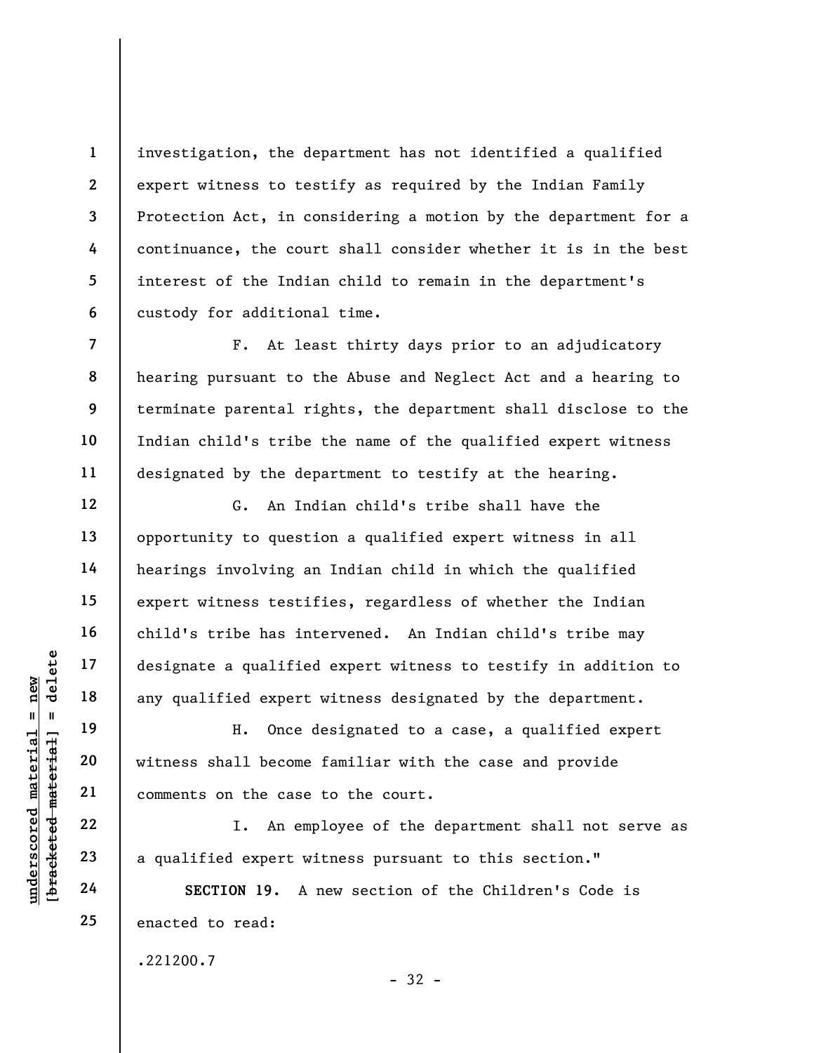investigation, the department has not identified a qualified expert witness to testify as required by the Indian Family Protection Act, in considering a motion by the department for a continuance, the court shall consider whether it is in the best interest of the Indian child to remain in the department's custody for additional time.

F. At least thirty days prior to an adjudicatory hearing pursuant to the Abuse and Neglect Act and a hearing to terminate parental rights, the department shall disclose to the Indian child's tribe the name of the qualified expert witness designated by the department to testify at the hearing.

G. An Indian child's tribe shall have the opportunity to question a qualified expert witness in all hearings involving an Indian child in which the qualified expert witness testifies, regardless of whether the Indian child's tribe has intervened. An Indian child's tribe may designate a qualified expert witness to testify in addition to any qualified expert witness designated by the department.

H. Once designated to a case, a qualified expert witness shall become familiar with the case and provide comments on the case to the court.

I. An employee of the department shall not serve as a qualified expert witness pursuant to this section."

**SECTION 19.** A new section of the Children's Code is enacted to read:

.221200.7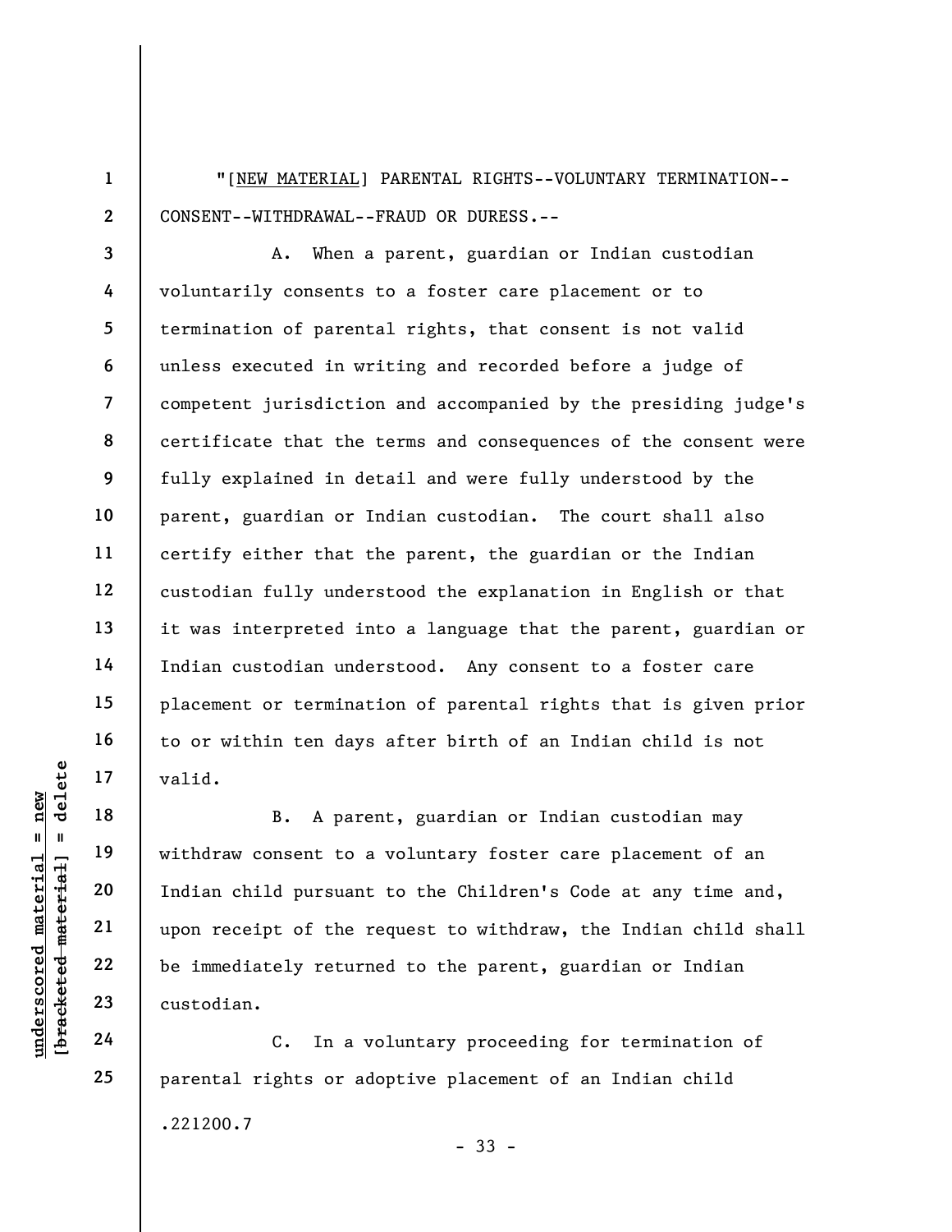"[NEW MATERIAL] PARENTAL RIGHTS--VOLUNTARY TERMINATION--CONSENT--WITHDRAWAL--FRAUD OR DURESS.--

A. When a parent, guardian or Indian custodian voluntarily consents to a foster care placement or to termination of parental rights, that consent is not valid unless executed in writing and recorded before a judge of competent jurisdiction and accompanied by the presiding judge's certificate that the terms and consequences of the consent were fully explained in detail and were fully understood by the parent, guardian or Indian custodian. The court shall also certify either that the parent, the guardian or the Indian custodian fully understood the explanation in English or that it was interpreted into a language that the parent, guardian or Indian custodian understood. Any consent to a foster care placement or termination of parental rights that is given prior to or within ten days after birth of an Indian child is not valid.

B. A parent, guardian or Indian custodian may withdraw consent to a voluntary foster care placement of an Indian child pursuant to the Children's Code at any time and, upon receipt of the request to withdraw, the Indian child shall be immediately returned to the parent, guardian or Indian custodian.

C. In a voluntary proceeding for termination of parental rights or adoptive placement of an Indian child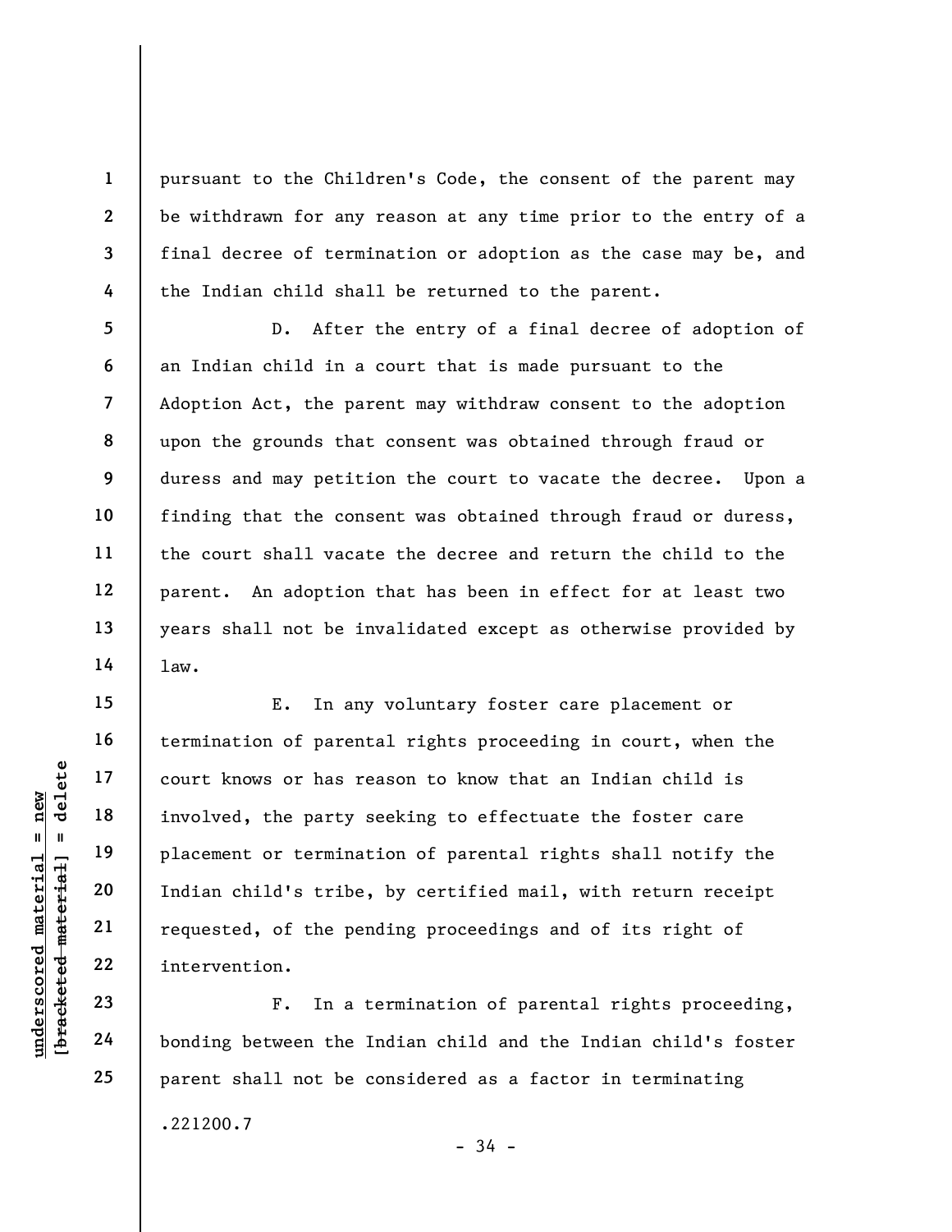pursuant to the Children's Code, the consent of the parent may be withdrawn for any reason at any time prior to the entry of a final decree of termination or adoption as the case may be, and the Indian child shall be returned to the parent.

D. After the entry of a final decree of adoption of an Indian child in a court that is made pursuant to the Adoption Act, the parent may withdraw consent to the adoption upon the grounds that consent was obtained through fraud or duress and may petition the court to vacate the decree. Upon a finding that the consent was obtained through fraud or duress, the court shall vacate the decree and return the child to the parent. An adoption that has been in effect for at least two years shall not be invalidated except as otherwise provided by law.

E. In any voluntary foster care placement or termination of parental rights proceeding in court, when the court knows or has reason to know that an Indian child is involved, the party seeking to effectuate the foster care placement or termination of parental rights shall notify the Indian child's tribe, by certified mail, with return receipt requested, of the pending proceedings and of its right of intervention.

F. In a termination of parental rights proceeding, bonding between the Indian child and the Indian child's foster parent shall not be considered as a factor in terminating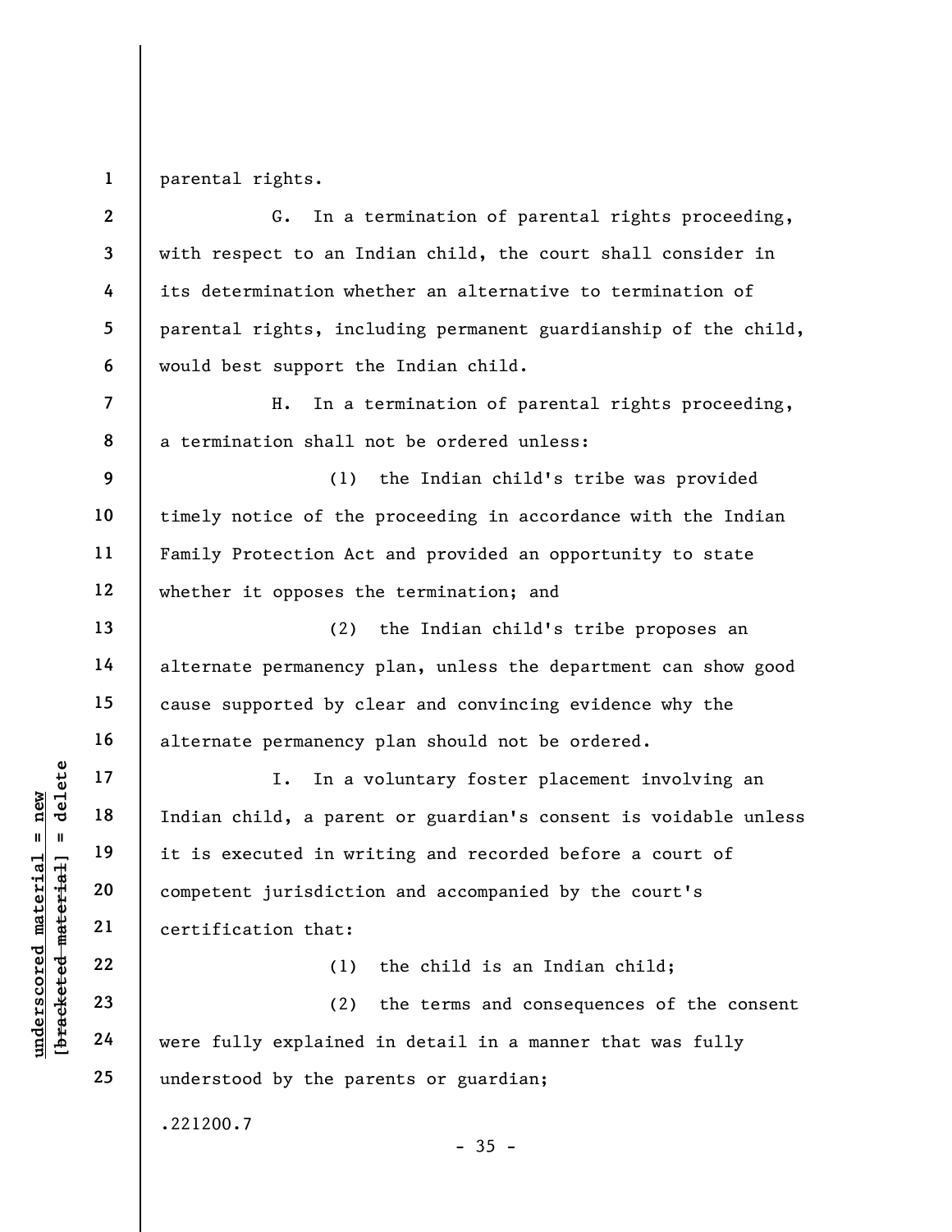parental rights.

G. In a termination of parental rights proceeding, with respect to an Indian child, the court shall consider in its determination whether an alternative to termination of parental rights, including permanent guardianship of the child, would best support the Indian child.

H. In a termination of parental rights proceeding, a termination shall not be ordered unless:

(1) the Indian child's tribe was provided timely notice of the proceeding in accordance with the Indian Family Protection Act and provided an opportunity to state whether it opposes the termination; and

(2) the Indian child's tribe proposes an alternate permanency plan, unless the department can show good cause supported by clear and convincing evidence why the alternate permanency plan should not be ordered.

I. In a voluntary foster placement involving an Indian child, a parent or guardian's consent is voidable unless it is executed in writing and recorded before a court of competent jurisdiction and accompanied by the court's certification that:

(1) the child is an Indian child;

(2) the terms and consequences of the consent were fully explained in detail in a manner that was fully understood by the parents or guardian;

.221200.7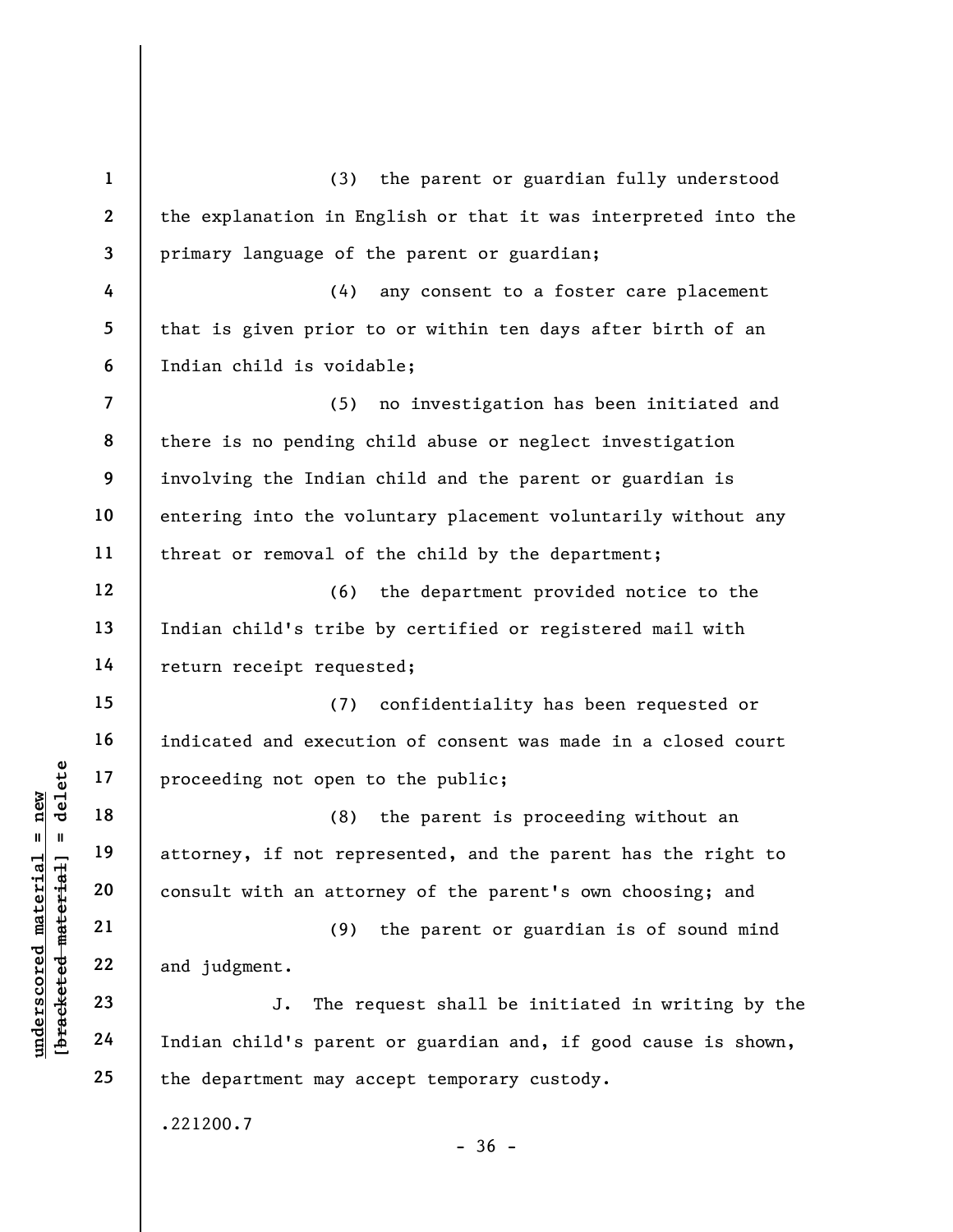(3) the parent or guardian fully understood the explanation in English or that it was interpreted into the primary language of the parent or guardian;

(4) any consent to a foster care placement that is given prior to or within ten days after birth of an Indian child is voidable;

(5) no investigation has been initiated and there is no pending child abuse or neglect investigation involving the Indian child and the parent or guardian is entering into the voluntary placement voluntarily without any threat or removal of the child by the department;

(6) the department provided notice to the Indian child's tribe by certified or registered mail with return receipt requested;

(7) confidentiality has been requested or indicated and execution of consent was made in a closed court proceeding not open to the public;

(8) the parent is proceeding without an attorney, if not represented, and the parent has the right to consult with an attorney of the parent's own choosing; and

(9) the parent or guardian is of sound mind and judgment.

J. The request shall be initiated in writing by the Indian child's parent or guardian and, if good cause is shown, the department may accept temporary custody.

.221200.7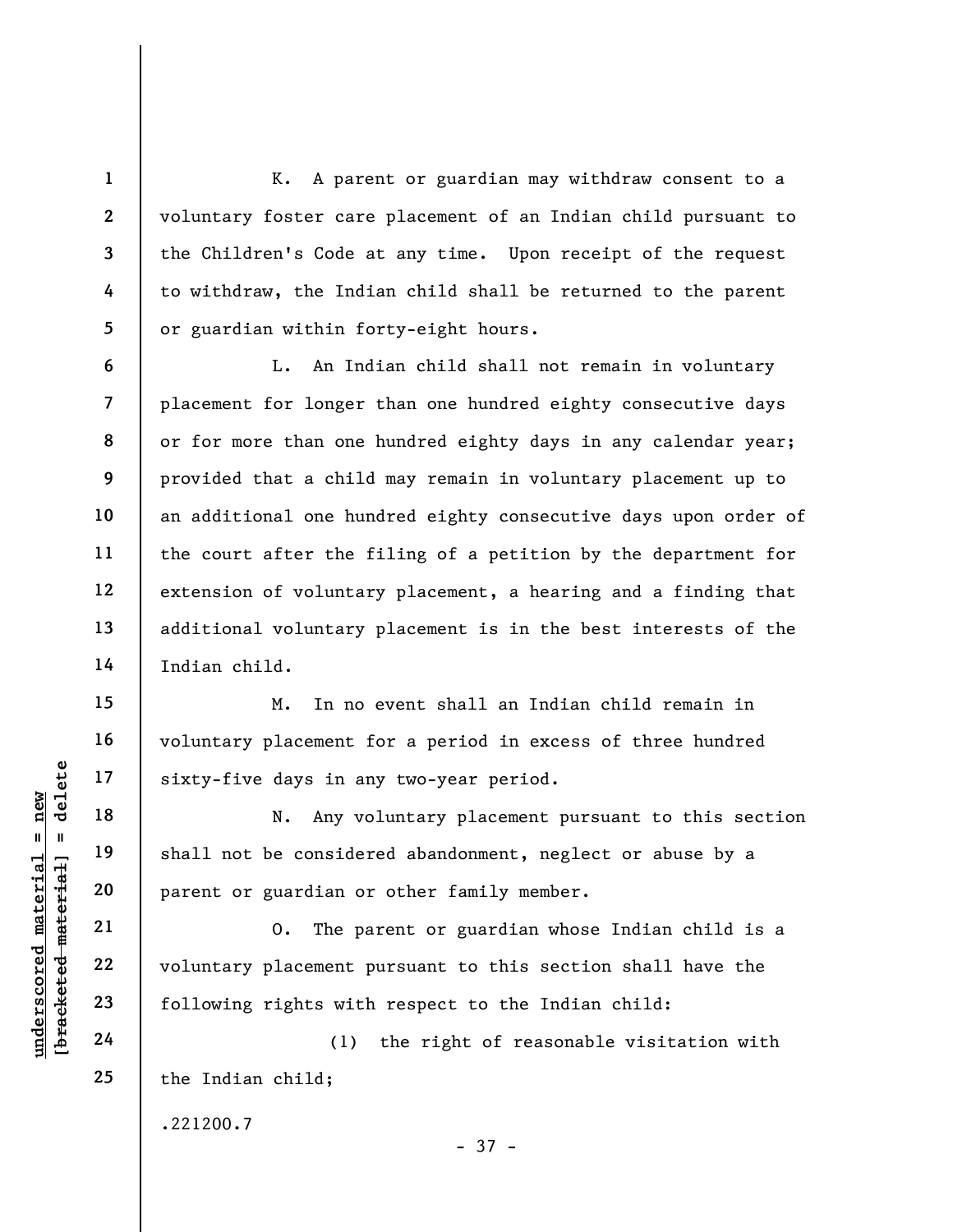K. A parent or guardian may withdraw consent to a voluntary foster care placement of an Indian child pursuant to the Children's Code at any time. Upon receipt of the request to withdraw, the Indian child shall be returned to the parent or guardian within forty-eight hours.

L. An Indian child shall not remain in voluntary placement for longer than one hundred eighty consecutive days or for more than one hundred eighty days in any calendar year; provided that a child may remain in voluntary placement up to an additional one hundred eighty consecutive days upon order of the court after the filing of a petition by the department for extension of voluntary placement, a hearing and a finding that additional voluntary placement is in the best interests of the Indian child.

M. In no event shall an Indian child remain in voluntary placement for a period in excess of three hundred sixty-five days in any two-year period.

N. Any voluntary placement pursuant to this section shall not be considered abandonment, neglect or abuse by a parent or guardian or other family member.

O. The parent or guardian whose Indian child is a voluntary placement pursuant to this section shall have the following rights with respect to the Indian child:

(1) the right of reasonable visitation with the Indian child;

.221200.7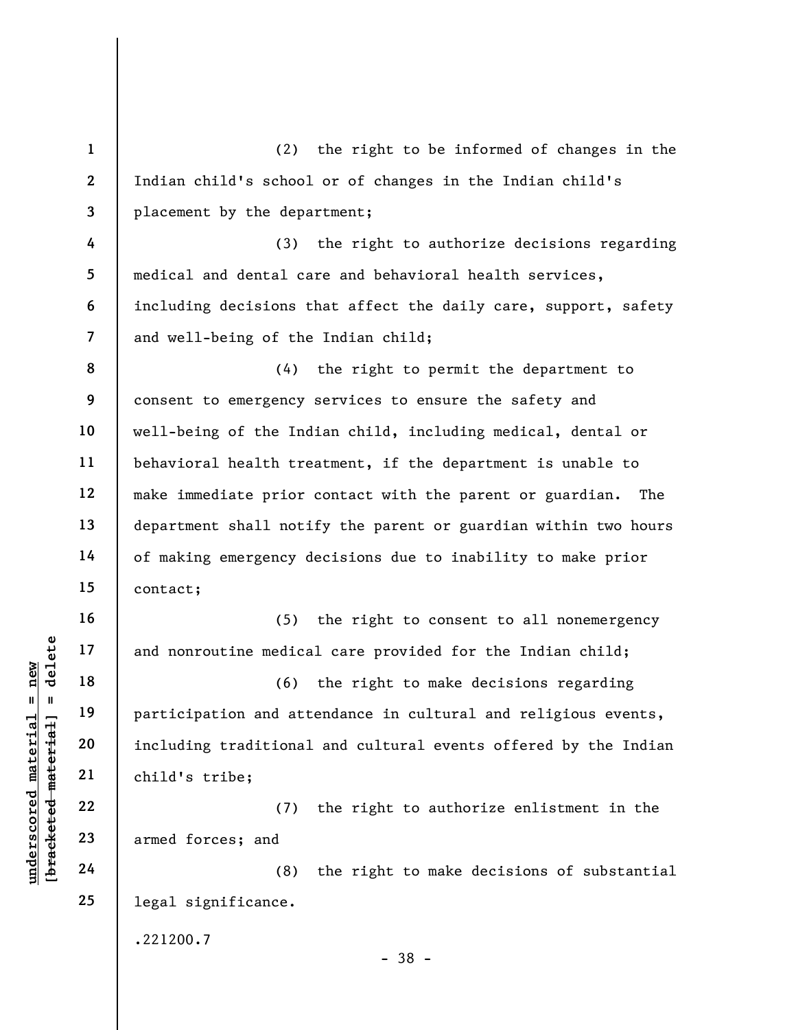(2) the right to be informed of changes in the Indian child's school or of changes in the Indian child's placement by the department;

(3) the right to authorize decisions regarding medical and dental care and behavioral health services, including decisions that affect the daily care, support, safety and well-being of the Indian child;

(4) the right to permit the department to consent to emergency services to ensure the safety and well-being of the Indian child, including medical, dental or behavioral health treatment, if the department is unable to make immediate prior contact with the parent or guardian. The department shall notify the parent or guardian within two hours of making emergency decisions due to inability to make prior contact;

(5) the right to consent to all nonemergency and nonroutine medical care provided for the Indian child;

(6) the right to make decisions regarding participation and attendance in cultural and religious events, including traditional and cultural events offered by the Indian child's tribe;

(7) the right to authorize enlistment in the armed forces; and

(8) the right to make decisions of substantial legal significance.

.221200.7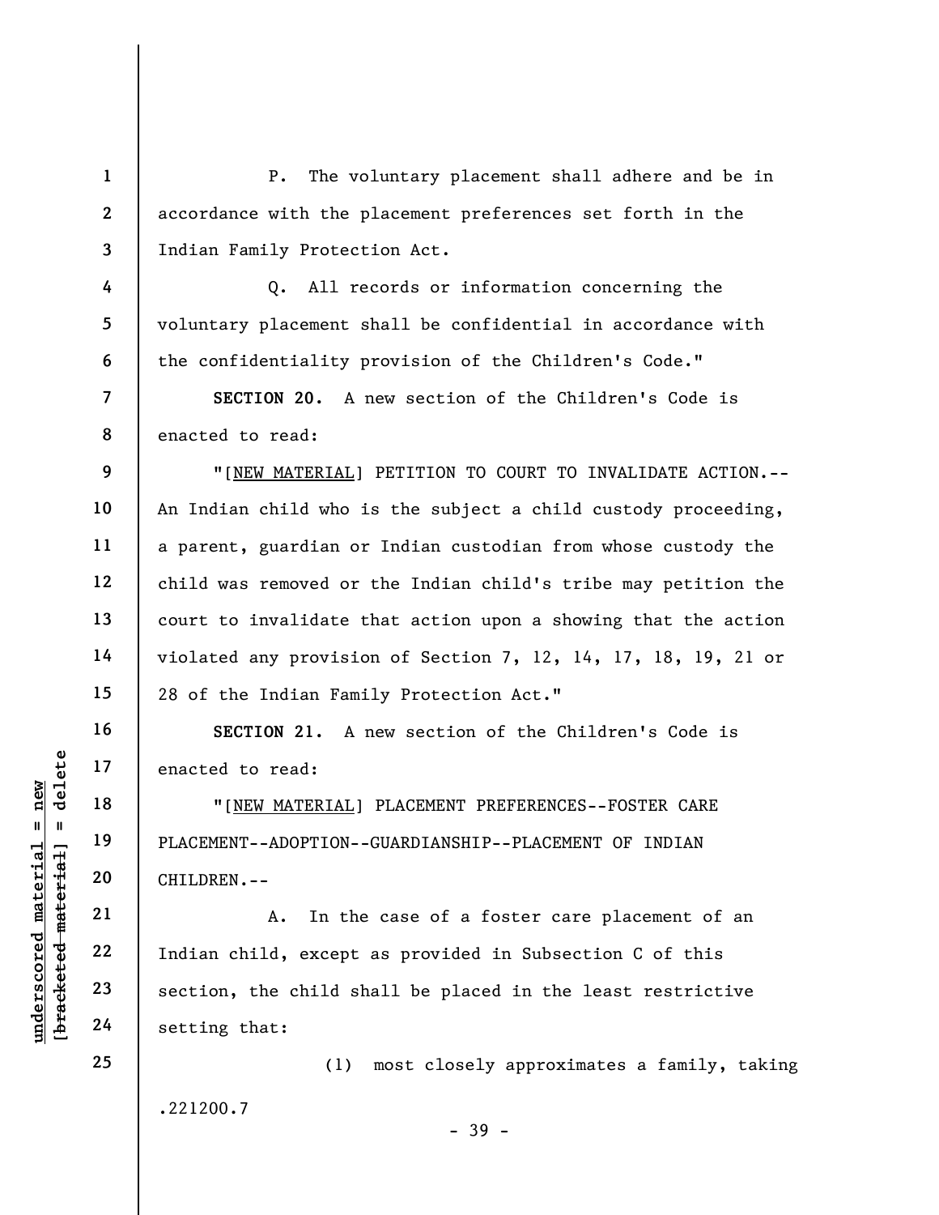P. The voluntary placement shall adhere and be in accordance with the placement preferences set forth in the Indian Family Protection Act.

Q. All records or information concerning the voluntary placement shall be confidential in accordance with the confidentiality provision of the Children's Code."

**SECTION 20.** A new section of the Children's Code is enacted to read:

"[NEW MATERIAL] PETITION TO COURT TO INVALIDATE ACTION.--An Indian child who is the subject a child custody proceeding, a parent, guardian or Indian custodian from whose custody the child was removed or the Indian child's tribe may petition the court to invalidate that action upon a showing that the action violated any provision of Section 7, 12, 14, 17, 18, 19, 21 or 28 of the Indian Family Protection Act."

**SECTION 21.** A new section of the Children's Code is enacted to read:

"[NEW MATERIAL] PLACEMENT PREFERENCES--FOSTER CARE PLACEMENT--ADOPTION--GUARDIANSHIP--PLACEMENT OF INDIAN CHILDREN.--

A. In the case of a foster care placement of an Indian child, except as provided in Subsection C of this section, the child shall be placed in the least restrictive setting that:

(1) most closely approximates a family, taking

.221200.7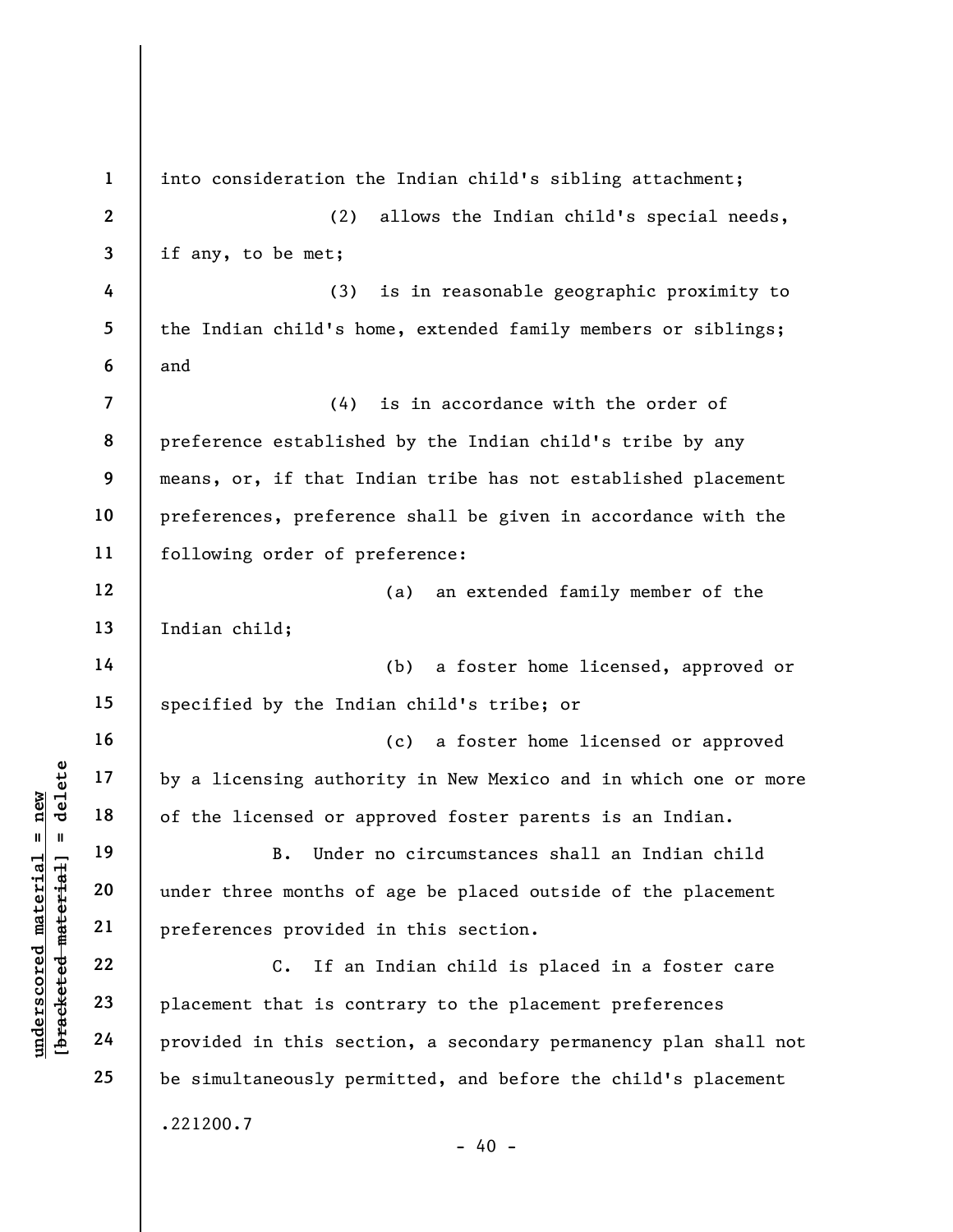into consideration the Indian child's sibling attachment;

(2) allows the Indian child's special needs, if any, to be met;

(3) is in reasonable geographic proximity to the Indian child's home, extended family members or siblings; and

(4) is in accordance with the order of preference established by the Indian child's tribe by any means, or, if that Indian tribe has not established placement preferences, preference shall be given in accordance with the following order of preference:

(a) an extended family member of the Indian child;

(b) a foster home licensed, approved or specified by the Indian child's tribe; or

(c) a foster home licensed or approved by a licensing authority in New Mexico and in which one or more of the licensed or approved foster parents is an Indian.

B. Under no circumstances shall an Indian child under three months of age be placed outside of the placement preferences provided in this section.

C. If an Indian child is placed in a foster care placement that is contrary to the placement preferences provided in this section, a secondary permanency plan shall not be simultaneously permitted, and before the child's placement

.221200.7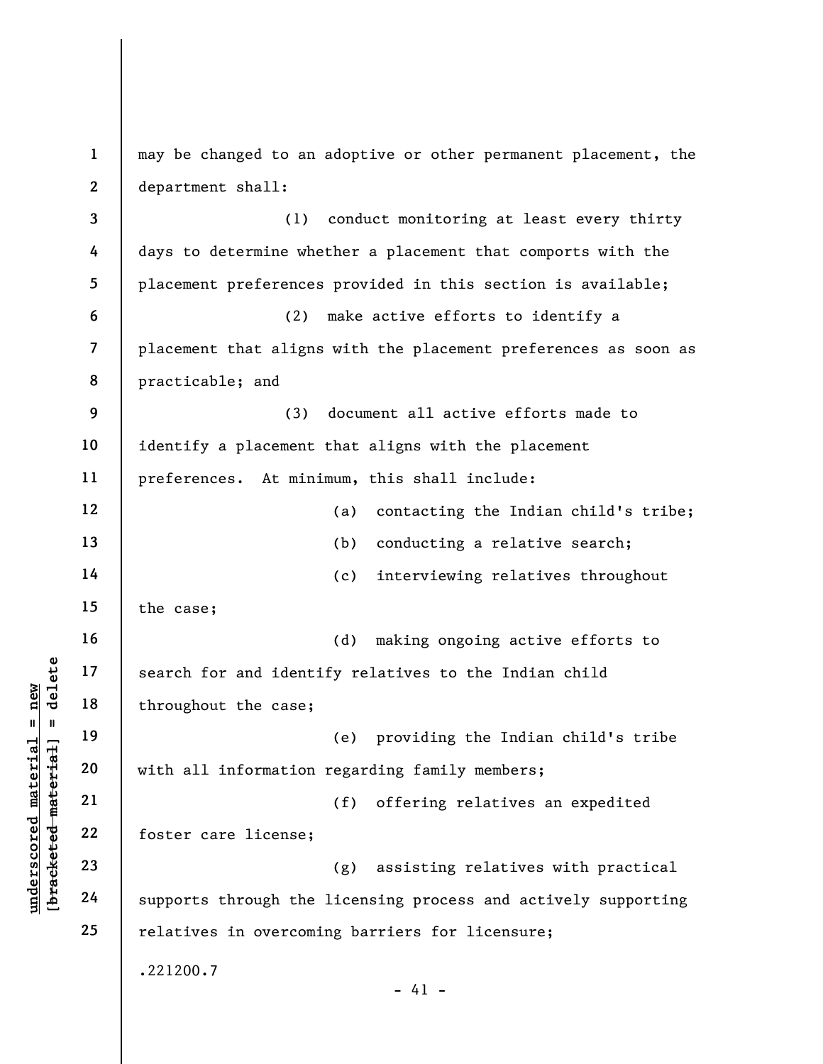may be changed to an adoptive or other permanent placement, the department shall:

(1) conduct monitoring at least every thirty days to determine whether a placement that comports with the placement preferences provided in this section is available;

(2) make active efforts to identify a placement that aligns with the placement preferences as soon as practicable; and

(3) document all active efforts made to identify a placement that aligns with the placement preferences. At minimum, this shall include:

(a) contacting the Indian child's tribe;

(b) conducting a relative search;

(c) interviewing relatives throughout the case;

(d) making ongoing active efforts to search for and identify relatives to the Indian child throughout the case;

(e) providing the Indian child's tribe with all information regarding family members;

(f) offering relatives an expedited foster care license;

(g) assisting relatives with practical supports through the licensing process and actively supporting relatives in overcoming barriers for licensure;

.221200.7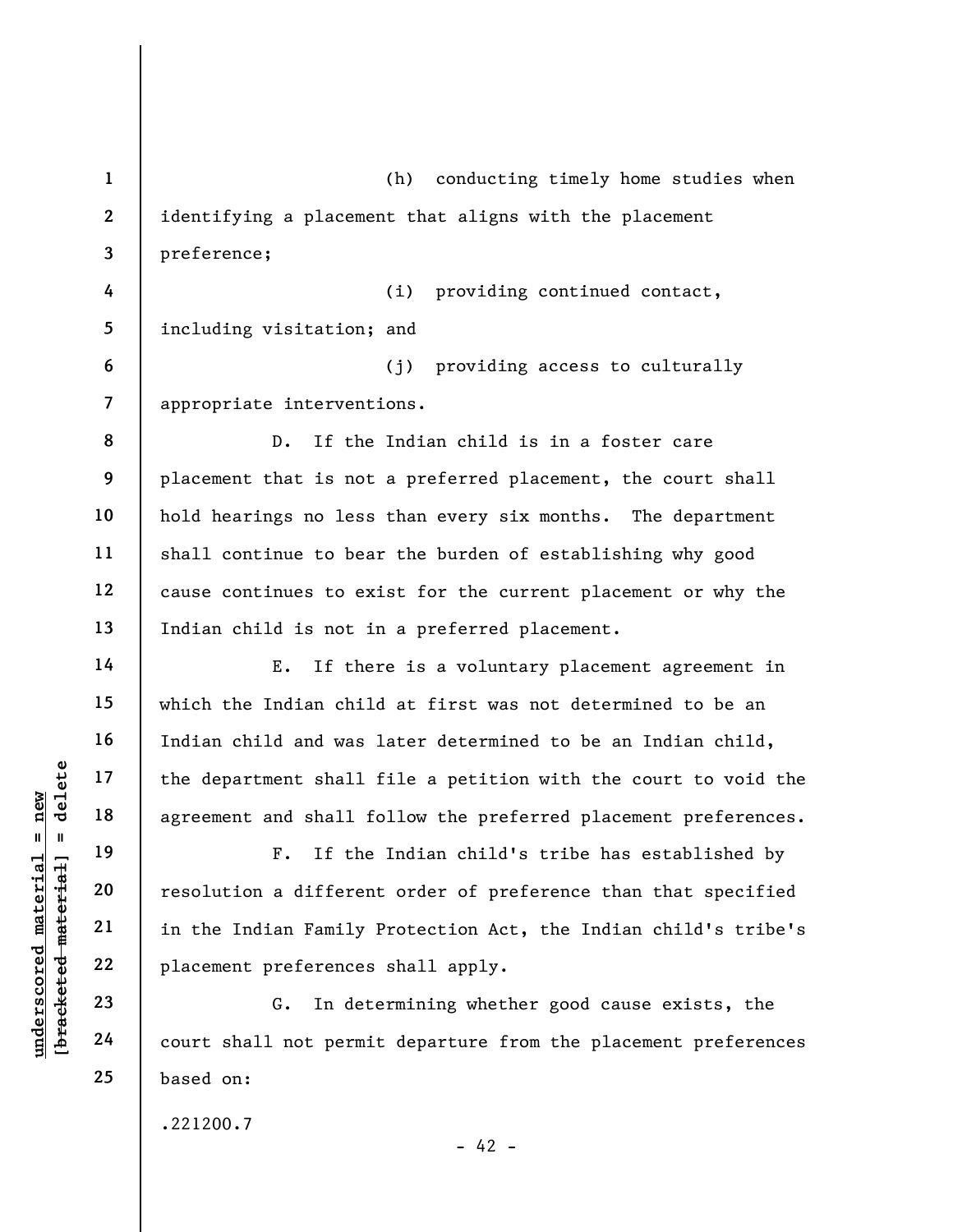(h) conducting timely home studies when identifying a placement that aligns with the placement preference;

(i) providing continued contact, including visitation; and

(j) providing access to culturally appropriate interventions.

D. If the Indian child is in a foster care placement that is not a preferred placement, the court shall hold hearings no less than every six months. The department shall continue to bear the burden of establishing why good cause continues to exist for the current placement or why the Indian child is not in a preferred placement.

E. If there is a voluntary placement agreement in which the Indian child at first was not determined to be an Indian child and was later determined to be an Indian child, the department shall file a petition with the court to void the agreement and shall follow the preferred placement preferences.

F. If the Indian child's tribe has established by resolution a different order of preference than that specified in the Indian Family Protection Act, the Indian child's tribe's placement preferences shall apply.

G. In determining whether good cause exists, the court shall not permit departure from the placement preferences based on: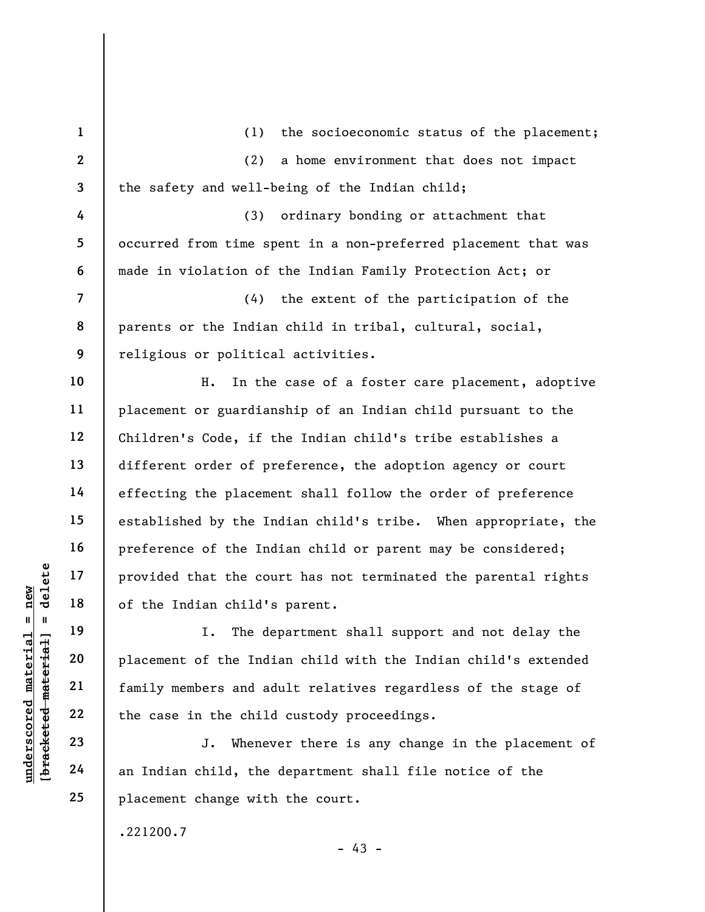(1) the socioeconomic status of the placement;

(2) a home environment that does not impact the safety and well-being of the Indian child;

(3) ordinary bonding or attachment that occurred from time spent in a non-preferred placement that was made in violation of the Indian Family Protection Act; or

(4) the extent of the participation of the parents or the Indian child in tribal, cultural, social, religious or political activities.

H. In the case of a foster care placement, adoptive placement or guardianship of an Indian child pursuant to the Children's Code, if the Indian child's tribe establishes a different order of preference, the adoption agency or court effecting the placement shall follow the order of preference established by the Indian child's tribe. When appropriate, the preference of the Indian child or parent may be considered; provided that the court has not terminated the parental rights of the Indian child's parent.

I. The department shall support and not delay the placement of the Indian child with the Indian child's extended family members and adult relatives regardless of the stage of the case in the child custody proceedings.

J. Whenever there is any change in the placement of an Indian child, the department shall file notice of the placement change with the court.

.221200.7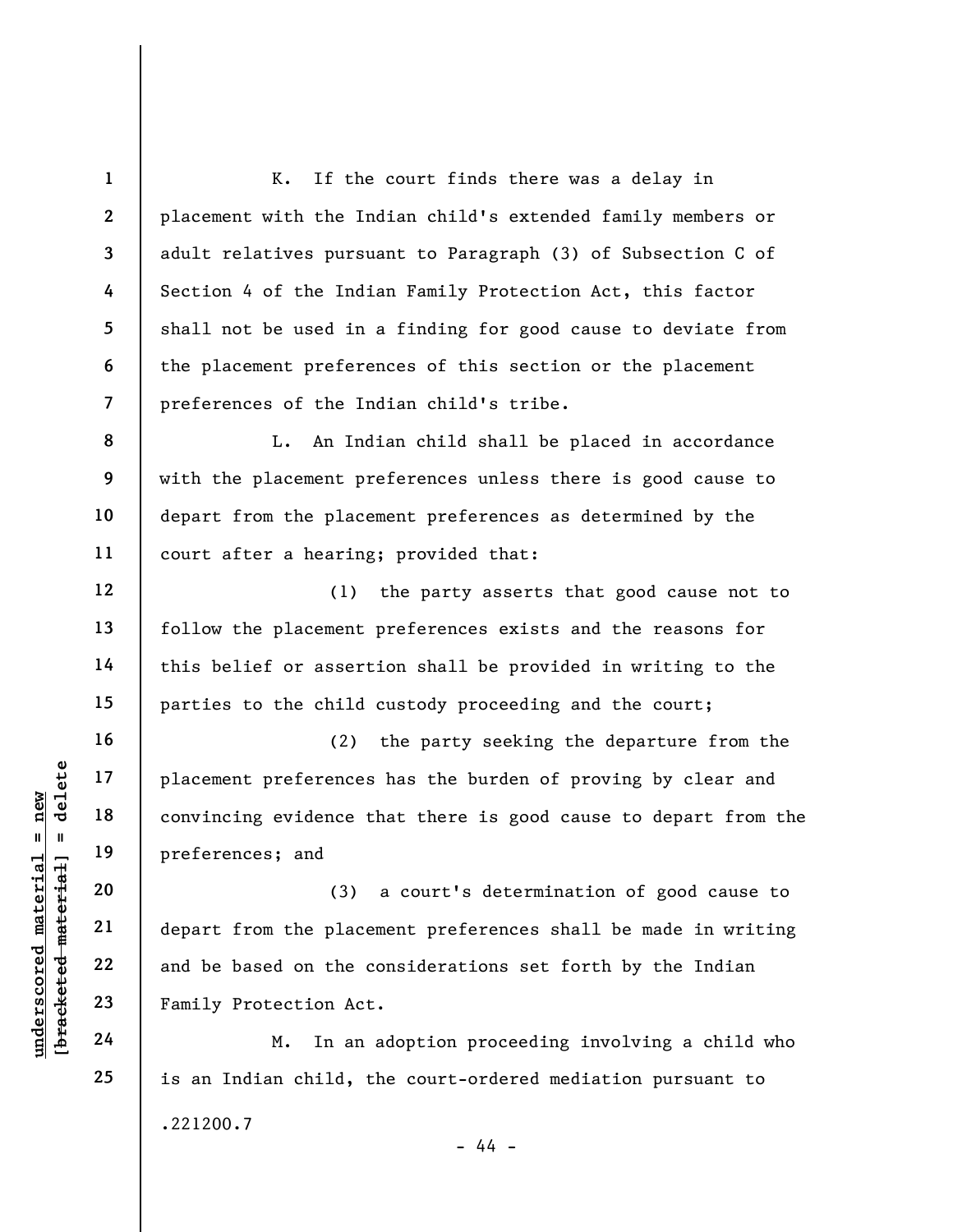K. If the court finds there was a delay in placement with the Indian child's extended family members or adult relatives pursuant to Paragraph (3) of Subsection C of Section 4 of the Indian Family Protection Act, this factor shall not be used in a finding for good cause to deviate from the placement preferences of this section or the placement preferences of the Indian child's tribe.

L. An Indian child shall be placed in accordance with the placement preferences unless there is good cause to depart from the placement preferences as determined by the court after a hearing; provided that:

(1) the party asserts that good cause not to follow the placement preferences exists and the reasons for this belief or assertion shall be provided in writing to the parties to the child custody proceeding and the court;

(2) the party seeking the departure from the placement preferences has the burden of proving by clear and convincing evidence that there is good cause to depart from the preferences; and

(3) a court's determination of good cause to depart from the placement preferences shall be made in writing and be based on the considerations set forth by the Indian Family Protection Act.

M. In an adoption proceeding involving a child who is an Indian child, the court-ordered mediation pursuant to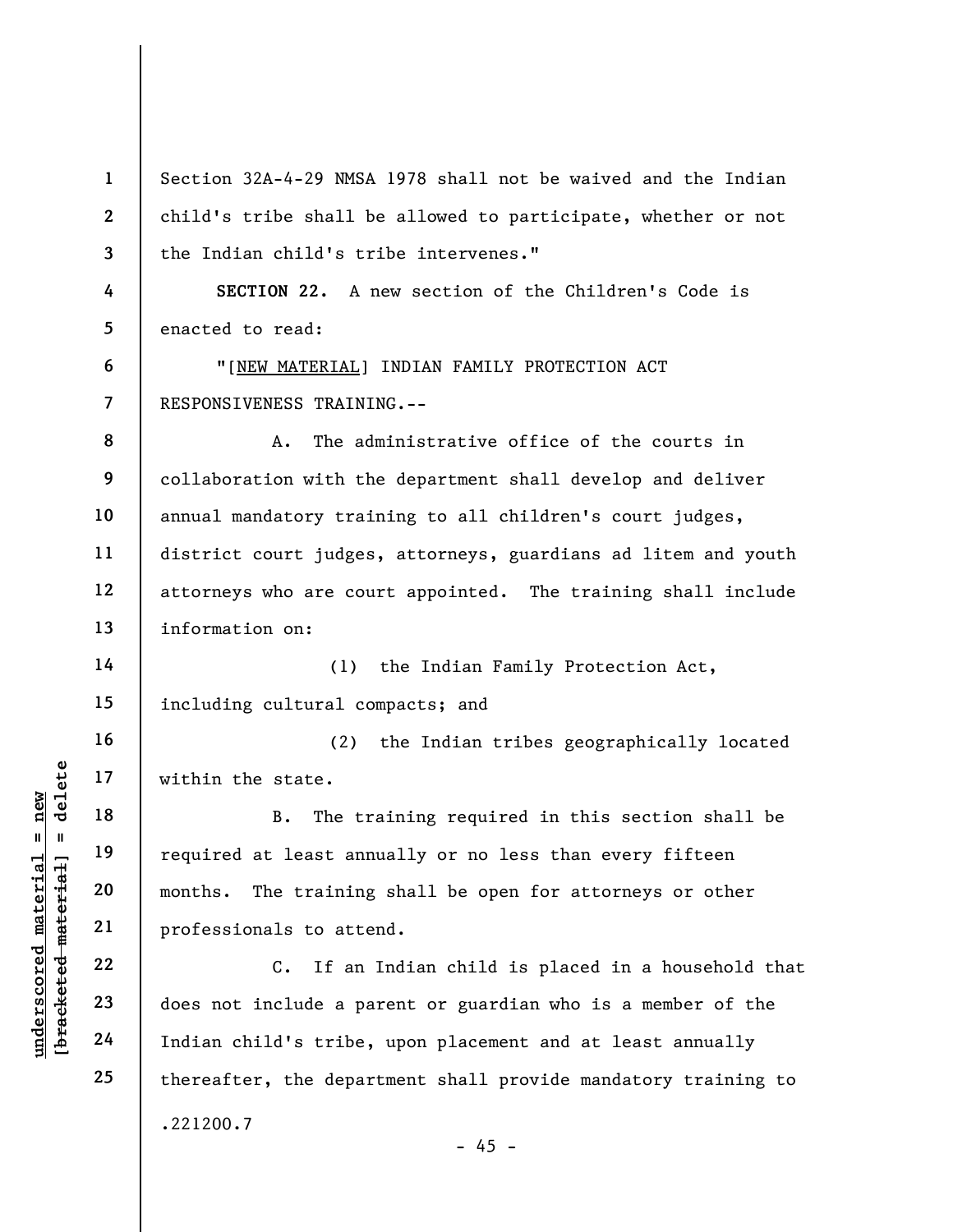Section 32A-4-29 NMSA 1978 shall not be waived and the Indian child's tribe shall be allowed to participate, whether or not the Indian child's tribe intervenes."

**SECTION 22.** A new section of the Children's Code is enacted to read:

"[NEW MATERIAL] INDIAN FAMILY PROTECTION ACT RESPONSIVENESS TRAINING.--

A. The administrative office of the courts in collaboration with the department shall develop and deliver annual mandatory training to all children's court judges, district court judges, attorneys, guardians ad litem and youth attorneys who are court appointed. The training shall include information on:

(1) the Indian Family Protection Act, including cultural compacts; and

(2) the Indian tribes geographically located within the state.

B. The training required in this section shall be required at least annually or no less than every fifteen months. The training shall be open for attorneys or other professionals to attend.

C. If an Indian child is placed in a household that does not include a parent or guardian who is a member of the Indian child's tribe, upon placement and at least annually thereafter, the department shall provide mandatory training to

.221200.7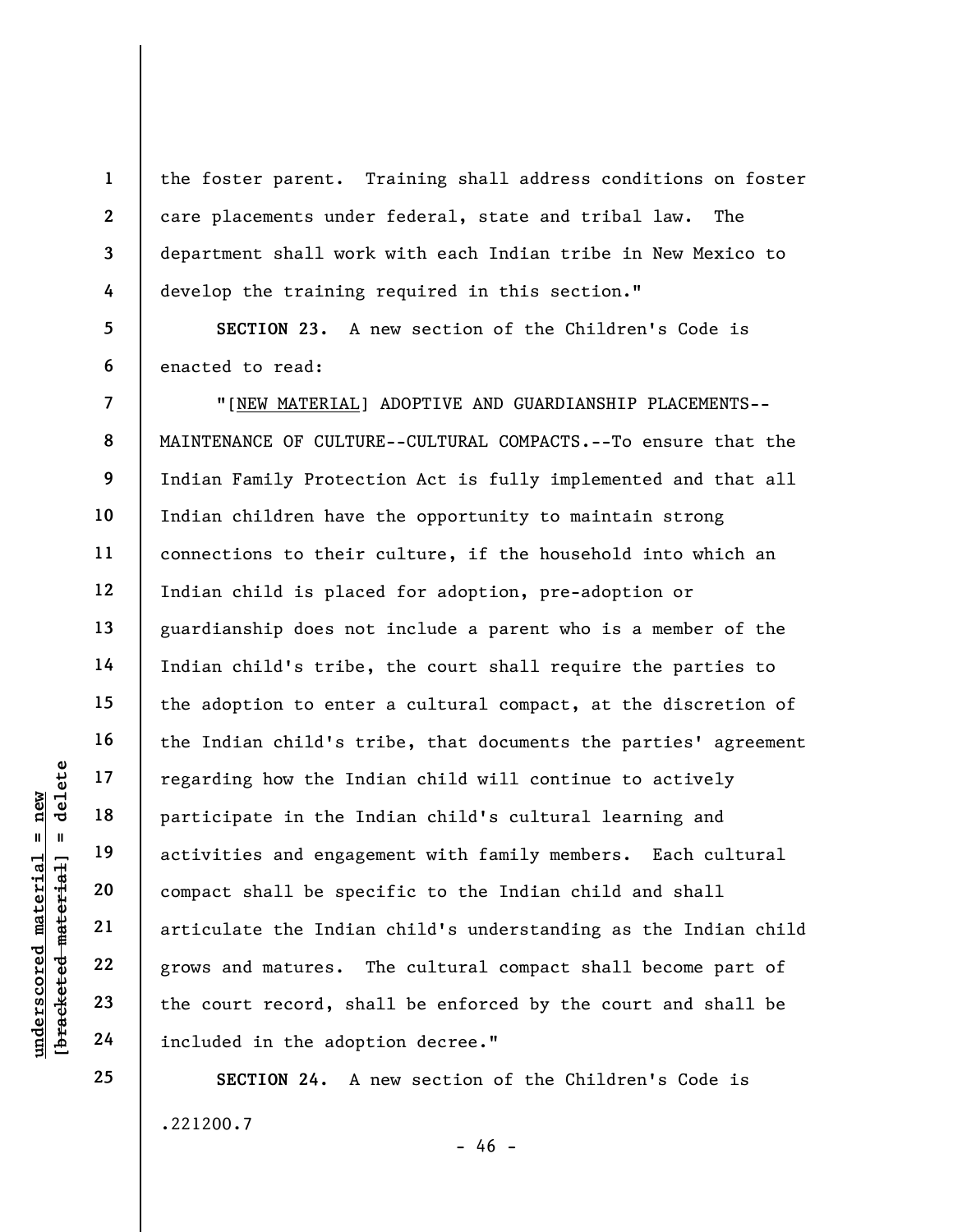the foster parent. Training shall address conditions on foster care placements under federal, state and tribal law. The department shall work with each Indian tribe in New Mexico to develop the training required in this section."

**SECTION 23.** A new section of the Children's Code is enacted to read:

"[NEW MATERIAL] ADOPTIVE AND GUARDIANSHIP PLACEMENTS--MAINTENANCE OF CULTURE--CULTURAL COMPACTS.--To ensure that the Indian Family Protection Act is fully implemented and that all Indian children have the opportunity to maintain strong connections to their culture, if the household into which an Indian child is placed for adoption, pre-adoption or guardianship does not include a parent who is a member of the Indian child's tribe, the court shall require the parties to the adoption to enter a cultural compact, at the discretion of the Indian child's tribe, that documents the parties' agreement regarding how the Indian child will continue to actively participate in the Indian child's cultural learning and activities and engagement with family members. Each cultural compact shall be specific to the Indian child and shall articulate the Indian child's understanding as the Indian child grows and matures. The cultural compact shall become part of the court record, shall be enforced by the court and shall be included in the adoption decree."

**SECTION 24.** A new section of the Children's Code is

.221200.7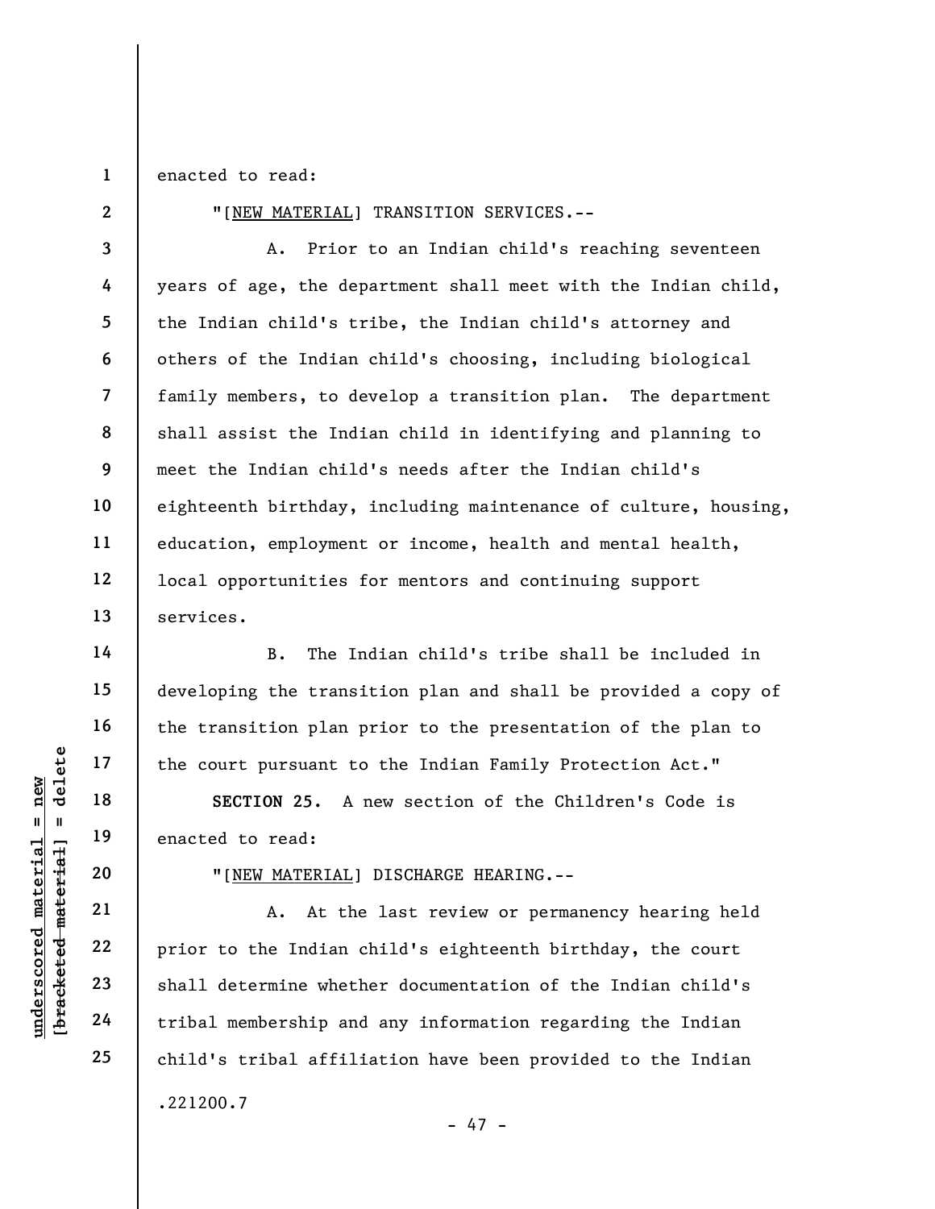enacted to read:

"[NEW MATERIAL] TRANSITION SERVICES.--

A. Prior to an Indian child's reaching seventeen years of age, the department shall meet with the Indian child, the Indian child's tribe, the Indian child's attorney and others of the Indian child's choosing, including biological family members, to develop a transition plan. The department shall assist the Indian child in identifying and planning to meet the Indian child's needs after the Indian child's eighteenth birthday, including maintenance of culture, housing, education, employment or income, health and mental health, local opportunities for mentors and continuing support services.

B. The Indian child's tribe shall be included in developing the transition plan and shall be provided a copy of the transition plan prior to the presentation of the plan to the court pursuant to the Indian Family Protection Act."

**SECTION 25.** A new section of the Children's Code is enacted to read:

"[NEW MATERIAL] DISCHARGE HEARING.--

A. At the last review or permanency hearing held prior to the Indian child's eighteenth birthday, the court shall determine whether documentation of the Indian child's tribal membership and any information regarding the Indian child's tribal affiliation have been provided to the Indian

.221200.7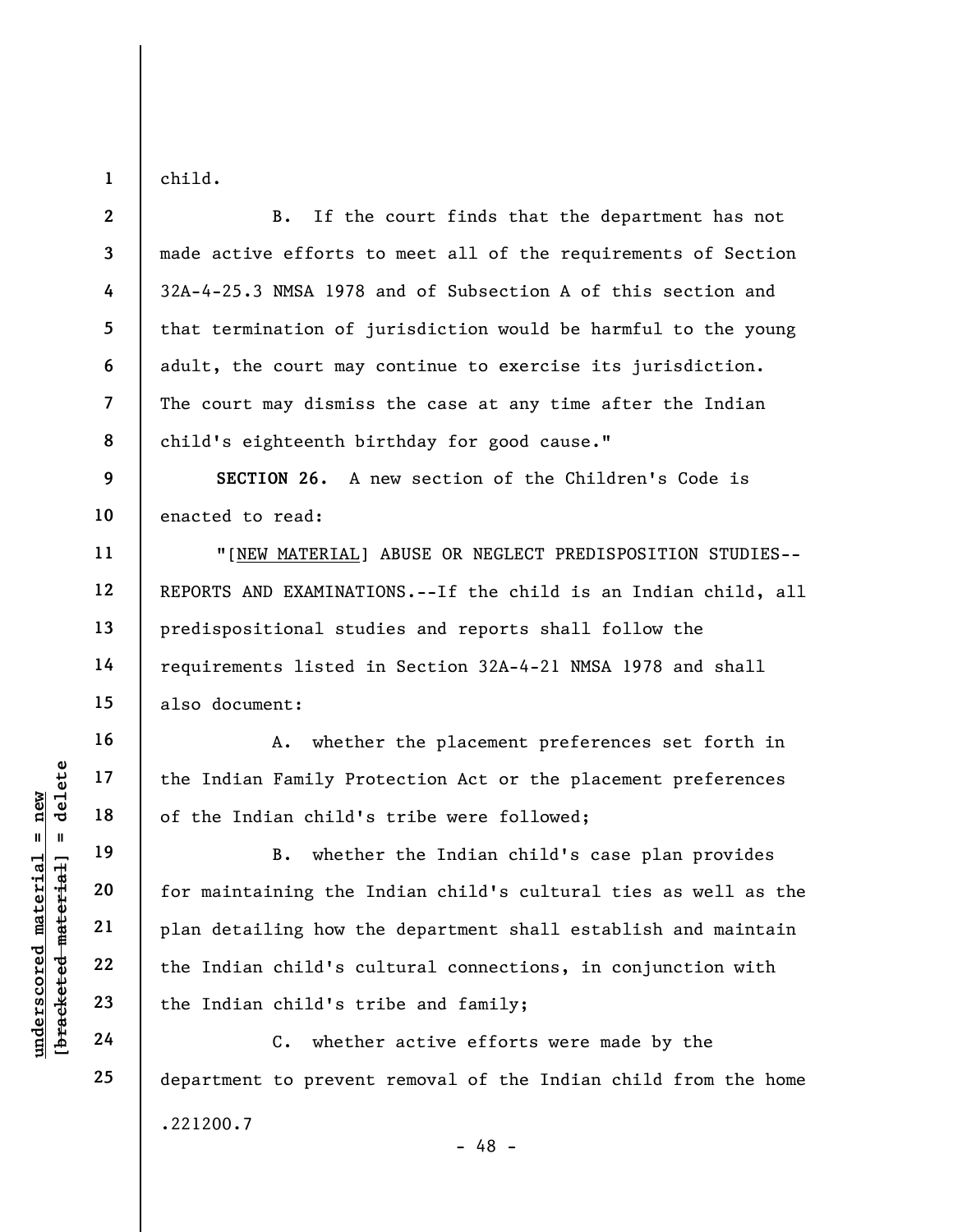child.

B. If the court finds that the department has not made active efforts to meet all of the requirements of Section 32A-4-25.3 NMSA 1978 and of Subsection A of this section and that termination of jurisdiction would be harmful to the young adult, the court may continue to exercise its jurisdiction. The court may dismiss the case at any time after the Indian child's eighteenth birthday for good cause."

**SECTION 26.** A new section of the Children's Code is enacted to read:

"[NEW MATERIAL] ABUSE OR NEGLECT PREDISPOSITION STUDIES--REPORTS AND EXAMINATIONS.--If the child is an Indian child, all predispositional studies and reports shall follow the requirements listed in Section 32A-4-21 NMSA 1978 and shall also document:

A. whether the placement preferences set forth in the Indian Family Protection Act or the placement preferences of the Indian child's tribe were followed;

B. whether the Indian child's case plan provides for maintaining the Indian child's cultural ties as well as the plan detailing how the department shall establish and maintain the Indian child's cultural connections, in conjunction with the Indian child's tribe and family;

C. whether active efforts were made by the department to prevent removal of the Indian child from the home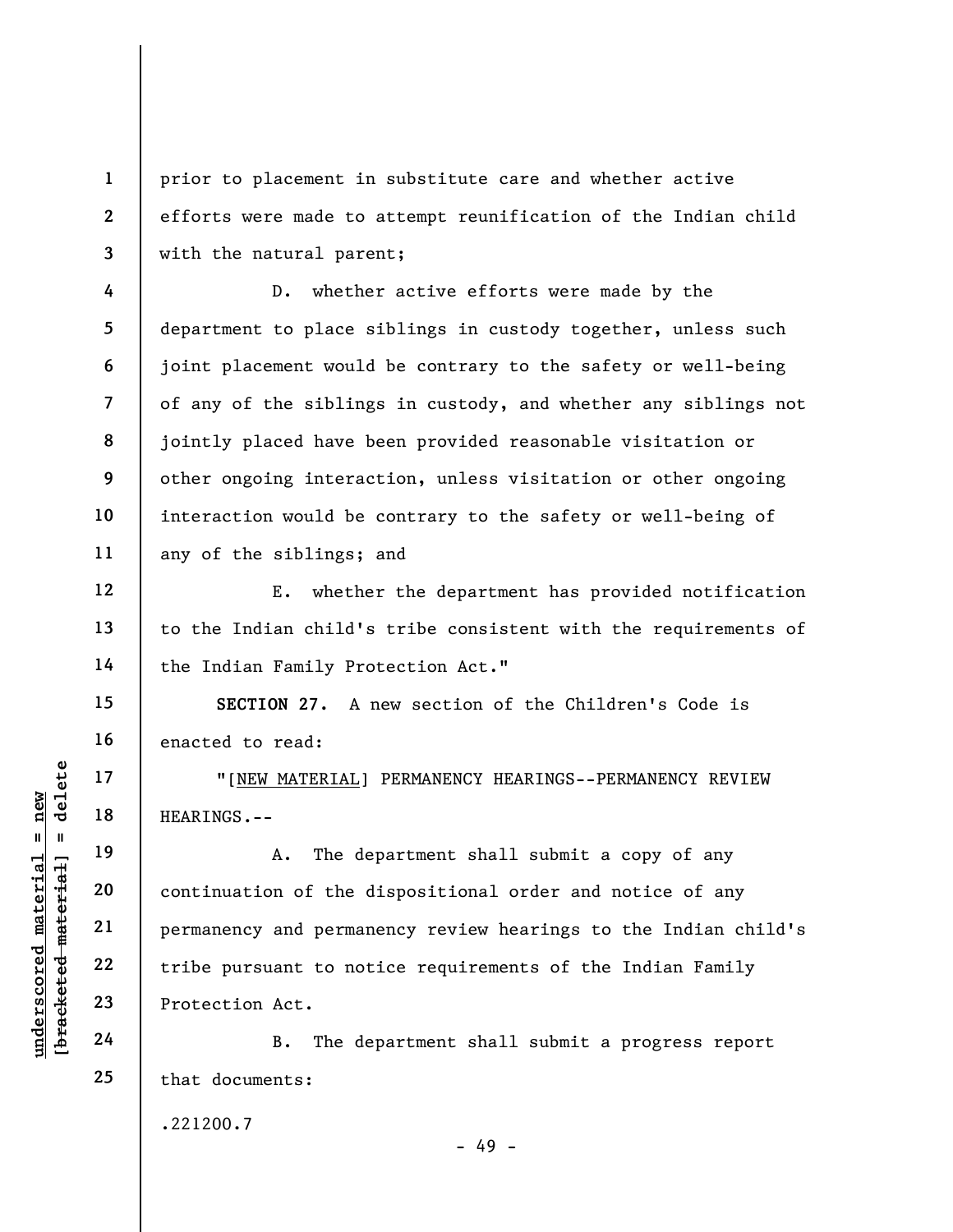prior to placement in substitute care and whether active efforts were made to attempt reunification of the Indian child with the natural parent;

D. whether active efforts were made by the department to place siblings in custody together, unless such joint placement would be contrary to the safety or well-being of any of the siblings in custody, and whether any siblings not jointly placed have been provided reasonable visitation or other ongoing interaction, unless visitation or other ongoing interaction would be contrary to the safety or well-being of any of the siblings; and

E. whether the department has provided notification to the Indian child's tribe consistent with the requirements of the Indian Family Protection Act."

**SECTION 27.** A new section of the Children's Code is enacted to read:

"[NEW MATERIAL] PERMANENCY HEARINGS--PERMANENCY REVIEW HEARINGS.--

A. The department shall submit a copy of any continuation of the dispositional order and notice of any permanency and permanency review hearings to the Indian child's tribe pursuant to notice requirements of the Indian Family Protection Act.

B. The department shall submit a progress report that documents:

.221200.7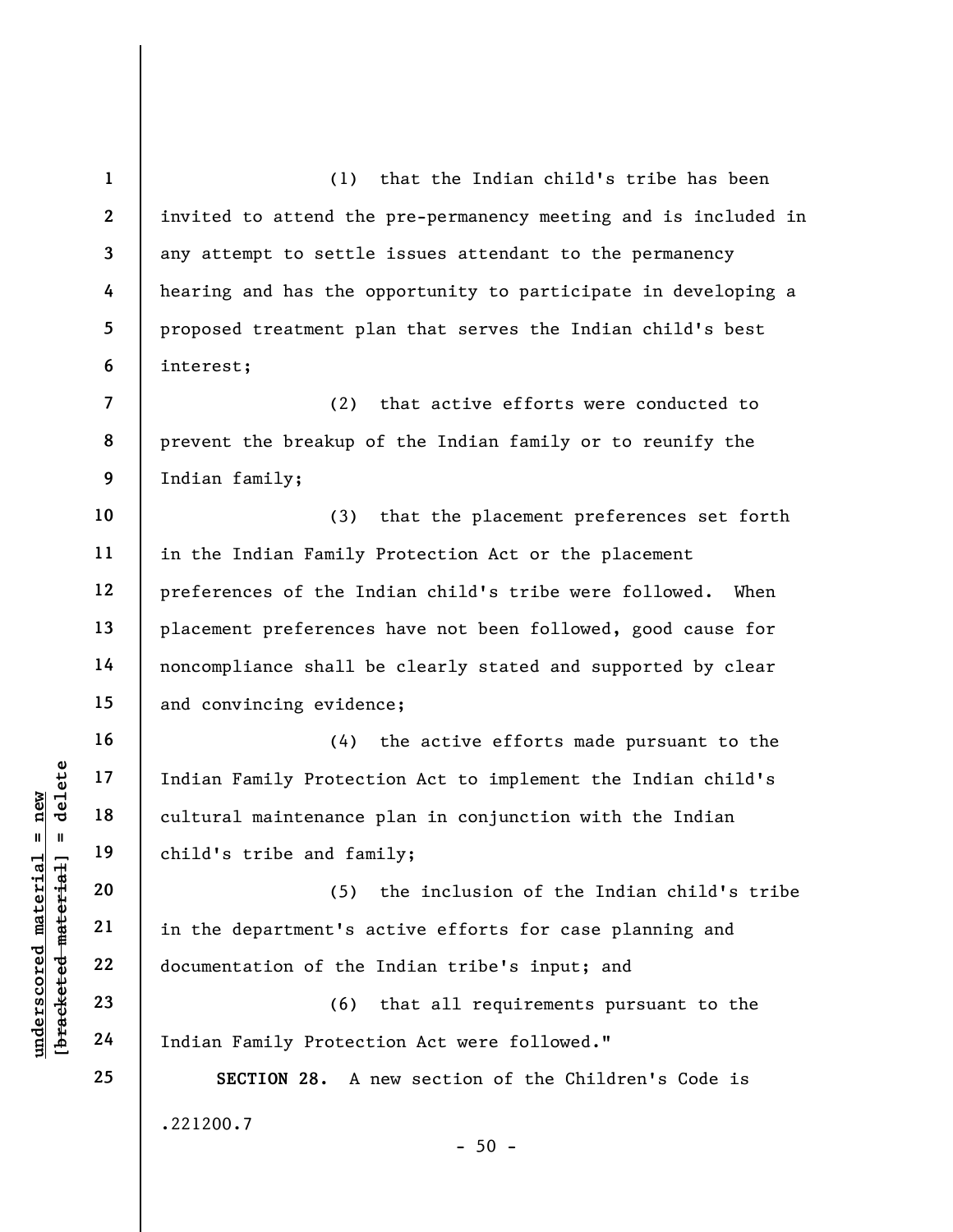(1) that the Indian child's tribe has been invited to attend the pre-permanency meeting and is included in any attempt to settle issues attendant to the permanency hearing and has the opportunity to participate in developing a proposed treatment plan that serves the Indian child's best interest;

(2) that active efforts were conducted to prevent the breakup of the Indian family or to reunify the Indian family;

(3) that the placement preferences set forth in the Indian Family Protection Act or the placement preferences of the Indian child's tribe were followed. When placement preferences have not been followed, good cause for noncompliance shall be clearly stated and supported by clear and convincing evidence;

(4) the active efforts made pursuant to the Indian Family Protection Act to implement the Indian child's cultural maintenance plan in conjunction with the Indian child's tribe and family;

(5) the inclusion of the Indian child's tribe in the department's active efforts for case planning and documentation of the Indian tribe's input; and

(6) that all requirements pursuant to the Indian Family Protection Act were followed."

**SECTION 28.** A new section of the Children's Code is

.221200.7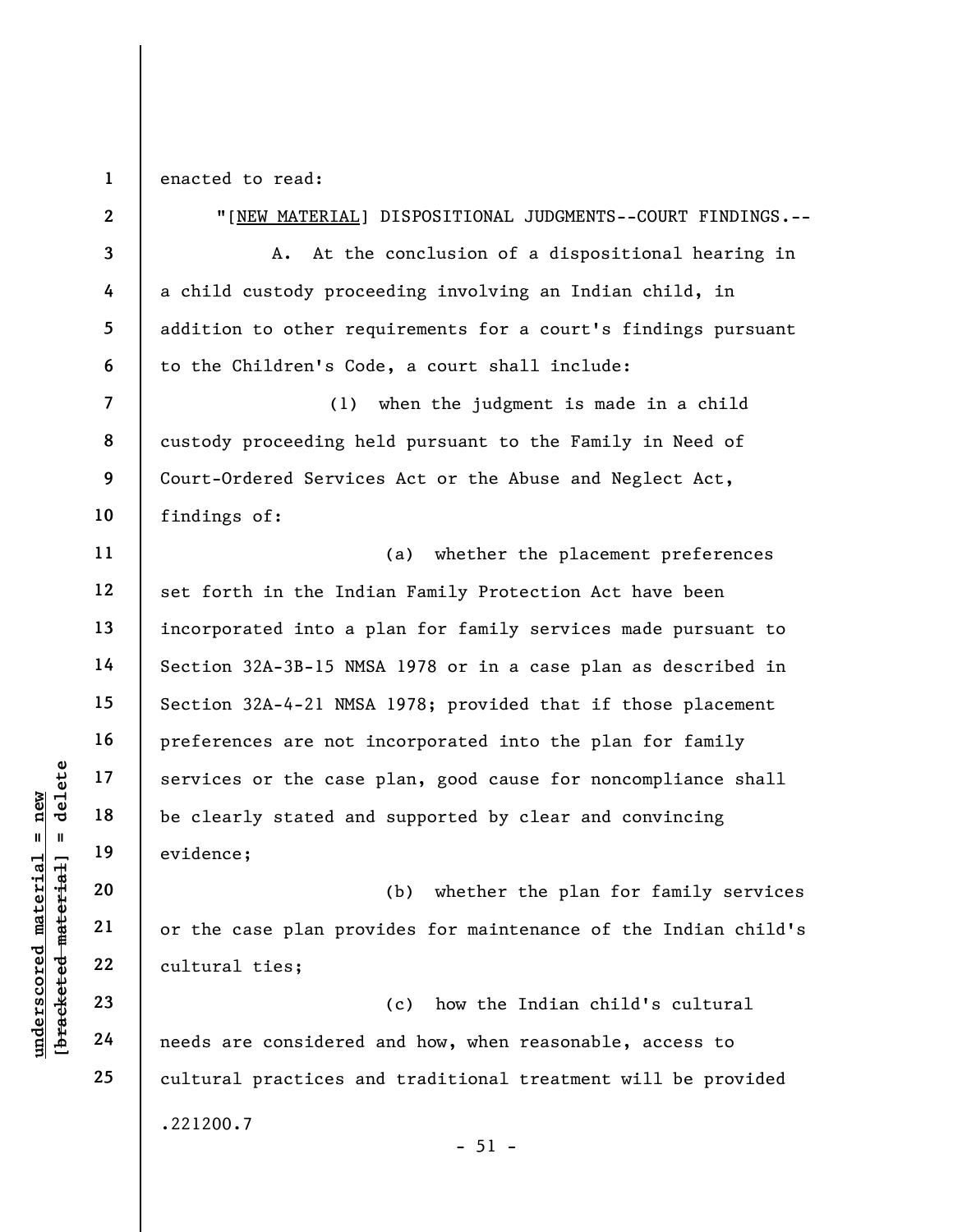enacted to read:

"[NEW MATERIAL] DISPOSITIONAL JUDGMENTS--COURT FINDINGS.--

A. At the conclusion of a dispositional hearing in a child custody proceeding involving an Indian child, in addition to other requirements for a court's findings pursuant to the Children's Code, a court shall include:

(1) when the judgment is made in a child custody proceeding held pursuant to the Family in Need of Court-Ordered Services Act or the Abuse and Neglect Act, findings of:

(a) whether the placement preferences set forth in the Indian Family Protection Act have been incorporated into a plan for family services made pursuant to Section 32A-3B-15 NMSA 1978 or in a case plan as described in Section 32A-4-21 NMSA 1978; provided that if those placement preferences are not incorporated into the plan for family services or the case plan, good cause for noncompliance shall be clearly stated and supported by clear and convincing evidence;

(b) whether the plan for family services or the case plan provides for maintenance of the Indian child's cultural ties;

(c) how the Indian child's cultural needs are considered and how, when reasonable, access to cultural practices and traditional treatment will be provided

.221200.7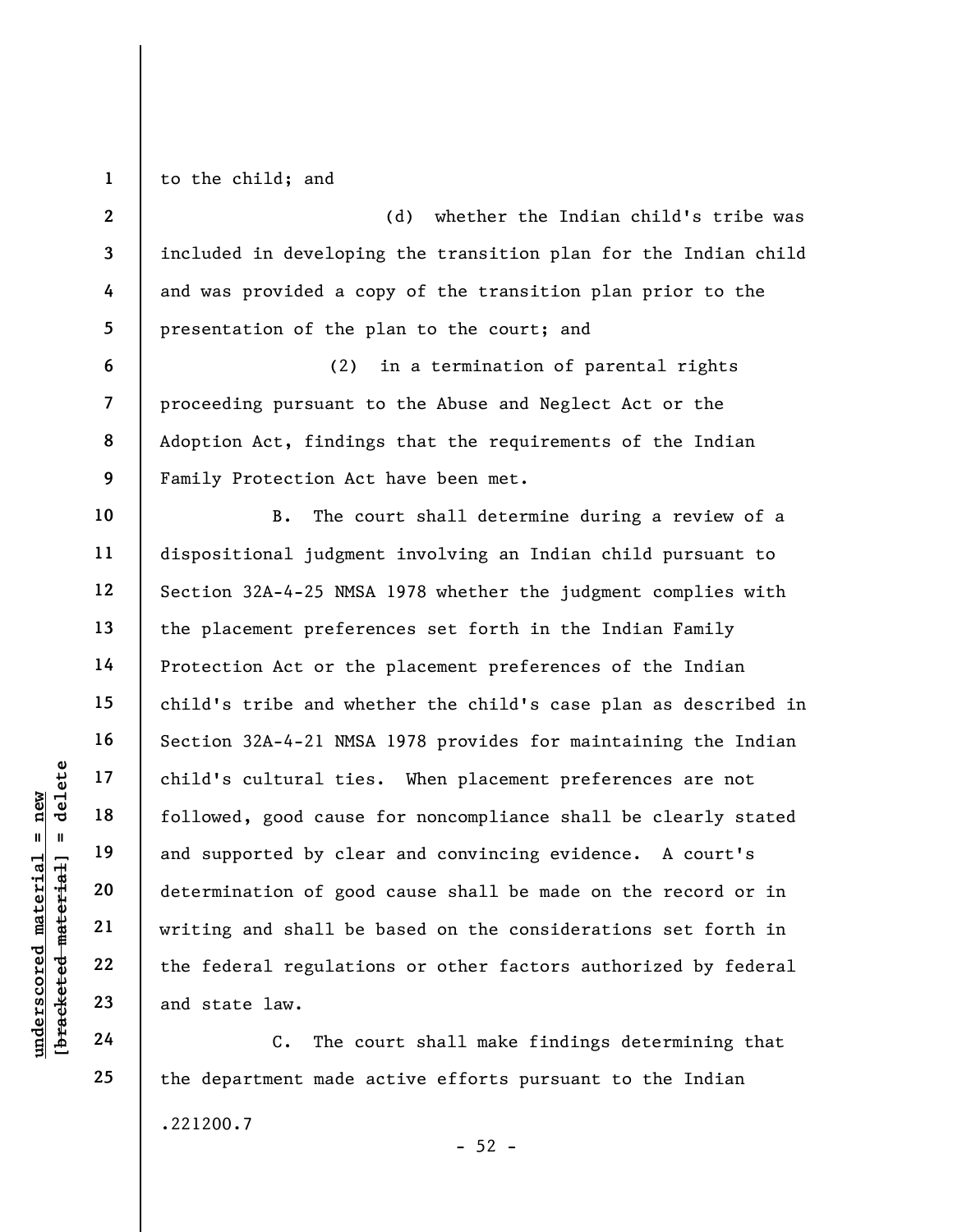to the child; and

(d) whether the Indian child's tribe was included in developing the transition plan for the Indian child and was provided a copy of the transition plan prior to the presentation of the plan to the court; and

(2) in a termination of parental rights proceeding pursuant to the Abuse and Neglect Act or the Adoption Act, findings that the requirements of the Indian Family Protection Act have been met.

B. The court shall determine during a review of a dispositional judgment involving an Indian child pursuant to Section 32A-4-25 NMSA 1978 whether the judgment complies with the placement preferences set forth in the Indian Family Protection Act or the placement preferences of the Indian child's tribe and whether the child's case plan as described in Section 32A-4-21 NMSA 1978 provides for maintaining the Indian child's cultural ties. When placement preferences are not followed, good cause for noncompliance shall be clearly stated and supported by clear and convincing evidence. A court's determination of good cause shall be made on the record or in writing and shall be based on the considerations set forth in the federal regulations or other factors authorized by federal and state law.

C. The court shall make findings determining that the department made active efforts pursuant to the Indian

.221200.7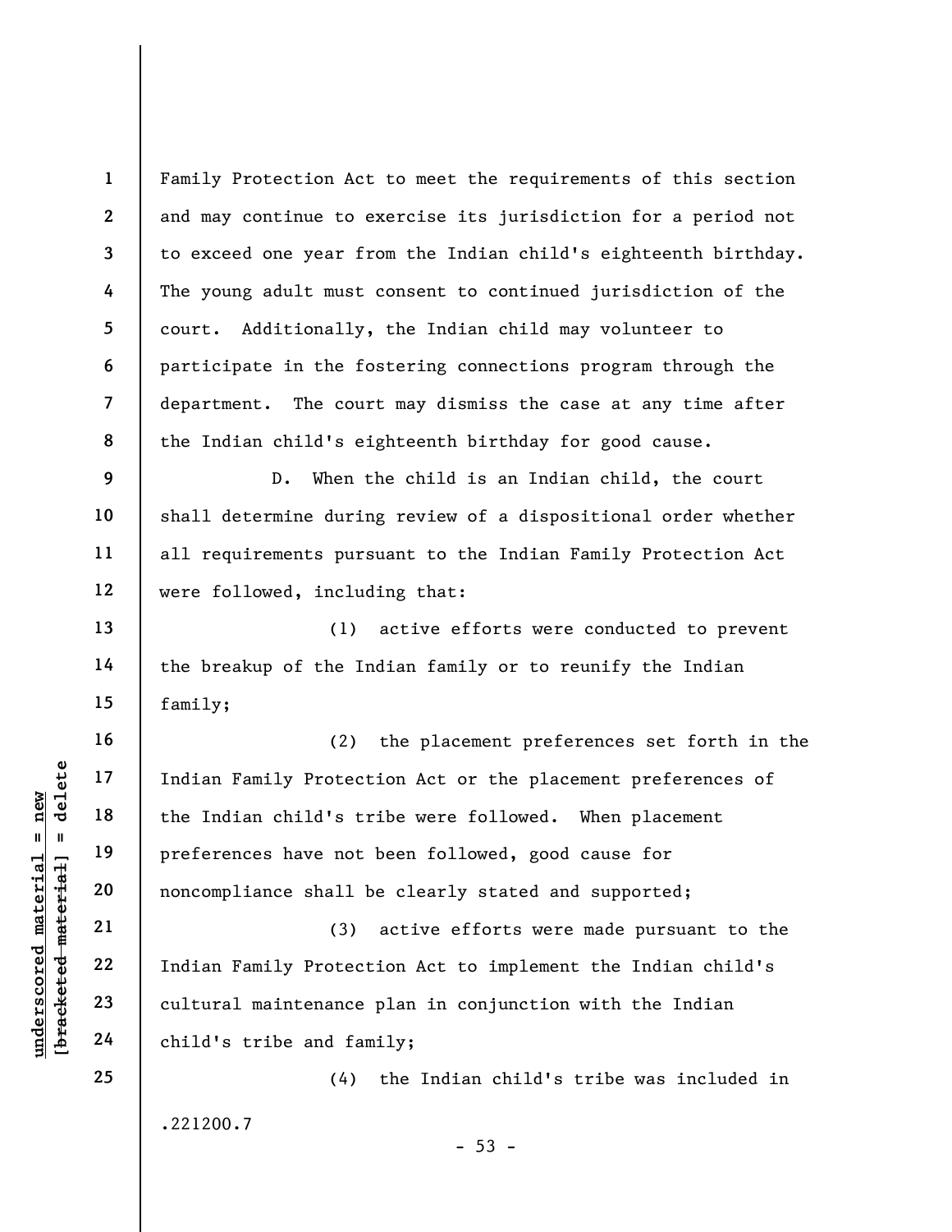Family Protection Act to meet the requirements of this section and may continue to exercise its jurisdiction for a period not to exceed one year from the Indian child's eighteenth birthday. The young adult must consent to continued jurisdiction of the court. Additionally, the Indian child may volunteer to participate in the fostering connections program through the department. The court may dismiss the case at any time after the Indian child's eighteenth birthday for good cause.

D. When the child is an Indian child, the court shall determine during review of a dispositional order whether all requirements pursuant to the Indian Family Protection Act were followed, including that:

(1) active efforts were conducted to prevent the breakup of the Indian family or to reunify the Indian family;

(2) the placement preferences set forth in the Indian Family Protection Act or the placement preferences of the Indian child's tribe were followed. When placement preferences have not been followed, good cause for noncompliance shall be clearly stated and supported;

(3) active efforts were made pursuant to the Indian Family Protection Act to implement the Indian child's cultural maintenance plan in conjunction with the Indian child's tribe and family;

(4) the Indian child's tribe was included in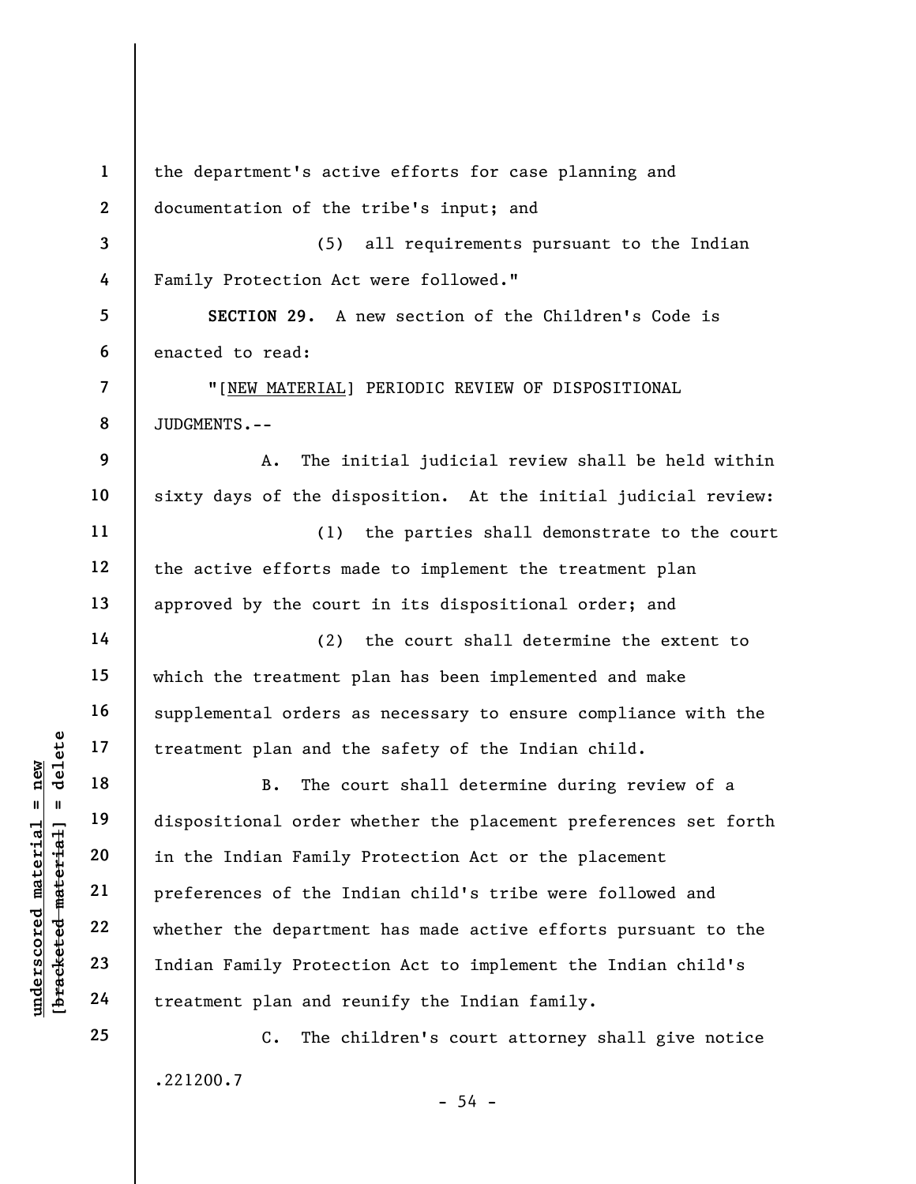the department's active efforts for case planning and documentation of the tribe's input; and

(5) all requirements pursuant to the Indian Family Protection Act were followed."

**SECTION 29.** A new section of the Children's Code is enacted to read:

"[NEW MATERIAL] PERIODIC REVIEW OF DISPOSITIONAL JUDGMENTS.--

A. The initial judicial review shall be held within sixty days of the disposition. At the initial judicial review:

(1) the parties shall demonstrate to the court the active efforts made to implement the treatment plan approved by the court in its dispositional order; and

(2) the court shall determine the extent to which the treatment plan has been implemented and make supplemental orders as necessary to ensure compliance with the treatment plan and the safety of the Indian child.

B. The court shall determine during review of a dispositional order whether the placement preferences set forth in the Indian Family Protection Act or the placement preferences of the Indian child's tribe were followed and whether the department has made active efforts pursuant to the Indian Family Protection Act to implement the Indian child's treatment plan and reunify the Indian family.

C. The children's court attorney shall give notice

.221200.7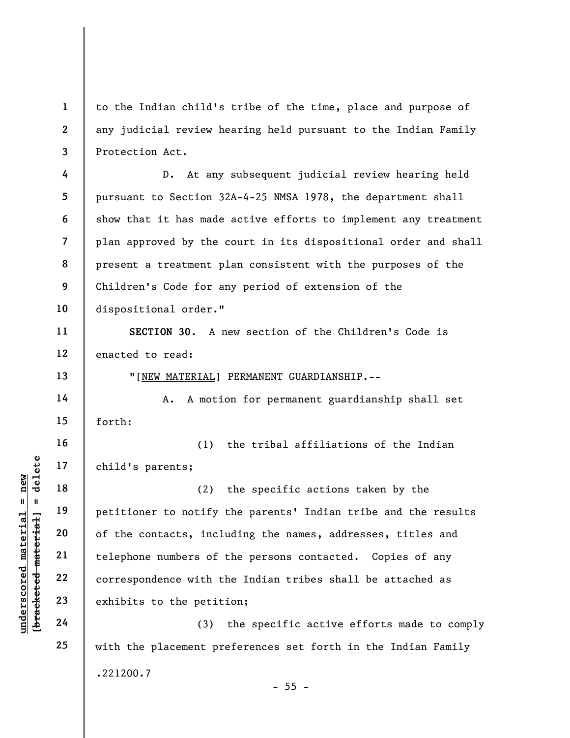to the Indian child's tribe of the time, place and purpose of any judicial review hearing held pursuant to the Indian Family Protection Act.

D. At any subsequent judicial review hearing held pursuant to Section 32A-4-25 NMSA 1978, the department shall show that it has made active efforts to implement any treatment plan approved by the court in its dispositional order and shall present a treatment plan consistent with the purposes of the Children's Code for any period of extension of the dispositional order."

**SECTION 30.** A new section of the Children's Code is enacted to read:

"[NEW MATERIAL] PERMANENT GUARDIANSHIP.--

A. A motion for permanent guardianship shall set forth:

(1) the tribal affiliations of the Indian child's parents;

(2) the specific actions taken by the petitioner to notify the parents' Indian tribe and the results of the contacts, including the names, addresses, titles and telephone numbers of the persons contacted. Copies of any correspondence with the Indian tribes shall be attached as exhibits to the petition;

(3) the specific active efforts made to comply with the placement preferences set forth in the Indian Family

.221200.7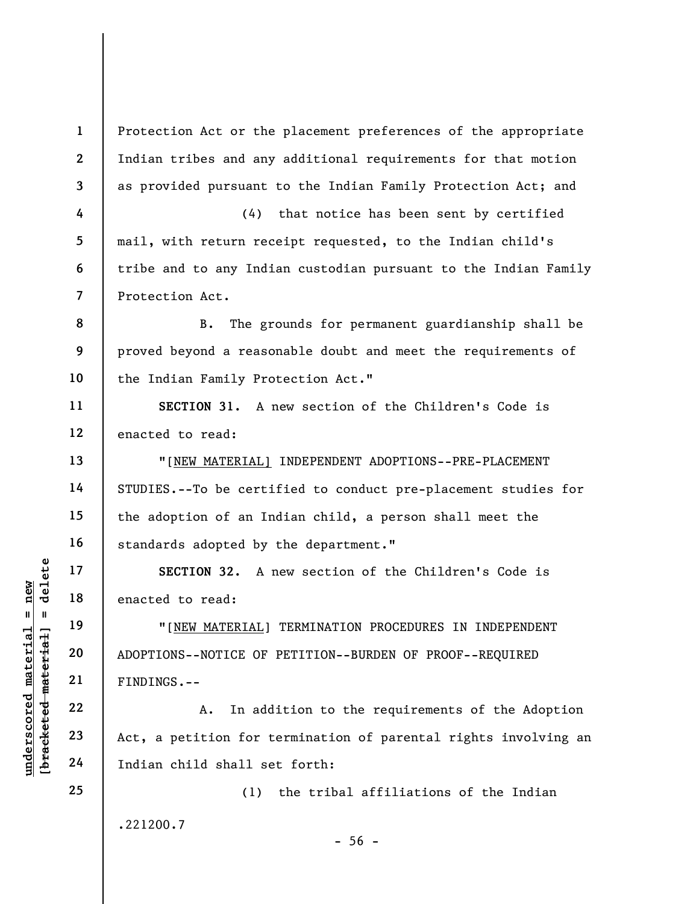Protection Act or the placement preferences of the appropriate Indian tribes and any additional requirements for that motion as provided pursuant to the Indian Family Protection Act; and

(4) that notice has been sent by certified mail, with return receipt requested, to the Indian child's tribe and to any Indian custodian pursuant to the Indian Family Protection Act.

B. The grounds for permanent guardianship shall be proved beyond a reasonable doubt and meet the requirements of the Indian Family Protection Act."

**SECTION 31.** A new section of the Children's Code is enacted to read:

"[NEW MATERIAL] INDEPENDENT ADOPTIONS--PRE-PLACEMENT STUDIES.--To be certified to conduct pre-placement studies for the adoption of an Indian child, a person shall meet the standards adopted by the department."

**SECTION 32.** A new section of the Children's Code is enacted to read:

"[NEW MATERIAL] TERMINATION PROCEDURES IN INDEPENDENT ADOPTIONS--NOTICE OF PETITION--BURDEN OF PROOF--REQUIRED FINDINGS.--

A. In addition to the requirements of the Adoption Act, a petition for termination of parental rights involving an Indian child shall set forth:

(1) the tribal affiliations of the Indian

.221200.7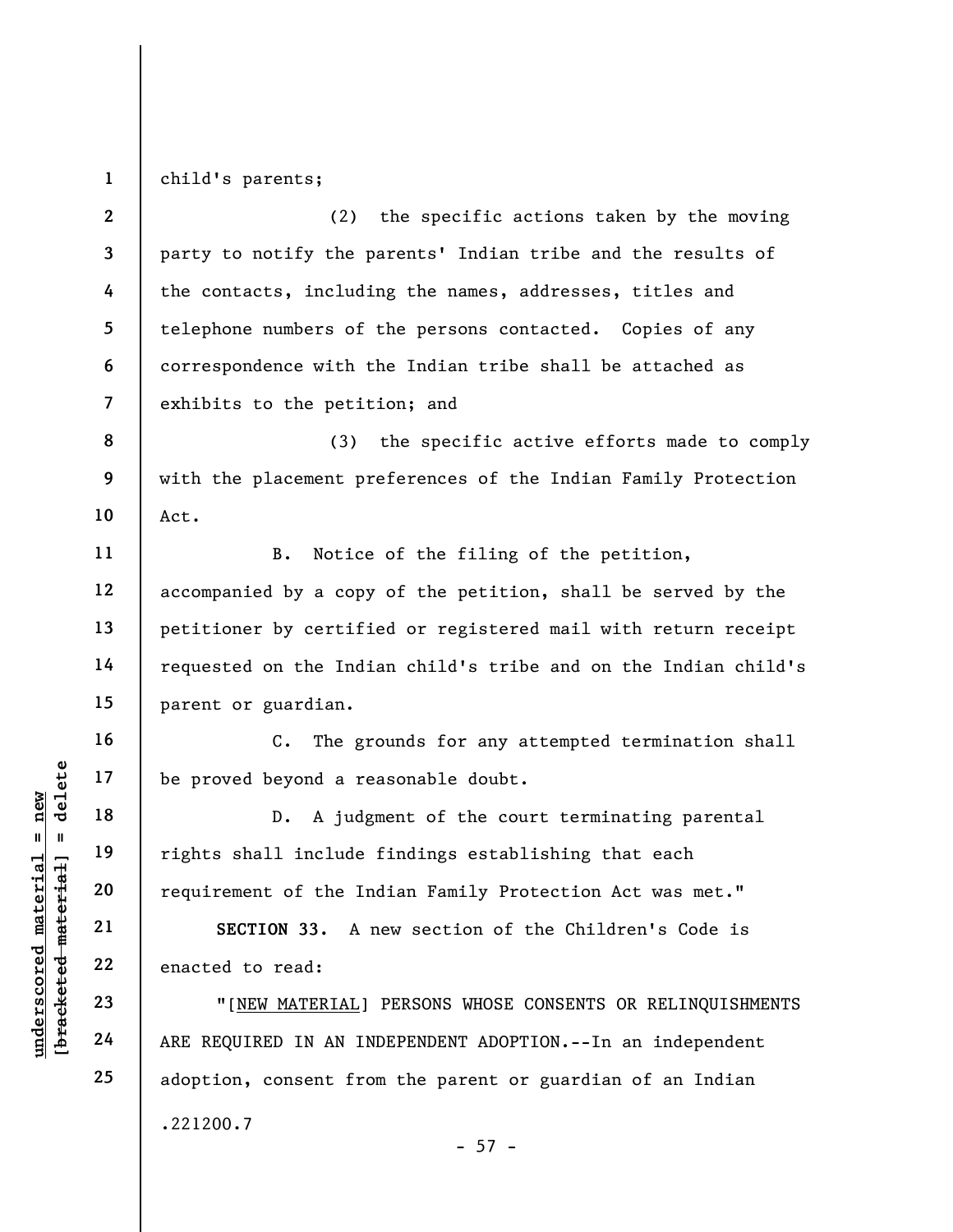child's parents;

(2) the specific actions taken by the moving party to notify the parents' Indian tribe and the results of the contacts, including the names, addresses, titles and telephone numbers of the persons contacted. Copies of any correspondence with the Indian tribe shall be attached as exhibits to the petition; and

(3) the specific active efforts made to comply with the placement preferences of the Indian Family Protection Act.

B. Notice of the filing of the petition, accompanied by a copy of the petition, shall be served by the petitioner by certified or registered mail with return receipt requested on the Indian child's tribe and on the Indian child's parent or guardian.

C. The grounds for any attempted termination shall be proved beyond a reasonable doubt.

D. A judgment of the court terminating parental rights shall include findings establishing that each requirement of the Indian Family Protection Act was met."

**SECTION 33.** A new section of the Children's Code is enacted to read:

"[NEW MATERIAL] PERSONS WHOSE CONSENTS OR RELINQUISHMENTS ARE REQUIRED IN AN INDEPENDENT ADOPTION.--In an independent adoption, consent from the parent or guardian of an Indian

.221200.7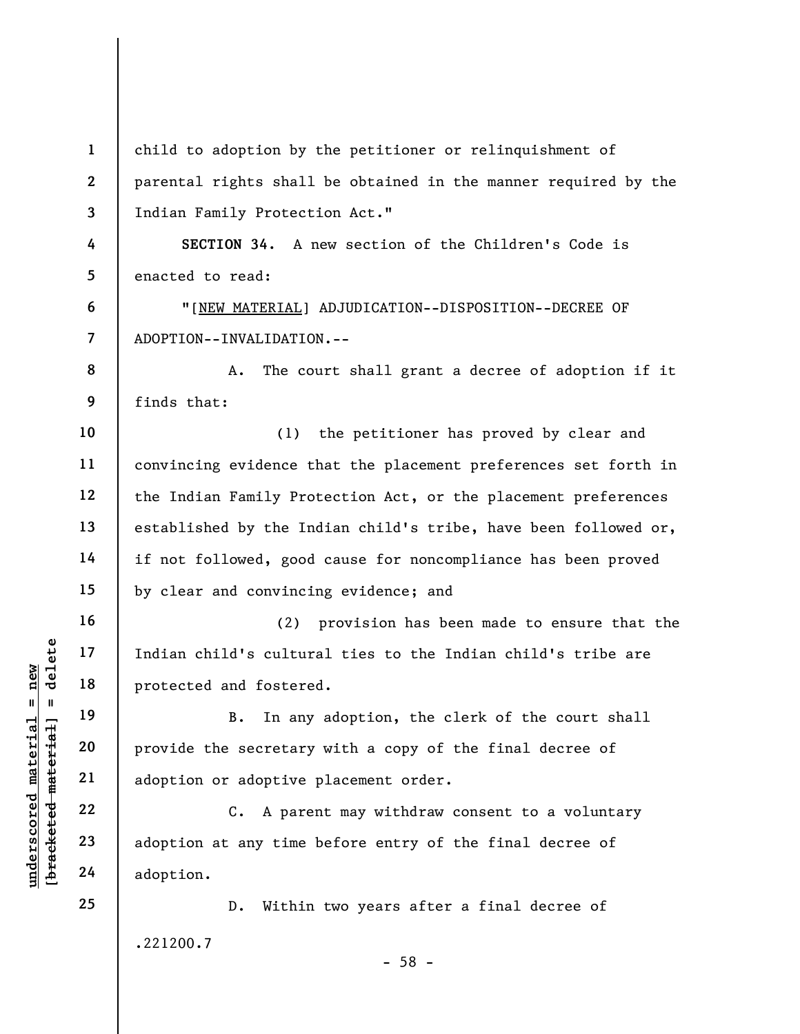child to adoption by the petitioner or relinquishment of parental rights shall be obtained in the manner required by the Indian Family Protection Act."

**SECTION 34.** A new section of the Children's Code is enacted to read:

"[NEW MATERIAL] ADJUDICATION--DISPOSITION--DECREE OF ADOPTION--INVALIDATION.--

A. The court shall grant a decree of adoption if it finds that:

(1) the petitioner has proved by clear and convincing evidence that the placement preferences set forth in the Indian Family Protection Act, or the placement preferences established by the Indian child's tribe, have been followed or, if not followed, good cause for noncompliance has been proved by clear and convincing evidence; and

(2) provision has been made to ensure that the Indian child's cultural ties to the Indian child's tribe are protected and fostered.

B. In any adoption, the clerk of the court shall provide the secretary with a copy of the final decree of adoption or adoptive placement order.

C. A parent may withdraw consent to a voluntary adoption at any time before entry of the final decree of adoption.

D. Within two years after a final decree of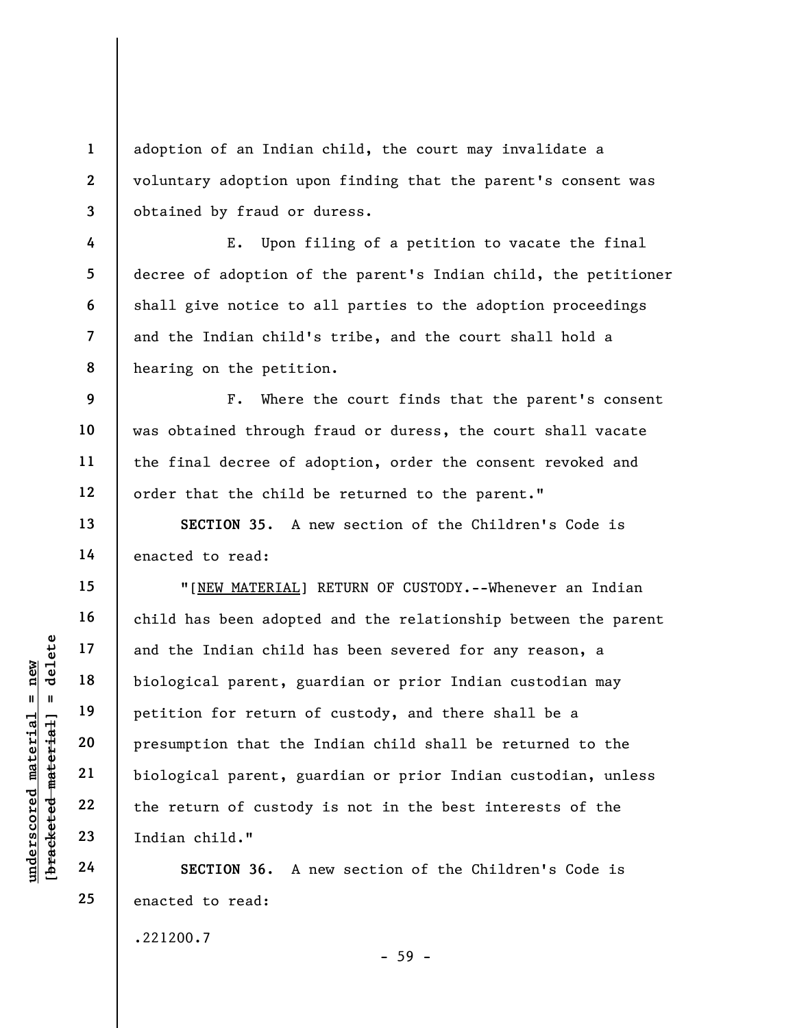adoption of an Indian child, the court may invalidate a voluntary adoption upon finding that the parent's consent was obtained by fraud or duress.

E. Upon filing of a petition to vacate the final decree of adoption of the parent's Indian child, the petitioner shall give notice to all parties to the adoption proceedings and the Indian child's tribe, and the court shall hold a hearing on the petition.

F. Where the court finds that the parent's consent was obtained through fraud or duress, the court shall vacate the final decree of adoption, order the consent revoked and order that the child be returned to the parent."

**SECTION 35.** A new section of the Children's Code is enacted to read:

"[NEW MATERIAL] RETURN OF CUSTODY.--Whenever an Indian child has been adopted and the relationship between the parent and the Indian child has been severed for any reason, a biological parent, guardian or prior Indian custodian may petition for return of custody, and there shall be a presumption that the Indian child shall be returned to the biological parent, guardian or prior Indian custodian, unless the return of custody is not in the best interests of the Indian child."

**SECTION 36.** A new section of the Children's Code is enacted to read:

.221200.7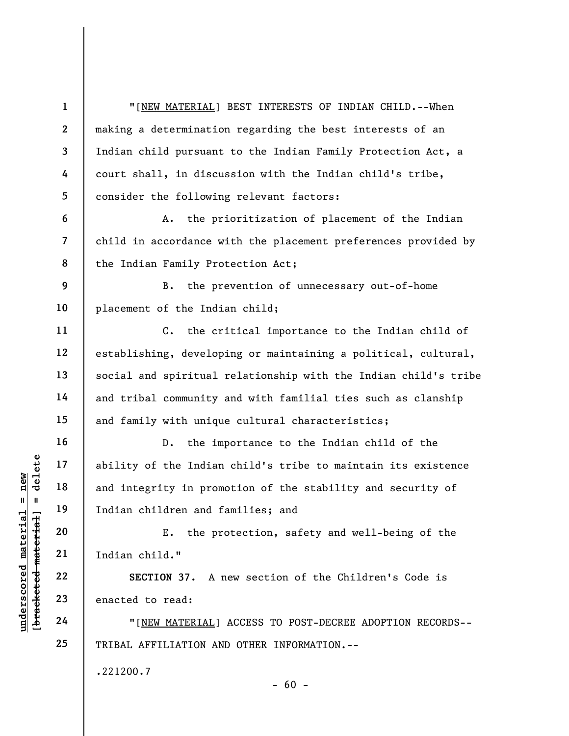"[NEW MATERIAL] BEST INTERESTS OF INDIAN CHILD.--When making a determination regarding the best interests of an Indian child pursuant to the Indian Family Protection Act, a court shall, in discussion with the Indian child's tribe, consider the following relevant factors:

A. the prioritization of placement of the Indian child in accordance with the placement preferences provided by the Indian Family Protection Act;

B. the prevention of unnecessary out-of-home placement of the Indian child;

C. the critical importance to the Indian child of establishing, developing or maintaining a political, cultural, social and spiritual relationship with the Indian child's tribe and tribal community and with familial ties such as clanship and family with unique cultural characteristics;

D. the importance to the Indian child of the ability of the Indian child's tribe to maintain its existence and integrity in promotion of the stability and security of Indian children and families; and

E. the protection, safety and well-being of the Indian child."

**SECTION 37.** A new section of the Children's Code is enacted to read:

"[NEW MATERIAL] ACCESS TO POST-DECREE ADOPTION RECORDS--TRIBAL AFFILIATION AND OTHER INFORMATION.--

.221200.7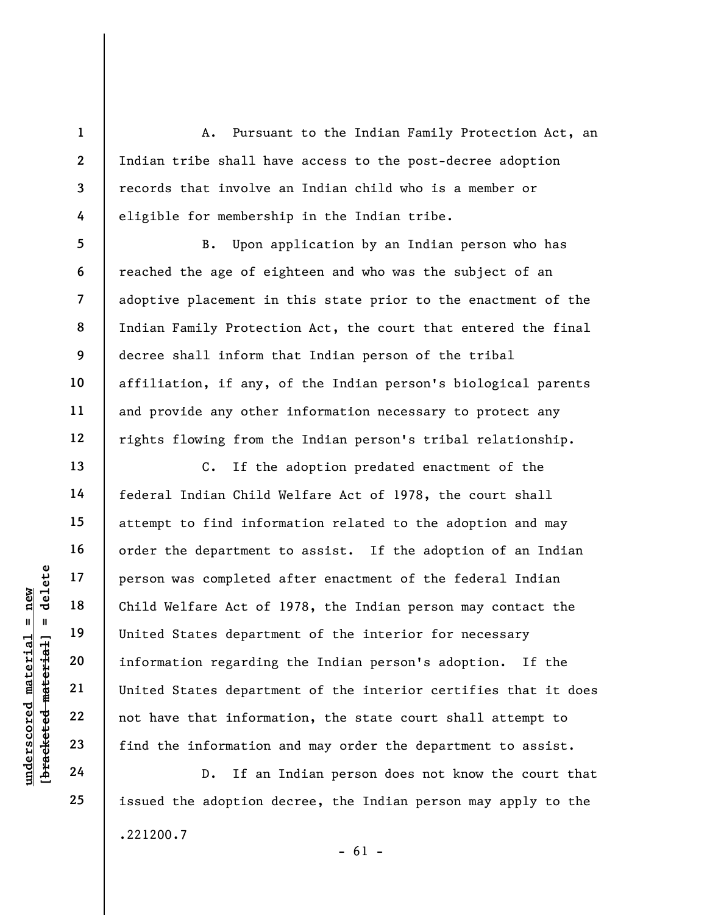A. Pursuant to the Indian Family Protection Act, an Indian tribe shall have access to the post-decree adoption records that involve an Indian child who is a member or eligible for membership in the Indian tribe.

B. Upon application by an Indian person who has reached the age of eighteen and who was the subject of an adoptive placement in this state prior to the enactment of the Indian Family Protection Act, the court that entered the final decree shall inform that Indian person of the tribal affiliation, if any, of the Indian person's biological parents and provide any other information necessary to protect any rights flowing from the Indian person's tribal relationship.

C. If the adoption predated enactment of the federal Indian Child Welfare Act of 1978, the court shall attempt to find information related to the adoption and may order the department to assist. If the adoption of an Indian person was completed after enactment of the federal Indian Child Welfare Act of 1978, the Indian person may contact the United States department of the interior for necessary information regarding the Indian person's adoption. If the United States department of the interior certifies that it does not have that information, the state court shall attempt to find the information and may order the department to assist.

D. If an Indian person does not know the court that issued the adoption decree, the Indian person may apply to the

.221200.7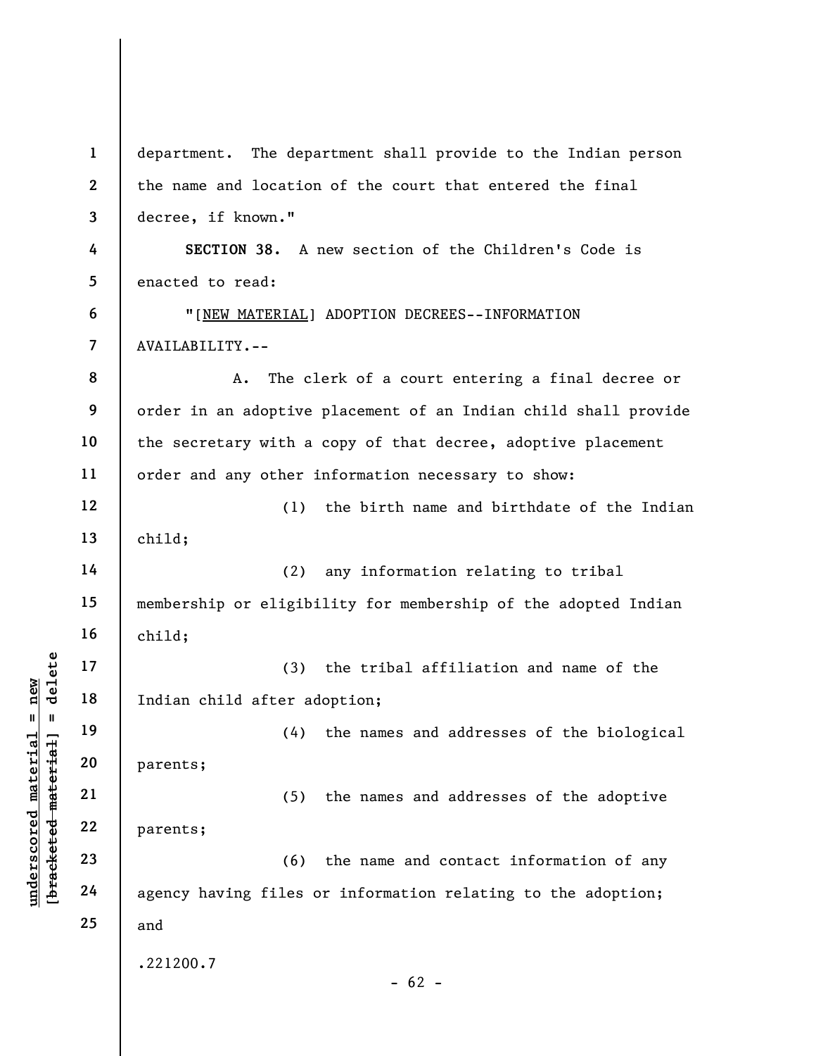department. The department shall provide to the Indian person the name and location of the court that entered the final decree, if known."

**SECTION 38.** A new section of the Children's Code is enacted to read:

"[NEW MATERIAL] ADOPTION DECREES--INFORMATION AVAILABILITY.--

A. The clerk of a court entering a final decree or order in an adoptive placement of an Indian child shall provide the secretary with a copy of that decree, adoptive placement order and any other information necessary to show:

(1) the birth name and birthdate of the Indian child;

(2) any information relating to tribal membership or eligibility for membership of the adopted Indian child;

(3) the tribal affiliation and name of the Indian child after adoption;

(4) the names and addresses of the biological parents;

(5) the names and addresses of the adoptive parents;

(6) the name and contact information of any agency having files or information relating to the adoption; and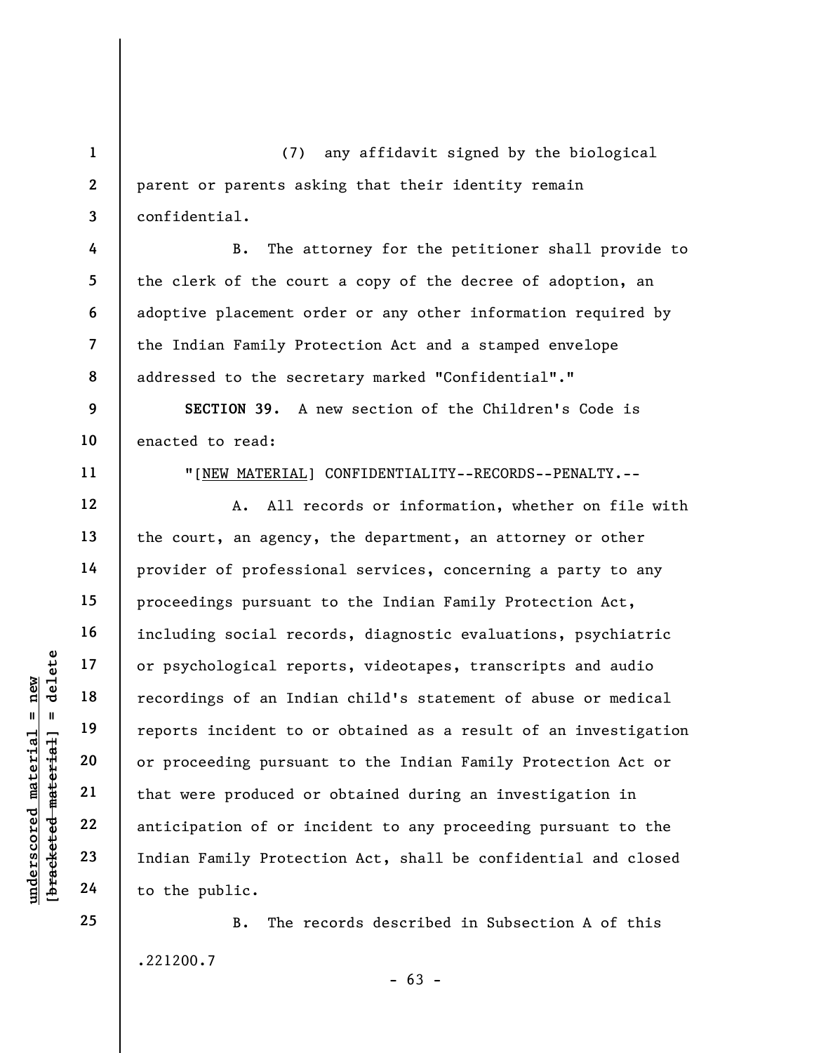(7) any affidavit signed by the biological parent or parents asking that their identity remain confidential.

B. The attorney for the petitioner shall provide to the clerk of the court a copy of the decree of adoption, an adoptive placement order or any other information required by the Indian Family Protection Act and a stamped envelope addressed to the secretary marked "Confidential"."

**SECTION 39.** A new section of the Children's Code is enacted to read:

"[NEW MATERIAL] CONFIDENTIALITY--RECORDS--PENALTY.--

A. All records or information, whether on file with the court, an agency, the department, an attorney or other provider of professional services, concerning a party to any proceedings pursuant to the Indian Family Protection Act, including social records, diagnostic evaluations, psychiatric or psychological reports, videotapes, transcripts and audio recordings of an Indian child's statement of abuse or medical reports incident to or obtained as a result of an investigation or proceeding pursuant to the Indian Family Protection Act or that were produced or obtained during an investigation in anticipation of or incident to any proceeding pursuant to the Indian Family Protection Act, shall be confidential and closed to the public.

B. The records described in Subsection A of this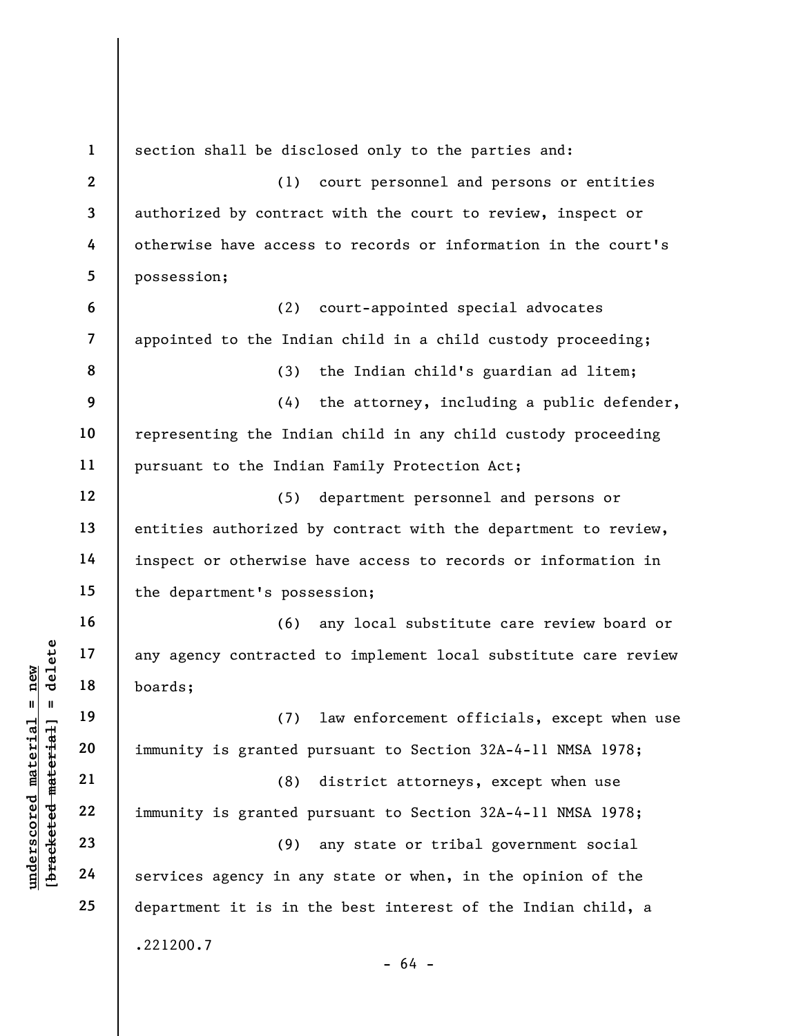section shall be disclosed only to the parties and:

(1) court personnel and persons or entities authorized by contract with the court to review, inspect or otherwise have access to records or information in the court's possession;

(2) court-appointed special advocates appointed to the Indian child in a child custody proceeding;

(3) the Indian child's guardian ad litem;

(4) the attorney, including a public defender, representing the Indian child in any child custody proceeding pursuant to the Indian Family Protection Act;

(5) department personnel and persons or entities authorized by contract with the department to review, inspect or otherwise have access to records or information in the department's possession;

(6) any local substitute care review board or any agency contracted to implement local substitute care review boards;

(7) law enforcement officials, except when use immunity is granted pursuant to Section 32A-4-11 NMSA 1978;

(8) district attorneys, except when use immunity is granted pursuant to Section 32A-4-11 NMSA 1978;

(9) any state or tribal government social services agency in any state or when, in the opinion of the department it is in the best interest of the Indian child, a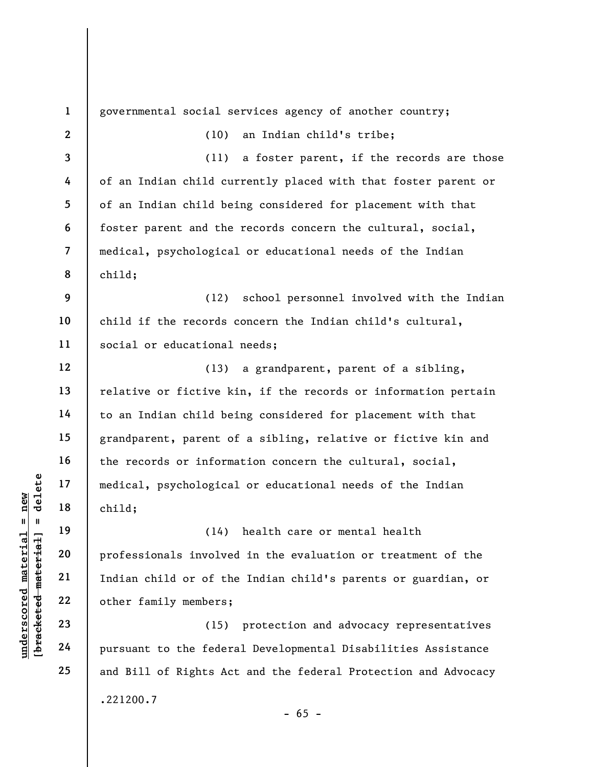governmental social services agency of another country;

(10) an Indian child's tribe;

(11) a foster parent, if the records are those of an Indian child currently placed with that foster parent or of an Indian child being considered for placement with that foster parent and the records concern the cultural, social, medical, psychological or educational needs of the Indian child;

(12) school personnel involved with the Indian child if the records concern the Indian child's cultural, social or educational needs;

(13) a grandparent, parent of a sibling, relative or fictive kin, if the records or information pertain to an Indian child being considered for placement with that grandparent, parent of a sibling, relative or fictive kin and the records or information concern the cultural, social, medical, psychological or educational needs of the Indian child;

(14) health care or mental health professionals involved in the evaluation or treatment of the Indian child or of the Indian child's parents or guardian, or other family members;

(15) protection and advocacy representatives pursuant to the federal Developmental Disabilities Assistance and Bill of Rights Act and the federal Protection and Advocacy

.221200.7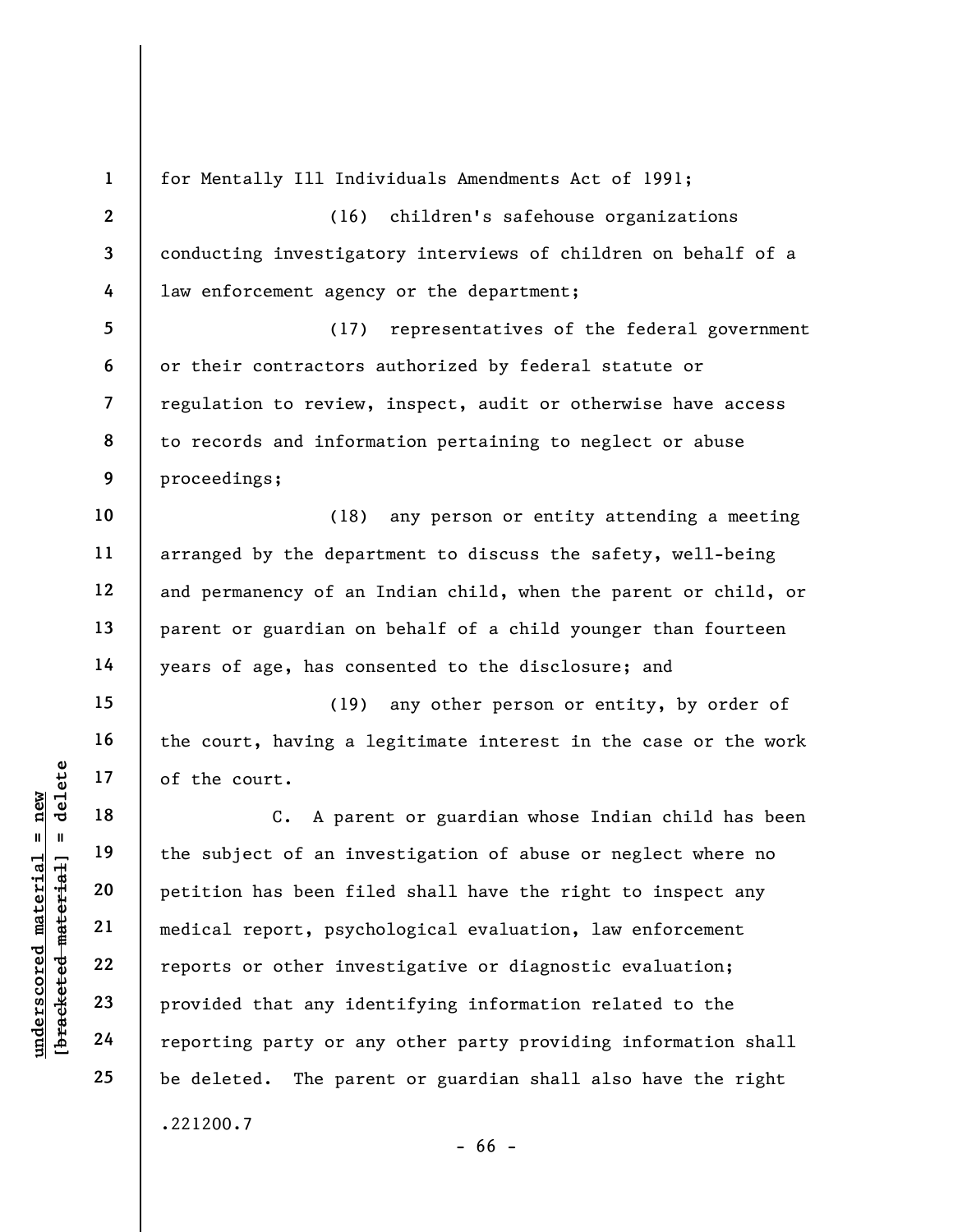for Mentally Ill Individuals Amendments Act of 1991;

(16) children's safehouse organizations conducting investigatory interviews of children on behalf of a law enforcement agency or the department;

(17) representatives of the federal government or their contractors authorized by federal statute or regulation to review, inspect, audit or otherwise have access to records and information pertaining to neglect or abuse proceedings;

(18) any person or entity attending a meeting arranged by the department to discuss the safety, well-being and permanency of an Indian child, when the parent or child, or parent or guardian on behalf of a child younger than fourteen years of age, has consented to the disclosure; and

(19) any other person or entity, by order of the court, having a legitimate interest in the case or the work of the court.

C. A parent or guardian whose Indian child has been the subject of an investigation of abuse or neglect where no petition has been filed shall have the right to inspect any medical report, psychological evaluation, law enforcement reports or other investigative or diagnostic evaluation; provided that any identifying information related to the reporting party or any other party providing information shall be deleted. The parent or guardian shall also have the right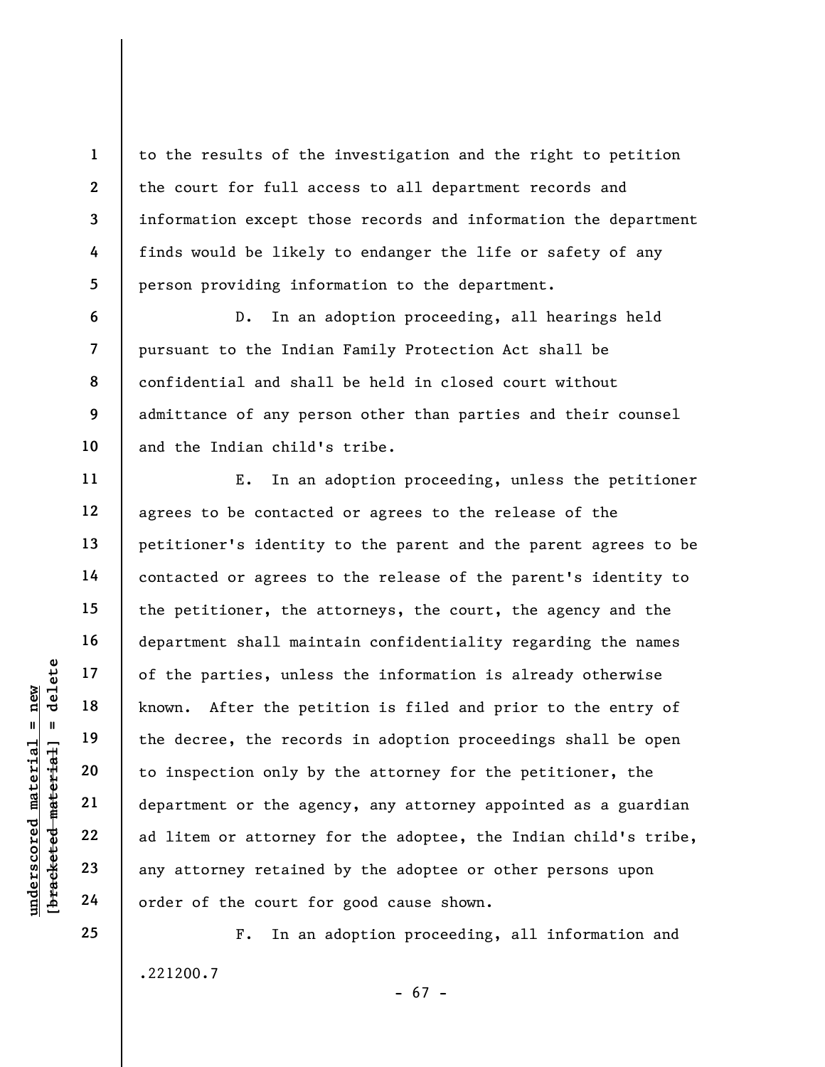to the results of the investigation and the right to petition the court for full access to all department records and information except those records and information the department finds would be likely to endanger the life or safety of any person providing information to the department.

D. In an adoption proceeding, all hearings held pursuant to the Indian Family Protection Act shall be confidential and shall be held in closed court without admittance of any person other than parties and their counsel and the Indian child's tribe.

E. In an adoption proceeding, unless the petitioner agrees to be contacted or agrees to the release of the petitioner's identity to the parent and the parent agrees to be contacted or agrees to the release of the parent's identity to the petitioner, the attorneys, the court, the agency and the department shall maintain confidentiality regarding the names of the parties, unless the information is already otherwise known. After the petition is filed and prior to the entry of the decree, the records in adoption proceedings shall be open to inspection only by the attorney for the petitioner, the department or the agency, any attorney appointed as a guardian ad litem or attorney for the adoptee, the Indian child's tribe, any attorney retained by the adoptee or other persons upon order of the court for good cause shown.

F. In an adoption proceeding, all information and

.221200.7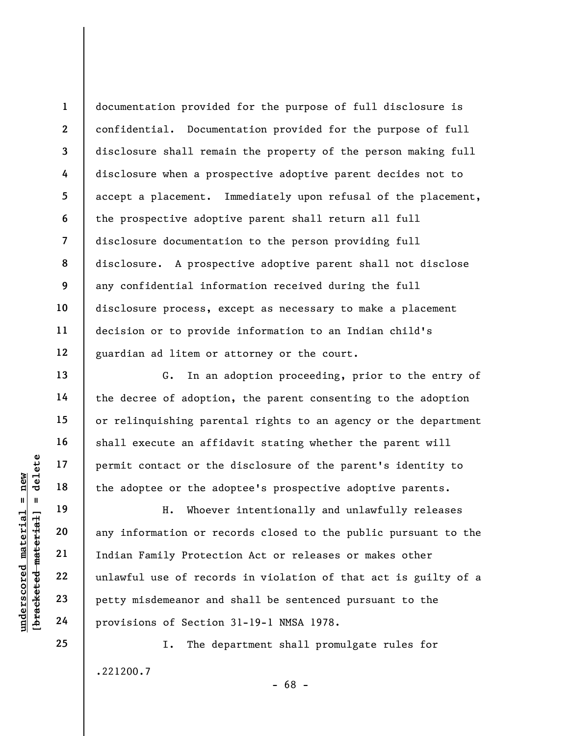documentation provided for the purpose of full disclosure is confidential. Documentation provided for the purpose of full disclosure shall remain the property of the person making full disclosure when a prospective adoptive parent decides not to accept a placement. Immediately upon refusal of the placement, the prospective adoptive parent shall return all full disclosure documentation to the person providing full disclosure. A prospective adoptive parent shall not disclose any confidential information received during the full disclosure process, except as necessary to make a placement decision or to provide information to an Indian child's guardian ad litem or attorney or the court.

G. In an adoption proceeding, prior to the entry of the decree of adoption, the parent consenting to the adoption or relinquishing parental rights to an agency or the department shall execute an affidavit stating whether the parent will permit contact or the disclosure of the parent's identity to the adoptee or the adoptee's prospective adoptive parents.

H. Whoever intentionally and unlawfully releases any information or records closed to the public pursuant to the Indian Family Protection Act or releases or makes other unlawful use of records in violation of that act is guilty of a petty misdemeanor and shall be sentenced pursuant to the provisions of Section 31-19-1 NMSA 1978.

I. The department shall promulgate rules for

.221200.7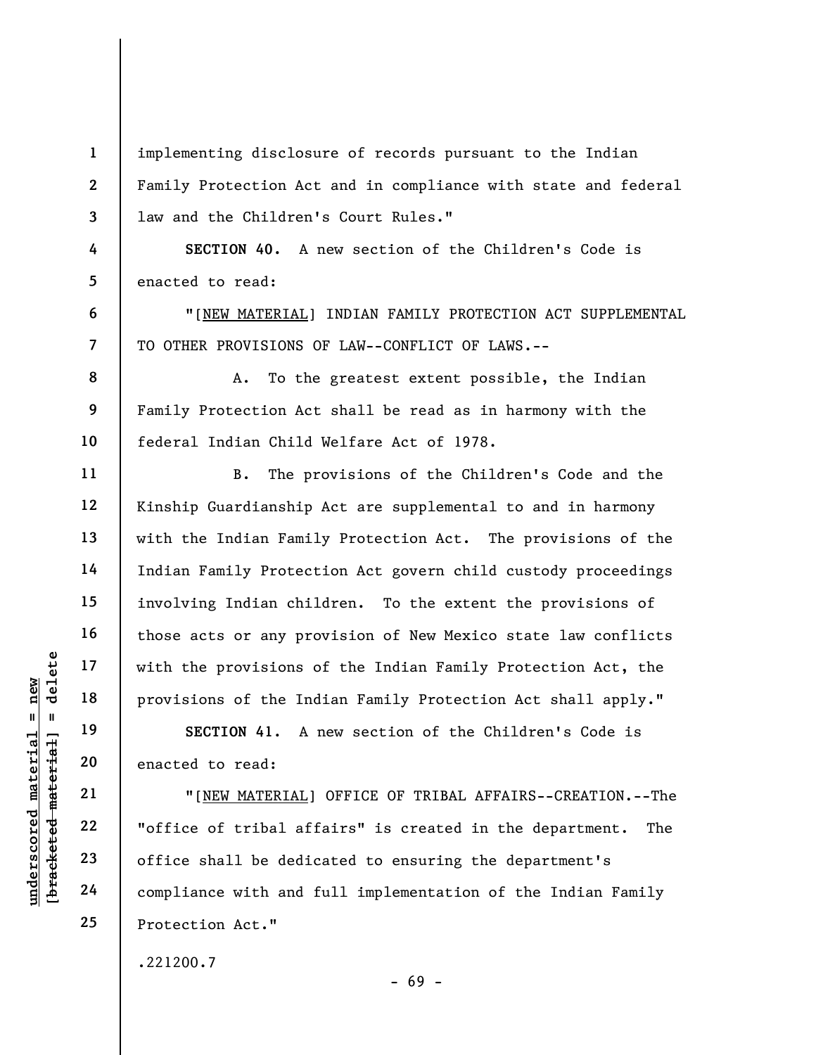implementing disclosure of records pursuant to the Indian Family Protection Act and in compliance with state and federal law and the Children's Court Rules."

**SECTION 40.** A new section of the Children's Code is enacted to read:

"[NEW MATERIAL] INDIAN FAMILY PROTECTION ACT SUPPLEMENTAL TO OTHER PROVISIONS OF LAW--CONFLICT OF LAWS.--

A. To the greatest extent possible, the Indian Family Protection Act shall be read as in harmony with the federal Indian Child Welfare Act of 1978.

B. The provisions of the Children's Code and the Kinship Guardianship Act are supplemental to and in harmony with the Indian Family Protection Act. The provisions of the Indian Family Protection Act govern child custody proceedings involving Indian children. To the extent the provisions of those acts or any provision of New Mexico state law conflicts with the provisions of the Indian Family Protection Act, the provisions of the Indian Family Protection Act shall apply."

**SECTION 41.** A new section of the Children's Code is enacted to read:

"[NEW MATERIAL] OFFICE OF TRIBAL AFFAIRS--CREATION.--The "office of tribal affairs" is created in the department. The office shall be dedicated to ensuring the department's compliance with and full implementation of the Indian Family Protection Act."

.221200.7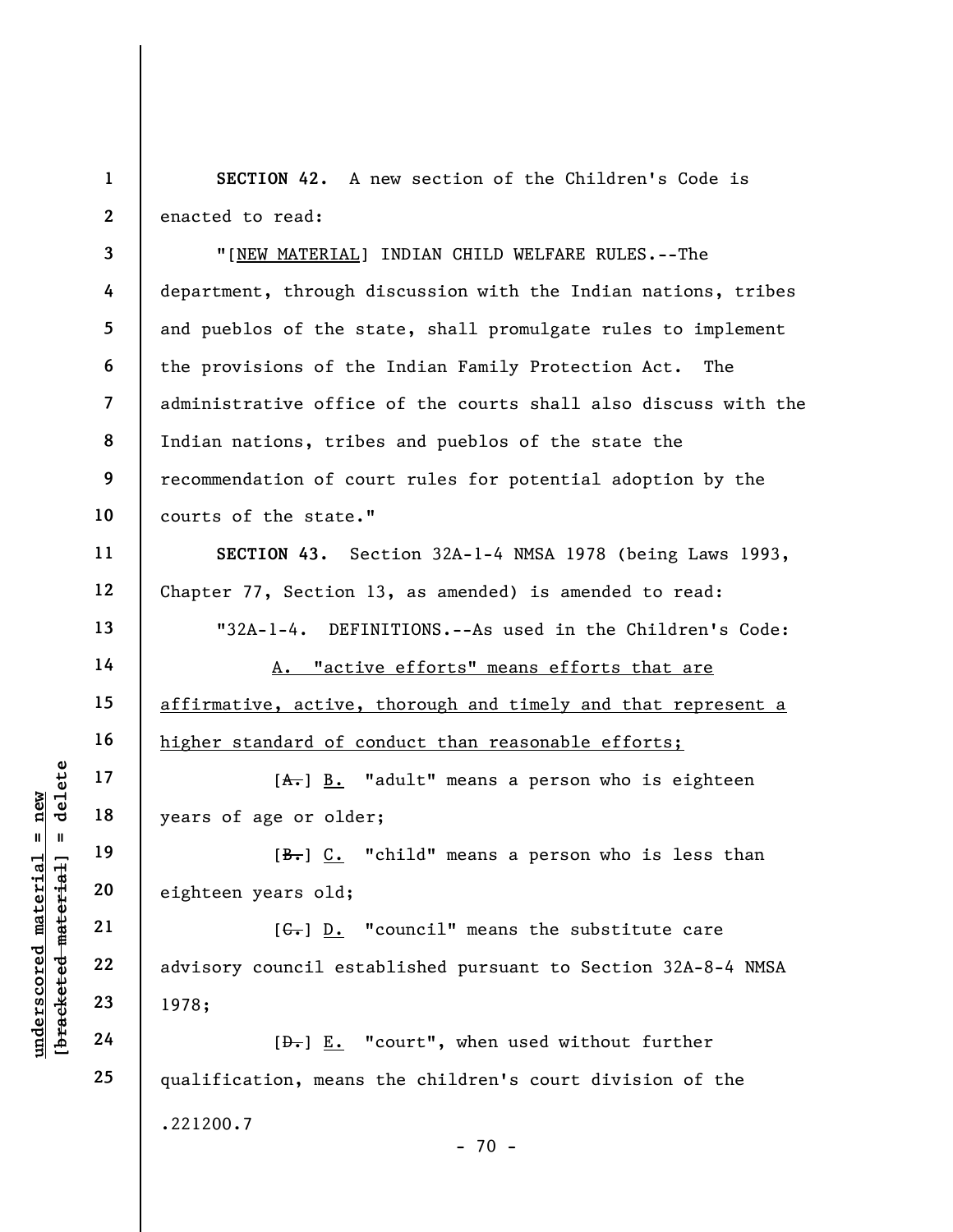**SECTION 42.** A new section of the Children's Code is enacted to read:

"[NEW MATERIAL] INDIAN CHILD WELFARE RULES.--The department, through discussion with the Indian nations, tribes and pueblos of the state, shall promulgate rules to implement the provisions of the Indian Family Protection Act. The administrative office of the courts shall also discuss with the Indian nations, tribes and pueblos of the state the recommendation of court rules for potential adoption by the courts of the state."

**SECTION 43.** Section 32A-1-4 NMSA 1978 (being Laws 1993, Chapter 77, Section 13, as amended) is amended to read:

"32A-1-4. DEFINITIONS.--As used in the Children's Code:

A. "active efforts" means efforts that are affirmative, active, thorough and timely and that represent a higher standard of conduct than reasonable efforts;

[A.] B. "adult" means a person who is eighteen years of age or older;

[B.] C. "child" means a person who is less than eighteen years old;

[C.] D. "council" means the substitute care advisory council established pursuant to Section 32A-8-4 NMSA 1978;

[D.] E. "court", when used without further qualification, means the children's court division of the

.221200.7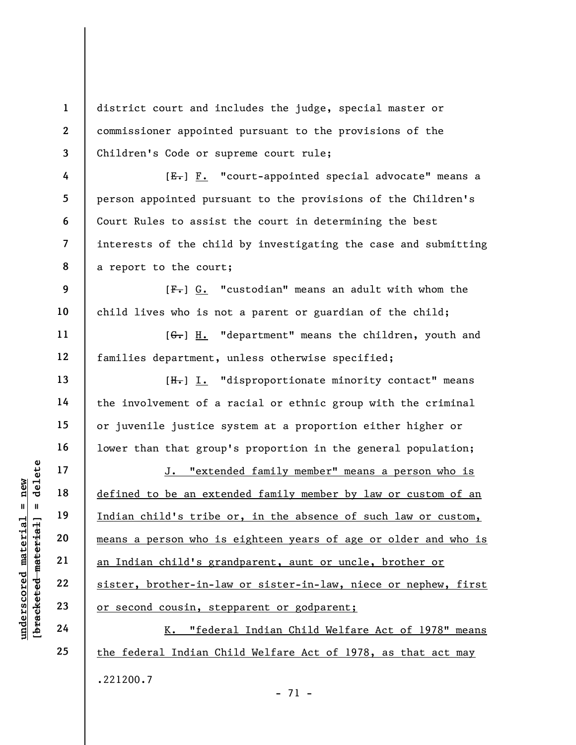district court and includes the judge, special master or commissioner appointed pursuant to the provisions of the Children's Code or supreme court rule;

[~~E.~~] F. "court-appointed special advocate" means a person appointed pursuant to the provisions of the Children's Court Rules to assist the court in determining the best interests of the child by investigating the case and submitting a report to the court;

[~~F.~~] G. "custodian" means an adult with whom the child lives who is not a parent or guardian of the child;

[~~G.~~] H. "department" means the children, youth and families department, unless otherwise specified;

[~~H.~~] I. "disproportionate minority contact" means the involvement of a racial or ethnic group with the criminal or juvenile justice system at a proportion either higher or lower than that group's proportion in the general population;

J. "extended family member" means a person who is defined to be an extended family member by law or custom of an Indian child's tribe or, in the absence of such law or custom, means a person who is eighteen years of age or older and who is an Indian child's grandparent, aunt or uncle, brother or sister, brother-in-law or sister-in-law, niece or nephew, first or second cousin, stepparent or godparent;

K. "federal Indian Child Welfare Act of 1978" means the federal Indian Child Welfare Act of 1978, as that act may

.221200.7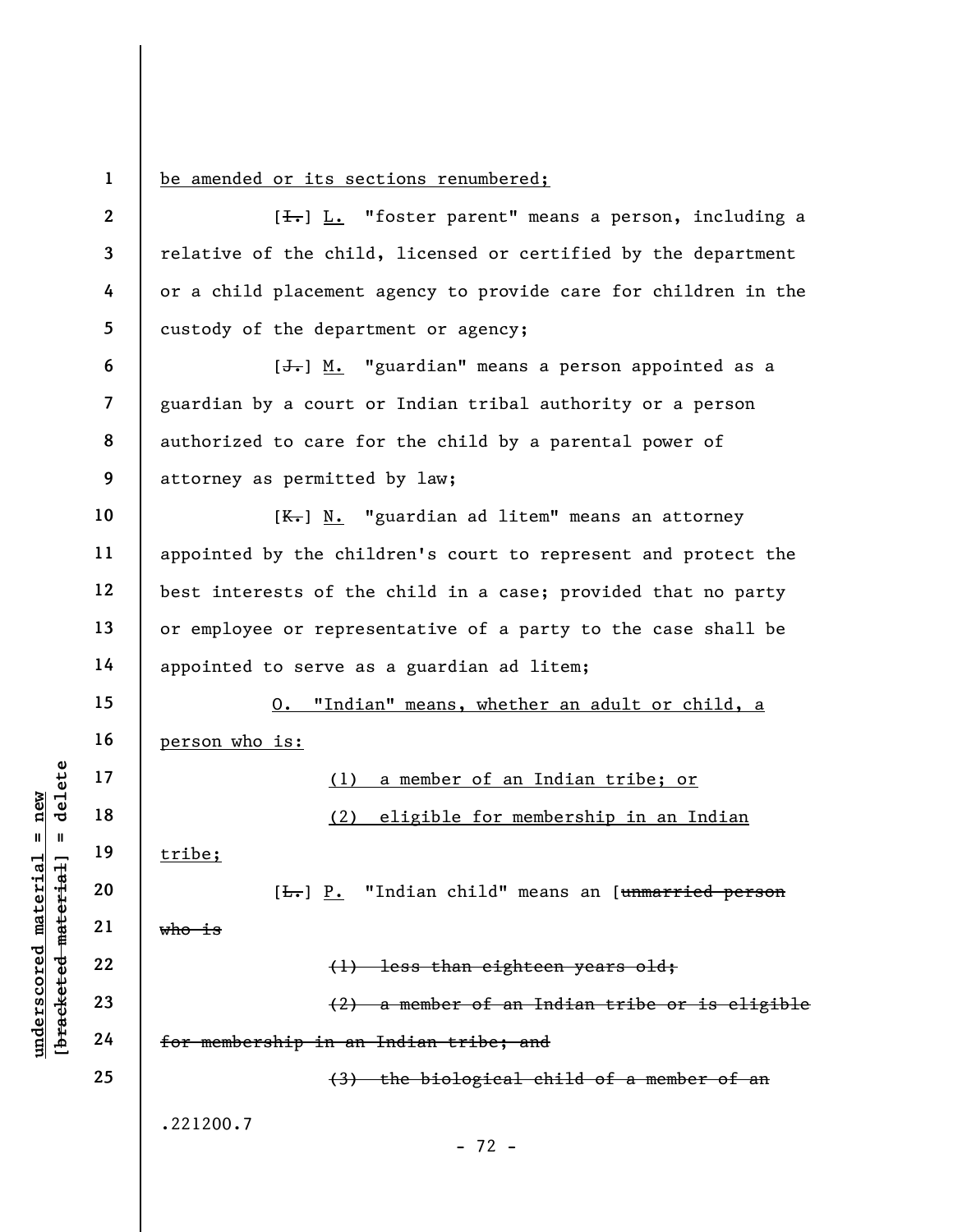<u>be amended or its sections renumbered;</u>

[~~I.~~] <u>L.</u> "foster parent" means a person, including a relative of the child, licensed or certified by the department or a child placement agency to provide care for children in the custody of the department or agency;

[~~J.~~] <u>M.</u> "guardian" means a person appointed as a guardian by a court or Indian tribal authority or a person authorized to care for the child by a parental power of attorney as permitted by law;

[~~K.~~] <u>N.</u> "guardian ad litem" means an attorney appointed by the children's court to represent and protect the best interests of the child in a case; provided that no party or employee or representative of a party to the case shall be appointed to serve as a guardian ad litem;

<u>O. "Indian" means, whether an adult or child, a person who is:</u>

<u>(1) a member of an Indian tribe; or</u>

<u>(2) eligible for membership in an Indian tribe;</u>

[~~L.~~] <u>P.</u> "Indian child" means an [~~unmarried person who is~~

~~(1) less than eighteen years old;~~

~~(2) a member of an Indian tribe or is eligible for membership in an Indian tribe; and~~

~~(3) the biological child of a member of an~~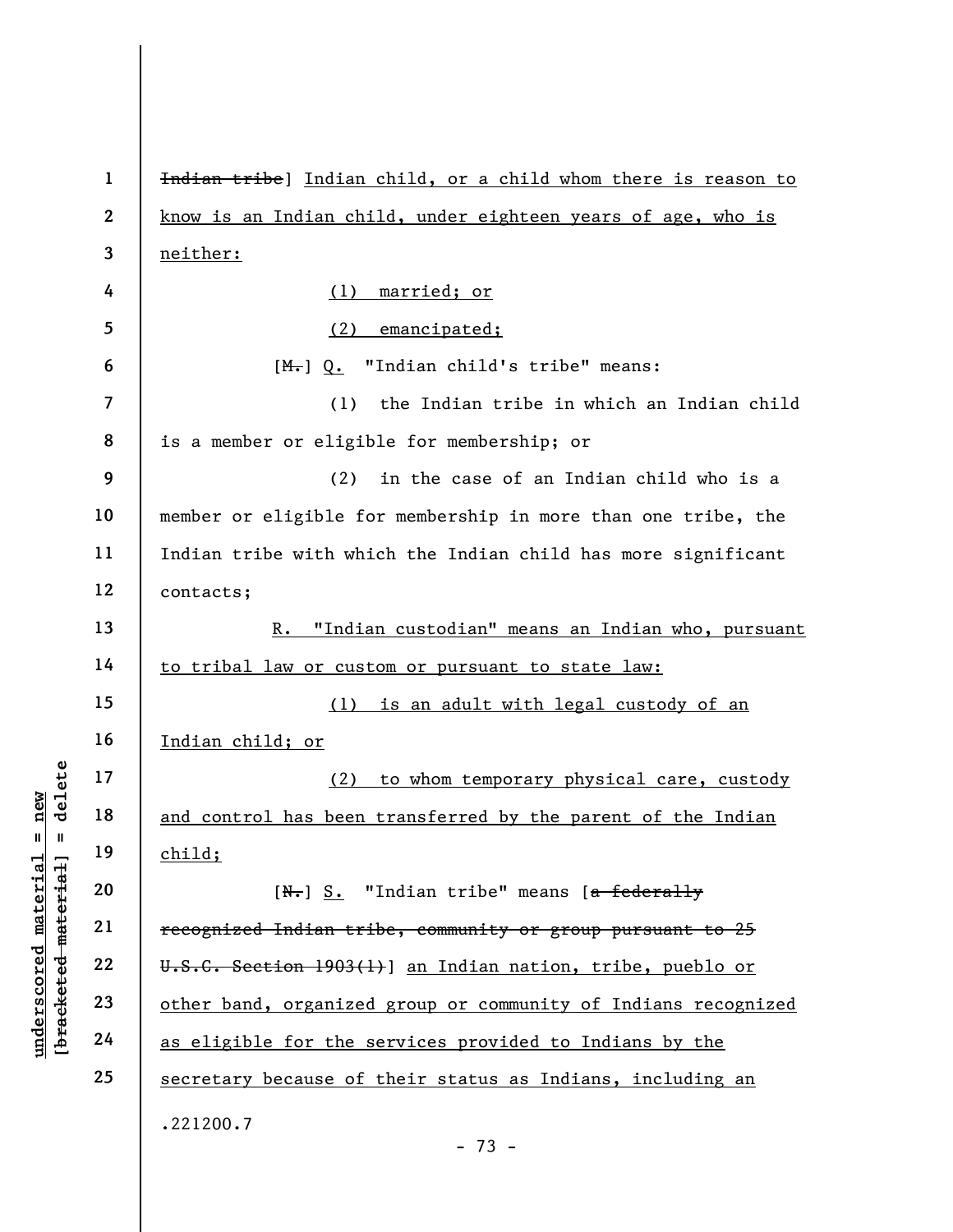~~Indian tribe~~] Indian child, or a child whom there is reason to know is an Indian child, under eighteen years of age, who is neither:

(1) married; or

(2) emancipated;

[~~M.~~] Q. "Indian child's tribe" means:

(1) the Indian tribe in which an Indian child is a member or eligible for membership; or

(2) in the case of an Indian child who is a member or eligible for membership in more than one tribe, the Indian tribe with which the Indian child has more significant contacts;

R. "Indian custodian" means an Indian who, pursuant to tribal law or custom or pursuant to state law:

(1) is an adult with legal custody of an Indian child; or

(2) to whom temporary physical care, custody and control has been transferred by the parent of the Indian child;

[~~N.~~] S. "Indian tribe" means [~~a federally recognized Indian tribe, community or group pursuant to 25 U.S.C. Section 1903(1)~~] an Indian nation, tribe, pueblo or other band, organized group or community of Indians recognized as eligible for the services provided to Indians by the secretary because of their status as Indians, including an

.221200.7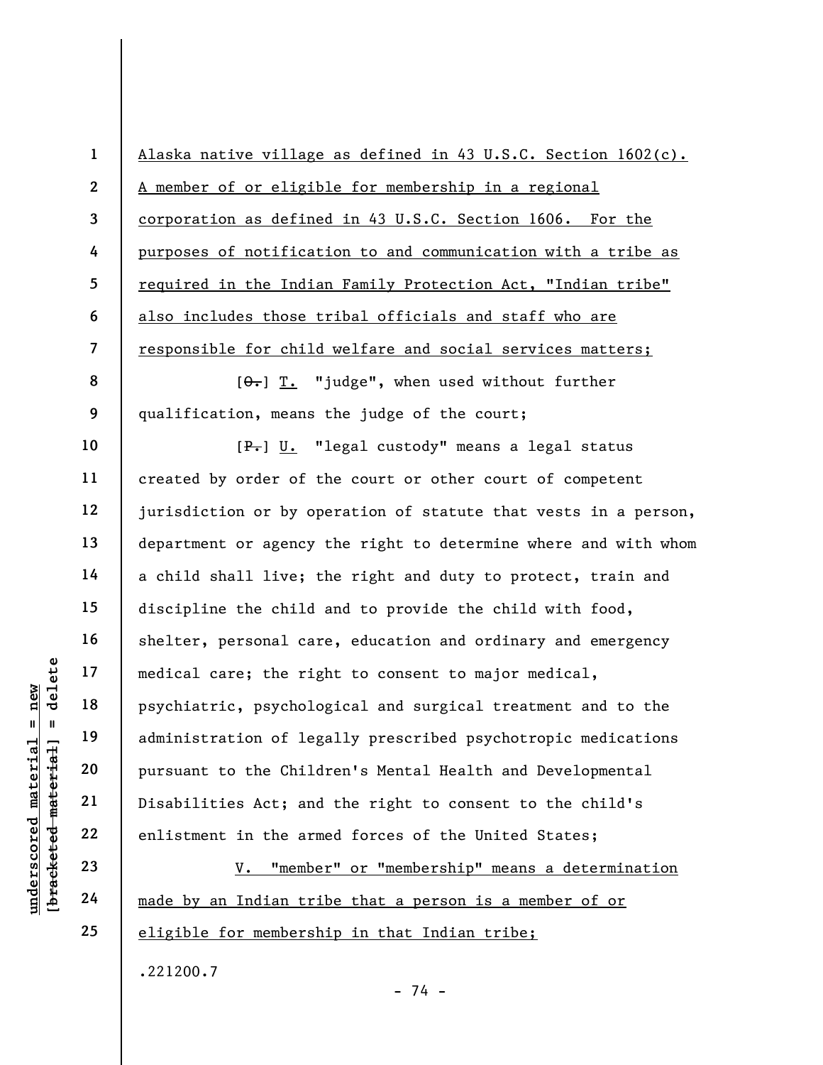Alaska native village as defined in 43 U.S.C. Section 1602(c). A member of or eligible for membership in a regional corporation as defined in 43 U.S.C. Section 1606. For the purposes of notification to and communication with a tribe as required in the Indian Family Protection Act, "Indian tribe" also includes those tribal officials and staff who are responsible for child welfare and social services matters;

[~~O.~~] T. "judge", when used without further qualification, means the judge of the court;

[~~P.~~] U. "legal custody" means a legal status created by order of the court or other court of competent jurisdiction or by operation of statute that vests in a person, department or agency the right to determine where and with whom a child shall live; the right and duty to protect, train and discipline the child and to provide the child with food, shelter, personal care, education and ordinary and emergency medical care; the right to consent to major medical, psychiatric, psychological and surgical treatment and to the administration of legally prescribed psychotropic medications pursuant to the Children's Mental Health and Developmental Disabilities Act; and the right to consent to the child's enlistment in the armed forces of the United States;

V. "member" or "membership" means a determination made by an Indian tribe that a person is a member of or eligible for membership in that Indian tribe;

.221200.7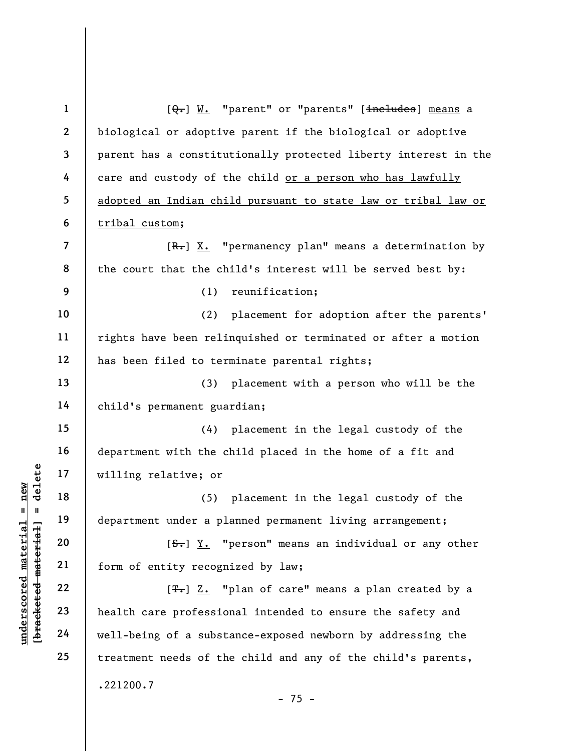[~~Q.~~] W. "parent" or "parents" [~~includes~~] means a biological or adoptive parent if the biological or adoptive parent has a constitutionally protected liberty interest in the care and custody of the child or a person who has lawfully adopted an Indian child pursuant to state law or tribal law or tribal custom;

[~~R.~~] X. "permanency plan" means a determination by the court that the child's interest will be served best by:

(1) reunification;

(2) placement for adoption after the parents' rights have been relinquished or terminated or after a motion has been filed to terminate parental rights;

(3) placement with a person who will be the child's permanent guardian;

(4) placement in the legal custody of the department with the child placed in the home of a fit and willing relative; or

(5) placement in the legal custody of the department under a planned permanent living arrangement;

[~~S.~~] Y. "person" means an individual or any other form of entity recognized by law;

[~~T.~~] Z. "plan of care" means a plan created by a health care professional intended to ensure the safety and well-being of a substance-exposed newborn by addressing the treatment needs of the child and any of the child's parents,

.221200.7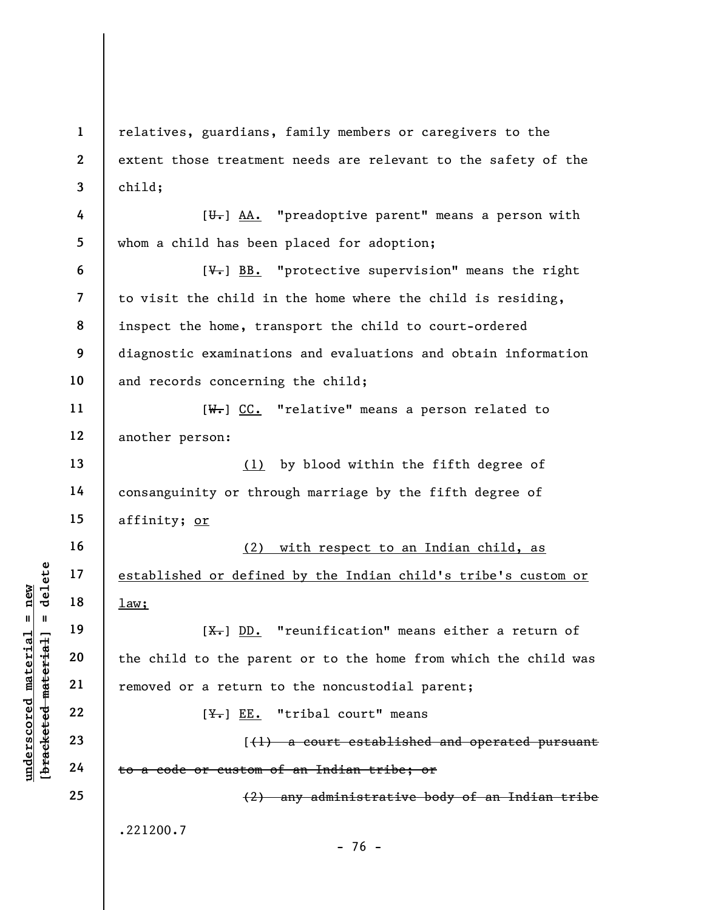relatives, guardians, family members or caregivers to the extent those treatment needs are relevant to the safety of the child;

[~~U.~~] AA. "preadoptive parent" means a person with whom a child has been placed for adoption;

[~~V.~~] BB. "protective supervision" means the right to visit the child in the home where the child is residing, inspect the home, transport the child to court-ordered diagnostic examinations and evaluations and obtain information and records concerning the child;

[~~W.~~] CC. "relative" means a person related to another person:

(1) by blood within the fifth degree of consanguinity or through marriage by the fifth degree of affinity; or

(2) with respect to an Indian child, as established or defined by the Indian child's tribe's custom or law;

[~~X.~~] DD. "reunification" means either a return of the child to the parent or to the home from which the child was removed or a return to the noncustodial parent;

[~~Y.~~] EE. "tribal court" means

[~~(1) a court established and operated pursuant to a code or custom of an Indian tribe; or~~

~~(2) any administrative body of an Indian tribe~~

.221200.7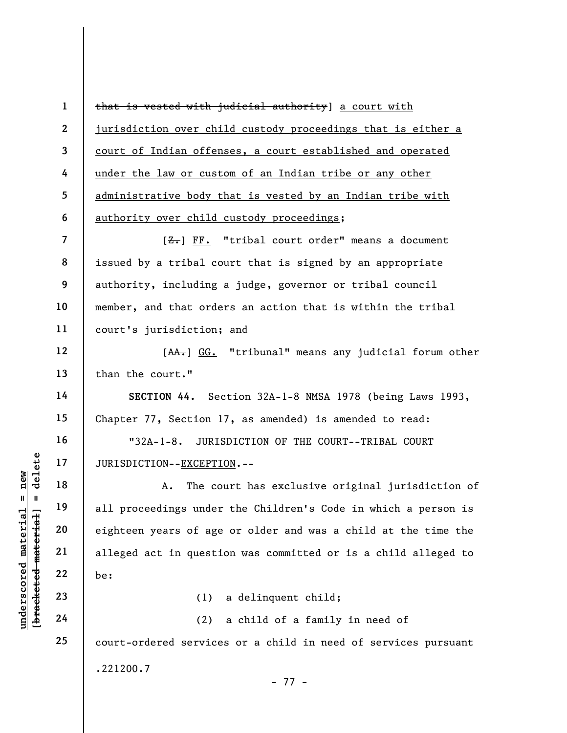~~that is vested with judicial authority~~] <u>a court with jurisdiction over child custody proceedings that is either a court of Indian offenses, a court established and operated under the law or custom of an Indian tribe or any other administrative body that is vested by an Indian tribe with authority over child custody proceedings</u>;

[~~Z.~~] <u>FF.</u> "tribal court order" means a document issued by a tribal court that is signed by an appropriate authority, including a judge, governor or tribal council member, and that orders an action that is within the tribal court's jurisdiction; and

[~~AA.~~] <u>GG.</u> "tribunal" means any judicial forum other than the court."

**SECTION 44.** Section 32A-1-8 NMSA 1978 (being Laws 1993, Chapter 77, Section 17, as amended) is amended to read:

"32A-1-8. JURISDICTION OF THE COURT--TRIBAL COURT JURISDICTION--<u>EXCEPTION</u>.--

A. The court has exclusive original jurisdiction of all proceedings under the Children's Code in which a person is eighteen years of age or older and was a child at the time the alleged act in question was committed or is a child alleged to be:

(1) a delinquent child;

(2) a child of a family in need of court-ordered services or a child in need of services pursuant

.221200.7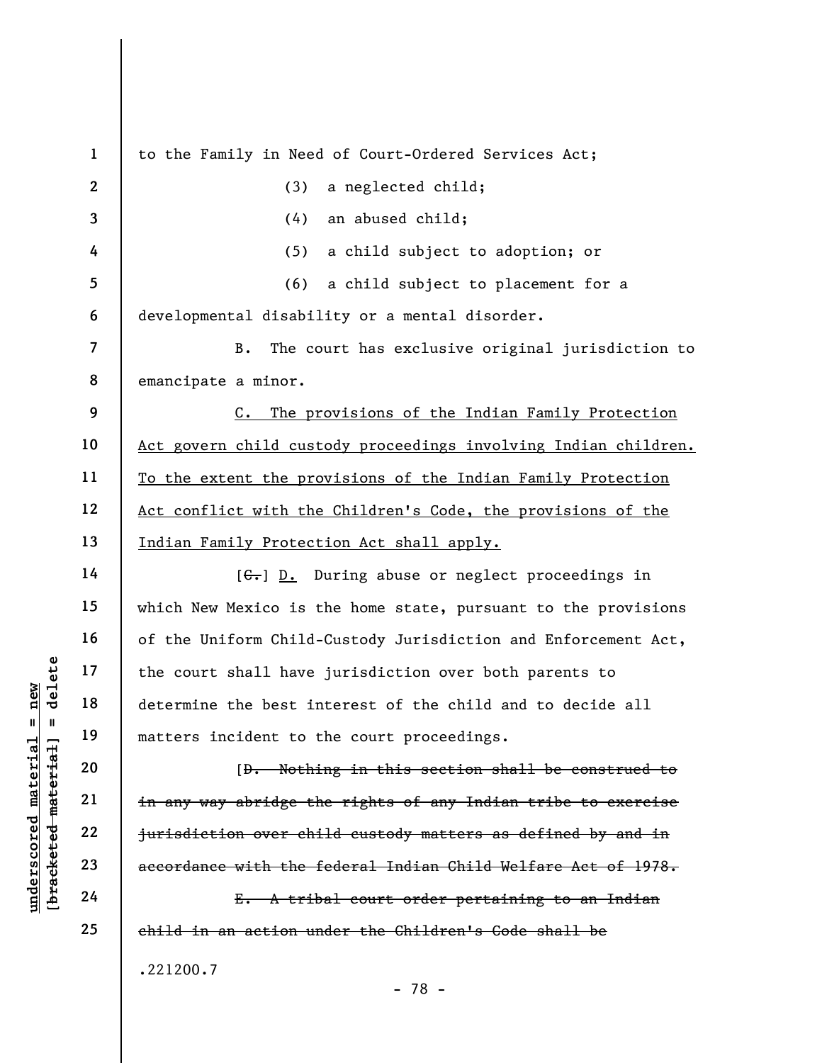to the Family in Need of Court-Ordered Services Act;

(3) a neglected child;

(4) an abused child;

(5) a child subject to adoption; or

(6) a child subject to placement for a developmental disability or a mental disorder.

B. The court has exclusive original jurisdiction to emancipate a minor.

<u>C. The provisions of the Indian Family Protection Act govern child custody proceedings involving Indian children. To the extent the provisions of the Indian Family Protection Act conflict with the Children's Code, the provisions of the Indian Family Protection Act shall apply.</u>

[~~C.~~] <u>D.</u> During abuse or neglect proceedings in which New Mexico is the home state, pursuant to the provisions of the Uniform Child-Custody Jurisdiction and Enforcement Act, the court shall have jurisdiction over both parents to determine the best interest of the child and to decide all matters incident to the court proceedings.

[~~D. Nothing in this section shall be construed to in any way abridge the rights of any Indian tribe to exercise jurisdiction over child custody matters as defined by and in accordance with the federal Indian Child Welfare Act of 1978.~~

~~E. A tribal court order pertaining to an Indian child in an action under the Children's Code shall be~~

.221200.7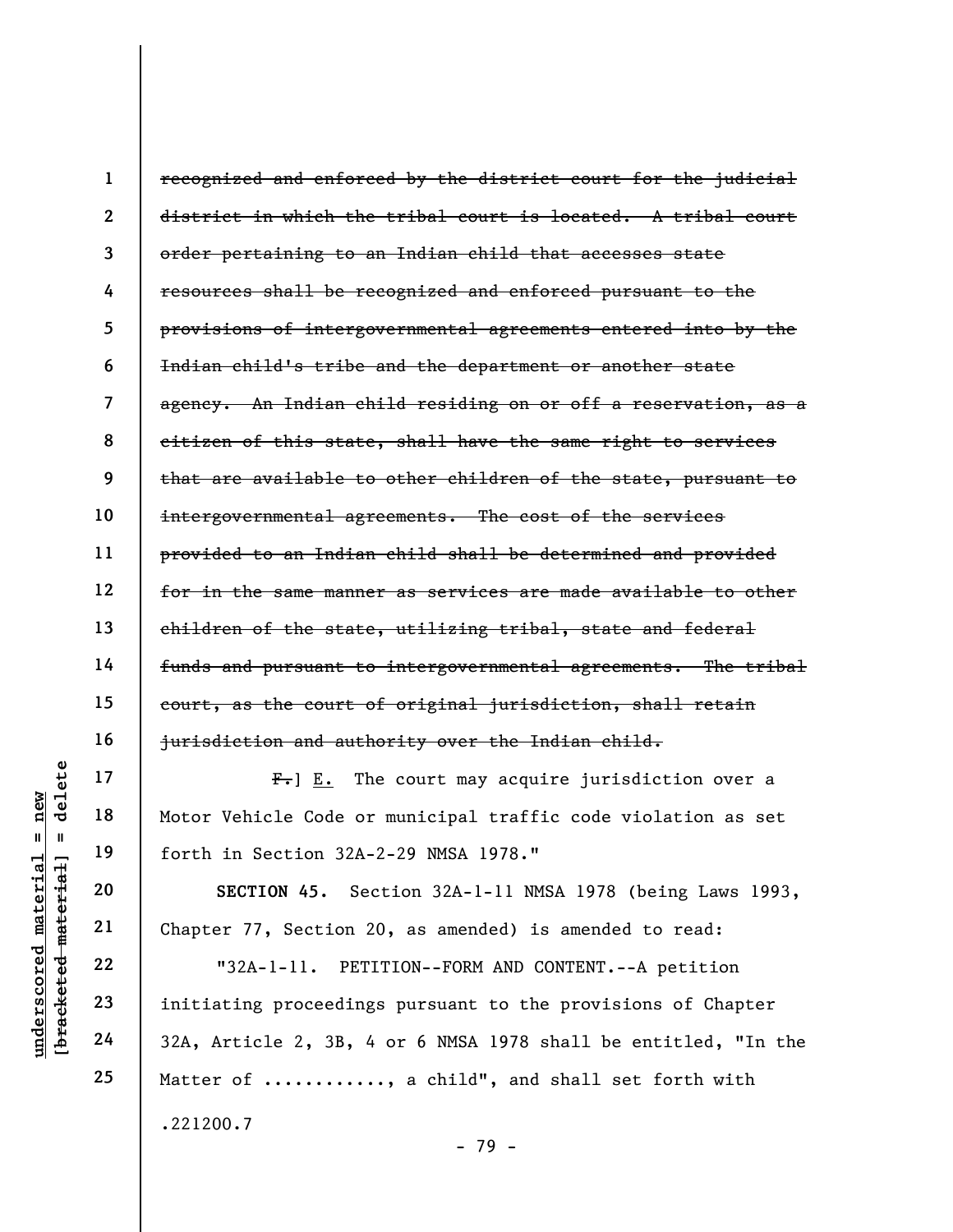~~recognized and enforced by the district court for the judicial district in which the tribal court is located. A tribal court order pertaining to an Indian child that accesses state resources shall be recognized and enforced pursuant to the provisions of intergovernmental agreements entered into by the Indian child's tribe and the department or another state agency. An Indian child residing on or off a reservation, as a citizen of this state, shall have the same right to services that are available to other children of the state, pursuant to intergovernmental agreements. The cost of the services provided to an Indian child shall be determined and provided for in the same manner as services are made available to other children of the state, utilizing tribal, state and federal funds and pursuant to intergovernmental agreements. The tribal court, as the court of original jurisdiction, shall retain jurisdiction and authority over the Indian child.~~

~~F.~~] E. The court may acquire jurisdiction over a Motor Vehicle Code or municipal traffic code violation as set forth in Section 32A-2-29 NMSA 1978."

**SECTION 45.** Section 32A-1-11 NMSA 1978 (being Laws 1993, Chapter 77, Section 20, as amended) is amended to read:

"32A-1-11. PETITION--FORM AND CONTENT.--A petition initiating proceedings pursuant to the provisions of Chapter 32A, Article 2, 3B, 4 or 6 NMSA 1978 shall be entitled, "In the Matter of ..........., a child", and shall set forth with

.221200.7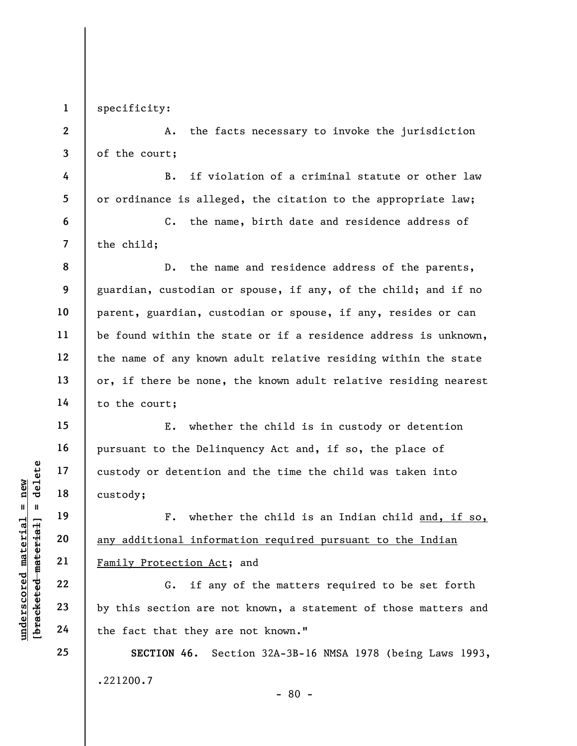specificity:

A. the facts necessary to invoke the jurisdiction of the court;

B. if violation of a criminal statute or other law or ordinance is alleged, the citation to the appropriate law;

C. the name, birth date and residence address of the child;

D. the name and residence address of the parents, guardian, custodian or spouse, if any, of the child; and if no parent, guardian, custodian or spouse, if any, resides or can be found within the state or if a residence address is unknown, the name of any known adult relative residing within the state or, if there be none, the known adult relative residing nearest to the court;

E. whether the child is in custody or detention pursuant to the Delinquency Act and, if so, the place of custody or detention and the time the child was taken into custody;

F. whether the child is an Indian child and, if so, any additional information required pursuant to the Indian Family Protection Act; and

G. if any of the matters required to be set forth by this section are not known, a statement of those matters and the fact that they are not known."

**SECTION 46.** Section 32A-3B-16 NMSA 1978 (being Laws 1993,

.221200.7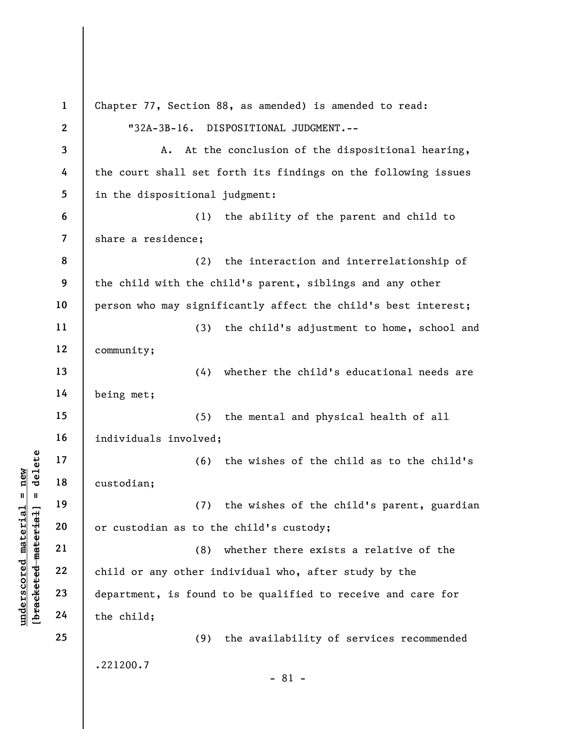Chapter 77, Section 88, as amended) is amended to read:

"32A-3B-16. DISPOSITIONAL JUDGMENT.--

A. At the conclusion of the dispositional hearing, the court shall set forth its findings on the following issues in the dispositional judgment:

(1) the ability of the parent and child to share a residence;

(2) the interaction and interrelationship of the child with the child's parent, siblings and any other person who may significantly affect the child's best interest;

(3) the child's adjustment to home, school and community;

(4) whether the child's educational needs are being met;

(5) the mental and physical health of all individuals involved;

(6) the wishes of the child as to the child's custodian;

(7) the wishes of the child's parent, guardian or custodian as to the child's custody;

(8) whether there exists a relative of the child or any other individual who, after study by the department, is found to be qualified to receive and care for the child;

(9) the availability of services recommended

.221200.7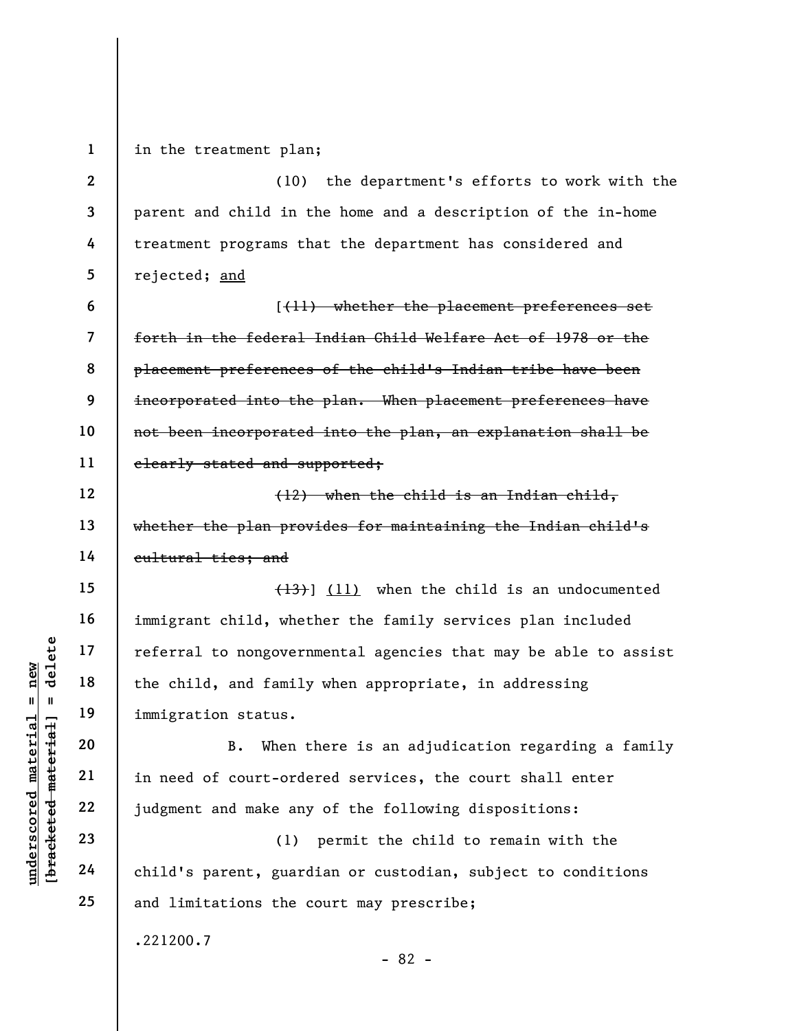in the treatment plan;

(10) the department's efforts to work with the parent and child in the home and a description of the in-home treatment programs that the department has considered and rejected; <u>and</u>

[~~(11) whether the placement preferences set forth in the federal Indian Child Welfare Act of 1978 or the placement preferences of the child's Indian tribe have been incorporated into the plan. When placement preferences have not been incorporated into the plan, an explanation shall be clearly stated and supported;~~

~~(12) when the child is an Indian child, whether the plan provides for maintaining the Indian child's cultural ties; and~~

~~(13)~~] <u>(11)</u> when the child is an undocumented immigrant child, whether the family services plan included referral to nongovernmental agencies that may be able to assist the child, and family when appropriate, in addressing immigration status.

B. When there is an adjudication regarding a family in need of court-ordered services, the court shall enter judgment and make any of the following dispositions:

(1) permit the child to remain with the child's parent, guardian or custodian, subject to conditions and limitations the court may prescribe;

.221200.7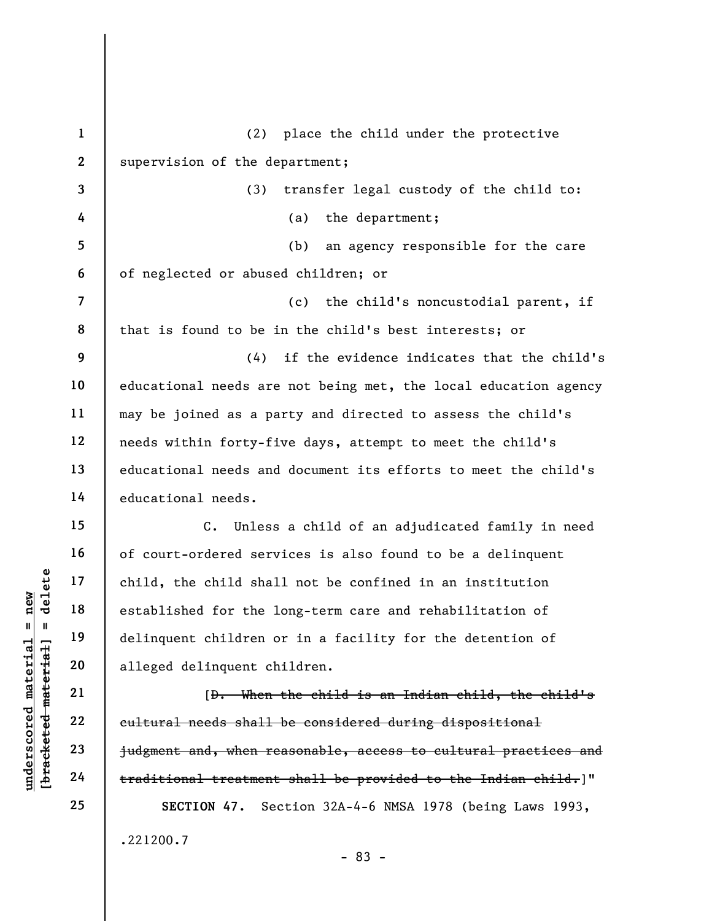(2) place the child under the protective supervision of the department;

(3) transfer legal custody of the child to:

(a) the department;

(b) an agency responsible for the care of neglected or abused children; or

(c) the child's noncustodial parent, if that is found to be in the child's best interests; or

(4) if the evidence indicates that the child's educational needs are not being met, the local education agency may be joined as a party and directed to assess the child's needs within forty-five days, attempt to meet the child's educational needs and document its efforts to meet the child's educational needs.

C. Unless a child of an adjudicated family in need of court-ordered services is also found to be a delinquent child, the child shall not be confined in an institution established for the long-term care and rehabilitation of delinquent children or in a facility for the detention of alleged delinquent children.

[~~D. When the child is an Indian child, the child's cultural needs shall be considered during dispositional judgment and, when reasonable, access to cultural practices and traditional treatment shall be provided to the Indian child.~~]"

**SECTION 47.** Section 32A-4-6 NMSA 1978 (being Laws 1993,

.221200.7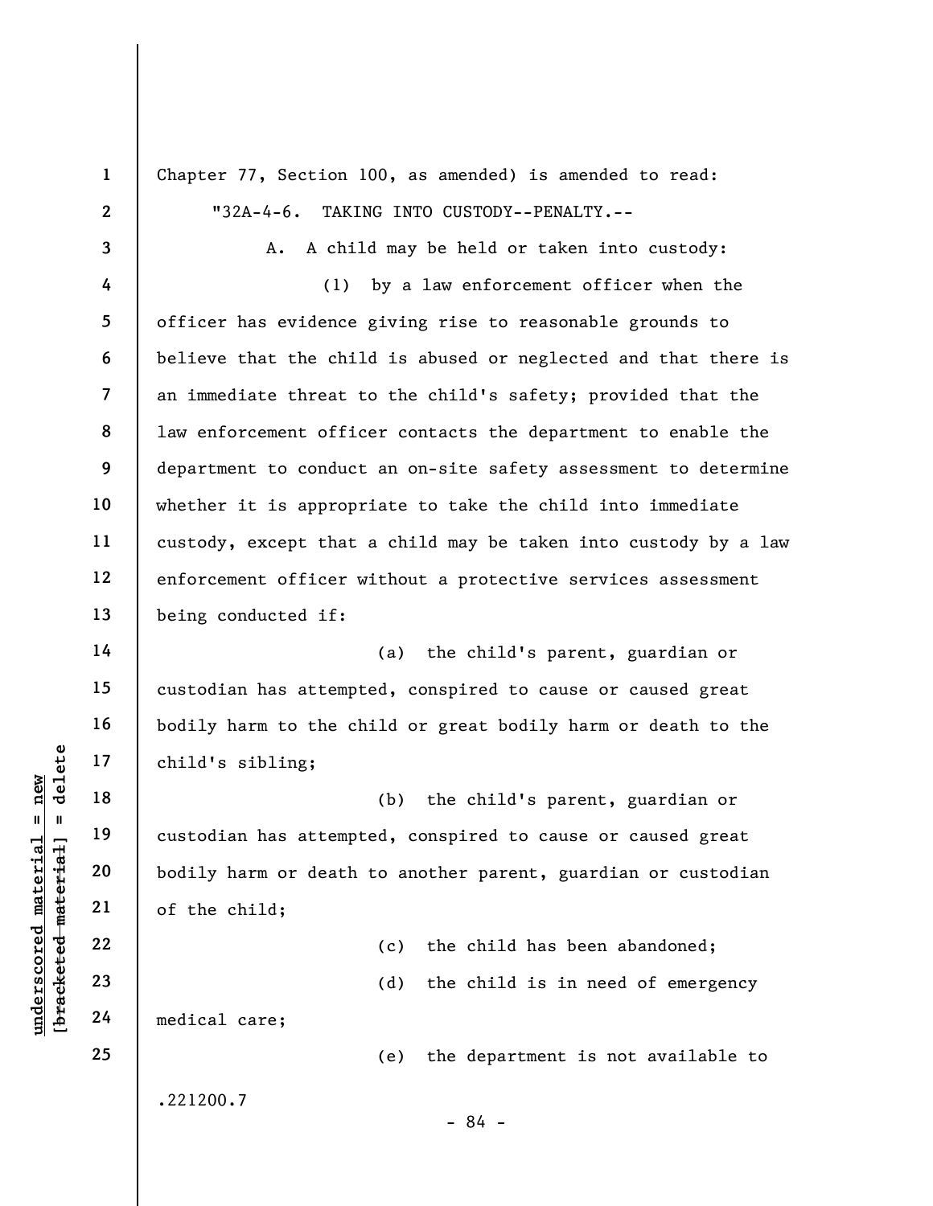Chapter 77, Section 100, as amended) is amended to read:

"32A-4-6. TAKING INTO CUSTODY--PENALTY.--

A. A child may be held or taken into custody:

(1) by a law enforcement officer when the officer has evidence giving rise to reasonable grounds to believe that the child is abused or neglected and that there is an immediate threat to the child's safety; provided that the law enforcement officer contacts the department to enable the department to conduct an on-site safety assessment to determine whether it is appropriate to take the child into immediate custody, except that a child may be taken into custody by a law enforcement officer without a protective services assessment being conducted if:

(a) the child's parent, guardian or custodian has attempted, conspired to cause or caused great bodily harm to the child or great bodily harm or death to the child's sibling;

(b) the child's parent, guardian or custodian has attempted, conspired to cause or caused great bodily harm or death to another parent, guardian or custodian of the child;

(c) the child has been abandoned;

(d) the child is in need of emergency medical care;

(e) the department is not available to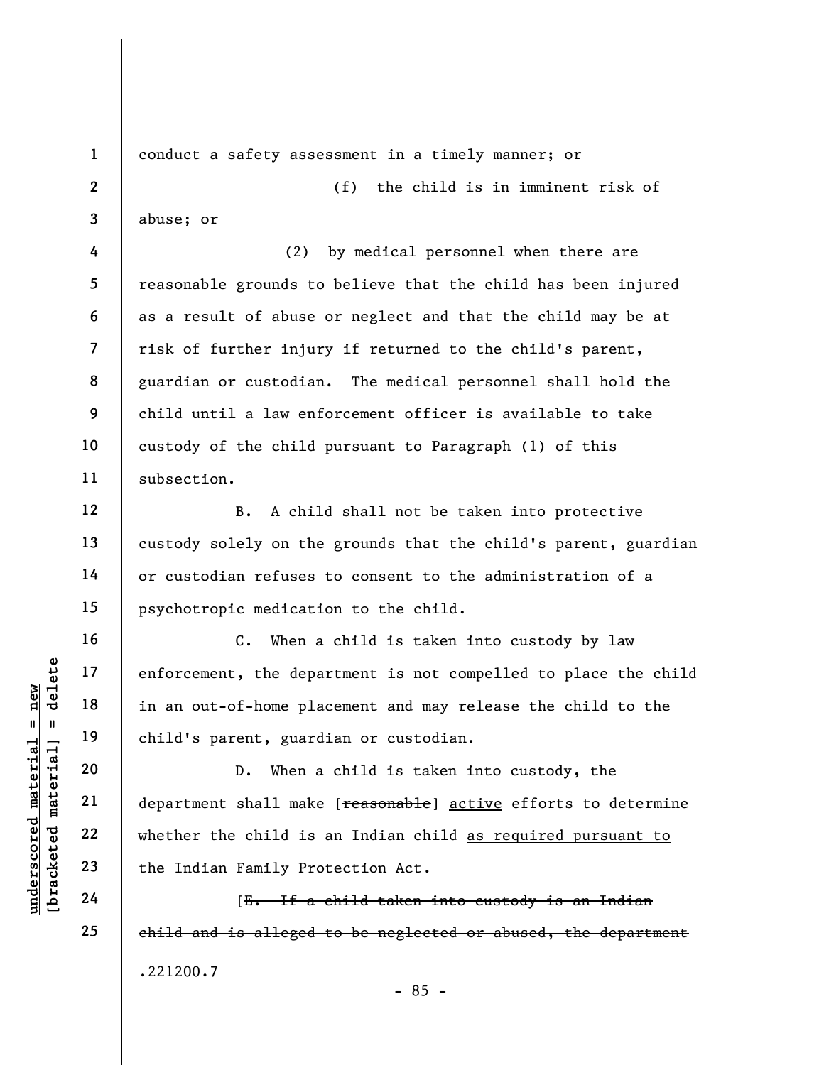conduct a safety assessment in a timely manner; or

(f) the child is in imminent risk of abuse; or

(2) by medical personnel when there are reasonable grounds to believe that the child has been injured as a result of abuse or neglect and that the child may be at risk of further injury if returned to the child's parent, guardian or custodian. The medical personnel shall hold the child until a law enforcement officer is available to take custody of the child pursuant to Paragraph (1) of this subsection.

B. A child shall not be taken into protective custody solely on the grounds that the child's parent, guardian or custodian refuses to consent to the administration of a psychotropic medication to the child.

C. When a child is taken into custody by law enforcement, the department is not compelled to place the child in an out-of-home placement and may release the child to the child's parent, guardian or custodian.

D. When a child is taken into custody, the department shall make [~~reasonable~~] <u>active</u> efforts to determine whether the child is an Indian child <u>as required pursuant to the Indian Family Protection Act</u>.

[~~E. If a child taken into custody is an Indian child and is alleged to be neglected or abused, the department~~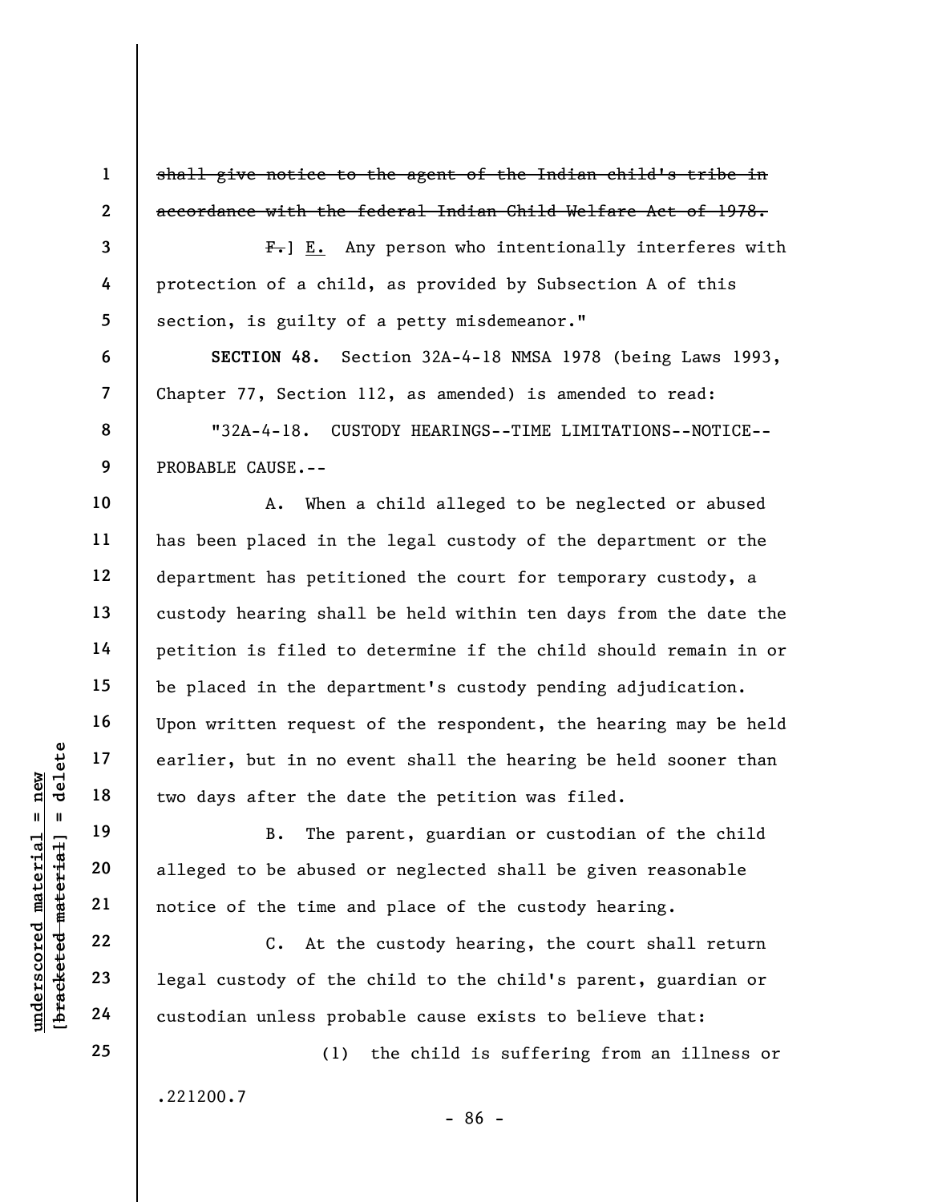~~shall give notice to the agent of the Indian child's tribe in accordance with the federal Indian Child Welfare Act of 1978.~~

~~F.~~] E. Any person who intentionally interferes with protection of a child, as provided by Subsection A of this section, is guilty of a petty misdemeanor."

**SECTION 48.** Section 32A-4-18 NMSA 1978 (being Laws 1993, Chapter 77, Section 112, as amended) is amended to read:

"32A-4-18. CUSTODY HEARINGS--TIME LIMITATIONS--NOTICE--PROBABLE CAUSE.--

A. When a child alleged to be neglected or abused has been placed in the legal custody of the department or the department has petitioned the court for temporary custody, a custody hearing shall be held within ten days from the date the petition is filed to determine if the child should remain in or be placed in the department's custody pending adjudication. Upon written request of the respondent, the hearing may be held earlier, but in no event shall the hearing be held sooner than two days after the date the petition was filed.

B. The parent, guardian or custodian of the child alleged to be abused or neglected shall be given reasonable notice of the time and place of the custody hearing.

C. At the custody hearing, the court shall return legal custody of the child to the child's parent, guardian or custodian unless probable cause exists to believe that:

(1) the child is suffering from an illness or

.221200.7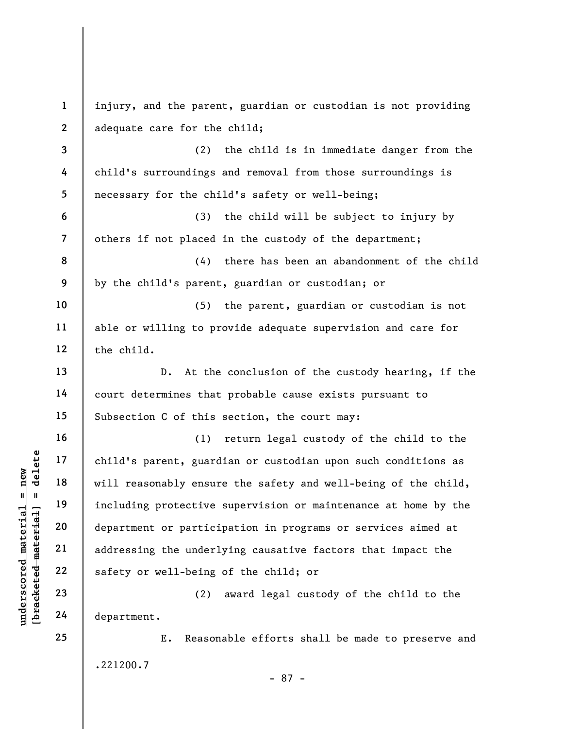injury, and the parent, guardian or custodian is not providing adequate care for the child;

(2) the child is in immediate danger from the child's surroundings and removal from those surroundings is necessary for the child's safety or well-being;

(3) the child will be subject to injury by others if not placed in the custody of the department;

(4) there has been an abandonment of the child by the child's parent, guardian or custodian; or

(5) the parent, guardian or custodian is not able or willing to provide adequate supervision and care for the child.

D. At the conclusion of the custody hearing, if the court determines that probable cause exists pursuant to Subsection C of this section, the court may:

(1) return legal custody of the child to the child's parent, guardian or custodian upon such conditions as will reasonably ensure the safety and well-being of the child, including protective supervision or maintenance at home by the department or participation in programs or services aimed at addressing the underlying causative factors that impact the safety or well-being of the child; or

(2) award legal custody of the child to the department.

E. Reasonable efforts shall be made to preserve and

.221200.7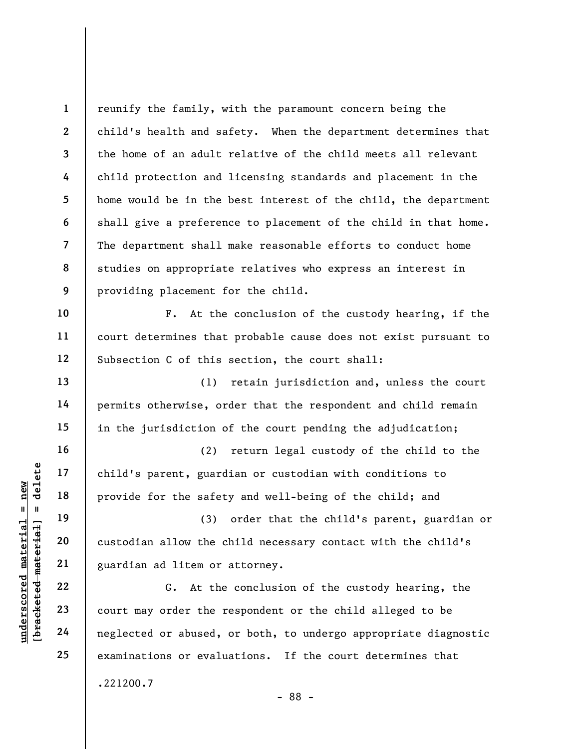reunify the family, with the paramount concern being the child's health and safety. When the department determines that the home of an adult relative of the child meets all relevant child protection and licensing standards and placement in the home would be in the best interest of the child, the department shall give a preference to placement of the child in that home. The department shall make reasonable efforts to conduct home studies on appropriate relatives who express an interest in providing placement for the child.

F. At the conclusion of the custody hearing, if the court determines that probable cause does not exist pursuant to Subsection C of this section, the court shall:

(1) retain jurisdiction and, unless the court permits otherwise, order that the respondent and child remain in the jurisdiction of the court pending the adjudication;

(2) return legal custody of the child to the child's parent, guardian or custodian with conditions to provide for the safety and well-being of the child; and

(3) order that the child's parent, guardian or custodian allow the child necessary contact with the child's guardian ad litem or attorney.

G. At the conclusion of the custody hearing, the court may order the respondent or the child alleged to be neglected or abused, or both, to undergo appropriate diagnostic examinations or evaluations. If the court determines that

.221200.7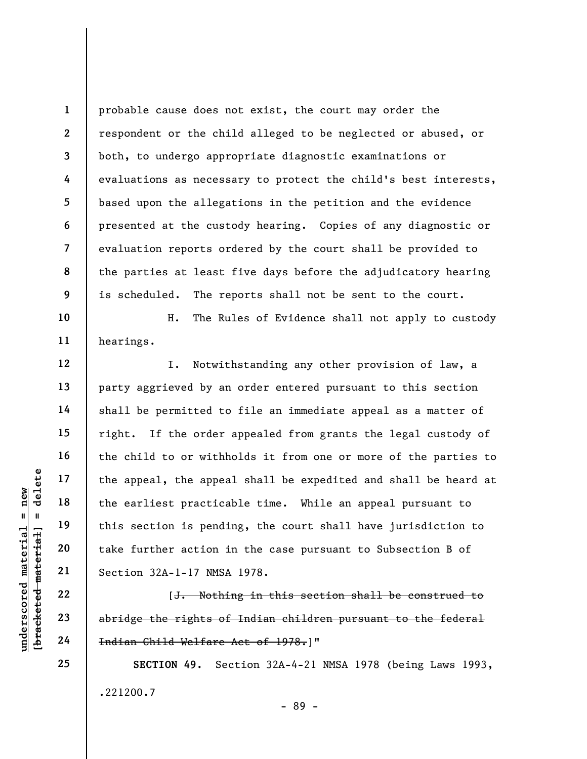probable cause does not exist, the court may order the respondent or the child alleged to be neglected or abused, or both, to undergo appropriate diagnostic examinations or evaluations as necessary to protect the child's best interests, based upon the allegations in the petition and the evidence presented at the custody hearing. Copies of any diagnostic or evaluation reports ordered by the court shall be provided to the parties at least five days before the adjudicatory hearing is scheduled. The reports shall not be sent to the court.

H. The Rules of Evidence shall not apply to custody hearings.

I. Notwithstanding any other provision of law, a party aggrieved by an order entered pursuant to this section shall be permitted to file an immediate appeal as a matter of right. If the order appealed from grants the legal custody of the child to or withholds it from one or more of the parties to the appeal, the appeal shall be expedited and shall be heard at the earliest practicable time. While an appeal pursuant to this section is pending, the court shall have jurisdiction to take further action in the case pursuant to Subsection B of Section 32A-1-17 NMSA 1978.

[~~J. Nothing in this section shall be construed to abridge the rights of Indian children pursuant to the federal Indian Child Welfare Act of 1978.~~]"

**SECTION 49.** Section 32A-4-21 NMSA 1978 (being Laws 1993,

.221200.7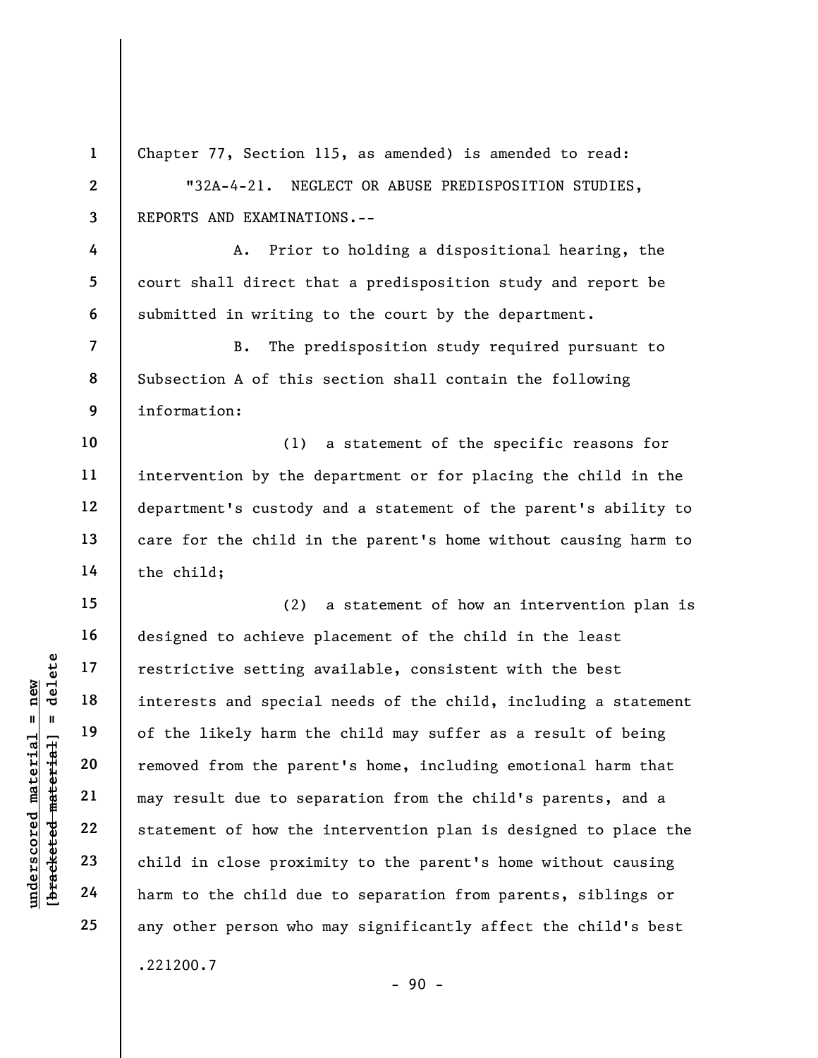Chapter 77, Section 115, as amended) is amended to read:

"32A-4-21. NEGLECT OR ABUSE PREDISPOSITION STUDIES, REPORTS AND EXAMINATIONS.--

A. Prior to holding a dispositional hearing, the court shall direct that a predisposition study and report be submitted in writing to the court by the department.

B. The predisposition study required pursuant to Subsection A of this section shall contain the following information:

(1) a statement of the specific reasons for intervention by the department or for placing the child in the department's custody and a statement of the parent's ability to care for the child in the parent's home without causing harm to the child;

(2) a statement of how an intervention plan is designed to achieve placement of the child in the least restrictive setting available, consistent with the best interests and special needs of the child, including a statement of the likely harm the child may suffer as a result of being removed from the parent's home, including emotional harm that may result due to separation from the child's parents, and a statement of how the intervention plan is designed to place the child in close proximity to the parent's home without causing harm to the child due to separation from parents, siblings or any other person who may significantly affect the child's best

.221200.7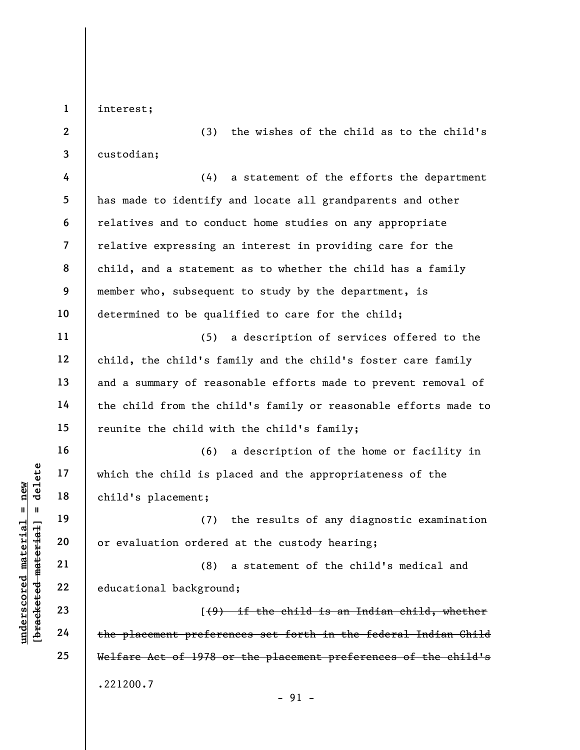interest;

(3) the wishes of the child as to the child's custodian;

(4) a statement of the efforts the department has made to identify and locate all grandparents and other relatives and to conduct home studies on any appropriate relative expressing an interest in providing care for the child, and a statement as to whether the child has a family member who, subsequent to study by the department, is determined to be qualified to care for the child;

(5) a description of services offered to the child, the child's family and the child's foster care family and a summary of reasonable efforts made to prevent removal of the child from the child's family or reasonable efforts made to reunite the child with the child's family;

(6) a description of the home or facility in which the child is placed and the appropriateness of the child's placement;

(7) the results of any diagnostic examination or evaluation ordered at the custody hearing;

(8) a statement of the child's medical and educational background;

[~~(9) if the child is an Indian child, whether the placement preferences set forth in the federal Indian Child Welfare Act of 1978 or the placement preferences of the child's~~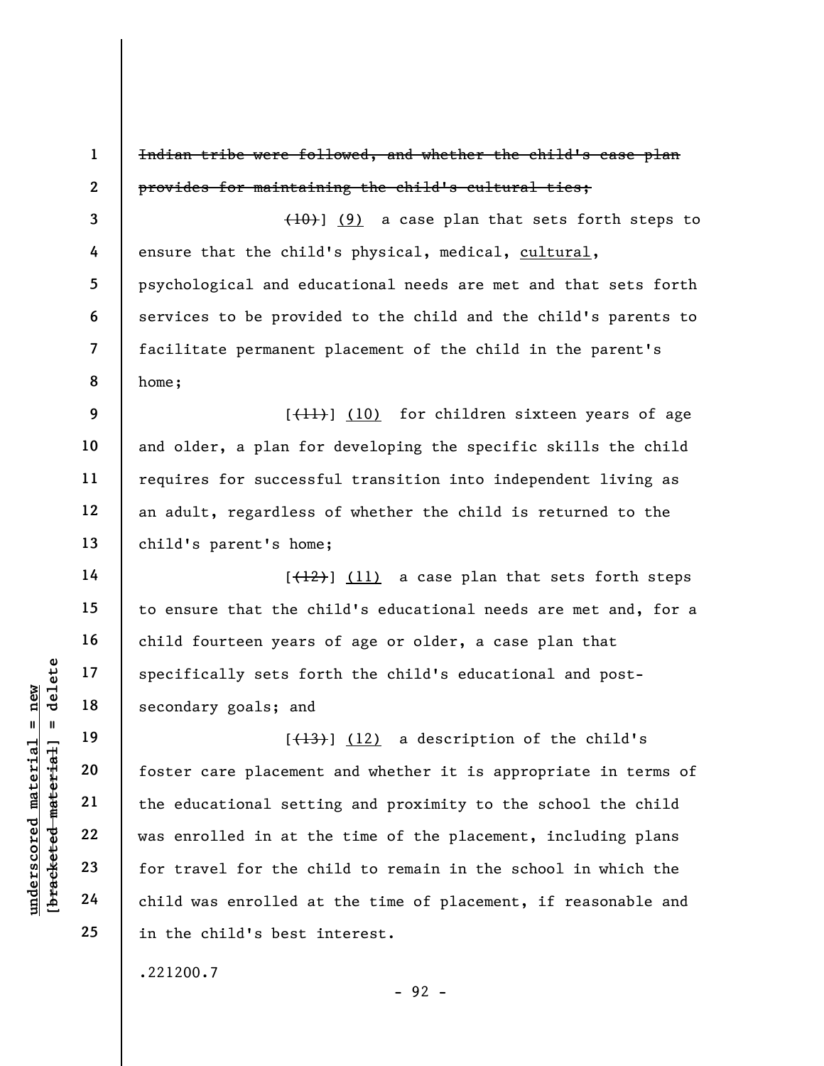~~Indian tribe were followed, and whether the child's case plan provides for maintaining the child's cultural ties;~~

~~(10)~~] (9) a case plan that sets forth steps to ensure that the child's physical, medical, cultural, psychological and educational needs are met and that sets forth services to be provided to the child and the child's parents to facilitate permanent placement of the child in the parent's home;

[~~(11)~~] (10) for children sixteen years of age and older, a plan for developing the specific skills the child requires for successful transition into independent living as an adult, regardless of whether the child is returned to the child's parent's home;

[~~(12)~~] (11) a case plan that sets forth steps to ensure that the child's educational needs are met and, for a child fourteen years of age or older, a case plan that specifically sets forth the child's educational and post-secondary goals; and

[~~(13)~~] (12) a description of the child's foster care placement and whether it is appropriate in terms of the educational setting and proximity to the school the child was enrolled in at the time of the placement, including plans for travel for the child to remain in the school in which the child was enrolled at the time of placement, if reasonable and in the child's best interest.

.221200.7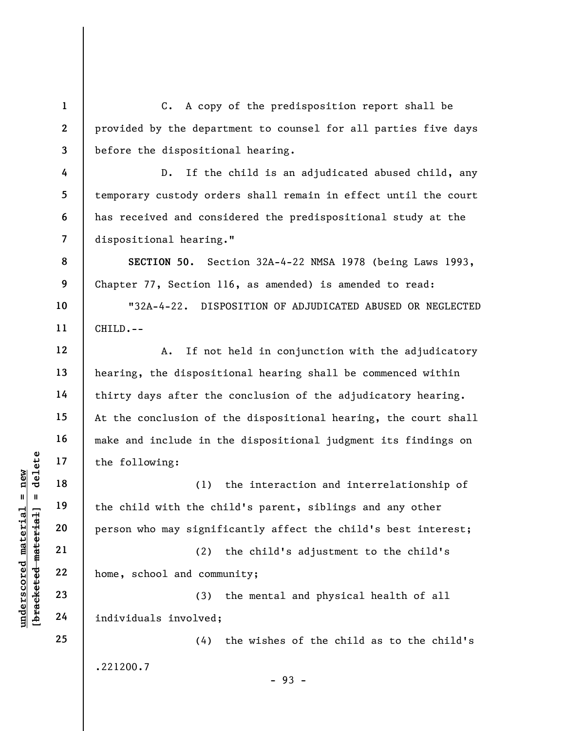C. A copy of the predisposition report shall be provided by the department to counsel for all parties five days before the dispositional hearing.

D. If the child is an adjudicated abused child, any temporary custody orders shall remain in effect until the court has received and considered the predispositional study at the dispositional hearing."

**SECTION 50.** Section 32A-4-22 NMSA 1978 (being Laws 1993, Chapter 77, Section 116, as amended) is amended to read:

"32A-4-22. DISPOSITION OF ADJUDICATED ABUSED OR NEGLECTED CHILD.--

A. If not held in conjunction with the adjudicatory hearing, the dispositional hearing shall be commenced within thirty days after the conclusion of the adjudicatory hearing. At the conclusion of the dispositional hearing, the court shall make and include in the dispositional judgment its findings on the following:

(1) the interaction and interrelationship of the child with the child's parent, siblings and any other person who may significantly affect the child's best interest;

(2) the child's adjustment to the child's home, school and community;

(3) the mental and physical health of all individuals involved;

(4) the wishes of the child as to the child's

.221200.7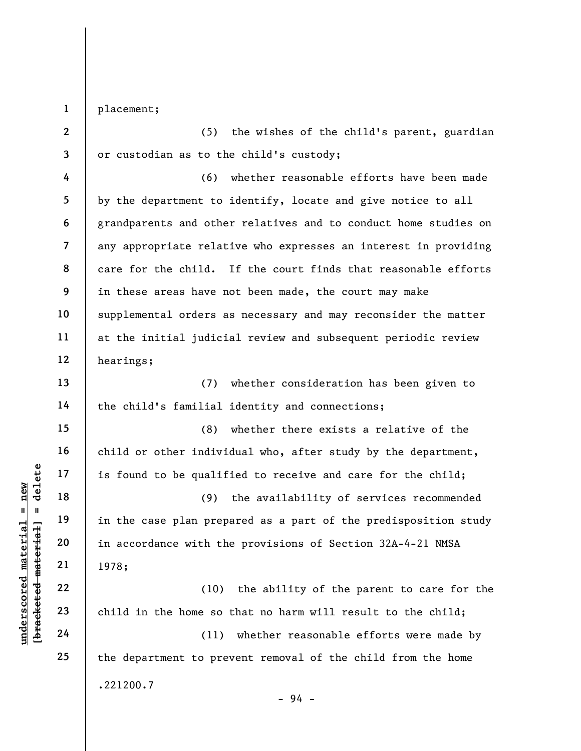placement;

(5) the wishes of the child's parent, guardian or custodian as to the child's custody;

(6) whether reasonable efforts have been made by the department to identify, locate and give notice to all grandparents and other relatives and to conduct home studies on any appropriate relative who expresses an interest in providing care for the child. If the court finds that reasonable efforts in these areas have not been made, the court may make supplemental orders as necessary and may reconsider the matter at the initial judicial review and subsequent periodic review hearings;

(7) whether consideration has been given to the child's familial identity and connections;

(8) whether there exists a relative of the child or other individual who, after study by the department, is found to be qualified to receive and care for the child;

(9) the availability of services recommended in the case plan prepared as a part of the predisposition study in accordance with the provisions of Section 32A-4-21 NMSA 1978;

(10) the ability of the parent to care for the child in the home so that no harm will result to the child;

(11) whether reasonable efforts were made by the department to prevent removal of the child from the home

.221200.7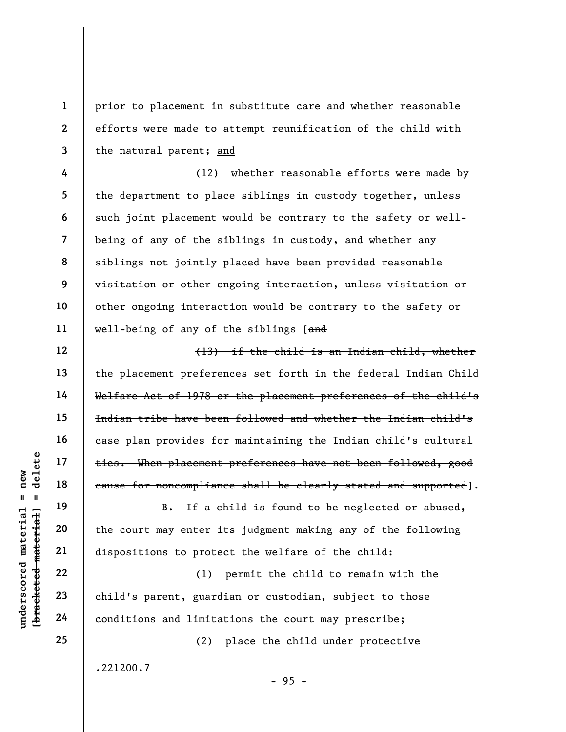prior to placement in substitute care and whether reasonable efforts were made to attempt reunification of the child with the natural parent; <u>and</u>

(12) whether reasonable efforts were made by the department to place siblings in custody together, unless such joint placement would be contrary to the safety or well-being of any of the siblings in custody, and whether any siblings not jointly placed have been provided reasonable visitation or other ongoing interaction, unless visitation or other ongoing interaction would be contrary to the safety or well-being of any of the siblings [~~and~~

~~(13) if the child is an Indian child, whether the placement preferences set forth in the federal Indian Child Welfare Act of 1978 or the placement preferences of the child's Indian tribe have been followed and whether the Indian child's case plan provides for maintaining the Indian child's cultural ties. When placement preferences have not been followed, good cause for noncompliance shall be clearly stated and supported~~].

B. If a child is found to be neglected or abused, the court may enter its judgment making any of the following dispositions to protect the welfare of the child:

(1) permit the child to remain with the child's parent, guardian or custodian, subject to those conditions and limitations the court may prescribe;

(2) place the child under protective

.221200.7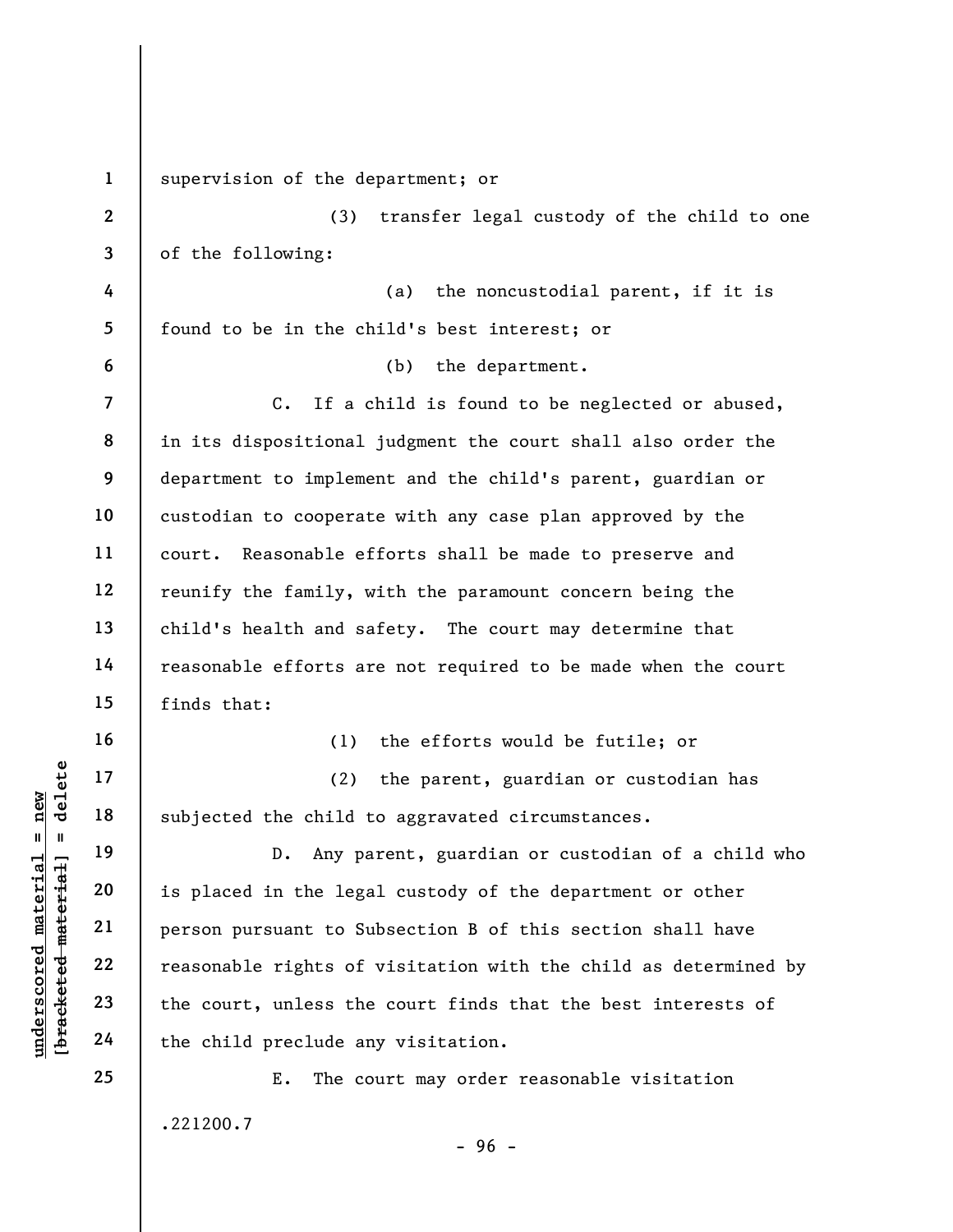supervision of the department; or

(3) transfer legal custody of the child to one of the following:

(a) the noncustodial parent, if it is found to be in the child's best interest; or

(b) the department.

C. If a child is found to be neglected or abused, in its dispositional judgment the court shall also order the department to implement and the child's parent, guardian or custodian to cooperate with any case plan approved by the court. Reasonable efforts shall be made to preserve and reunify the family, with the paramount concern being the child's health and safety. The court may determine that reasonable efforts are not required to be made when the court finds that:

(1) the efforts would be futile; or

(2) the parent, guardian or custodian has subjected the child to aggravated circumstances.

D. Any parent, guardian or custodian of a child who is placed in the legal custody of the department or other person pursuant to Subsection B of this section shall have reasonable rights of visitation with the child as determined by the court, unless the court finds that the best interests of the child preclude any visitation.

E. The court may order reasonable visitation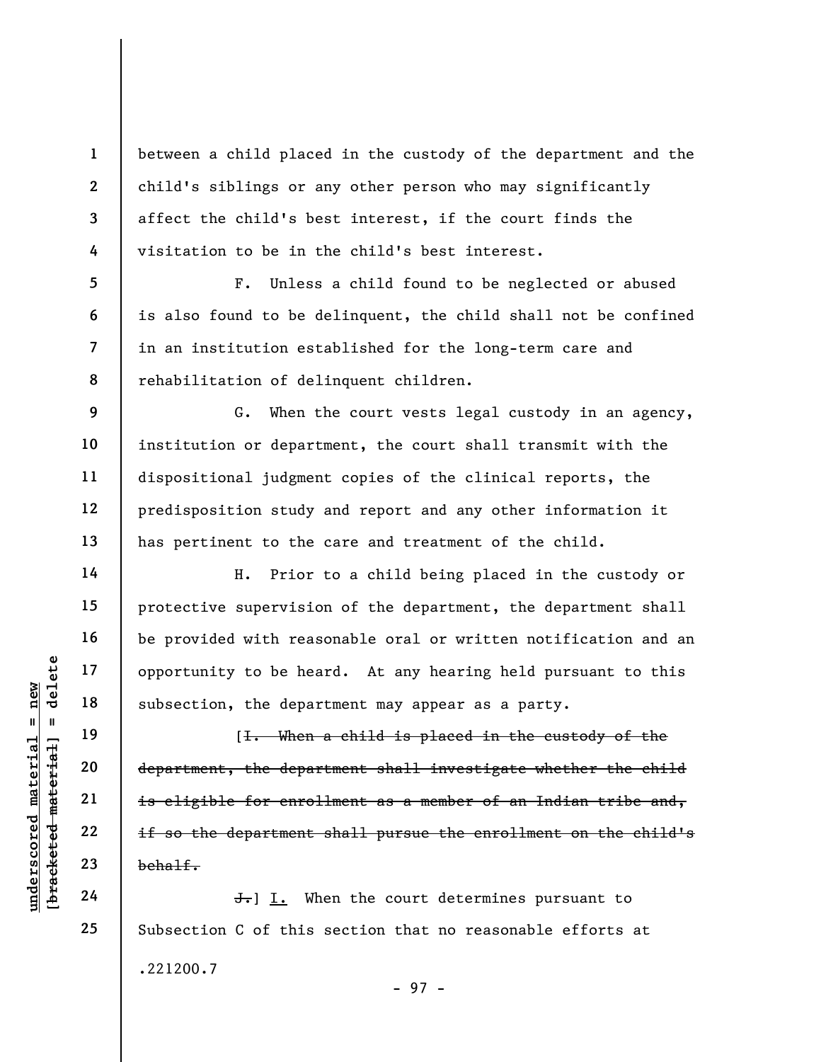between a child placed in the custody of the department and the child's siblings or any other person who may significantly affect the child's best interest, if the court finds the visitation to be in the child's best interest.

F. Unless a child found to be neglected or abused is also found to be delinquent, the child shall not be confined in an institution established for the long-term care and rehabilitation of delinquent children.

G. When the court vests legal custody in an agency, institution or department, the court shall transmit with the dispositional judgment copies of the clinical reports, the predisposition study and report and any other information it has pertinent to the care and treatment of the child.

H. Prior to a child being placed in the custody or protective supervision of the department, the department shall be provided with reasonable oral or written notification and an opportunity to be heard. At any hearing held pursuant to this subsection, the department may appear as a party.

[~~I. When a child is placed in the custody of the department, the department shall investigate whether the child is eligible for enrollment as a member of an Indian tribe and, if so the department shall pursue the enrollment on the child's behalf.~~

~~J.~~] I. When the court determines pursuant to Subsection C of this section that no reasonable efforts at

.221200.7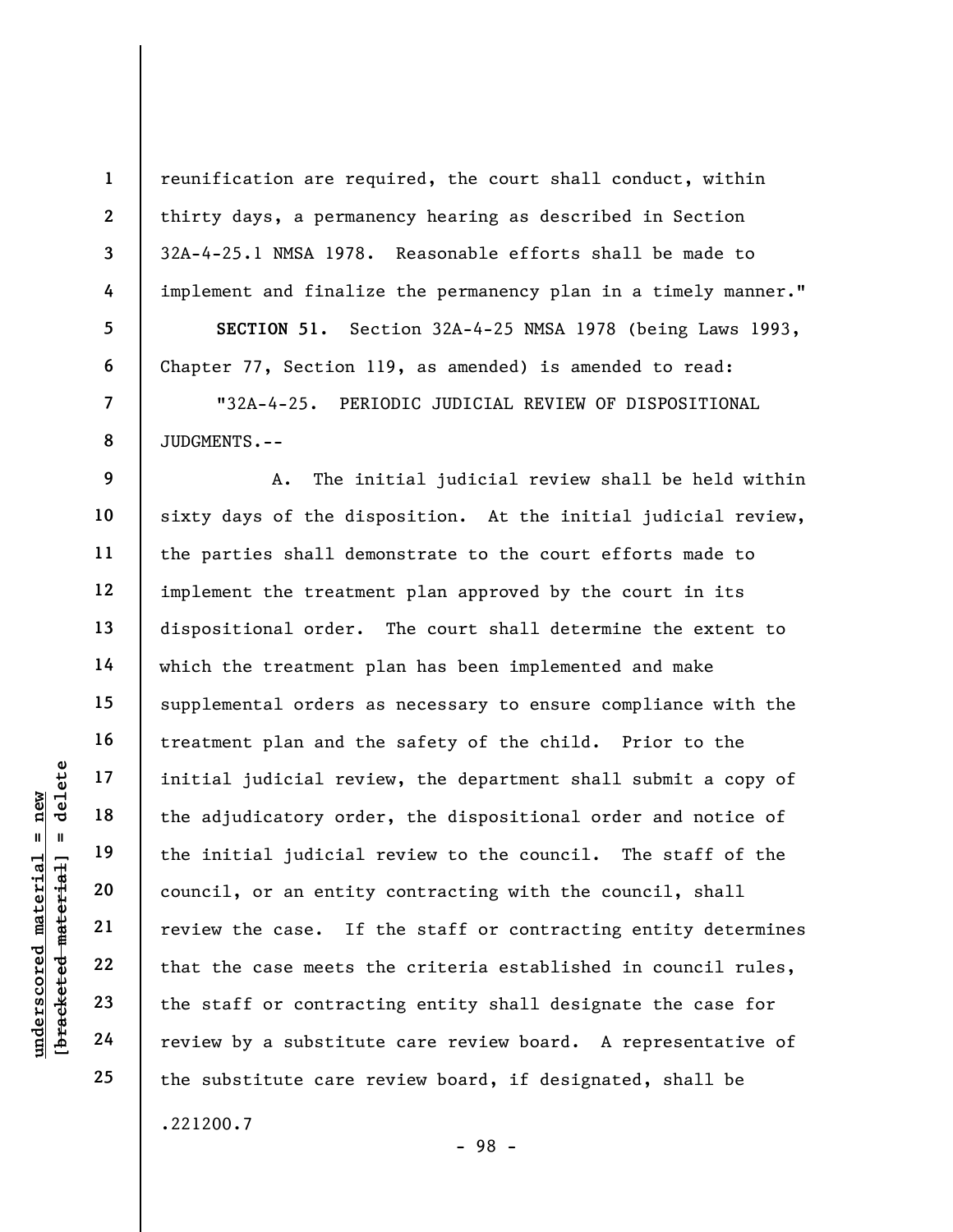reunification are required, the court shall conduct, within thirty days, a permanency hearing as described in Section 32A-4-25.1 NMSA 1978. Reasonable efforts shall be made to implement and finalize the permanency plan in a timely manner."

**SECTION 51.** Section 32A-4-25 NMSA 1978 (being Laws 1993, Chapter 77, Section 119, as amended) is amended to read:

"32A-4-25. PERIODIC JUDICIAL REVIEW OF DISPOSITIONAL JUDGMENTS.--

A. The initial judicial review shall be held within sixty days of the disposition. At the initial judicial review, the parties shall demonstrate to the court efforts made to implement the treatment plan approved by the court in its dispositional order. The court shall determine the extent to which the treatment plan has been implemented and make supplemental orders as necessary to ensure compliance with the treatment plan and the safety of the child. Prior to the initial judicial review, the department shall submit a copy of the adjudicatory order, the dispositional order and notice of the initial judicial review to the council. The staff of the council, or an entity contracting with the council, shall review the case. If the staff or contracting entity determines that the case meets the criteria established in council rules, the staff or contracting entity shall designate the case for review by a substitute care review board. A representative of the substitute care review board, if designated, shall be

.221200.7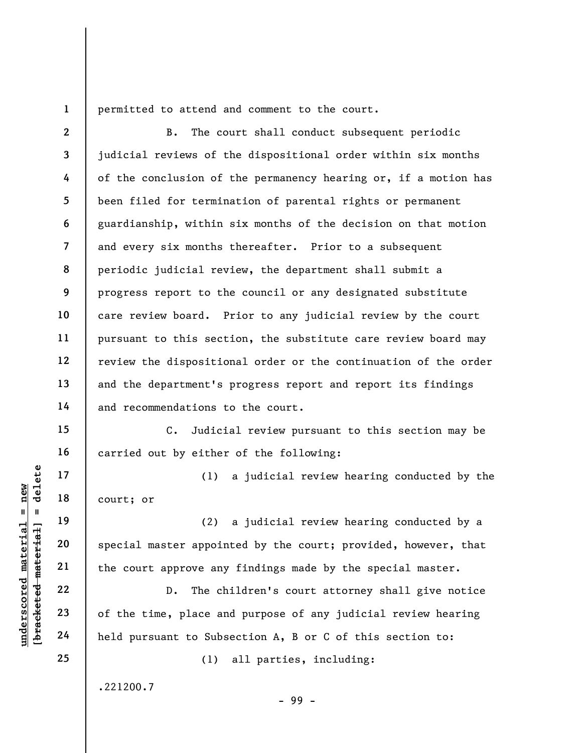permitted to attend and comment to the court.

B. The court shall conduct subsequent periodic judicial reviews of the dispositional order within six months of the conclusion of the permanency hearing or, if a motion has been filed for termination of parental rights or permanent guardianship, within six months of the decision on that motion and every six months thereafter. Prior to a subsequent periodic judicial review, the department shall submit a progress report to the council or any designated substitute care review board. Prior to any judicial review by the court pursuant to this section, the substitute care review board may review the dispositional order or the continuation of the order and the department's progress report and report its findings and recommendations to the court.

C. Judicial review pursuant to this section may be carried out by either of the following:

(1) a judicial review hearing conducted by the court; or

(2) a judicial review hearing conducted by a special master appointed by the court; provided, however, that the court approve any findings made by the special master.

D. The children's court attorney shall give notice of the time, place and purpose of any judicial review hearing held pursuant to Subsection A, B or C of this section to:

(1) all parties, including:

.221200.7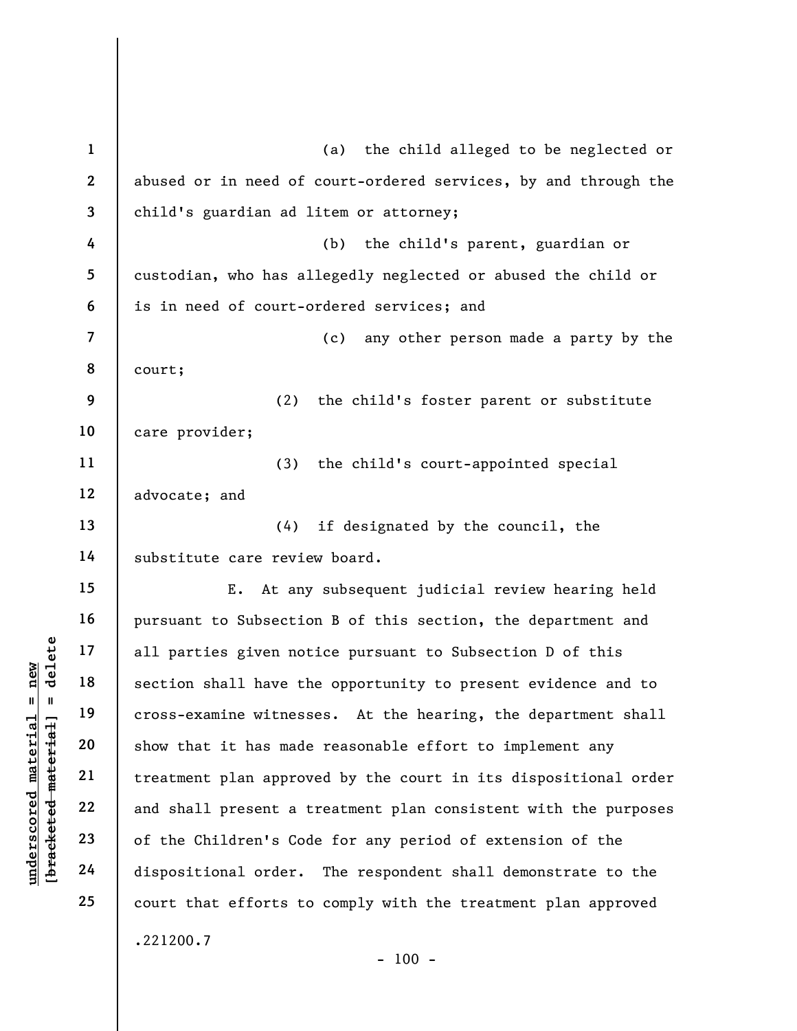(a) the child alleged to be neglected or abused or in need of court-ordered services, by and through the child's guardian ad litem or attorney;

(b) the child's parent, guardian or custodian, who has allegedly neglected or abused the child or is in need of court-ordered services; and

(c) any other person made a party by the court;

(2) the child's foster parent or substitute care provider;

(3) the child's court-appointed special advocate; and

(4) if designated by the council, the substitute care review board.

E. At any subsequent judicial review hearing held pursuant to Subsection B of this section, the department and all parties given notice pursuant to Subsection D of this section shall have the opportunity to present evidence and to cross-examine witnesses. At the hearing, the department shall show that it has made reasonable effort to implement any treatment plan approved by the court in its dispositional order and shall present a treatment plan consistent with the purposes of the Children's Code for any period of extension of the dispositional order. The respondent shall demonstrate to the court that efforts to comply with the treatment plan approved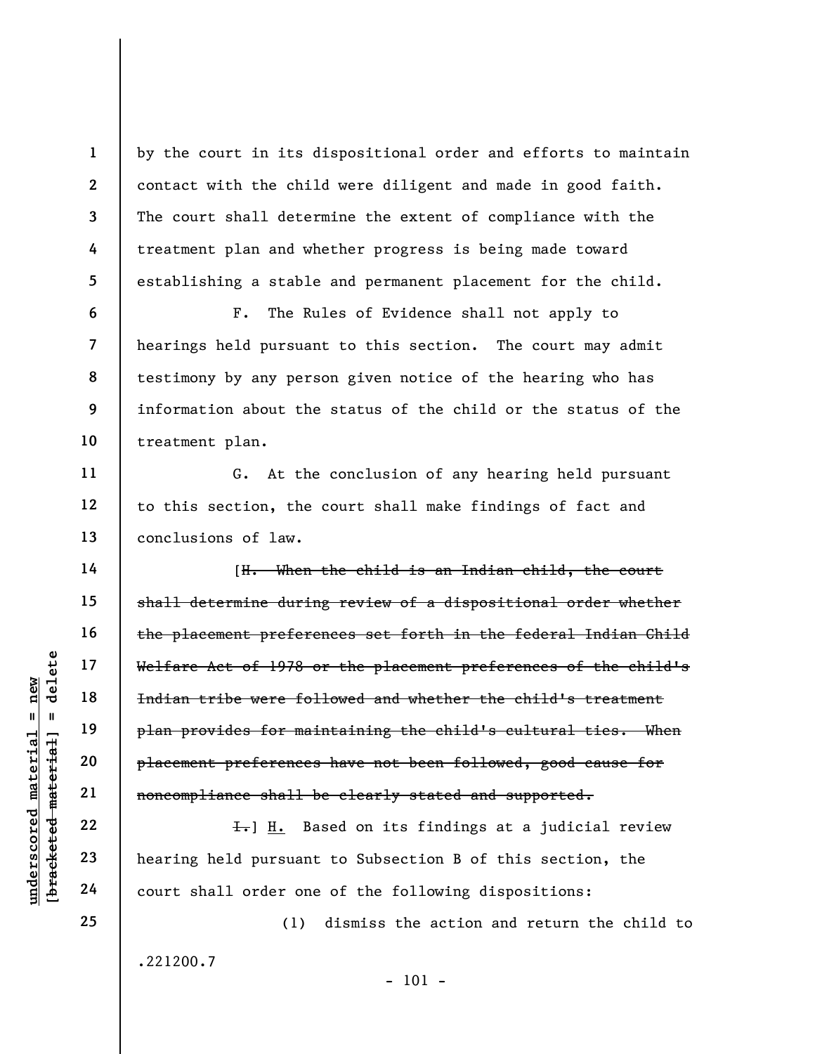by the court in its dispositional order and efforts to maintain contact with the child were diligent and made in good faith. The court shall determine the extent of compliance with the treatment plan and whether progress is being made toward establishing a stable and permanent placement for the child.

F. The Rules of Evidence shall not apply to hearings held pursuant to this section. The court may admit testimony by any person given notice of the hearing who has information about the status of the child or the status of the treatment plan.

G. At the conclusion of any hearing held pursuant to this section, the court shall make findings of fact and conclusions of law.

[~~H. When the child is an Indian child, the court shall determine during review of a dispositional order whether the placement preferences set forth in the federal Indian Child Welfare Act of 1978 or the placement preferences of the child's Indian tribe were followed and whether the child's treatment plan provides for maintaining the child's cultural ties. When placement preferences have not been followed, good cause for noncompliance shall be clearly stated and supported.~~

~~I.~~] <u>H.</u> Based on its findings at a judicial review hearing held pursuant to Subsection B of this section, the court shall order one of the following dispositions:

(1) dismiss the action and return the child to

.221200.7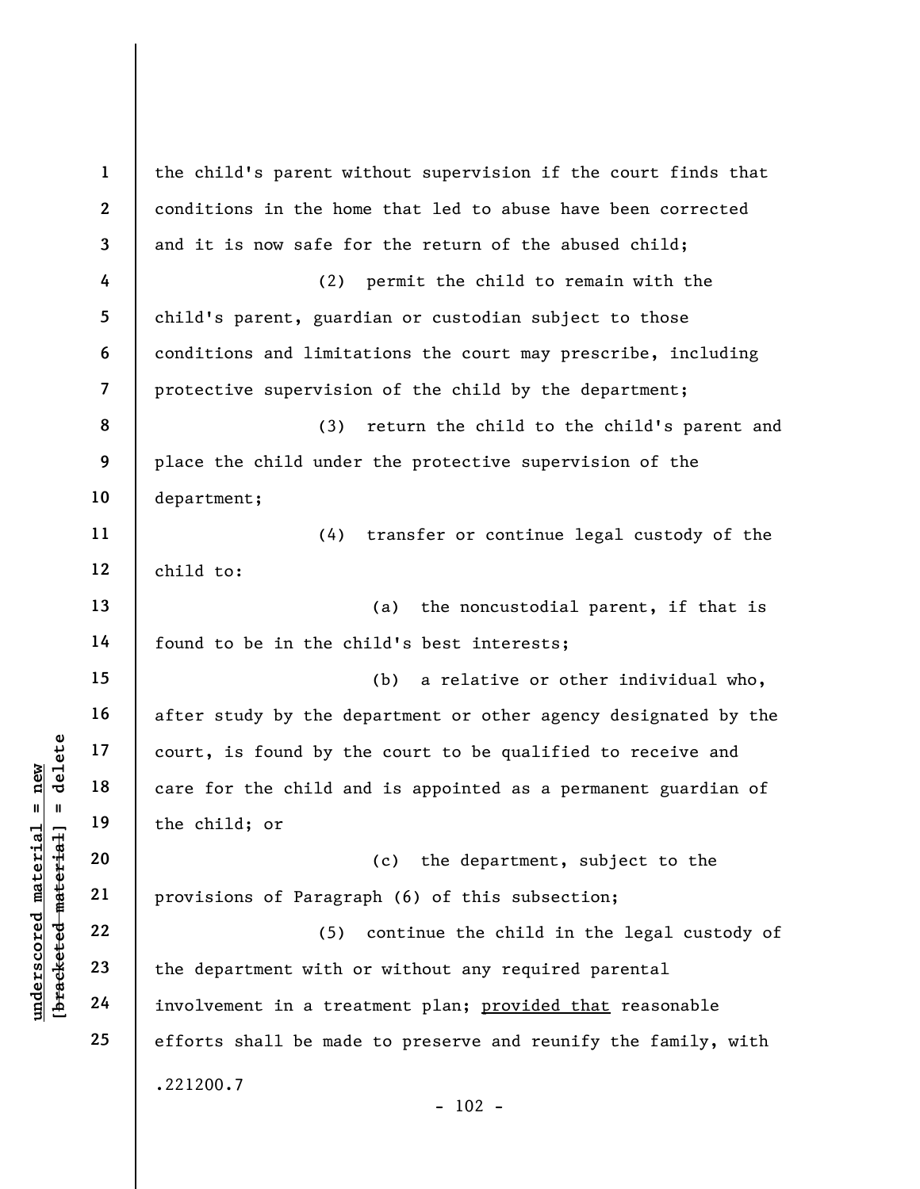the child's parent without supervision if the court finds that conditions in the home that led to abuse have been corrected and it is now safe for the return of the abused child;

(2) permit the child to remain with the child's parent, guardian or custodian subject to those conditions and limitations the court may prescribe, including protective supervision of the child by the department;

(3) return the child to the child's parent and place the child under the protective supervision of the department;

(4) transfer or continue legal custody of the child to:

(a) the noncustodial parent, if that is found to be in the child's best interests;

(b) a relative or other individual who, after study by the department or other agency designated by the court, is found by the court to be qualified to receive and care for the child and is appointed as a permanent guardian of the child; or

(c) the department, subject to the provisions of Paragraph (6) of this subsection;

(5) continue the child in the legal custody of the department with or without any required parental involvement in a treatment plan; <u>provided that</u> reasonable efforts shall be made to preserve and reunify the family, with

.221200.7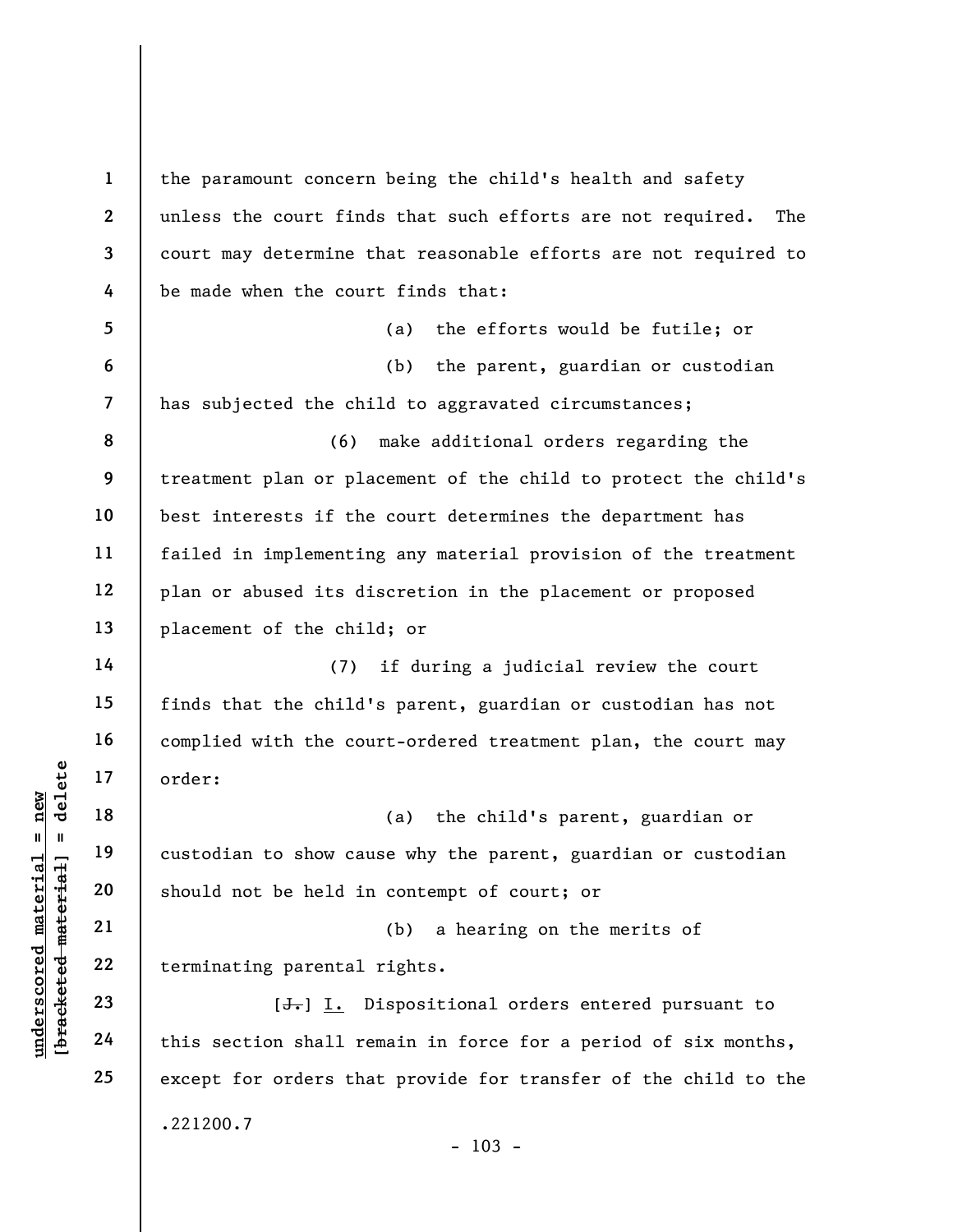the paramount concern being the child's health and safety unless the court finds that such efforts are not required. The court may determine that reasonable efforts are not required to be made when the court finds that:

(a) the efforts would be futile; or

(b) the parent, guardian or custodian has subjected the child to aggravated circumstances;

(6) make additional orders regarding the treatment plan or placement of the child to protect the child's best interests if the court determines the department has failed in implementing any material provision of the treatment plan or abused its discretion in the placement or proposed placement of the child; or

(7) if during a judicial review the court finds that the child's parent, guardian or custodian has not complied with the court-ordered treatment plan, the court may order:

(a) the child's parent, guardian or custodian to show cause why the parent, guardian or custodian should not be held in contempt of court; or

(b) a hearing on the merits of terminating parental rights.

[~~J.~~] I. Dispositional orders entered pursuant to this section shall remain in force for a period of six months, except for orders that provide for transfer of the child to the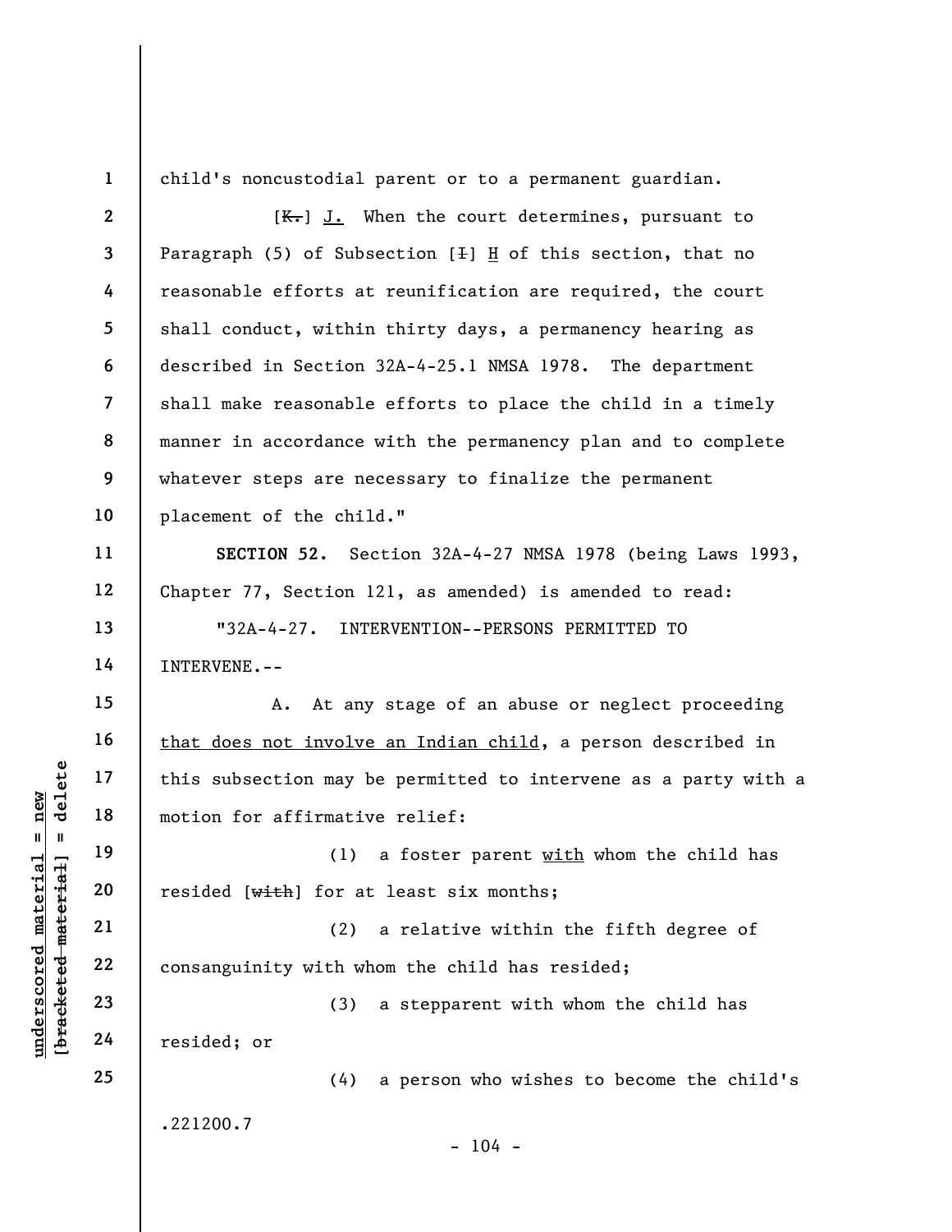child's noncustodial parent or to a permanent guardian.

[~~K.~~] J. When the court determines, pursuant to Paragraph (5) of Subsection [~~I~~] H of this section, that no reasonable efforts at reunification are required, the court shall conduct, within thirty days, a permanency hearing as described in Section 32A-4-25.1 NMSA 1978. The department shall make reasonable efforts to place the child in a timely manner in accordance with the permanency plan and to complete whatever steps are necessary to finalize the permanent placement of the child."

**SECTION 52.** Section 32A-4-27 NMSA 1978 (being Laws 1993, Chapter 77, Section 121, as amended) is amended to read:

"32A-4-27. INTERVENTION--PERSONS PERMITTED TO INTERVENE.--

A. At any stage of an abuse or neglect proceeding <u>that does not involve an Indian child</u>, a person described in this subsection may be permitted to intervene as a party with a motion for affirmative relief:

(1) a foster parent <u>with</u> whom the child has resided [~~with~~] for at least six months;

(2) a relative within the fifth degree of consanguinity with whom the child has resided;

(3) a stepparent with whom the child has resided; or

(4) a person who wishes to become the child's

.221200.7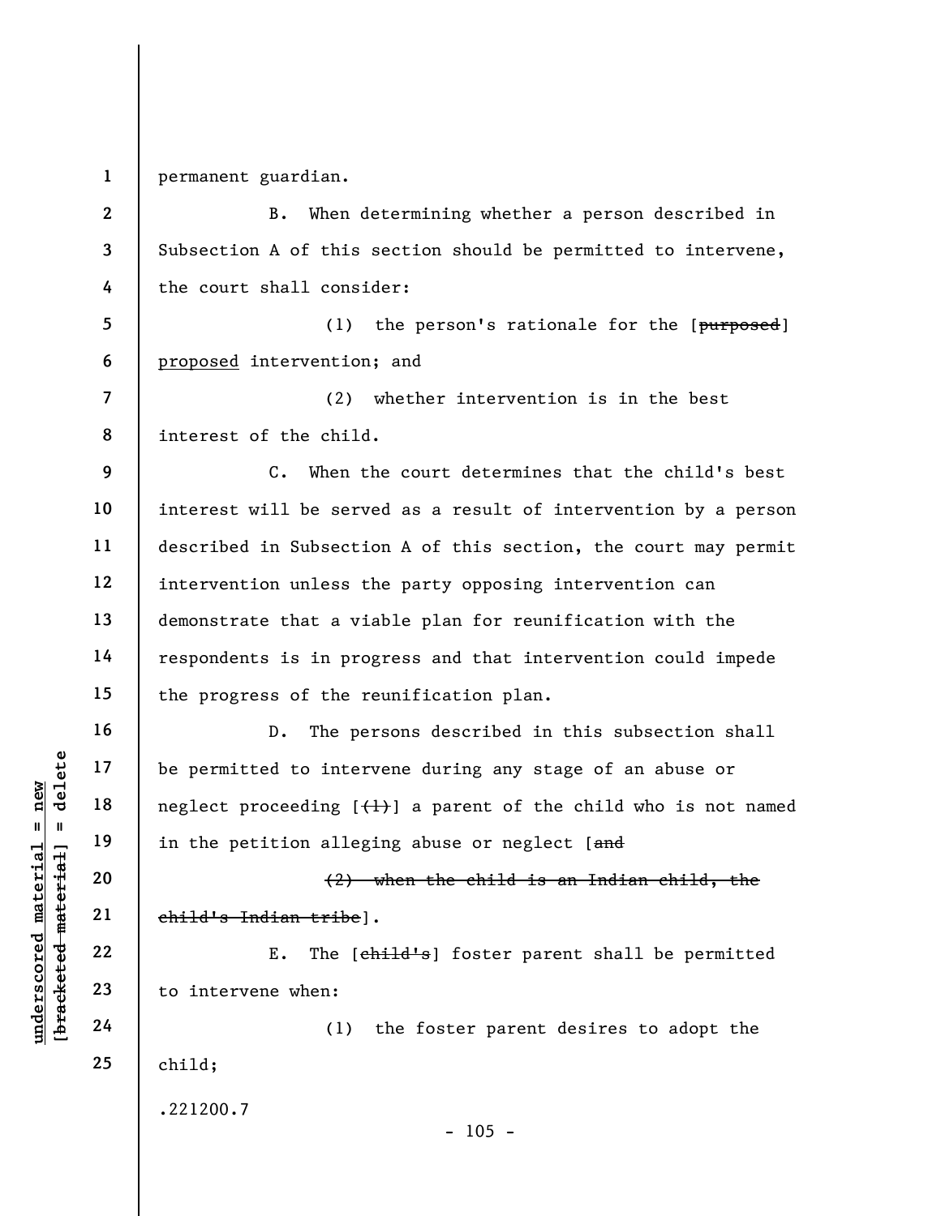permanent guardian.

B. When determining whether a person described in Subsection A of this section should be permitted to intervene, the court shall consider:

(1) the person's rationale for the [~~purposed~~] proposed intervention; and

(2) whether intervention is in the best interest of the child.

C. When the court determines that the child's best interest will be served as a result of intervention by a person described in Subsection A of this section, the court may permit intervention unless the party opposing intervention can demonstrate that a viable plan for reunification with the respondents is in progress and that intervention could impede the progress of the reunification plan.

D. The persons described in this subsection shall be permitted to intervene during any stage of an abuse or neglect proceeding [~~(1)~~] a parent of the child who is not named in the petition alleging abuse or neglect [~~and~~

~~(2) when the child is an Indian child, the child's Indian tribe~~].

E. The [~~child's~~] foster parent shall be permitted to intervene when:

(1) the foster parent desires to adopt the child;

.221200.7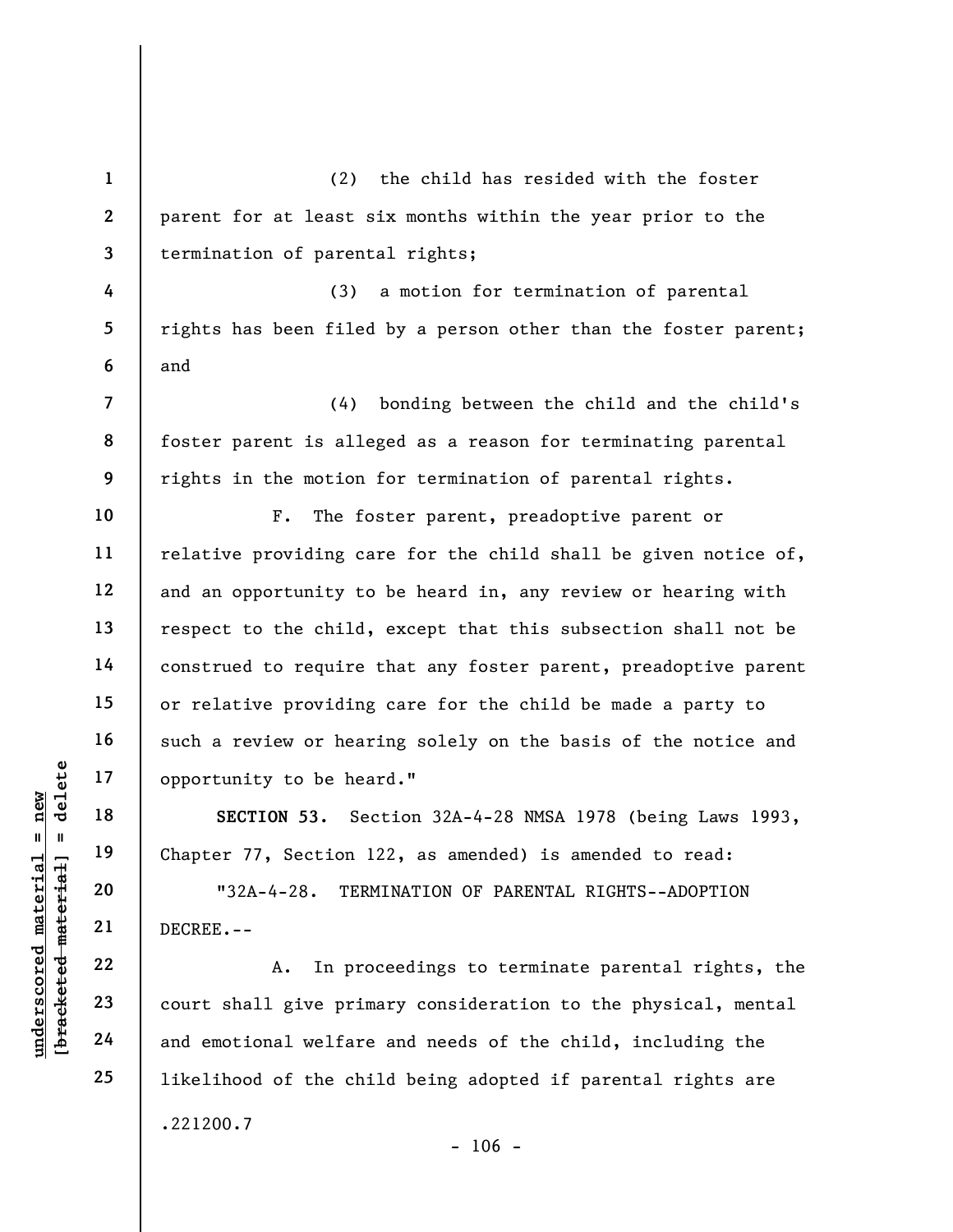(2) the child has resided with the foster parent for at least six months within the year prior to the termination of parental rights;

(3) a motion for termination of parental rights has been filed by a person other than the foster parent; and

(4) bonding between the child and the child's foster parent is alleged as a reason for terminating parental rights in the motion for termination of parental rights.

F. The foster parent, preadoptive parent or relative providing care for the child shall be given notice of, and an opportunity to be heard in, any review or hearing with respect to the child, except that this subsection shall not be construed to require that any foster parent, preadoptive parent or relative providing care for the child be made a party to such a review or hearing solely on the basis of the notice and opportunity to be heard."

**SECTION 53.** Section 32A-4-28 NMSA 1978 (being Laws 1993, Chapter 77, Section 122, as amended) is amended to read:

"32A-4-28. TERMINATION OF PARENTAL RIGHTS--ADOPTION DECREE.--

A. In proceedings to terminate parental rights, the court shall give primary consideration to the physical, mental and emotional welfare and needs of the child, including the likelihood of the child being adopted if parental rights are

.221200.7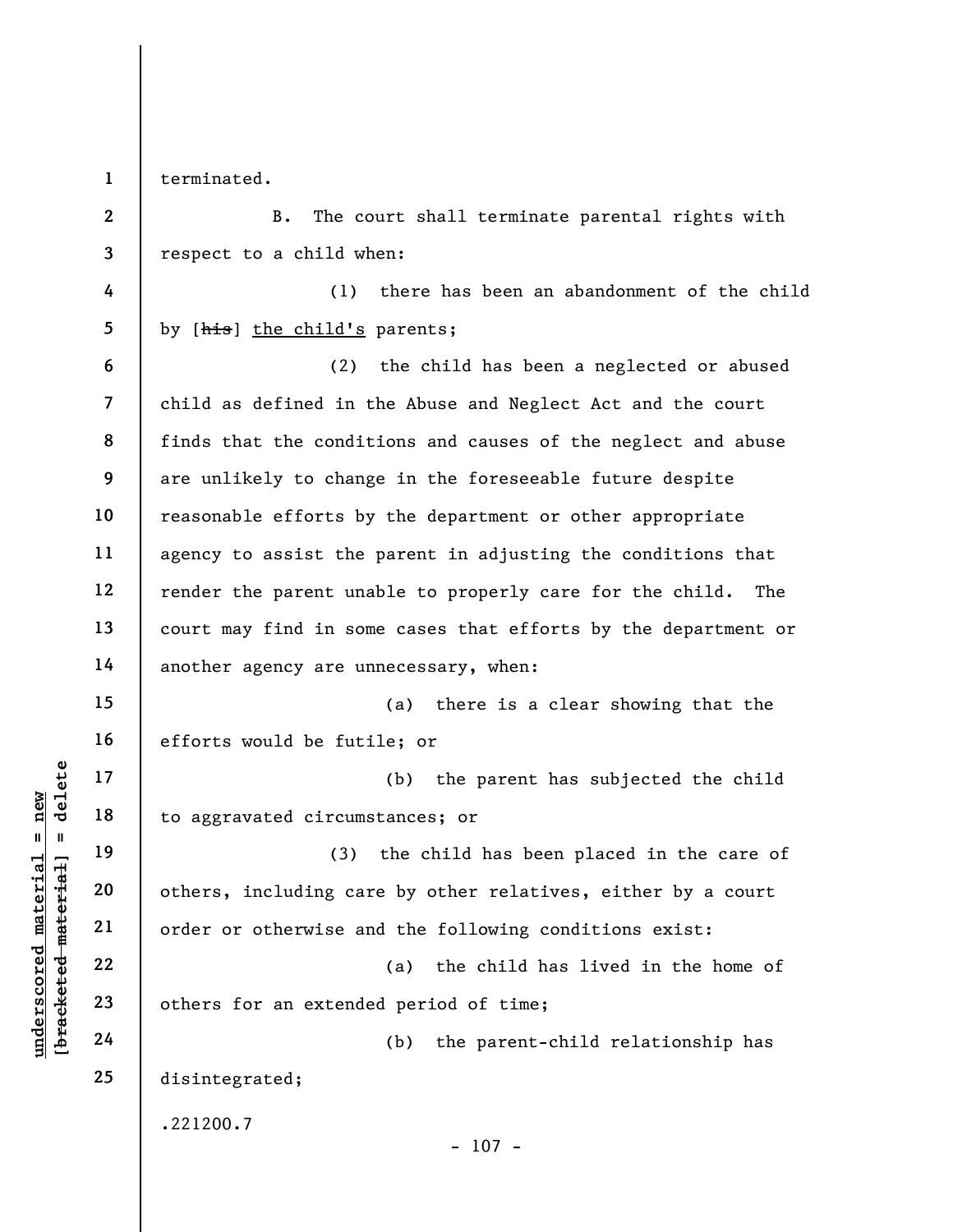terminated.

B. The court shall terminate parental rights with respect to a child when:

(1) there has been an abandonment of the child by [~~his~~] <u>the child's</u> parents;

(2) the child has been a neglected or abused child as defined in the Abuse and Neglect Act and the court finds that the conditions and causes of the neglect and abuse are unlikely to change in the foreseeable future despite reasonable efforts by the department or other appropriate agency to assist the parent in adjusting the conditions that render the parent unable to properly care for the child. The court may find in some cases that efforts by the department or another agency are unnecessary, when:

(a) there is a clear showing that the efforts would be futile; or

(b) the parent has subjected the child to aggravated circumstances; or

(3) the child has been placed in the care of others, including care by other relatives, either by a court order or otherwise and the following conditions exist:

(a) the child has lived in the home of others for an extended period of time;

(b) the parent-child relationship has disintegrated;

.221200.7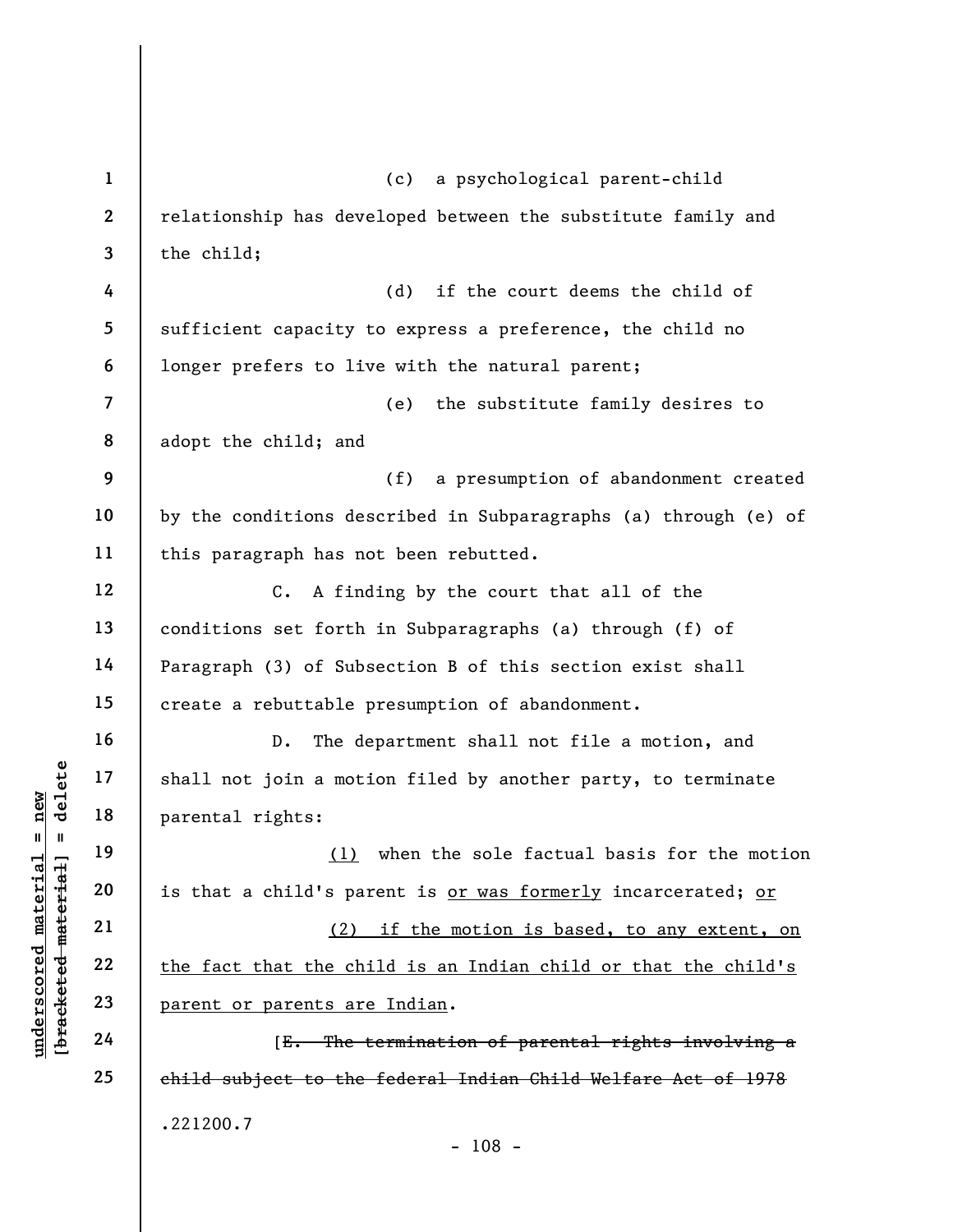(c) a psychological parent-child relationship has developed between the substitute family and the child;

(d) if the court deems the child of sufficient capacity to express a preference, the child no longer prefers to live with the natural parent;

(e) the substitute family desires to adopt the child; and

(f) a presumption of abandonment created by the conditions described in Subparagraphs (a) through (e) of this paragraph has not been rebutted.

C. A finding by the court that all of the conditions set forth in Subparagraphs (a) through (f) of Paragraph (3) of Subsection B of this section exist shall create a rebuttable presumption of abandonment.

D. The department shall not file a motion, and shall not join a motion filed by another party, to terminate parental rights:

(1) when the sole factual basis for the motion is that a child's parent is or was formerly incarcerated; or

(2) if the motion is based, to any extent, on the fact that the child is an Indian child or that the child's parent or parents are Indian.

[~~E. The termination of parental rights involving a child subject to the federal Indian Child Welfare Act of 1978~~

.221200.7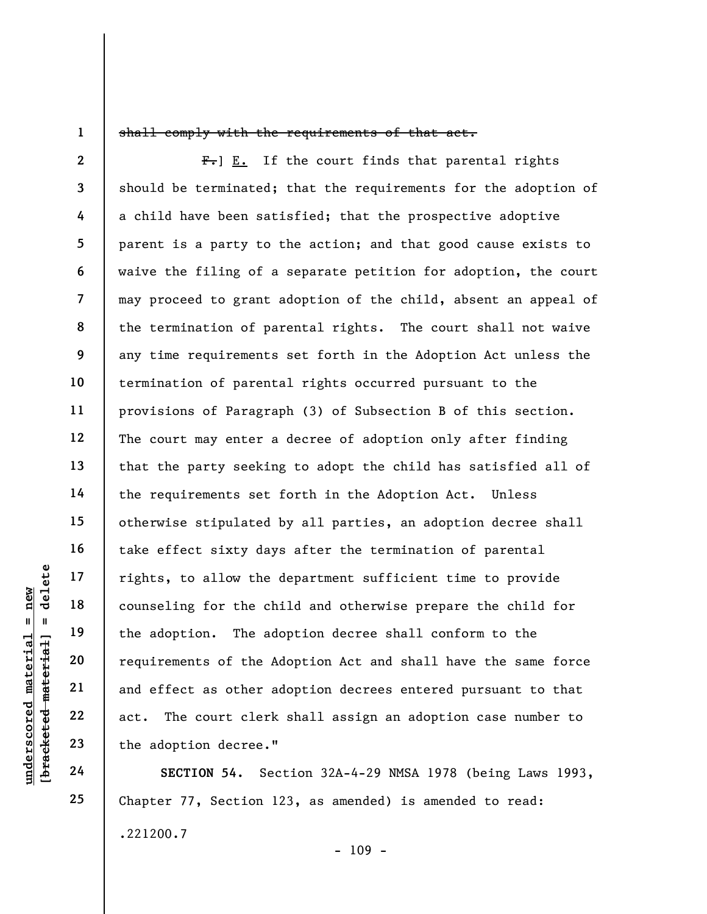~~shall comply with the requirements of that act.~~

~~F.~~] E. If the court finds that parental rights should be terminated; that the requirements for the adoption of a child have been satisfied; that the prospective adoptive parent is a party to the action; and that good cause exists to waive the filing of a separate petition for adoption, the court may proceed to grant adoption of the child, absent an appeal of the termination of parental rights. The court shall not waive any time requirements set forth in the Adoption Act unless the termination of parental rights occurred pursuant to the provisions of Paragraph (3) of Subsection B of this section. The court may enter a decree of adoption only after finding that the party seeking to adopt the child has satisfied all of the requirements set forth in the Adoption Act. Unless otherwise stipulated by all parties, an adoption decree shall take effect sixty days after the termination of parental rights, to allow the department sufficient time to provide counseling for the child and otherwise prepare the child for the adoption. The adoption decree shall conform to the requirements of the Adoption Act and shall have the same force and effect as other adoption decrees entered pursuant to that act. The court clerk shall assign an adoption case number to the adoption decree."

**SECTION 54.** Section 32A-4-29 NMSA 1978 (being Laws 1993, Chapter 77, Section 123, as amended) is amended to read:

.221200.7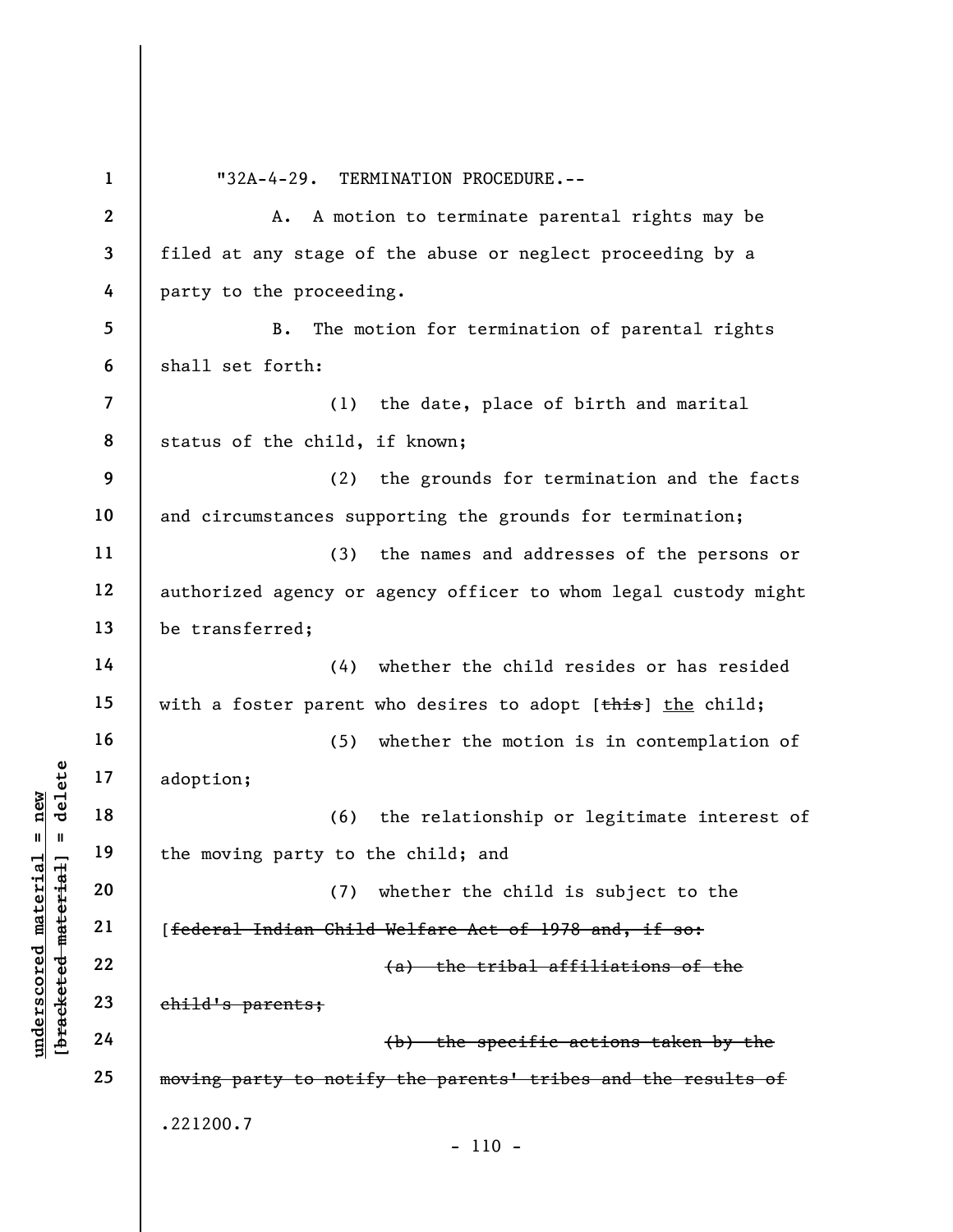"32A-4-29. TERMINATION PROCEDURE.--

A. A motion to terminate parental rights may be filed at any stage of the abuse or neglect proceeding by a party to the proceeding.

B. The motion for termination of parental rights shall set forth:

(1) the date, place of birth and marital status of the child, if known;

(2) the grounds for termination and the facts and circumstances supporting the grounds for termination;

(3) the names and addresses of the persons or authorized agency or agency officer to whom legal custody might be transferred;

(4) whether the child resides or has resided with a foster parent who desires to adopt [~~this~~] <u>the</u> child;

(5) whether the motion is in contemplation of adoption;

(6) the relationship or legitimate interest of the moving party to the child; and

(7) whether the child is subject to the [~~federal Indian Child Welfare Act of 1978 and, if so:~~

~~(a) the tribal affiliations of the child's parents;~~

~~(b) the specific actions taken by the moving party to notify the parents' tribes and the results of~~

.221200.7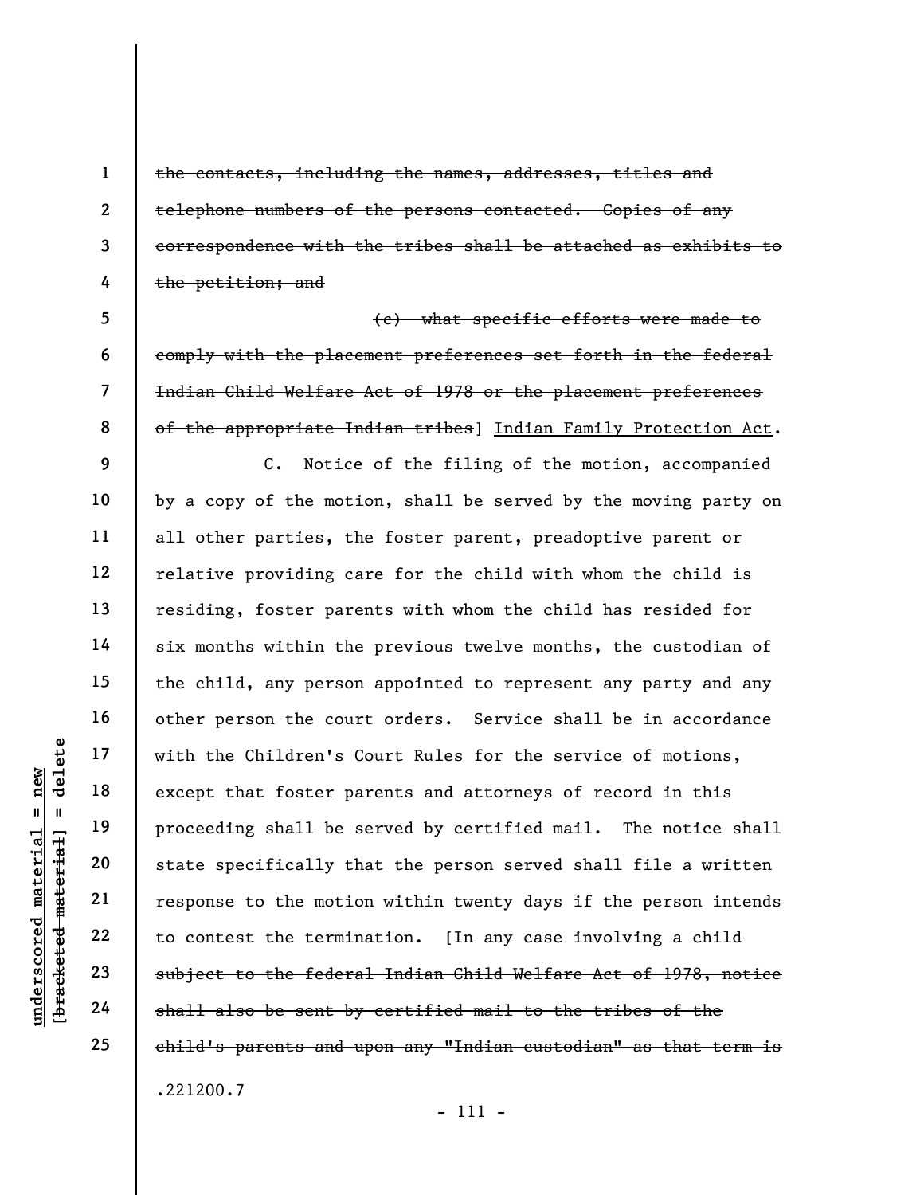~~the contacts, including the names, addresses, titles and telephone numbers of the persons contacted. Copies of any correspondence with the tribes shall be attached as exhibits to the petition; and~~

~~(c) what specific efforts were made to comply with the placement preferences set forth in the federal Indian Child Welfare Act of 1978 or the placement preferences of the appropriate Indian tribes~~] <u>Indian Family Protection Act</u>.

C. Notice of the filing of the motion, accompanied by a copy of the motion, shall be served by the moving party on all other parties, the foster parent, preadoptive parent or relative providing care for the child with whom the child is residing, foster parents with whom the child has resided for six months within the previous twelve months, the custodian of the child, any person appointed to represent any party and any other person the court orders. Service shall be in accordance with the Children's Court Rules for the service of motions, except that foster parents and attorneys of record in this proceeding shall be served by certified mail. The notice shall state specifically that the person served shall file a written response to the motion within twenty days if the person intends to contest the termination. [~~In any case involving a child subject to the federal Indian Child Welfare Act of 1978, notice shall also be sent by certified mail to the tribes of the child's parents and upon any "Indian custodian" as that term is~~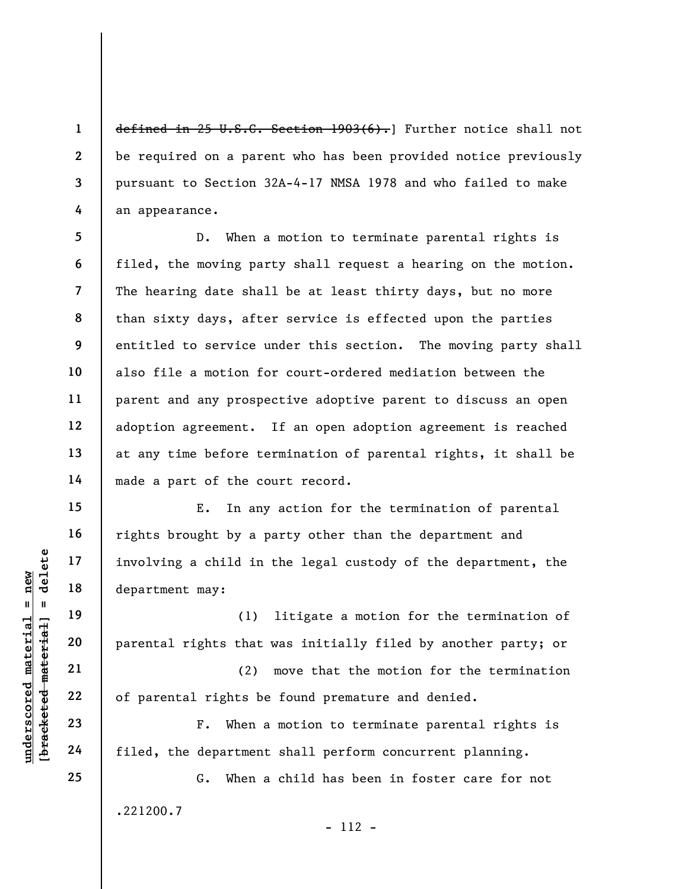~~defined in 25 U.S.C. Section 1903(6).~~] Further notice shall not be required on a parent who has been provided notice previously pursuant to Section 32A-4-17 NMSA 1978 and who failed to make an appearance.

D. When a motion to terminate parental rights is filed, the moving party shall request a hearing on the motion. The hearing date shall be at least thirty days, but no more than sixty days, after service is effected upon the parties entitled to service under this section. The moving party shall also file a motion for court-ordered mediation between the parent and any prospective adoptive parent to discuss an open adoption agreement. If an open adoption agreement is reached at any time before termination of parental rights, it shall be made a part of the court record.

E. In any action for the termination of parental rights brought by a party other than the department and involving a child in the legal custody of the department, the department may:

(1) litigate a motion for the termination of parental rights that was initially filed by another party; or

(2) move that the motion for the termination of parental rights be found premature and denied.

F. When a motion to terminate parental rights is filed, the department shall perform concurrent planning.

G. When a child has been in foster care for not

.221200.7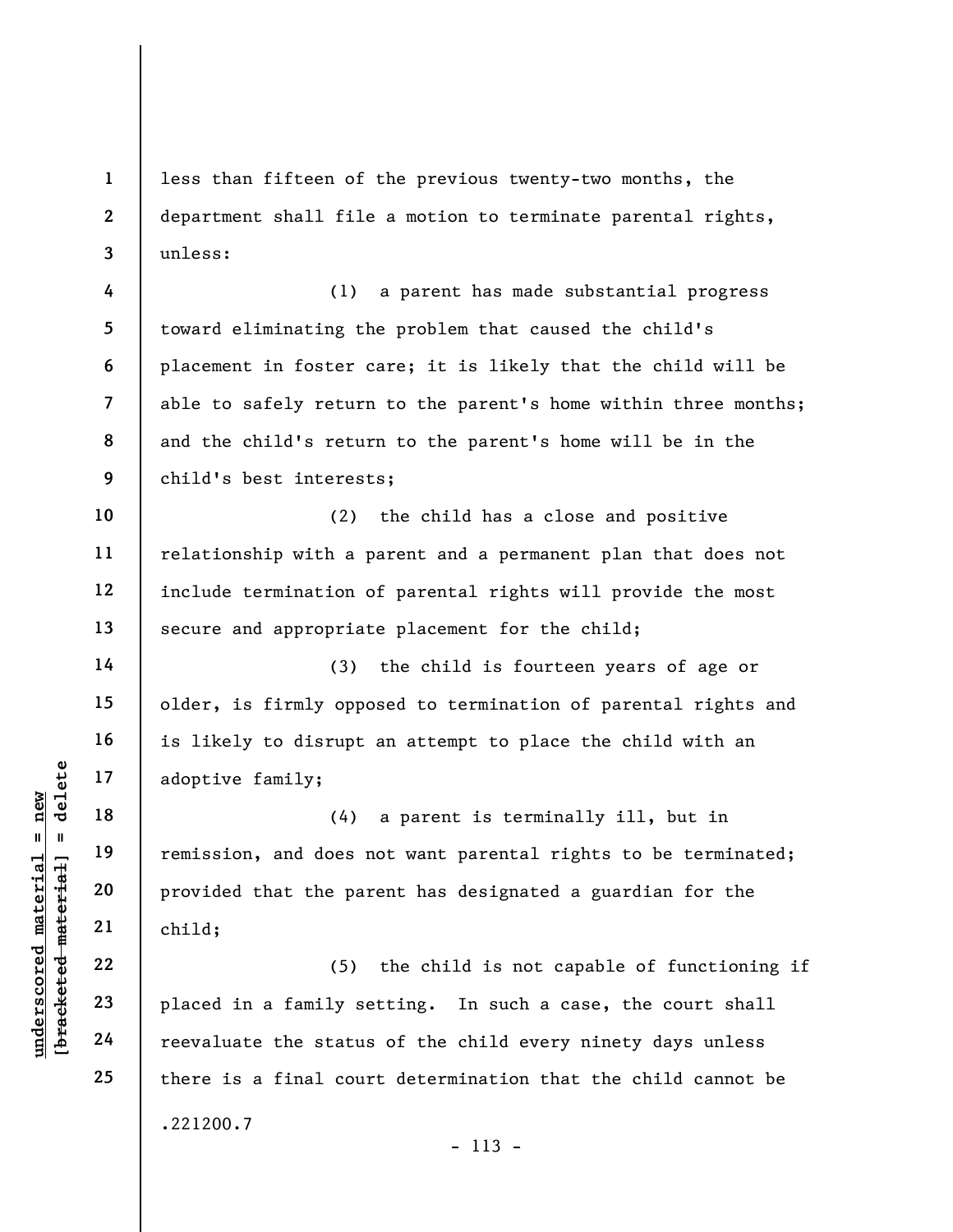less than fifteen of the previous twenty-two months, the department shall file a motion to terminate parental rights, unless:

(1) a parent has made substantial progress toward eliminating the problem that caused the child's placement in foster care; it is likely that the child will be able to safely return to the parent's home within three months; and the child's return to the parent's home will be in the child's best interests;

(2) the child has a close and positive relationship with a parent and a permanent plan that does not include termination of parental rights will provide the most secure and appropriate placement for the child;

(3) the child is fourteen years of age or older, is firmly opposed to termination of parental rights and is likely to disrupt an attempt to place the child with an adoptive family;

(4) a parent is terminally ill, but in remission, and does not want parental rights to be terminated; provided that the parent has designated a guardian for the child;

(5) the child is not capable of functioning if placed in a family setting. In such a case, the court shall reevaluate the status of the child every ninety days unless there is a final court determination that the child cannot be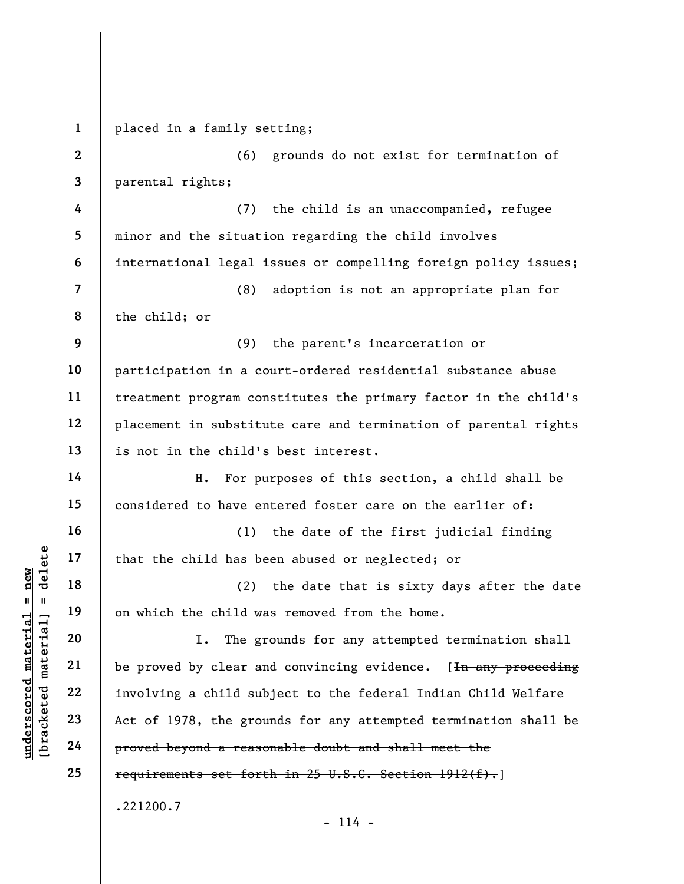placed in a family setting;

(6) grounds do not exist for termination of parental rights;

(7) the child is an unaccompanied, refugee minor and the situation regarding the child involves international legal issues or compelling foreign policy issues;

(8) adoption is not an appropriate plan for the child; or

(9) the parent's incarceration or participation in a court-ordered residential substance abuse treatment program constitutes the primary factor in the child's placement in substitute care and termination of parental rights is not in the child's best interest.

H. For purposes of this section, a child shall be considered to have entered foster care on the earlier of:

(1) the date of the first judicial finding that the child has been abused or neglected; or

(2) the date that is sixty days after the date on which the child was removed from the home.

I. The grounds for any attempted termination shall be proved by clear and convincing evidence. [~~In any proceeding involving a child subject to the federal Indian Child Welfare Act of 1978, the grounds for any attempted termination shall be proved beyond a reasonable doubt and shall meet the requirements set forth in 25 U.S.C. Section 1912(f).~~]

.221200.7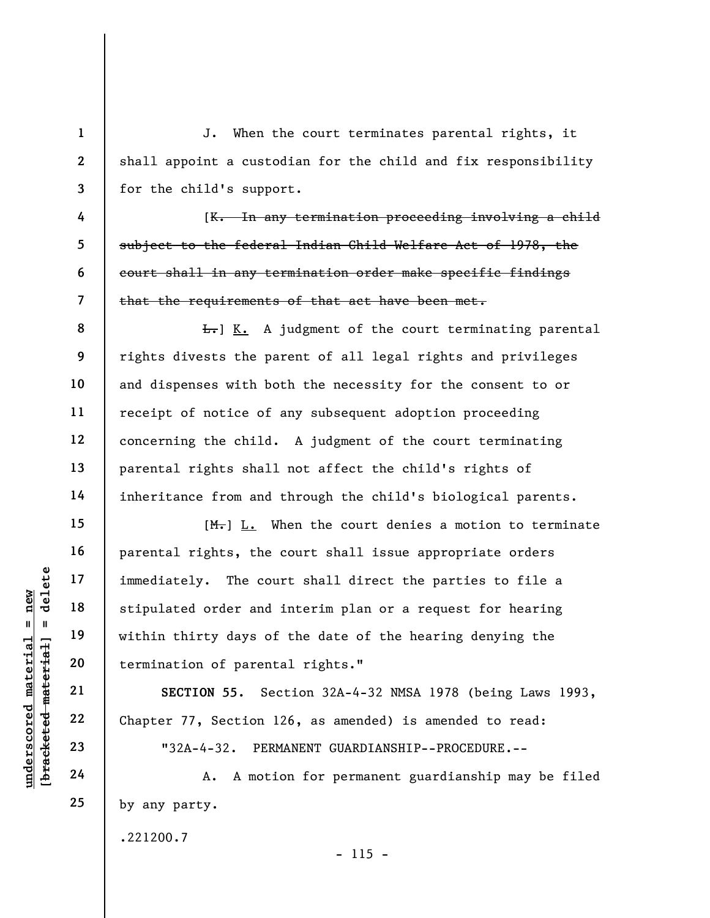J. When the court terminates parental rights, it shall appoint a custodian for the child and fix responsibility for the child's support.

[~~K. In any termination proceeding involving a child subject to the federal Indian Child Welfare Act of 1978, the court shall in any termination order make specific findings that the requirements of that act have been met.~~

~~L.~~] <u>K.</u> A judgment of the court terminating parental rights divests the parent of all legal rights and privileges and dispenses with both the necessity for the consent to or receipt of notice of any subsequent adoption proceeding concerning the child. A judgment of the court terminating parental rights shall not affect the child's rights of inheritance from and through the child's biological parents.

[~~M.~~] <u>L.</u> When the court denies a motion to terminate parental rights, the court shall issue appropriate orders immediately. The court shall direct the parties to file a stipulated order and interim plan or a request for hearing within thirty days of the date of the hearing denying the termination of parental rights."

**SECTION 55.** Section 32A-4-32 NMSA 1978 (being Laws 1993, Chapter 77, Section 126, as amended) is amended to read:

"32A-4-32. PERMANENT GUARDIANSHIP--PROCEDURE.--

A. A motion for permanent guardianship may be filed by any party.

.221200.7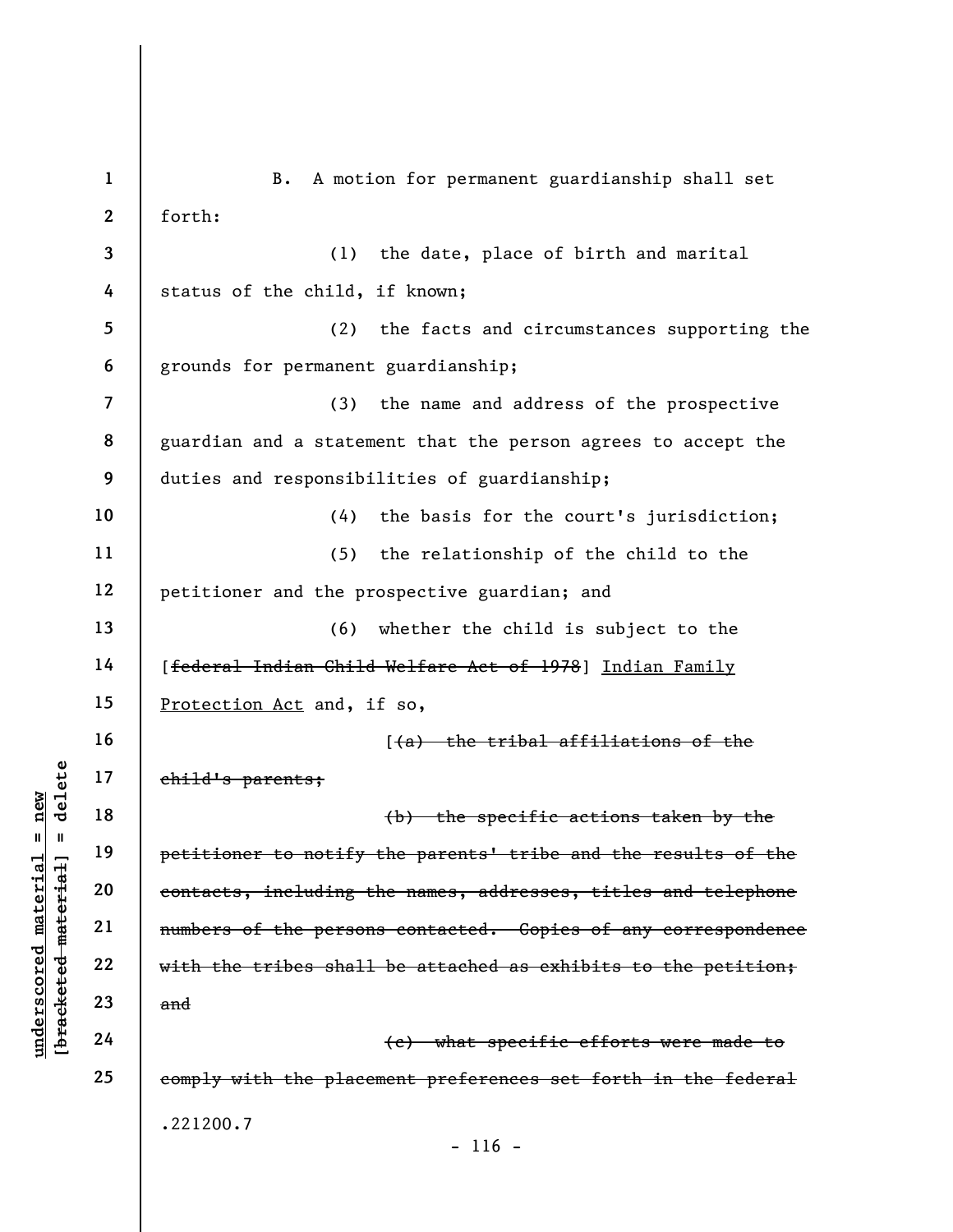B. A motion for permanent guardianship shall set forth:

(1) the date, place of birth and marital status of the child, if known;

(2) the facts and circumstances supporting the grounds for permanent guardianship;

(3) the name and address of the prospective guardian and a statement that the person agrees to accept the duties and responsibilities of guardianship;

(4) the basis for the court's jurisdiction;

(5) the relationship of the child to the petitioner and the prospective guardian; and

(6) whether the child is subject to the [~~federal Indian Child Welfare Act of 1978~~] Indian Family Protection Act and, if so,

[~~(a) the tribal affiliations of the child's parents;~~

~~(b) the specific actions taken by the petitioner to notify the parents' tribe and the results of the contacts, including the names, addresses, titles and telephone numbers of the persons contacted. Copies of any correspondence with the tribes shall be attached as exhibits to the petition; and~~

~~(c) what specific efforts were made to comply with the placement preferences set forth in the federal~~

.221200.7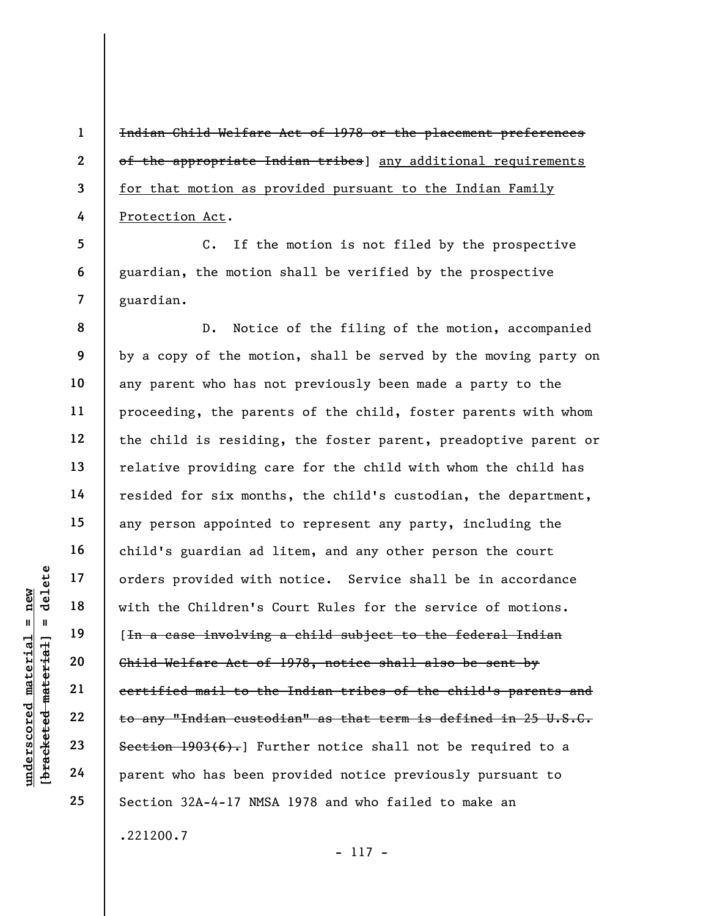~~Indian Child Welfare Act of 1978 or the placement preferences of the appropriate Indian tribes~~] <u>any additional requirements for that motion as provided pursuant to the Indian Family Protection Act</u>.

C. If the motion is not filed by the prospective guardian, the motion shall be verified by the prospective guardian.

D. Notice of the filing of the motion, accompanied by a copy of the motion, shall be served by the moving party on any parent who has not previously been made a party to the proceeding, the parents of the child, foster parents with whom the child is residing, the foster parent, preadoptive parent or relative providing care for the child with whom the child has resided for six months, the child's custodian, the department, any person appointed to represent any party, including the child's guardian ad litem, and any other person the court orders provided with notice. Service shall be in accordance with the Children's Court Rules for the service of motions. [~~In a case involving a child subject to the federal Indian Child Welfare Act of 1978, notice shall also be sent by certified mail to the Indian tribes of the child's parents and to any "Indian custodian" as that term is defined in 25 U.S.C. Section 1903(6).~~] Further notice shall not be required to a parent who has been provided notice previously pursuant to Section 32A-4-17 NMSA 1978 and who failed to make an

.221200.7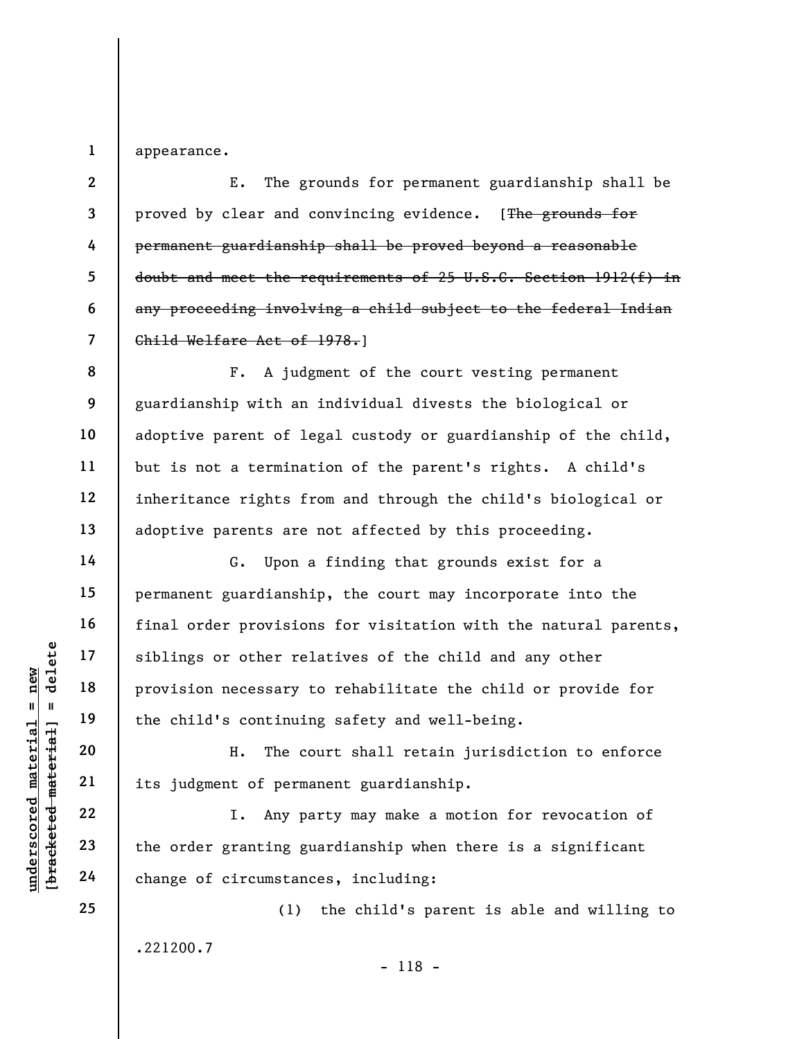appearance.

E. The grounds for permanent guardianship shall be proved by clear and convincing evidence. [~~The grounds for permanent guardianship shall be proved beyond a reasonable doubt and meet the requirements of 25 U.S.C. Section 1912(f) in any proceeding involving a child subject to the federal Indian Child Welfare Act of 1978.~~]

F. A judgment of the court vesting permanent guardianship with an individual divests the biological or adoptive parent of legal custody or guardianship of the child, but is not a termination of the parent's rights. A child's inheritance rights from and through the child's biological or adoptive parents are not affected by this proceeding.

G. Upon a finding that grounds exist for a permanent guardianship, the court may incorporate into the final order provisions for visitation with the natural parents, siblings or other relatives of the child and any other provision necessary to rehabilitate the child or provide for the child's continuing safety and well-being.

H. The court shall retain jurisdiction to enforce its judgment of permanent guardianship.

I. Any party may make a motion for revocation of the order granting guardianship when there is a significant change of circumstances, including:

(1) the child's parent is able and willing to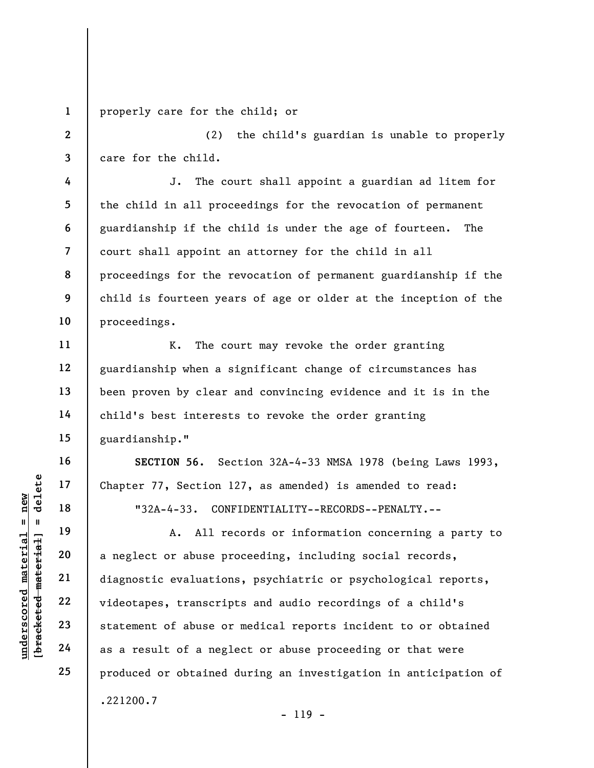properly care for the child; or

(2) the child's guardian is unable to properly care for the child.

J. The court shall appoint a guardian ad litem for the child in all proceedings for the revocation of permanent guardianship if the child is under the age of fourteen. The court shall appoint an attorney for the child in all proceedings for the revocation of permanent guardianship if the child is fourteen years of age or older at the inception of the proceedings.

K. The court may revoke the order granting guardianship when a significant change of circumstances has been proven by clear and convincing evidence and it is in the child's best interests to revoke the order granting guardianship."

**SECTION 56.** Section 32A-4-33 NMSA 1978 (being Laws 1993, Chapter 77, Section 127, as amended) is amended to read:

"32A-4-33. CONFIDENTIALITY--RECORDS--PENALTY.--

A. All records or information concerning a party to a neglect or abuse proceeding, including social records, diagnostic evaluations, psychiatric or psychological reports, videotapes, transcripts and audio recordings of a child's statement of abuse or medical reports incident to or obtained as a result of a neglect or abuse proceeding or that were produced or obtained during an investigation in anticipation of

.221200.7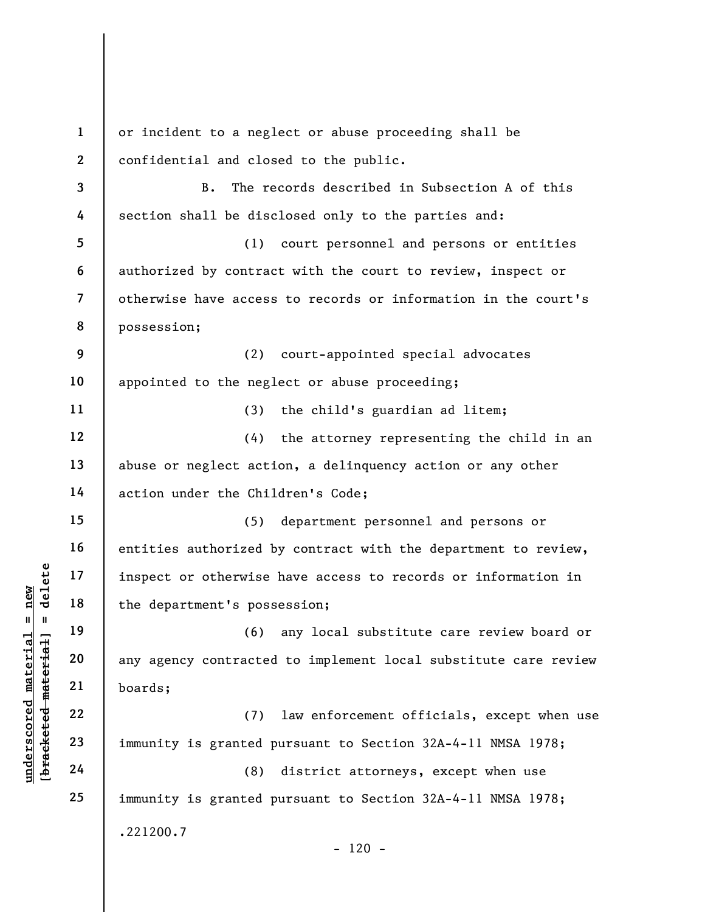or incident to a neglect or abuse proceeding shall be confidential and closed to the public.

B. The records described in Subsection A of this section shall be disclosed only to the parties and:

(1) court personnel and persons or entities authorized by contract with the court to review, inspect or otherwise have access to records or information in the court's possession;

(2) court-appointed special advocates appointed to the neglect or abuse proceeding;

(3) the child's guardian ad litem;

(4) the attorney representing the child in an abuse or neglect action, a delinquency action or any other action under the Children's Code;

(5) department personnel and persons or entities authorized by contract with the department to review, inspect or otherwise have access to records or information in the department's possession;

(6) any local substitute care review board or any agency contracted to implement local substitute care review boards;

(7) law enforcement officials, except when use immunity is granted pursuant to Section 32A-4-11 NMSA 1978;

(8) district attorneys, except when use immunity is granted pursuant to Section 32A-4-11 NMSA 1978;

.221200.7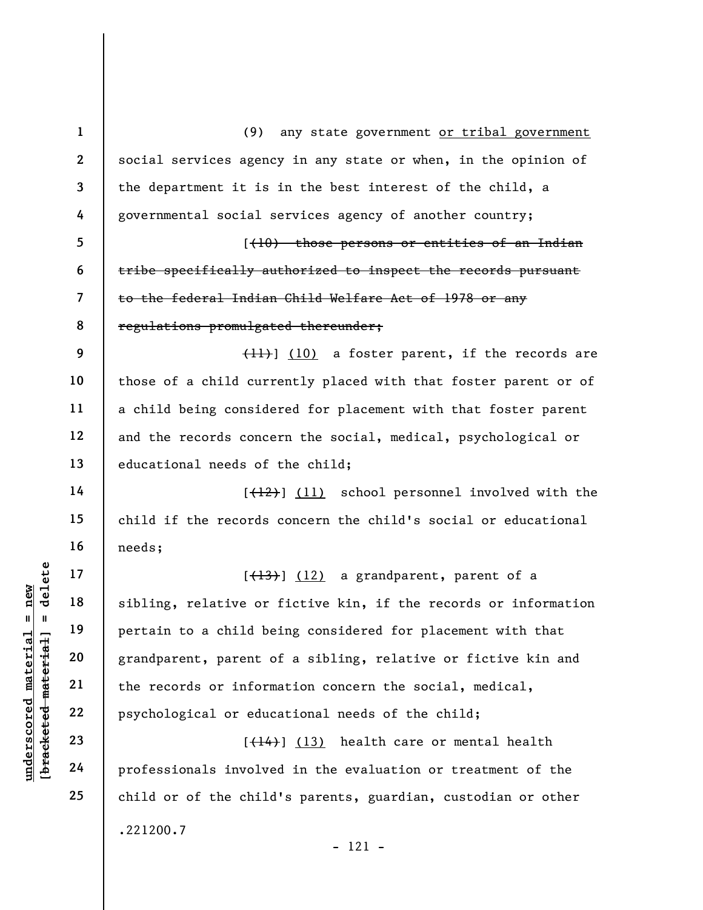(9) any state government <u>or tribal government</u> social services agency in any state or when, in the opinion of the department it is in the best interest of the child, a governmental social services agency of another country;

[~~(10) those persons or entities of an Indian tribe specifically authorized to inspect the records pursuant to the federal Indian Child Welfare Act of 1978 or any regulations promulgated thereunder;~~

~~(11)~~] <u>(10)</u> a foster parent, if the records are those of a child currently placed with that foster parent or of a child being considered for placement with that foster parent and the records concern the social, medical, psychological or educational needs of the child;

[~~(12)~~] <u>(11)</u> school personnel involved with the child if the records concern the child's social or educational needs;

[~~(13)~~] <u>(12)</u> a grandparent, parent of a sibling, relative or fictive kin, if the records or information pertain to a child being considered for placement with that grandparent, parent of a sibling, relative or fictive kin and the records or information concern the social, medical, psychological or educational needs of the child;

[~~(14)~~] <u>(13)</u> health care or mental health professionals involved in the evaluation or treatment of the child or of the child's parents, guardian, custodian or other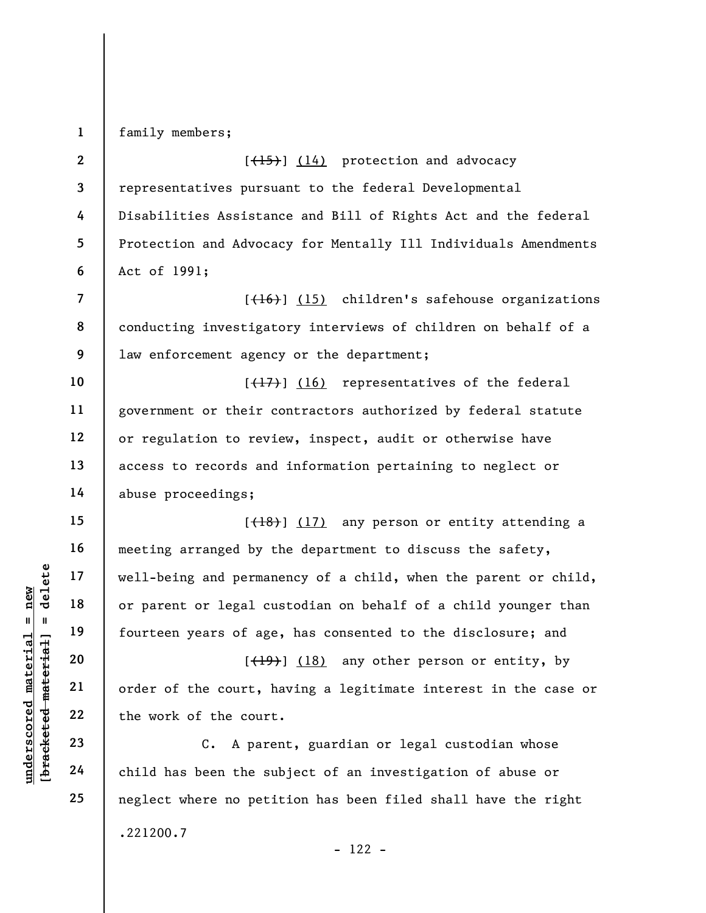family members;

[~~(15)~~] <u>(14)</u> protection and advocacy representatives pursuant to the federal Developmental Disabilities Assistance and Bill of Rights Act and the federal Protection and Advocacy for Mentally Ill Individuals Amendments Act of 1991;

[~~(16)~~] <u>(15)</u> children's safehouse organizations conducting investigatory interviews of children on behalf of a law enforcement agency or the department;

[~~(17)~~] <u>(16)</u> representatives of the federal government or their contractors authorized by federal statute or regulation to review, inspect, audit or otherwise have access to records and information pertaining to neglect or abuse proceedings;

[~~(18)~~] <u>(17)</u> any person or entity attending a meeting arranged by the department to discuss the safety, well-being and permanency of a child, when the parent or child, or parent or legal custodian on behalf of a child younger than fourteen years of age, has consented to the disclosure; and

[~~(19)~~] <u>(18)</u> any other person or entity, by order of the court, having a legitimate interest in the case or the work of the court.

C. A parent, guardian or legal custodian whose child has been the subject of an investigation of abuse or neglect where no petition has been filed shall have the right

.221200.7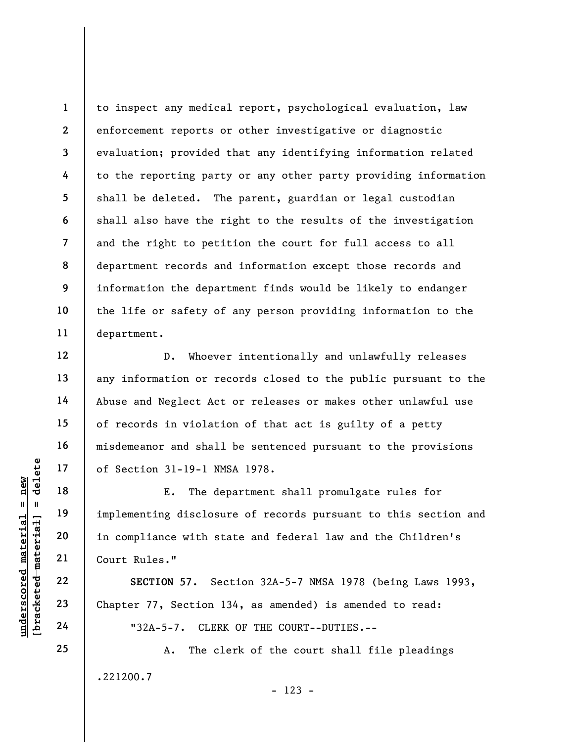to inspect any medical report, psychological evaluation, law enforcement reports or other investigative or diagnostic evaluation; provided that any identifying information related to the reporting party or any other party providing information shall be deleted. The parent, guardian or legal custodian shall also have the right to the results of the investigation and the right to petition the court for full access to all department records and information except those records and information the department finds would be likely to endanger the life or safety of any person providing information to the department.

D. Whoever intentionally and unlawfully releases any information or records closed to the public pursuant to the Abuse and Neglect Act or releases or makes other unlawful use of records in violation of that act is guilty of a petty misdemeanor and shall be sentenced pursuant to the provisions of Section 31-19-1 NMSA 1978.

E. The department shall promulgate rules for implementing disclosure of records pursuant to this section and in compliance with state and federal law and the Children's Court Rules."

**SECTION 57.** Section 32A-5-7 NMSA 1978 (being Laws 1993, Chapter 77, Section 134, as amended) is amended to read:

"32A-5-7. CLERK OF THE COURT--DUTIES.--

A. The clerk of the court shall file pleadings

.221200.7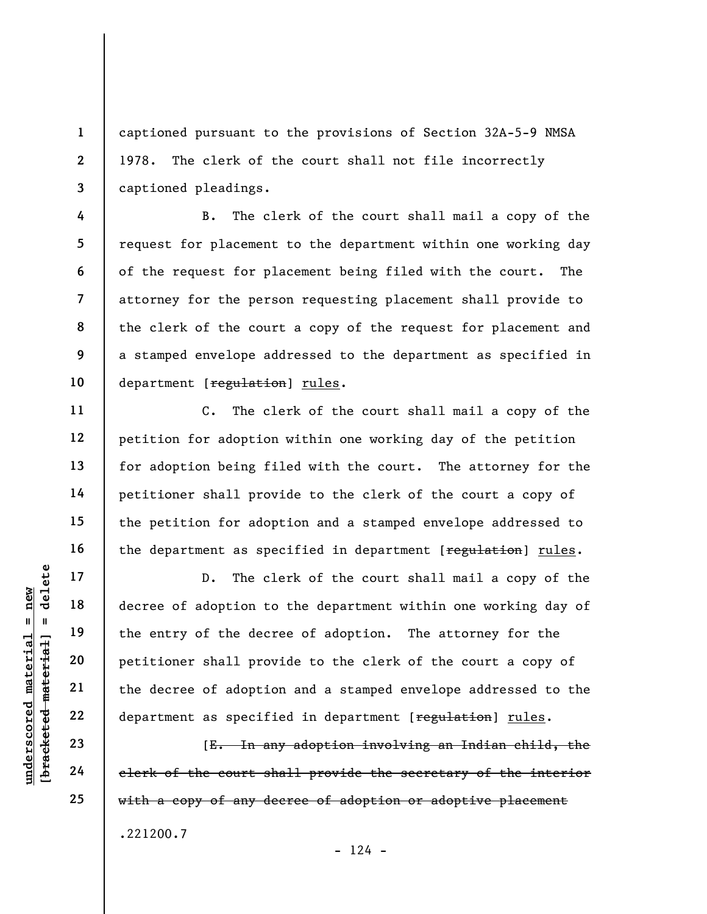captioned pursuant to the provisions of Section 32A-5-9 NMSA 1978. The clerk of the court shall not file incorrectly captioned pleadings.

B. The clerk of the court shall mail a copy of the request for placement to the department within one working day of the request for placement being filed with the court. The attorney for the person requesting placement shall provide to the clerk of the court a copy of the request for placement and a stamped envelope addressed to the department as specified in department [~~regulation~~] <u>rules</u>.

C. The clerk of the court shall mail a copy of the petition for adoption within one working day of the petition for adoption being filed with the court. The attorney for the petitioner shall provide to the clerk of the court a copy of the petition for adoption and a stamped envelope addressed to the department as specified in department [~~regulation~~] <u>rules</u>.

D. The clerk of the court shall mail a copy of the decree of adoption to the department within one working day of the entry of the decree of adoption. The attorney for the petitioner shall provide to the clerk of the court a copy of the decree of adoption and a stamped envelope addressed to the department as specified in department [~~regulation~~] <u>rules</u>.

[~~E. In any adoption involving an Indian child, the clerk of the court shall provide the secretary of the interior with a copy of any decree of adoption or adoptive placement~~

.221200.7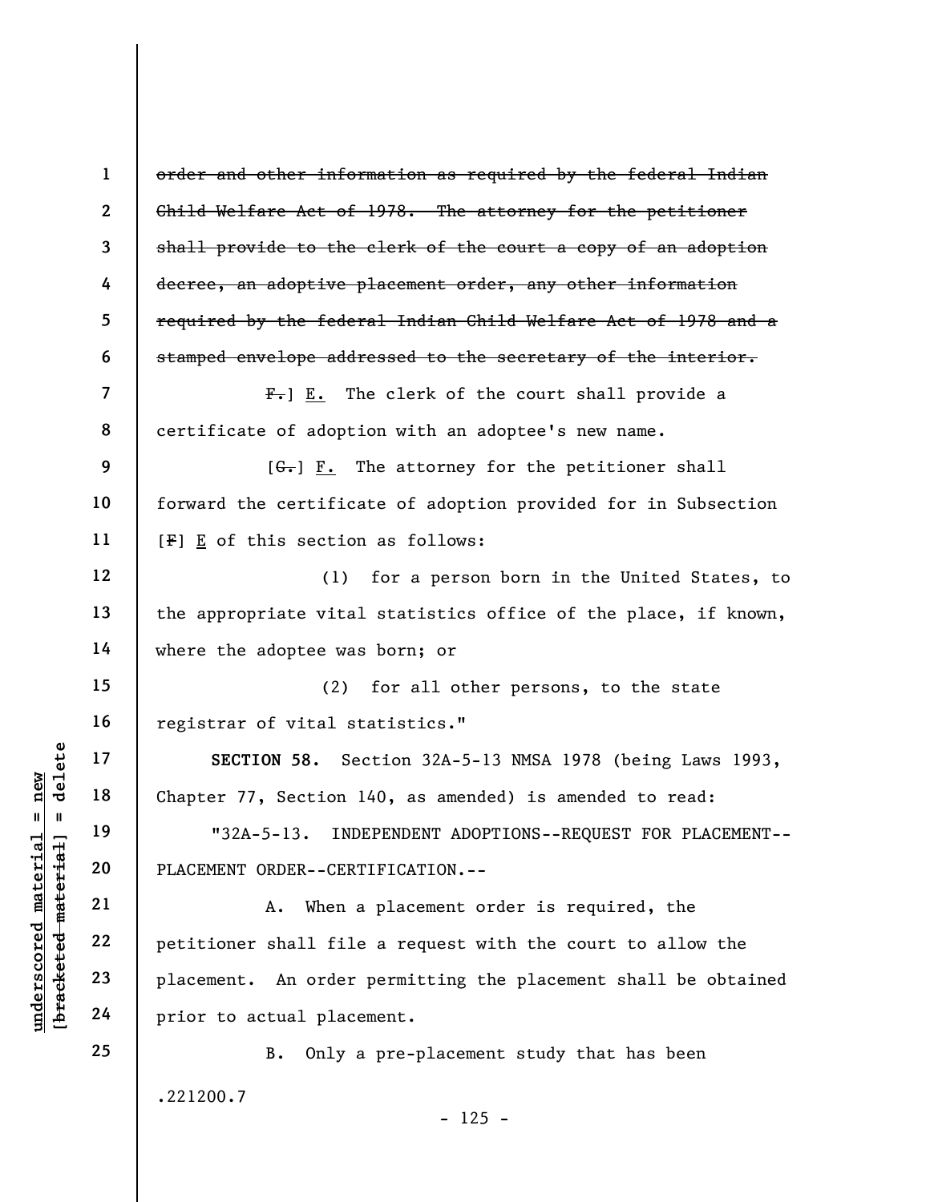~~order and other information as required by the federal Indian Child Welfare Act of 1978. The attorney for the petitioner shall provide to the clerk of the court a copy of an adoption decree, an adoptive placement order, any other information required by the federal Indian Child Welfare Act of 1978 and a stamped envelope addressed to the secretary of the interior.~~

~~F.~~] E. The clerk of the court shall provide a certificate of adoption with an adoptee's new name.

[~~G.~~] F. The attorney for the petitioner shall forward the certificate of adoption provided for in Subsection [~~F~~] E of this section as follows:

(1) for a person born in the United States, to the appropriate vital statistics office of the place, if known, where the adoptee was born; or

(2) for all other persons, to the state registrar of vital statistics."

**SECTION 58.** Section 32A-5-13 NMSA 1978 (being Laws 1993, Chapter 77, Section 140, as amended) is amended to read:

"32A-5-13. INDEPENDENT ADOPTIONS--REQUEST FOR PLACEMENT--PLACEMENT ORDER--CERTIFICATION.--

A. When a placement order is required, the petitioner shall file a request with the court to allow the placement. An order permitting the placement shall be obtained prior to actual placement.

B. Only a pre-placement study that has been

.221200.7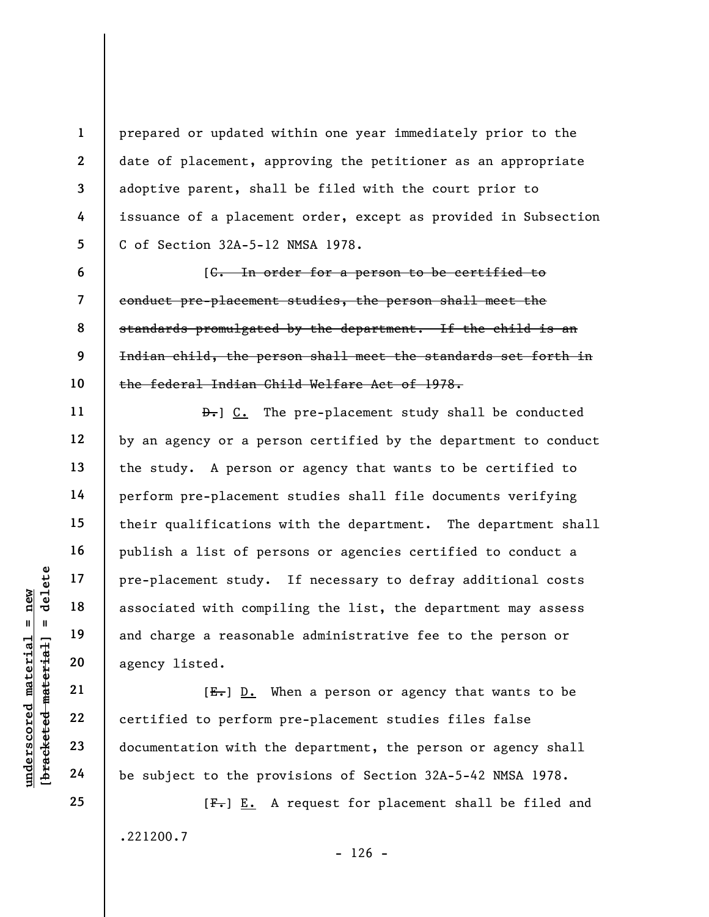prepared or updated within one year immediately prior to the date of placement, approving the petitioner as an appropriate adoptive parent, shall be filed with the court prior to issuance of a placement order, except as provided in Subsection C of Section 32A-5-12 NMSA 1978.

[~~C. In order for a person to be certified to conduct pre-placement studies, the person shall meet the standards promulgated by the department. If the child is an Indian child, the person shall meet the standards set forth in the federal Indian Child Welfare Act of 1978.~~

~~D.~~] <u>C.</u> The pre-placement study shall be conducted by an agency or a person certified by the department to conduct the study. A person or agency that wants to be certified to perform pre-placement studies shall file documents verifying their qualifications with the department. The department shall publish a list of persons or agencies certified to conduct a pre-placement study. If necessary to defray additional costs associated with compiling the list, the department may assess and charge a reasonable administrative fee to the person or agency listed.

[~~E.~~] <u>D.</u> When a person or agency that wants to be certified to perform pre-placement studies files false documentation with the department, the person or agency shall be subject to the provisions of Section 32A-5-42 NMSA 1978.

[~~F.~~] <u>E.</u> A request for placement shall be filed and

.221200.7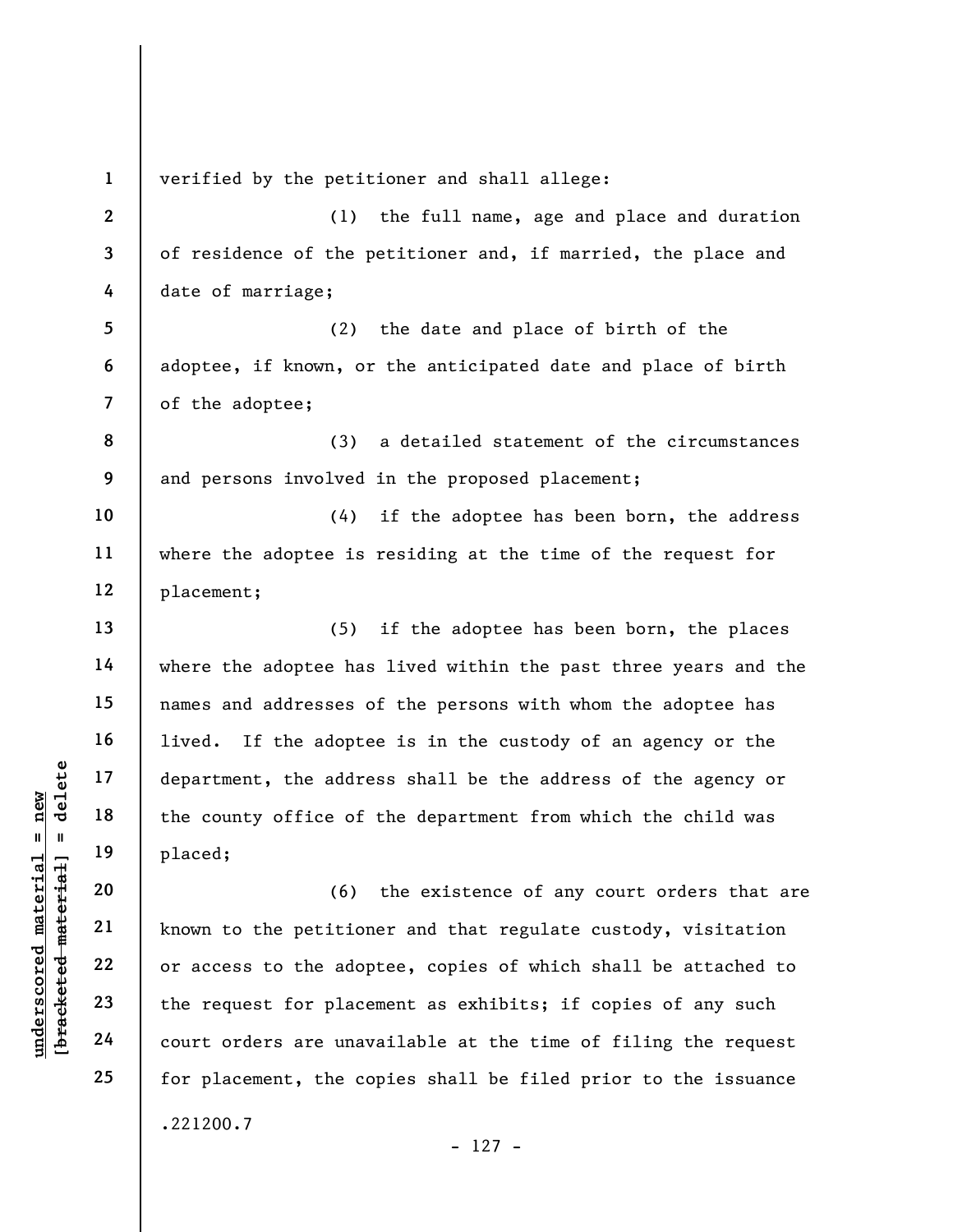verified by the petitioner and shall allege:

(1) the full name, age and place and duration of residence of the petitioner and, if married, the place and date of marriage;

(2) the date and place of birth of the adoptee, if known, or the anticipated date and place of birth of the adoptee;

(3) a detailed statement of the circumstances and persons involved in the proposed placement;

(4) if the adoptee has been born, the address where the adoptee is residing at the time of the request for placement;

(5) if the adoptee has been born, the places where the adoptee has lived within the past three years and the names and addresses of the persons with whom the adoptee has lived. If the adoptee is in the custody of an agency or the department, the address shall be the address of the agency or the county office of the department from which the child was placed;

(6) the existence of any court orders that are known to the petitioner and that regulate custody, visitation or access to the adoptee, copies of which shall be attached to the request for placement as exhibits; if copies of any such court orders are unavailable at the time of filing the request for placement, the copies shall be filed prior to the issuance

.221200.7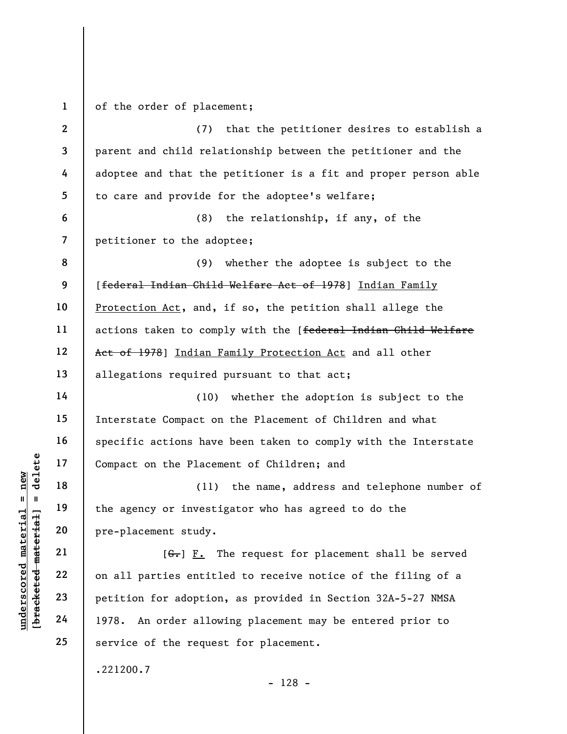of the order of placement;

(7) that the petitioner desires to establish a parent and child relationship between the petitioner and the adoptee and that the petitioner is a fit and proper person able to care and provide for the adoptee's welfare;

(8) the relationship, if any, of the petitioner to the adoptee;

(9) whether the adoptee is subject to the [~~federal Indian Child Welfare Act of 1978~~] Indian Family Protection Act, and, if so, the petition shall allege the actions taken to comply with the [~~federal Indian Child Welfare Act of 1978~~] Indian Family Protection Act and all other allegations required pursuant to that act;

(10) whether the adoption is subject to the Interstate Compact on the Placement of Children and what specific actions have been taken to comply with the Interstate Compact on the Placement of Children; and

(11) the name, address and telephone number of the agency or investigator who has agreed to do the pre-placement study.

[~~G.~~] F. The request for placement shall be served on all parties entitled to receive notice of the filing of a petition for adoption, as provided in Section 32A-5-27 NMSA 1978. An order allowing placement may be entered prior to service of the request for placement.

.221200.7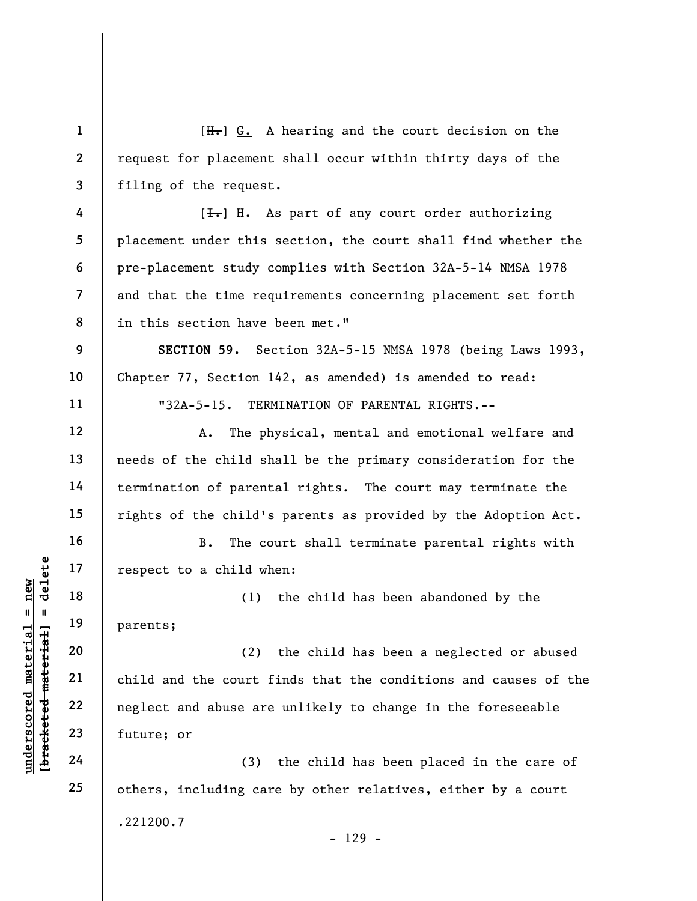[~~H.~~] G. A hearing and the court decision on the request for placement shall occur within thirty days of the filing of the request.

[~~I.~~] H. As part of any court order authorizing placement under this section, the court shall find whether the pre-placement study complies with Section 32A-5-14 NMSA 1978 and that the time requirements concerning placement set forth in this section have been met."

**SECTION 59.** Section 32A-5-15 NMSA 1978 (being Laws 1993, Chapter 77, Section 142, as amended) is amended to read:

"32A-5-15. TERMINATION OF PARENTAL RIGHTS.--

A. The physical, mental and emotional welfare and needs of the child shall be the primary consideration for the termination of parental rights. The court may terminate the rights of the child's parents as provided by the Adoption Act.

B. The court shall terminate parental rights with respect to a child when:

(1) the child has been abandoned by the parents;

(2) the child has been a neglected or abused child and the court finds that the conditions and causes of the neglect and abuse are unlikely to change in the foreseeable future; or

(3) the child has been placed in the care of others, including care by other relatives, either by a court

.221200.7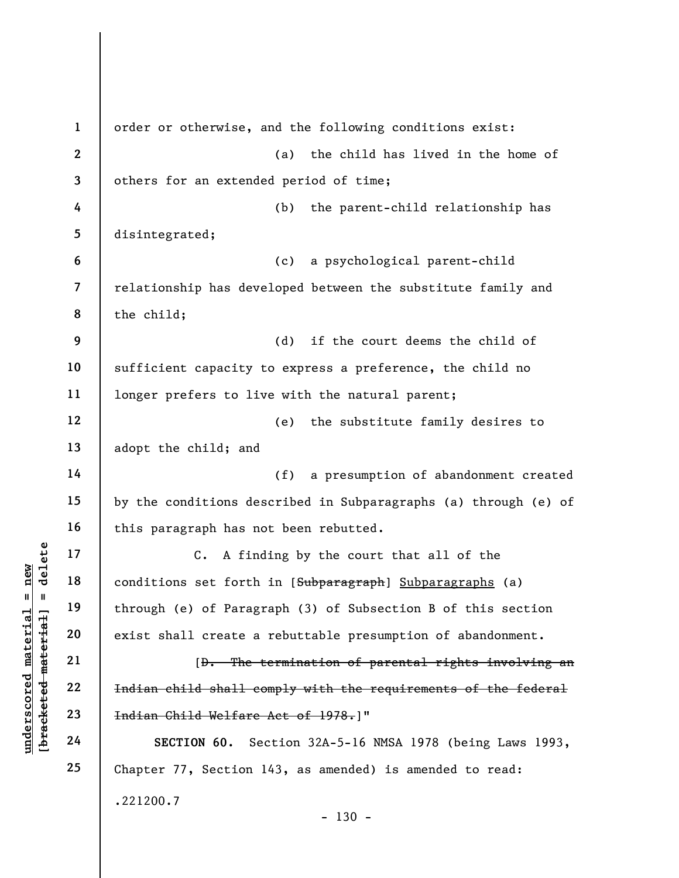order or otherwise, and the following conditions exist:

(a) the child has lived in the home of others for an extended period of time;

(b) the parent-child relationship has disintegrated;

(c) a psychological parent-child relationship has developed between the substitute family and the child;

(d) if the court deems the child of sufficient capacity to express a preference, the child no longer prefers to live with the natural parent;

(e) the substitute family desires to adopt the child; and

(f) a presumption of abandonment created by the conditions described in Subparagraphs (a) through (e) of this paragraph has not been rebutted.

C. A finding by the court that all of the conditions set forth in [~~Subparagraph~~] <u>Subparagraphs</u> (a) through (e) of Paragraph (3) of Subsection B of this section exist shall create a rebuttable presumption of abandonment.

[~~D. The termination of parental rights involving an Indian child shall comply with the requirements of the federal Indian Child Welfare Act of 1978.~~]"

**SECTION 60.** Section 32A-5-16 NMSA 1978 (being Laws 1993, Chapter 77, Section 143, as amended) is amended to read:

.221200.7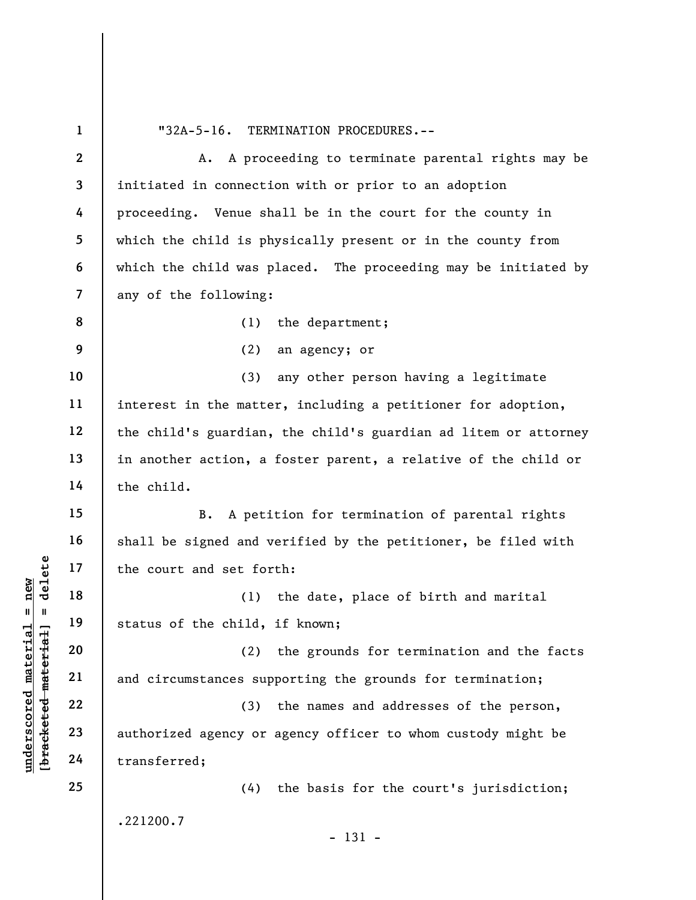"32A-5-16. TERMINATION PROCEDURES.--

A. A proceeding to terminate parental rights may be initiated in connection with or prior to an adoption proceeding. Venue shall be in the court for the county in which the child is physically present or in the county from which the child was placed. The proceeding may be initiated by any of the following:

(1) the department;

(2) an agency; or

(3) any other person having a legitimate interest in the matter, including a petitioner for adoption, the child's guardian, the child's guardian ad litem or attorney in another action, a foster parent, a relative of the child or the child.

B. A petition for termination of parental rights shall be signed and verified by the petitioner, be filed with the court and set forth:

(1) the date, place of birth and marital status of the child, if known;

(2) the grounds for termination and the facts and circumstances supporting the grounds for termination;

(3) the names and addresses of the person, authorized agency or agency officer to whom custody might be transferred;

(4) the basis for the court's jurisdiction;

.221200.7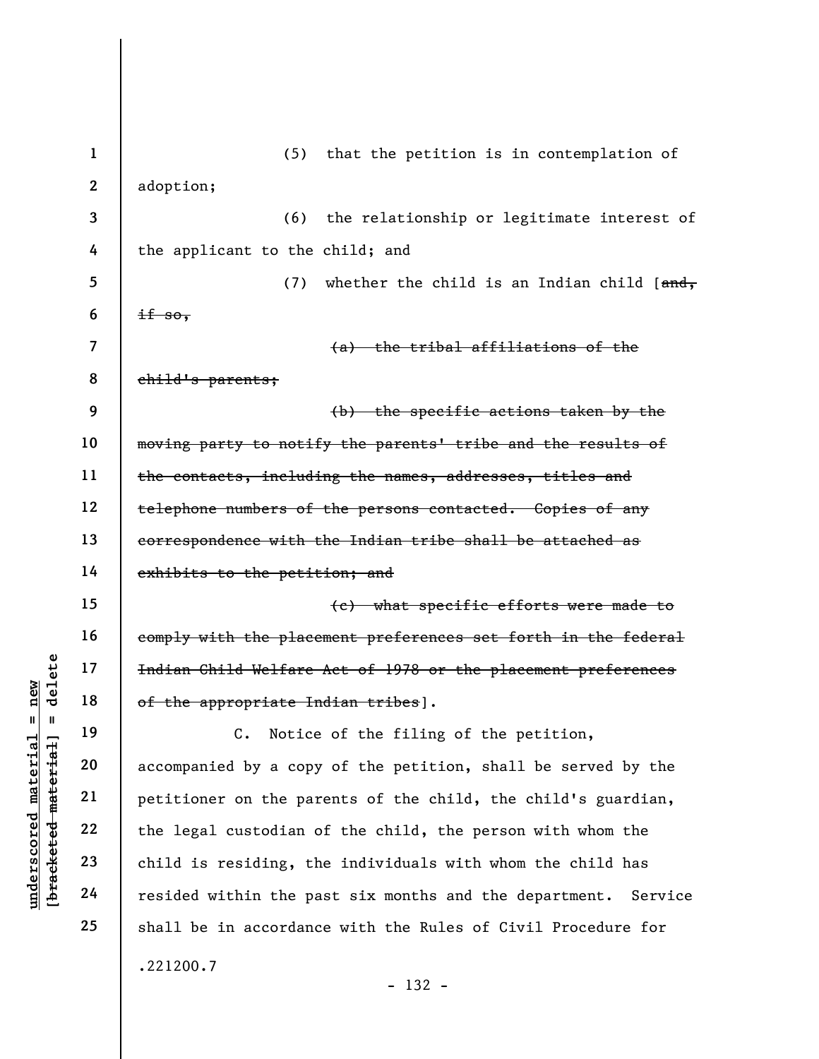(5) that the petition is in contemplation of adoption;

(6) the relationship or legitimate interest of the applicant to the child; and

(7) whether the child is an Indian child [~~and, if so,~~

~~(a) the tribal affiliations of the child's parents;~~

~~(b) the specific actions taken by the moving party to notify the parents' tribe and the results of the contacts, including the names, addresses, titles and telephone numbers of the persons contacted. Copies of any correspondence with the Indian tribe shall be attached as exhibits to the petition; and~~

~~(c) what specific efforts were made to comply with the placement preferences set forth in the federal Indian Child Welfare Act of 1978 or the placement preferences of the appropriate Indian tribes~~].

C. Notice of the filing of the petition, accompanied by a copy of the petition, shall be served by the petitioner on the parents of the child, the child's guardian, the legal custodian of the child, the person with whom the child is residing, the individuals with whom the child has resided within the past six months and the department. Service shall be in accordance with the Rules of Civil Procedure for

.221200.7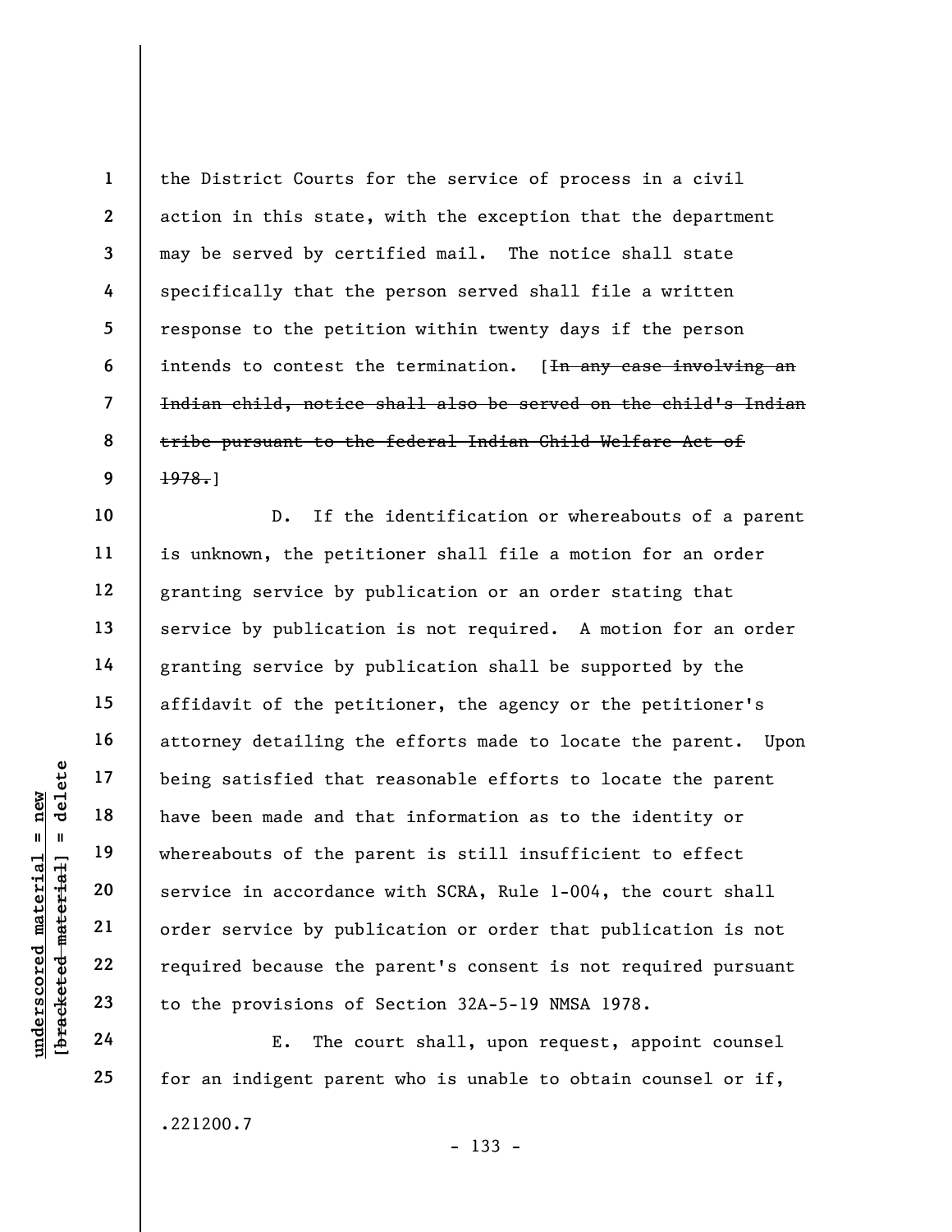the District Courts for the service of process in a civil action in this state, with the exception that the department may be served by certified mail. The notice shall state specifically that the person served shall file a written response to the petition within twenty days if the person intends to contest the termination. [~~In any case involving an Indian child, notice shall also be served on the child's Indian tribe pursuant to the federal Indian Child Welfare Act of 1978.~~]

D. If the identification or whereabouts of a parent is unknown, the petitioner shall file a motion for an order granting service by publication or an order stating that service by publication is not required. A motion for an order granting service by publication shall be supported by the affidavit of the petitioner, the agency or the petitioner's attorney detailing the efforts made to locate the parent. Upon being satisfied that reasonable efforts to locate the parent have been made and that information as to the identity or whereabouts of the parent is still insufficient to effect service in accordance with SCRA, Rule 1-004, the court shall order service by publication or order that publication is not required because the parent's consent is not required pursuant to the provisions of Section 32A-5-19 NMSA 1978.

E. The court shall, upon request, appoint counsel for an indigent parent who is unable to obtain counsel or if,

.221200.7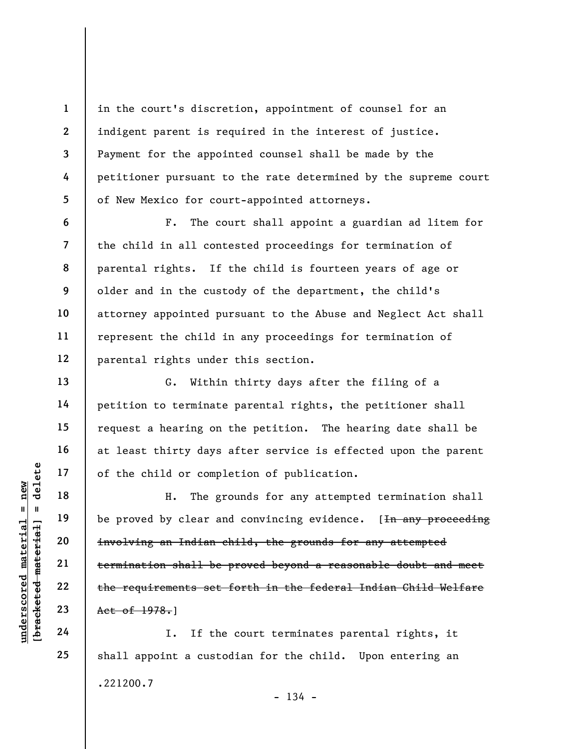in the court's discretion, appointment of counsel for an indigent parent is required in the interest of justice. Payment for the appointed counsel shall be made by the petitioner pursuant to the rate determined by the supreme court of New Mexico for court-appointed attorneys.

F. The court shall appoint a guardian ad litem for the child in all contested proceedings for termination of parental rights. If the child is fourteen years of age or older and in the custody of the department, the child's attorney appointed pursuant to the Abuse and Neglect Act shall represent the child in any proceedings for termination of parental rights under this section.

G. Within thirty days after the filing of a petition to terminate parental rights, the petitioner shall request a hearing on the petition. The hearing date shall be at least thirty days after service is effected upon the parent of the child or completion of publication.

H. The grounds for any attempted termination shall be proved by clear and convincing evidence. [~~In any proceeding involving an Indian child, the grounds for any attempted termination shall be proved beyond a reasonable doubt and meet the requirements set forth in the federal Indian Child Welfare Act of 1978.~~]

I. If the court terminates parental rights, it shall appoint a custodian for the child. Upon entering an

.221200.7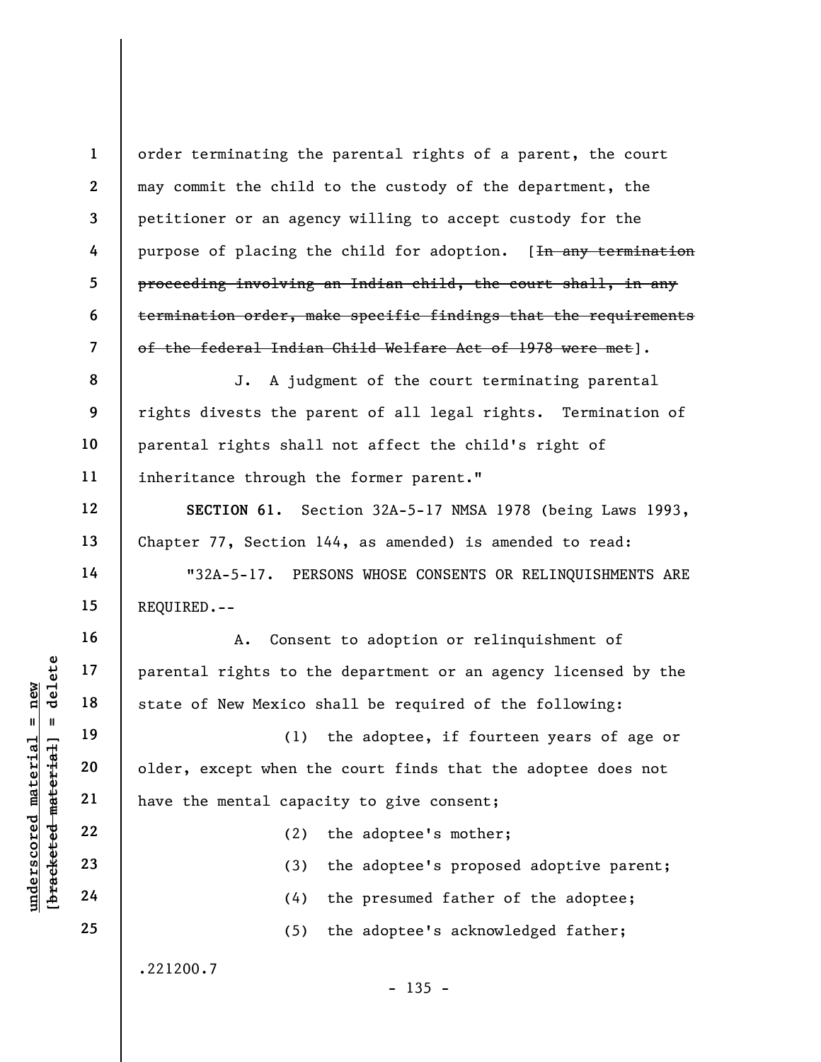order terminating the parental rights of a parent, the court may commit the child to the custody of the department, the petitioner or an agency willing to accept custody for the purpose of placing the child for adoption. [~~In any termination proceeding involving an Indian child, the court shall, in any termination order, make specific findings that the requirements of the federal Indian Child Welfare Act of 1978 were met~~].

J. A judgment of the court terminating parental rights divests the parent of all legal rights. Termination of parental rights shall not affect the child's right of inheritance through the former parent."

**SECTION 61.** Section 32A-5-17 NMSA 1978 (being Laws 1993, Chapter 77, Section 144, as amended) is amended to read:

"32A-5-17. PERSONS WHOSE CONSENTS OR RELINQUISHMENTS ARE REQUIRED.--

A. Consent to adoption or relinquishment of parental rights to the department or an agency licensed by the state of New Mexico shall be required of the following:

(1) the adoptee, if fourteen years of age or older, except when the court finds that the adoptee does not have the mental capacity to give consent;

(2) the adoptee's mother;

(3) the adoptee's proposed adoptive parent;

(4) the presumed father of the adoptee;

(5) the adoptee's acknowledged father;

.221200.7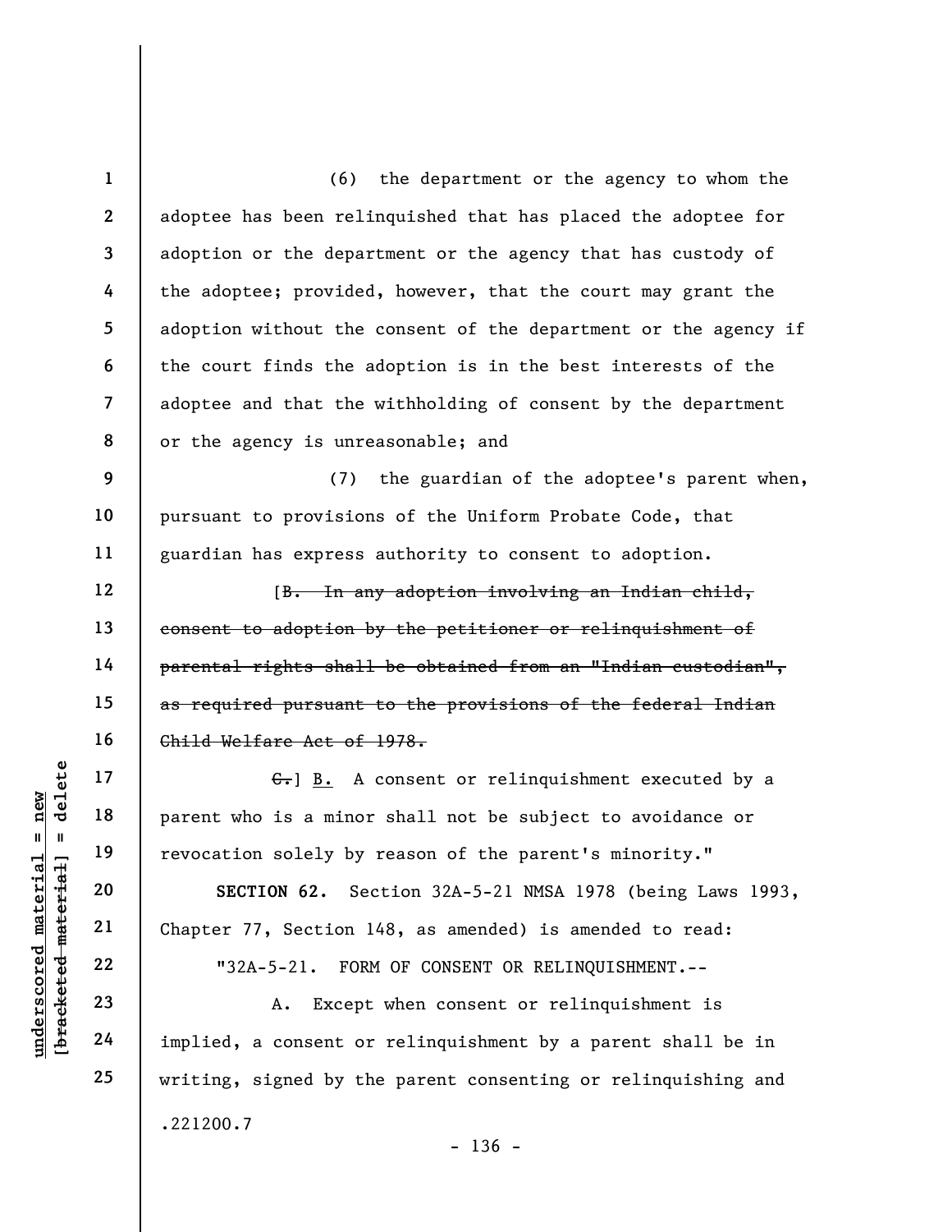(6) the department or the agency to whom the adoptee has been relinquished that has placed the adoptee for adoption or the department or the agency that has custody of the adoptee; provided, however, that the court may grant the adoption without the consent of the department or the agency if the court finds the adoption is in the best interests of the adoptee and that the withholding of consent by the department or the agency is unreasonable; and

(7) the guardian of the adoptee's parent when, pursuant to provisions of the Uniform Probate Code, that guardian has express authority to consent to adoption.

[~~B. In any adoption involving an Indian child, consent to adoption by the petitioner or relinquishment of parental rights shall be obtained from an "Indian custodian", as required pursuant to the provisions of the federal Indian Child Welfare Act of 1978.~~

~~C.~~] B. A consent or relinquishment executed by a parent who is a minor shall not be subject to avoidance or revocation solely by reason of the parent's minority."

**SECTION 62.** Section 32A-5-21 NMSA 1978 (being Laws 1993, Chapter 77, Section 148, as amended) is amended to read:

"32A-5-21. FORM OF CONSENT OR RELINQUISHMENT.--

A. Except when consent or relinquishment is implied, a consent or relinquishment by a parent shall be in writing, signed by the parent consenting or relinquishing and

.221200.7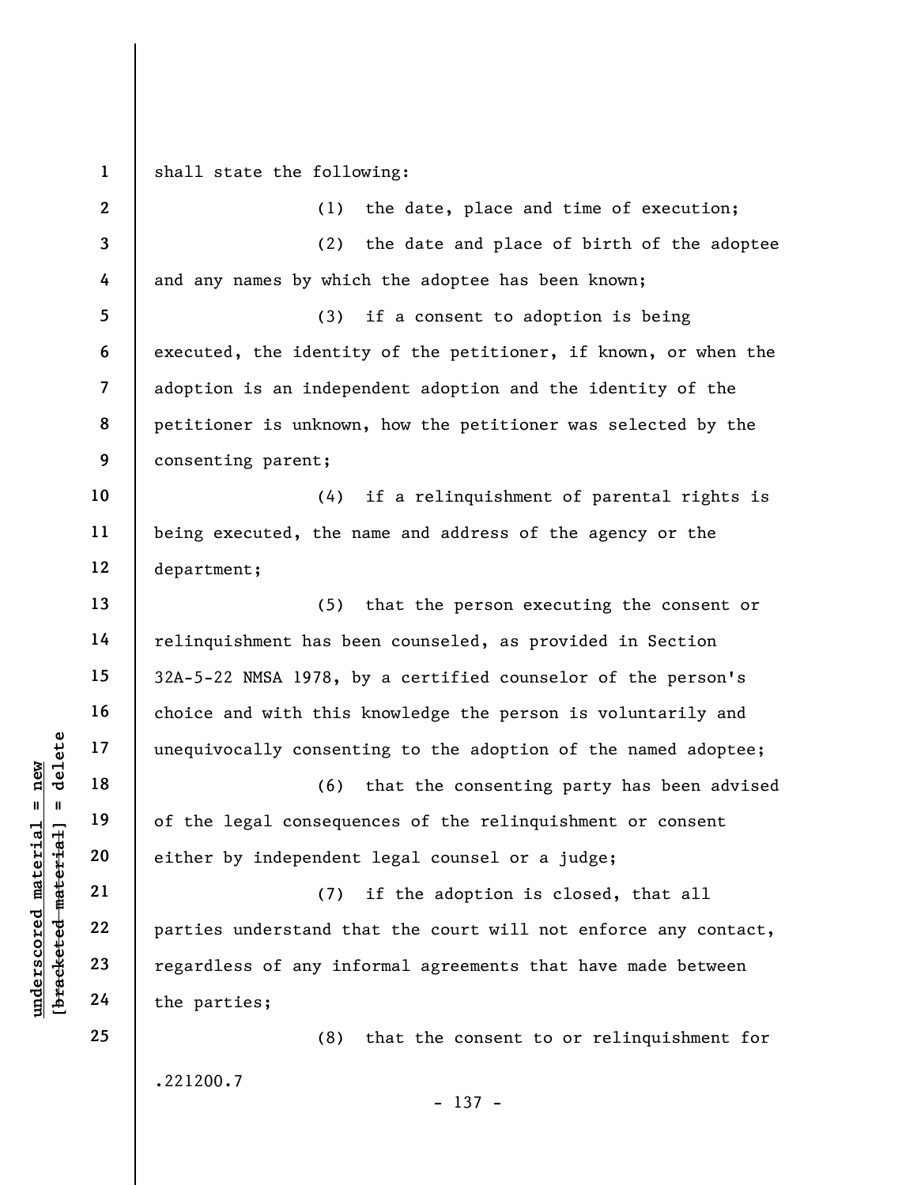shall state the following:

(1) the date, place and time of execution;

(2) the date and place of birth of the adoptee and any names by which the adoptee has been known;

(3) if a consent to adoption is being executed, the identity of the petitioner, if known, or when the adoption is an independent adoption and the identity of the petitioner is unknown, how the petitioner was selected by the consenting parent;

(4) if a relinquishment of parental rights is being executed, the name and address of the agency or the department;

(5) that the person executing the consent or relinquishment has been counseled, as provided in Section 32A-5-22 NMSA 1978, by a certified counselor of the person's choice and with this knowledge the person is voluntarily and unequivocally consenting to the adoption of the named adoptee;

(6) that the consenting party has been advised of the legal consequences of the relinquishment or consent either by independent legal counsel or a judge;

(7) if the adoption is closed, that all parties understand that the court will not enforce any contact, regardless of any informal agreements that have made between the parties;

(8) that the consent to or relinquishment for

.221200.7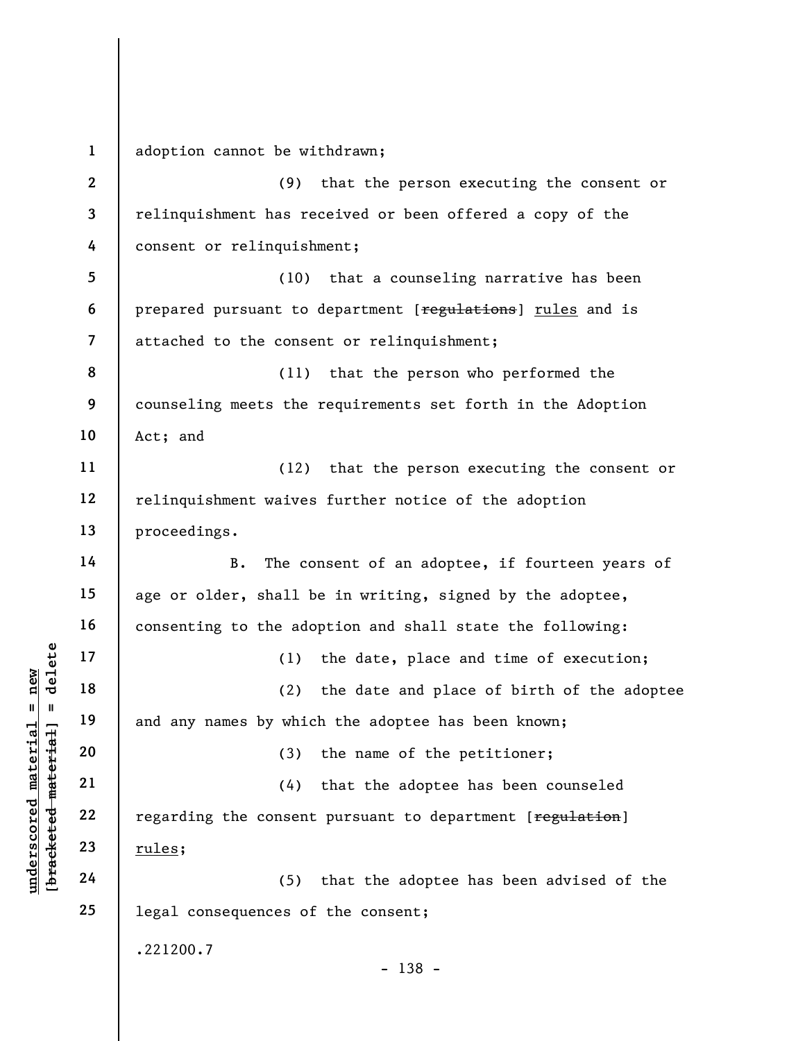adoption cannot be withdrawn;

(9) that the person executing the consent or relinquishment has received or been offered a copy of the consent or relinquishment;

(10) that a counseling narrative has been prepared pursuant to department [~~regulations~~] rules and is attached to the consent or relinquishment;

(11) that the person who performed the counseling meets the requirements set forth in the Adoption Act; and

(12) that the person executing the consent or relinquishment waives further notice of the adoption proceedings.

B. The consent of an adoptee, if fourteen years of age or older, shall be in writing, signed by the adoptee, consenting to the adoption and shall state the following:

(1) the date, place and time of execution;

(2) the date and place of birth of the adoptee and any names by which the adoptee has been known;

(3) the name of the petitioner;

(4) that the adoptee has been counseled regarding the consent pursuant to department [~~regulation~~] rules;

(5) that the adoptee has been advised of the legal consequences of the consent;

.221200.7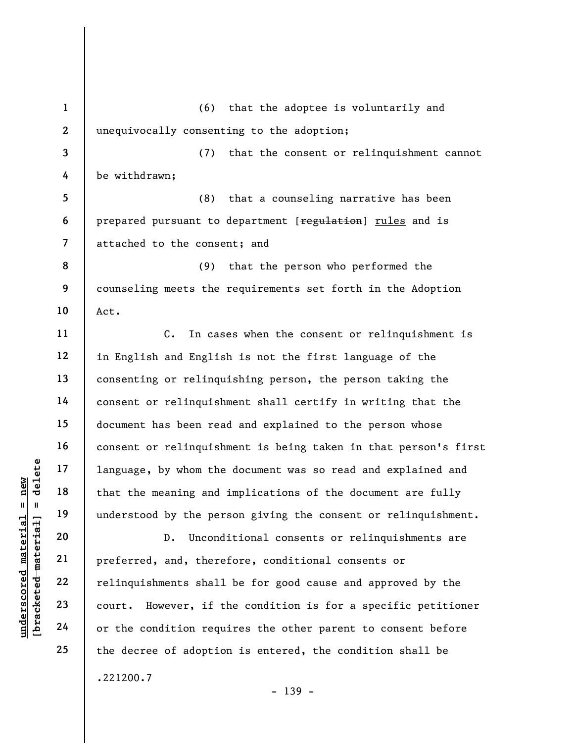(6) that the adoptee is voluntarily and unequivocally consenting to the adoption;

(7) that the consent or relinquishment cannot be withdrawn;

(8) that a counseling narrative has been prepared pursuant to department [~~regulation~~] rules and is attached to the consent; and

(9) that the person who performed the counseling meets the requirements set forth in the Adoption Act.

C. In cases when the consent or relinquishment is in English and English is not the first language of the consenting or relinquishing person, the person taking the consent or relinquishment shall certify in writing that the document has been read and explained to the person whose consent or relinquishment is being taken in that person's first language, by whom the document was so read and explained and that the meaning and implications of the document are fully understood by the person giving the consent or relinquishment.

D. Unconditional consents or relinquishments are preferred, and, therefore, conditional consents or relinquishments shall be for good cause and approved by the court. However, if the condition is for a specific petitioner or the condition requires the other parent to consent before the decree of adoption is entered, the condition shall be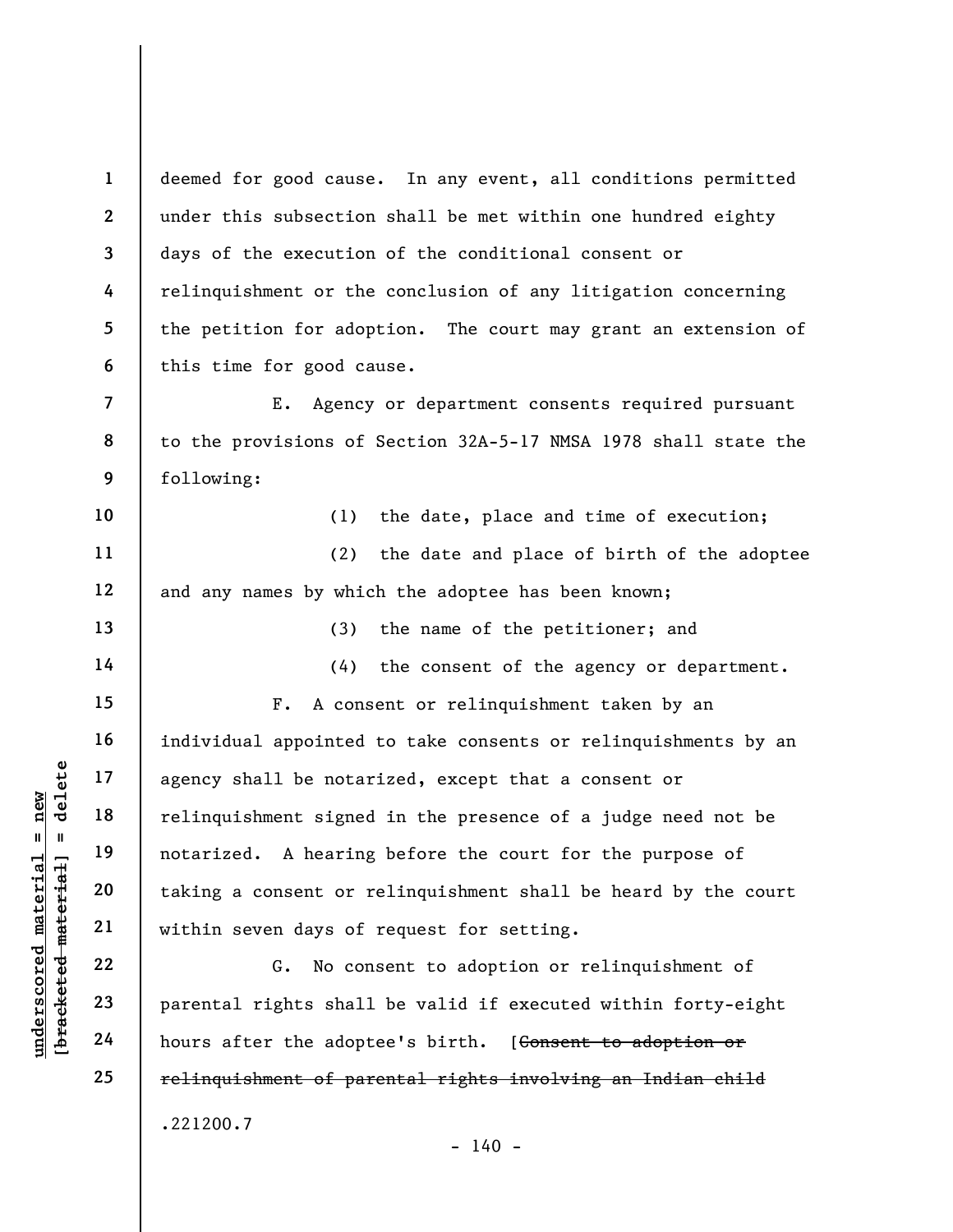deemed for good cause. In any event, all conditions permitted under this subsection shall be met within one hundred eighty days of the execution of the conditional consent or relinquishment or the conclusion of any litigation concerning the petition for adoption. The court may grant an extension of this time for good cause.

E. Agency or department consents required pursuant to the provisions of Section 32A-5-17 NMSA 1978 shall state the following:

(1) the date, place and time of execution;

(2) the date and place of birth of the adoptee and any names by which the adoptee has been known;

(3) the name of the petitioner; and

(4) the consent of the agency or department.

F. A consent or relinquishment taken by an individual appointed to take consents or relinquishments by an agency shall be notarized, except that a consent or relinquishment signed in the presence of a judge need not be notarized. A hearing before the court for the purpose of taking a consent or relinquishment shall be heard by the court within seven days of request for setting.

G. No consent to adoption or relinquishment of parental rights shall be valid if executed within forty-eight hours after the adoptee's birth. [~~Consent to adoption or relinquishment of parental rights involving an Indian child~~

.221200.7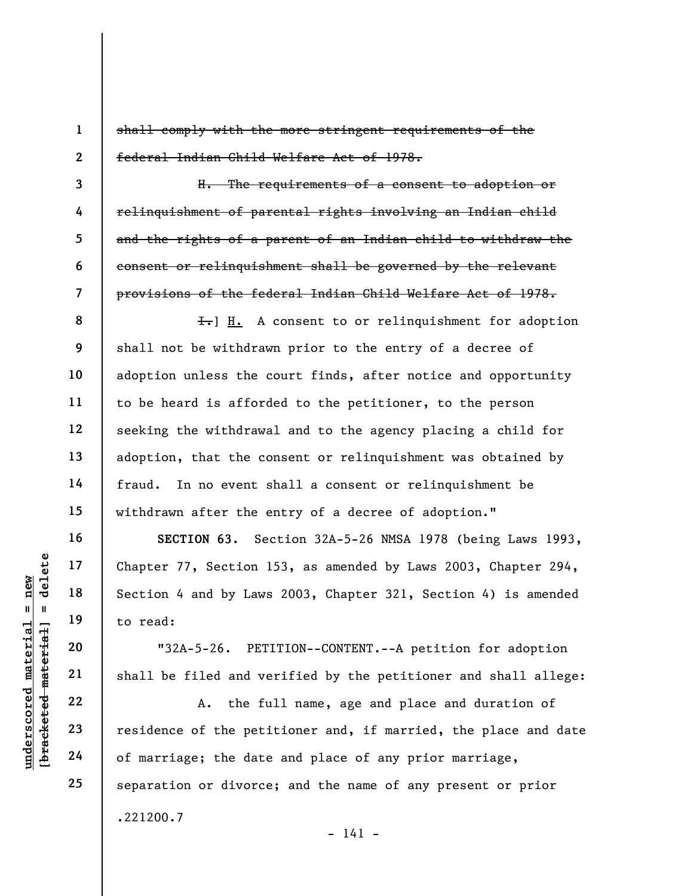~~shall comply with the more stringent requirements of the federal Indian Child Welfare Act of 1978.~~

~~H. The requirements of a consent to adoption or relinquishment of parental rights involving an Indian child and the rights of a parent of an Indian child to withdraw the consent or relinquishment shall be governed by the relevant provisions of the federal Indian Child Welfare Act of 1978.~~

~~I.~~] H. A consent to or relinquishment for adoption shall not be withdrawn prior to the entry of a decree of adoption unless the court finds, after notice and opportunity to be heard is afforded to the petitioner, to the person seeking the withdrawal and to the agency placing a child for adoption, that the consent or relinquishment was obtained by fraud. In no event shall a consent or relinquishment be withdrawn after the entry of a decree of adoption."

**SECTION 63.** Section 32A-5-26 NMSA 1978 (being Laws 1993, Chapter 77, Section 153, as amended by Laws 2003, Chapter 294, Section 4 and by Laws 2003, Chapter 321, Section 4) is amended to read:

"32A-5-26. PETITION--CONTENT.--A petition for adoption shall be filed and verified by the petitioner and shall allege:

A. the full name, age and place and duration of residence of the petitioner and, if married, the place and date of marriage; the date and place of any prior marriage, separation or divorce; and the name of any present or prior

.221200.7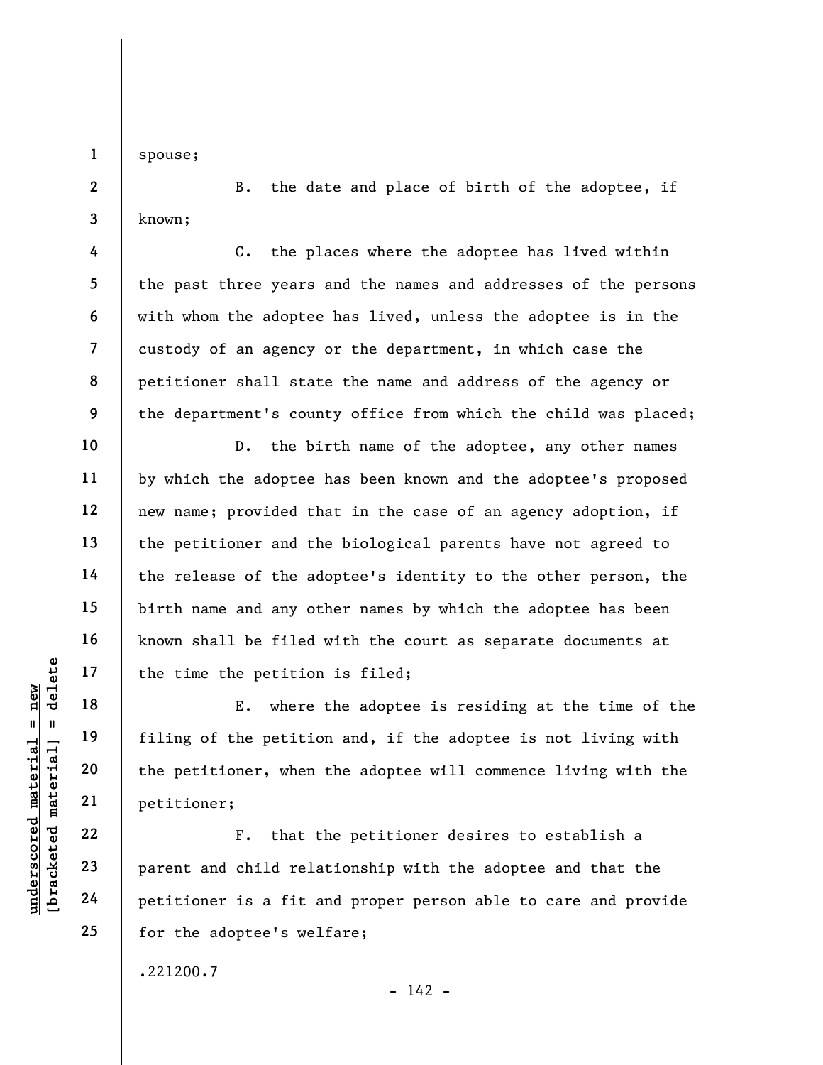spouse;

B. the date and place of birth of the adoptee, if known;

C. the places where the adoptee has lived within the past three years and the names and addresses of the persons with whom the adoptee has lived, unless the adoptee is in the custody of an agency or the department, in which case the petitioner shall state the name and address of the agency or the department's county office from which the child was placed;

D. the birth name of the adoptee, any other names by which the adoptee has been known and the adoptee's proposed new name; provided that in the case of an agency adoption, if the petitioner and the biological parents have not agreed to the release of the adoptee's identity to the other person, the birth name and any other names by which the adoptee has been known shall be filed with the court as separate documents at the time the petition is filed;

E. where the adoptee is residing at the time of the filing of the petition and, if the adoptee is not living with the petitioner, when the adoptee will commence living with the petitioner;

F. that the petitioner desires to establish a parent and child relationship with the adoptee and that the petitioner is a fit and proper person able to care and provide for the adoptee's welfare;

.221200.7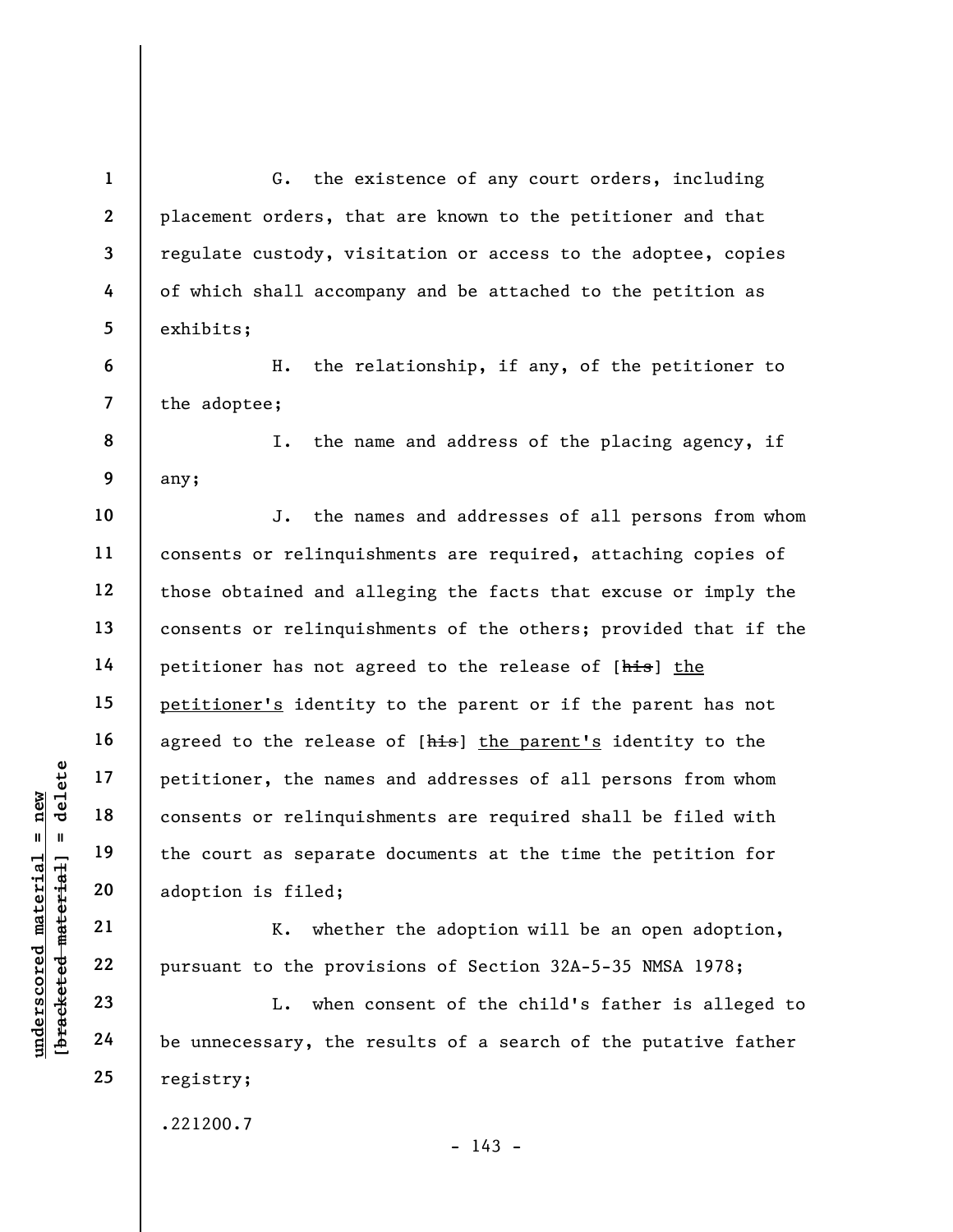G. the existence of any court orders, including placement orders, that are known to the petitioner and that regulate custody, visitation or access to the adoptee, copies of which shall accompany and be attached to the petition as exhibits;

H. the relationship, if any, of the petitioner to the adoptee;

I. the name and address of the placing agency, if any;

J. the names and addresses of all persons from whom consents or relinquishments are required, attaching copies of those obtained and alleging the facts that excuse or imply the consents or relinquishments of the others; provided that if the petitioner has not agreed to the release of [~~his~~] <u>the petitioner's</u> identity to the parent or if the parent has not agreed to the release of [~~his~~] <u>the parent's</u> identity to the petitioner, the names and addresses of all persons from whom consents or relinquishments are required shall be filed with the court as separate documents at the time the petition for adoption is filed;

K. whether the adoption will be an open adoption, pursuant to the provisions of Section 32A-5-35 NMSA 1978;

L. when consent of the child's father is alleged to be unnecessary, the results of a search of the putative father registry;

.221200.7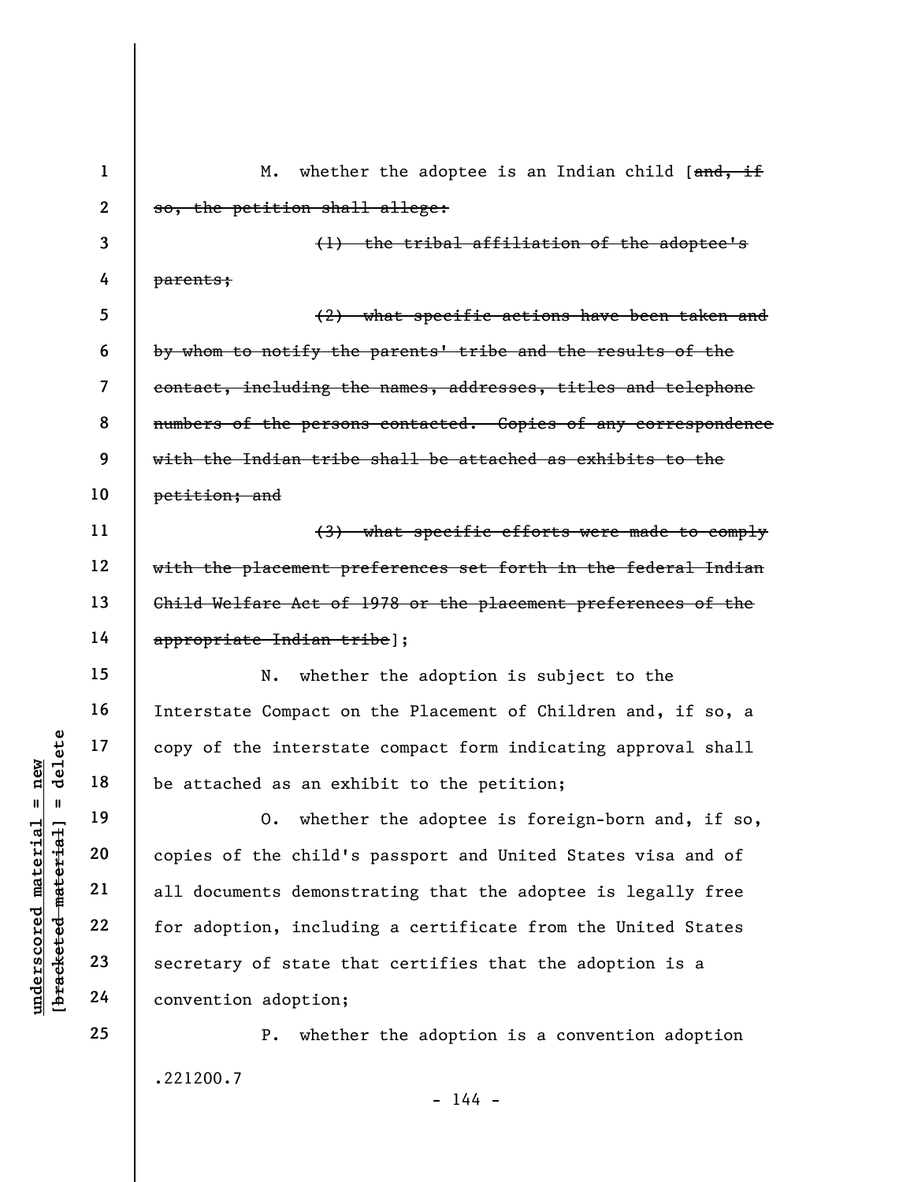M. whether the adoptee is an Indian child [~~and, if so, the petition shall allege:~~

~~(1) the tribal affiliation of the adoptee's parents;~~

~~(2) what specific actions have been taken and by whom to notify the parents' tribe and the results of the contact, including the names, addresses, titles and telephone numbers of the persons contacted. Copies of any correspondence with the Indian tribe shall be attached as exhibits to the petition; and~~

~~(3) what specific efforts were made to comply with the placement preferences set forth in the federal Indian Child Welfare Act of 1978 or the placement preferences of the appropriate Indian tribe~~];

N. whether the adoption is subject to the Interstate Compact on the Placement of Children and, if so, a copy of the interstate compact form indicating approval shall be attached as an exhibit to the petition;

O. whether the adoptee is foreign-born and, if so, copies of the child's passport and United States visa and of all documents demonstrating that the adoptee is legally free for adoption, including a certificate from the United States secretary of state that certifies that the adoption is a convention adoption;

P. whether the adoption is a convention adoption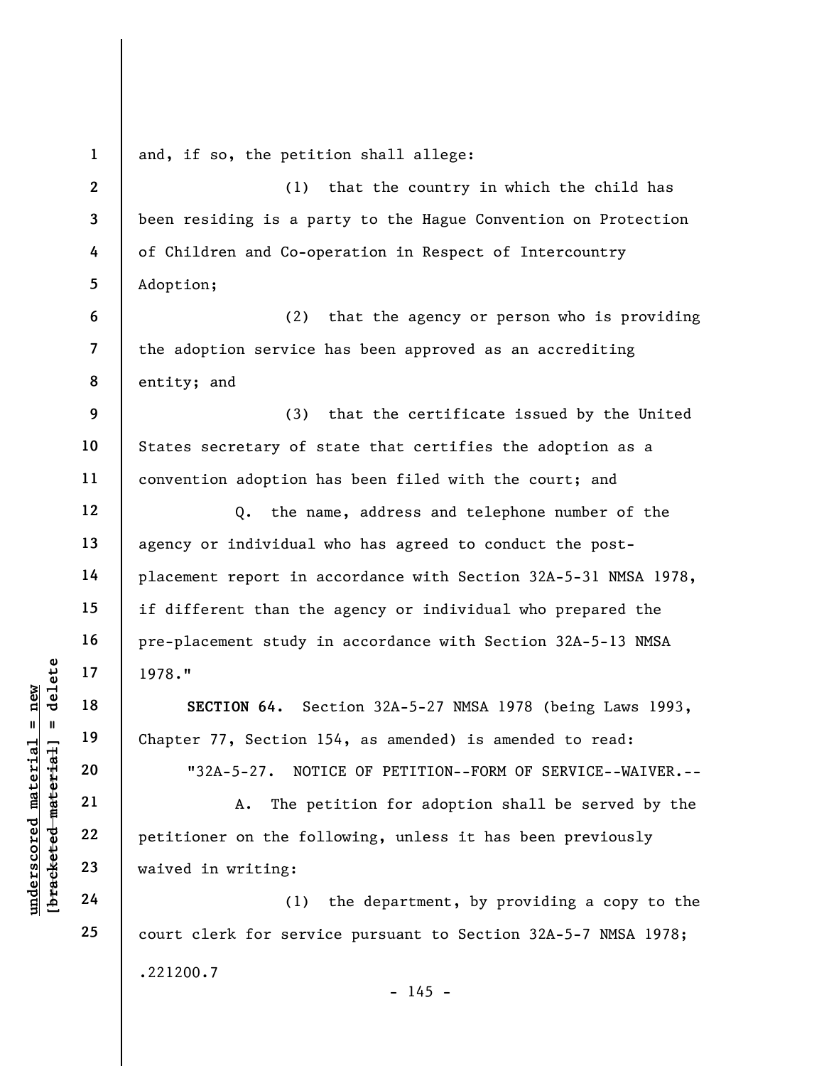and, if so, the petition shall allege:

(1) that the country in which the child has been residing is a party to the Hague Convention on Protection of Children and Co-operation in Respect of Intercountry Adoption;

(2) that the agency or person who is providing the adoption service has been approved as an accrediting entity; and

(3) that the certificate issued by the United States secretary of state that certifies the adoption as a convention adoption has been filed with the court; and

Q. the name, address and telephone number of the agency or individual who has agreed to conduct the post-placement report in accordance with Section 32A-5-31 NMSA 1978, if different than the agency or individual who prepared the pre-placement study in accordance with Section 32A-5-13 NMSA 1978."

**SECTION 64.** Section 32A-5-27 NMSA 1978 (being Laws 1993, Chapter 77, Section 154, as amended) is amended to read:

"32A-5-27. NOTICE OF PETITION--FORM OF SERVICE--WAIVER.--

A. The petition for adoption shall be served by the petitioner on the following, unless it has been previously waived in writing:

(1) the department, by providing a copy to the court clerk for service pursuant to Section 32A-5-7 NMSA 1978;

.221200.7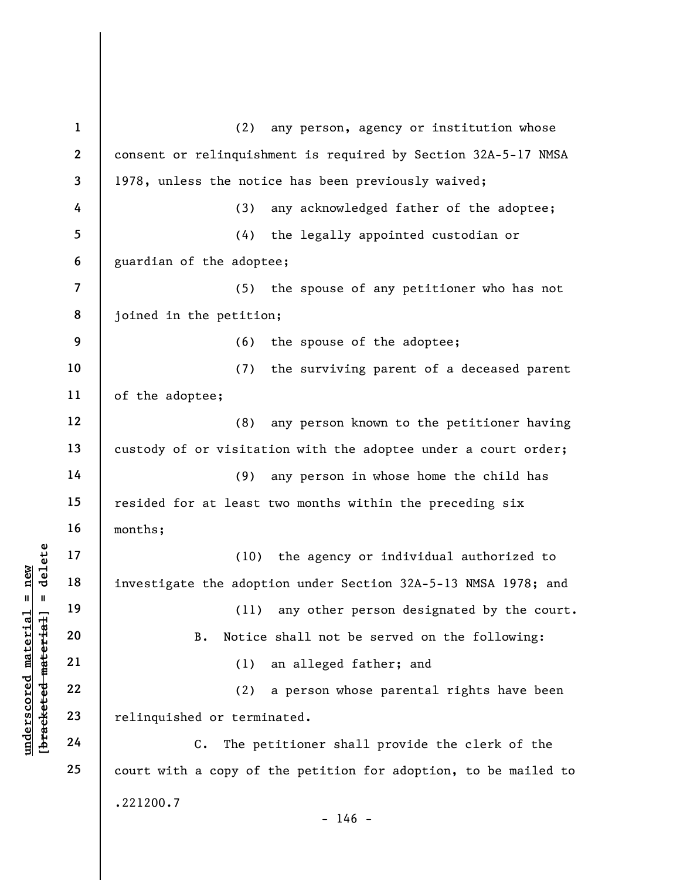(2) any person, agency or institution whose consent or relinquishment is required by Section 32A-5-17 NMSA 1978, unless the notice has been previously waived;

(3) any acknowledged father of the adoptee;

(4) the legally appointed custodian or guardian of the adoptee;

(5) the spouse of any petitioner who has not joined in the petition;

(6) the spouse of the adoptee;

(7) the surviving parent of a deceased parent of the adoptee;

(8) any person known to the petitioner having custody of or visitation with the adoptee under a court order;

(9) any person in whose home the child has resided for at least two months within the preceding six months;

(10) the agency or individual authorized to investigate the adoption under Section 32A-5-13 NMSA 1978; and

(11) any other person designated by the court.

B. Notice shall not be served on the following:

(1) an alleged father; and

(2) a person whose parental rights have been relinquished or terminated.

C. The petitioner shall provide the clerk of the court with a copy of the petition for adoption, to be mailed to

.221200.7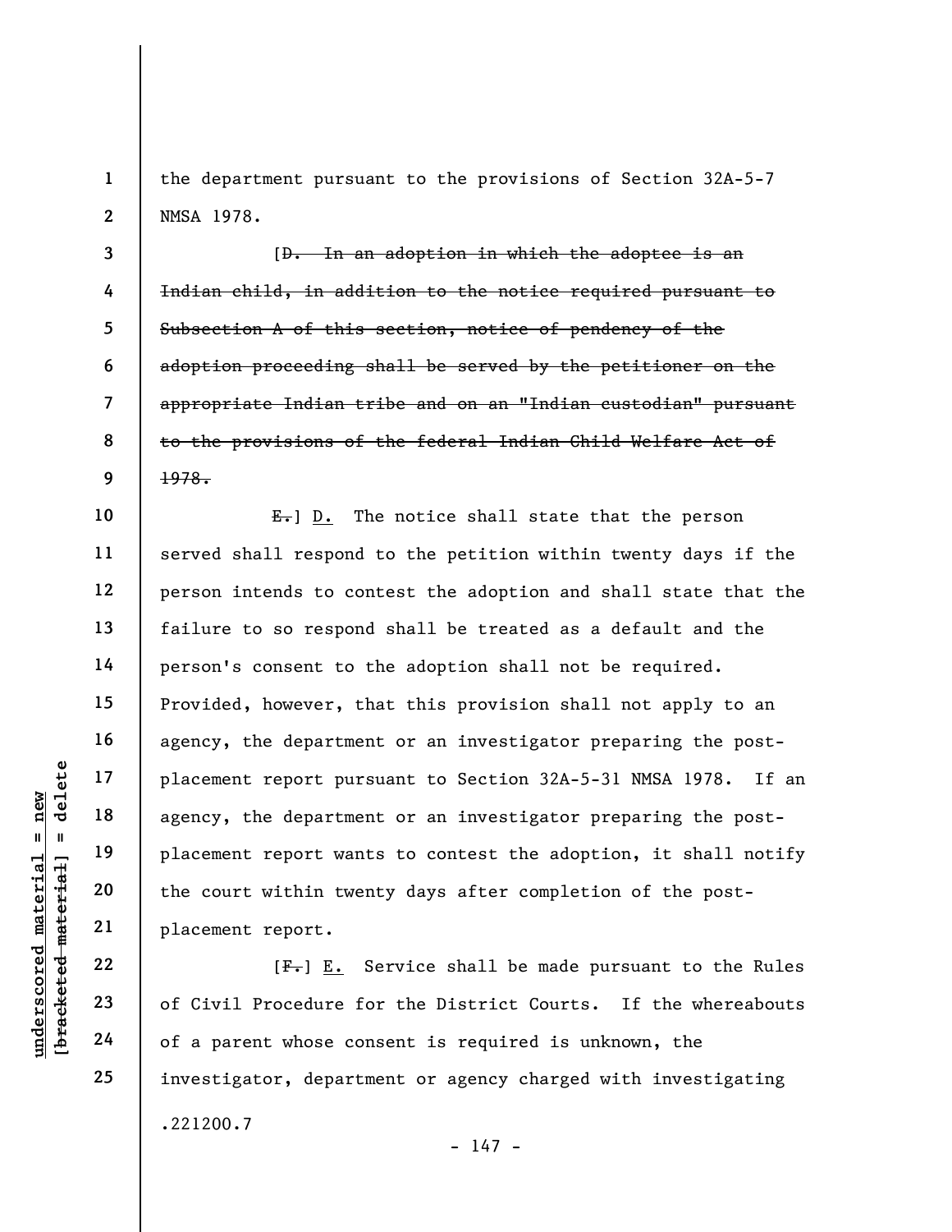the department pursuant to the provisions of Section 32A-5-7 NMSA 1978.

[~~D. In an adoption in which the adoptee is an Indian child, in addition to the notice required pursuant to Subsection A of this section, notice of pendency of the adoption proceeding shall be served by the petitioner on the appropriate Indian tribe and on an "Indian custodian" pursuant to the provisions of the federal Indian Child Welfare Act of 1978.~~

~~E.~~] <u>D.</u> The notice shall state that the person served shall respond to the petition within twenty days if the person intends to contest the adoption and shall state that the failure to so respond shall be treated as a default and the person's consent to the adoption shall not be required. Provided, however, that this provision shall not apply to an agency, the department or an investigator preparing the post-placement report pursuant to Section 32A-5-31 NMSA 1978. If an agency, the department or an investigator preparing the post-placement report wants to contest the adoption, it shall notify the court within twenty days after completion of the post-placement report.

[~~F.~~] <u>E.</u> Service shall be made pursuant to the Rules of Civil Procedure for the District Courts. If the whereabouts of a parent whose consent is required is unknown, the investigator, department or agency charged with investigating

.221200.7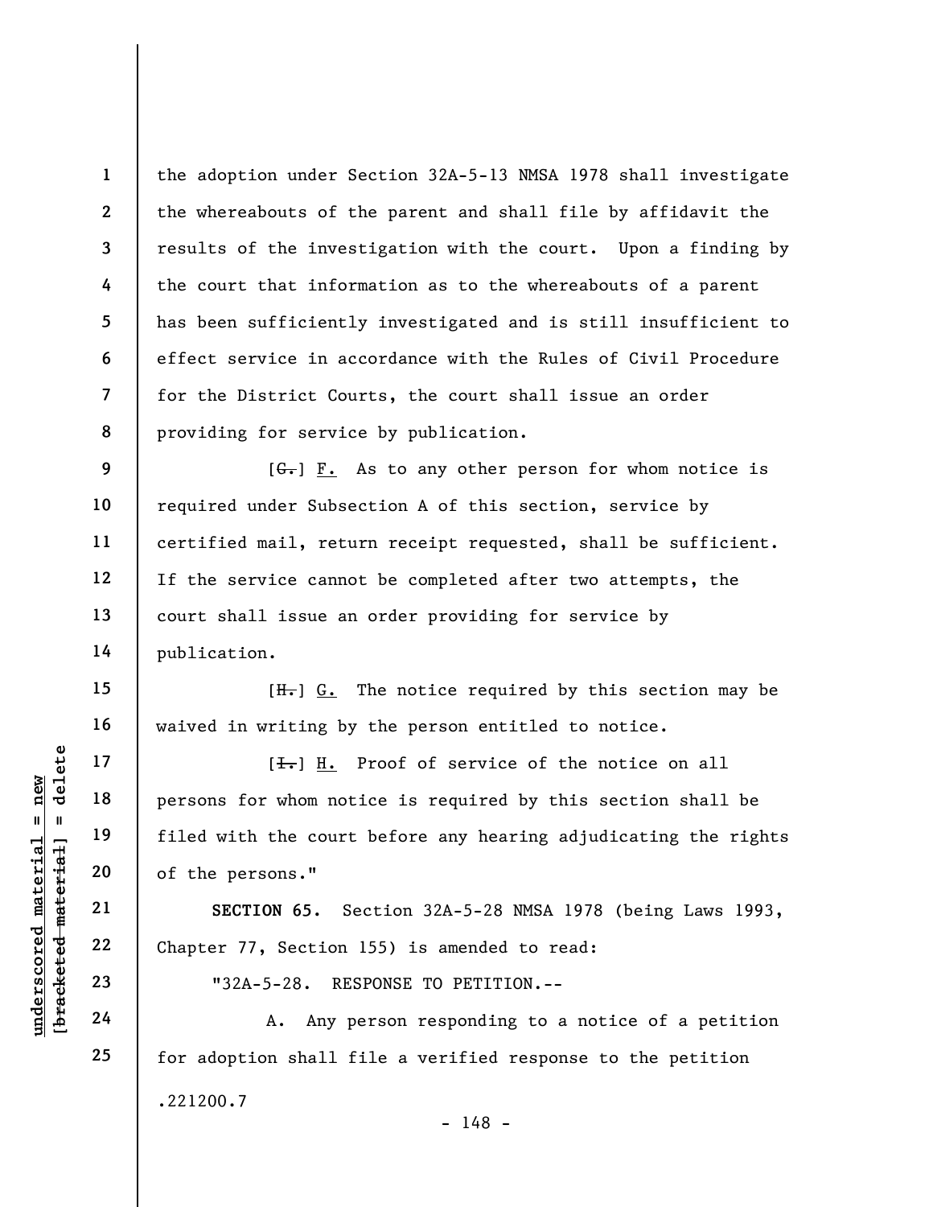the adoption under Section 32A-5-13 NMSA 1978 shall investigate the whereabouts of the parent and shall file by affidavit the results of the investigation with the court. Upon a finding by the court that information as to the whereabouts of a parent has been sufficiently investigated and is still insufficient to effect service in accordance with the Rules of Civil Procedure for the District Courts, the court shall issue an order providing for service by publication.

[~~G.~~] F. As to any other person for whom notice is required under Subsection A of this section, service by certified mail, return receipt requested, shall be sufficient. If the service cannot be completed after two attempts, the court shall issue an order providing for service by publication.

[~~H.~~] G. The notice required by this section may be waived in writing by the person entitled to notice.

[~~I.~~] H. Proof of service of the notice on all persons for whom notice is required by this section shall be filed with the court before any hearing adjudicating the rights of the persons."

**SECTION 65.** Section 32A-5-28 NMSA 1978 (being Laws 1993, Chapter 77, Section 155) is amended to read:

"32A-5-28. RESPONSE TO PETITION.--

A. Any person responding to a notice of a petition for adoption shall file a verified response to the petition

.221200.7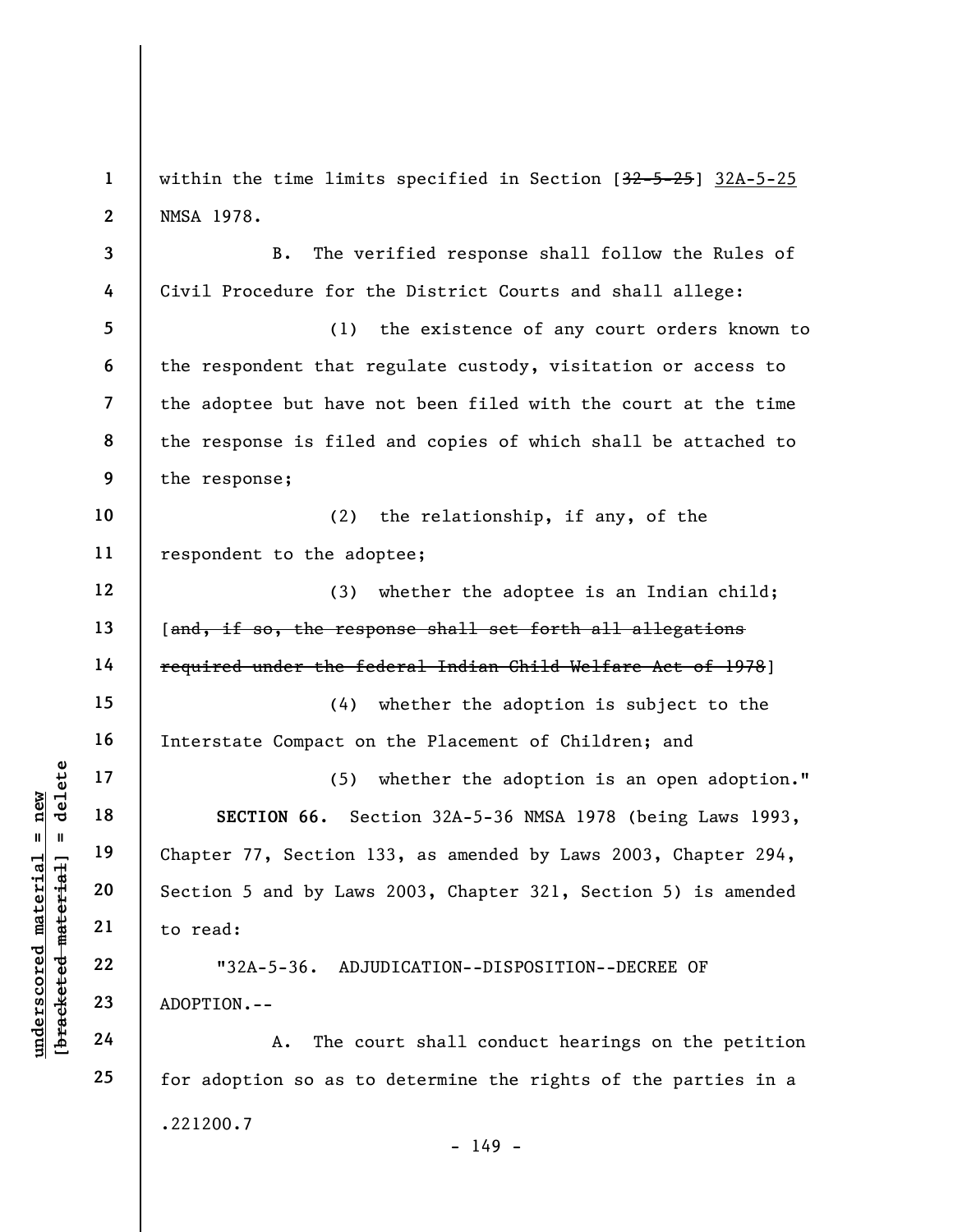within the time limits specified in Section [~~32-5-25~~] <u>32A-5-25</u> NMSA 1978.

B. The verified response shall follow the Rules of Civil Procedure for the District Courts and shall allege:

(1) the existence of any court orders known to the respondent that regulate custody, visitation or access to the adoptee but have not been filed with the court at the time the response is filed and copies of which shall be attached to the response;

(2) the relationship, if any, of the respondent to the adoptee;

(3) whether the adoptee is an Indian child; [~~and, if so, the response shall set forth all allegations required under the federal Indian Child Welfare Act of 1978~~]

(4) whether the adoption is subject to the Interstate Compact on the Placement of Children; and

(5) whether the adoption is an open adoption."

**SECTION 66.** Section 32A-5-36 NMSA 1978 (being Laws 1993, Chapter 77, Section 133, as amended by Laws 2003, Chapter 294, Section 5 and by Laws 2003, Chapter 321, Section 5) is amended to read:

"32A-5-36. ADJUDICATION--DISPOSITION--DECREE OF ADOPTION.--

A. The court shall conduct hearings on the petition for adoption so as to determine the rights of the parties in a

.221200.7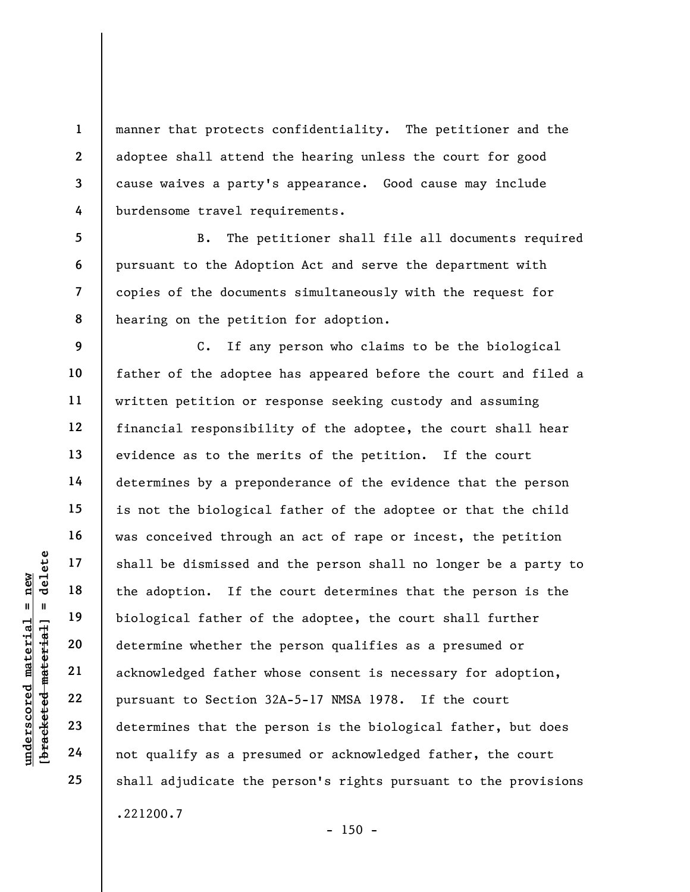manner that protects confidentiality. The petitioner and the adoptee shall attend the hearing unless the court for good cause waives a party's appearance. Good cause may include burdensome travel requirements.

B. The petitioner shall file all documents required pursuant to the Adoption Act and serve the department with copies of the documents simultaneously with the request for hearing on the petition for adoption.

C. If any person who claims to be the biological father of the adoptee has appeared before the court and filed a written petition or response seeking custody and assuming financial responsibility of the adoptee, the court shall hear evidence as to the merits of the petition. If the court determines by a preponderance of the evidence that the person is not the biological father of the adoptee or that the child was conceived through an act of rape or incest, the petition shall be dismissed and the person shall no longer be a party to the adoption. If the court determines that the person is the biological father of the adoptee, the court shall further determine whether the person qualifies as a presumed or acknowledged father whose consent is necessary for adoption, pursuant to Section 32A-5-17 NMSA 1978. If the court determines that the person is the biological father, but does not qualify as a presumed or acknowledged father, the court shall adjudicate the person's rights pursuant to the provisions

.221200.7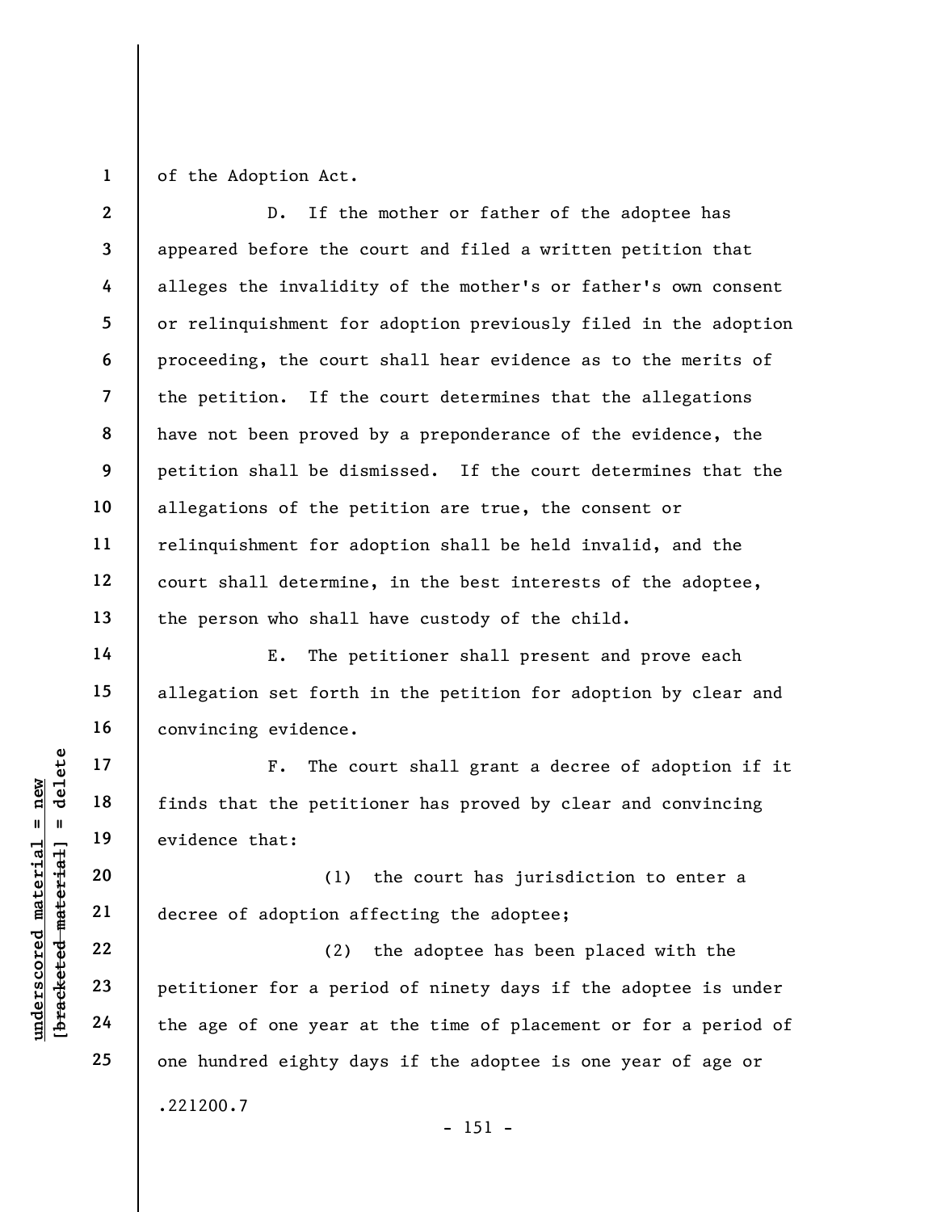of the Adoption Act.

D. If the mother or father of the adoptee has appeared before the court and filed a written petition that alleges the invalidity of the mother's or father's own consent or relinquishment for adoption previously filed in the adoption proceeding, the court shall hear evidence as to the merits of the petition. If the court determines that the allegations have not been proved by a preponderance of the evidence, the petition shall be dismissed. If the court determines that the allegations of the petition are true, the consent or relinquishment for adoption shall be held invalid, and the court shall determine, in the best interests of the adoptee, the person who shall have custody of the child.

E. The petitioner shall present and prove each allegation set forth in the petition for adoption by clear and convincing evidence.

F. The court shall grant a decree of adoption if it finds that the petitioner has proved by clear and convincing evidence that:

(1) the court has jurisdiction to enter a decree of adoption affecting the adoptee;

(2) the adoptee has been placed with the petitioner for a period of ninety days if the adoptee is under the age of one year at the time of placement or for a period of one hundred eighty days if the adoptee is one year of age or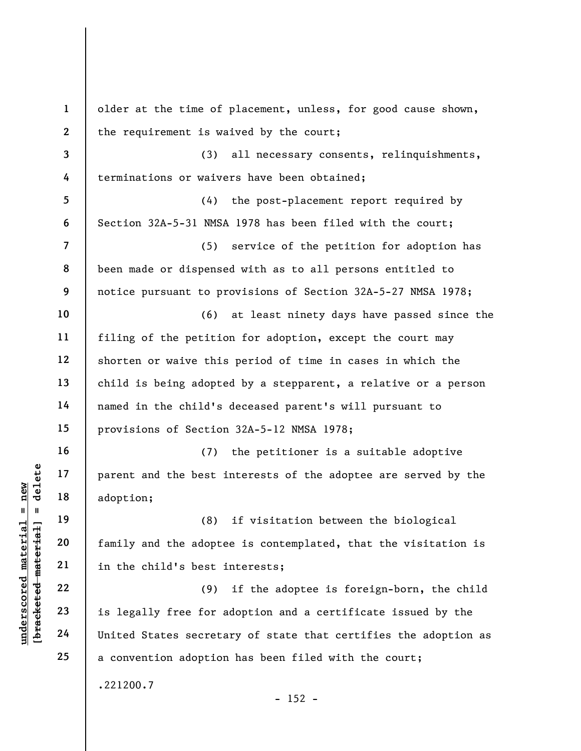older at the time of placement, unless, for good cause shown, the requirement is waived by the court;

(3) all necessary consents, relinquishments, terminations or waivers have been obtained;

(4) the post-placement report required by Section 32A-5-31 NMSA 1978 has been filed with the court;

(5) service of the petition for adoption has been made or dispensed with as to all persons entitled to notice pursuant to provisions of Section 32A-5-27 NMSA 1978;

(6) at least ninety days have passed since the filing of the petition for adoption, except the court may shorten or waive this period of time in cases in which the child is being adopted by a stepparent, a relative or a person named in the child's deceased parent's will pursuant to provisions of Section 32A-5-12 NMSA 1978;

(7) the petitioner is a suitable adoptive parent and the best interests of the adoptee are served by the adoption;

(8) if visitation between the biological family and the adoptee is contemplated, that the visitation is in the child's best interests;

(9) if the adoptee is foreign-born, the child is legally free for adoption and a certificate issued by the United States secretary of state that certifies the adoption as a convention adoption has been filed with the court;

.221200.7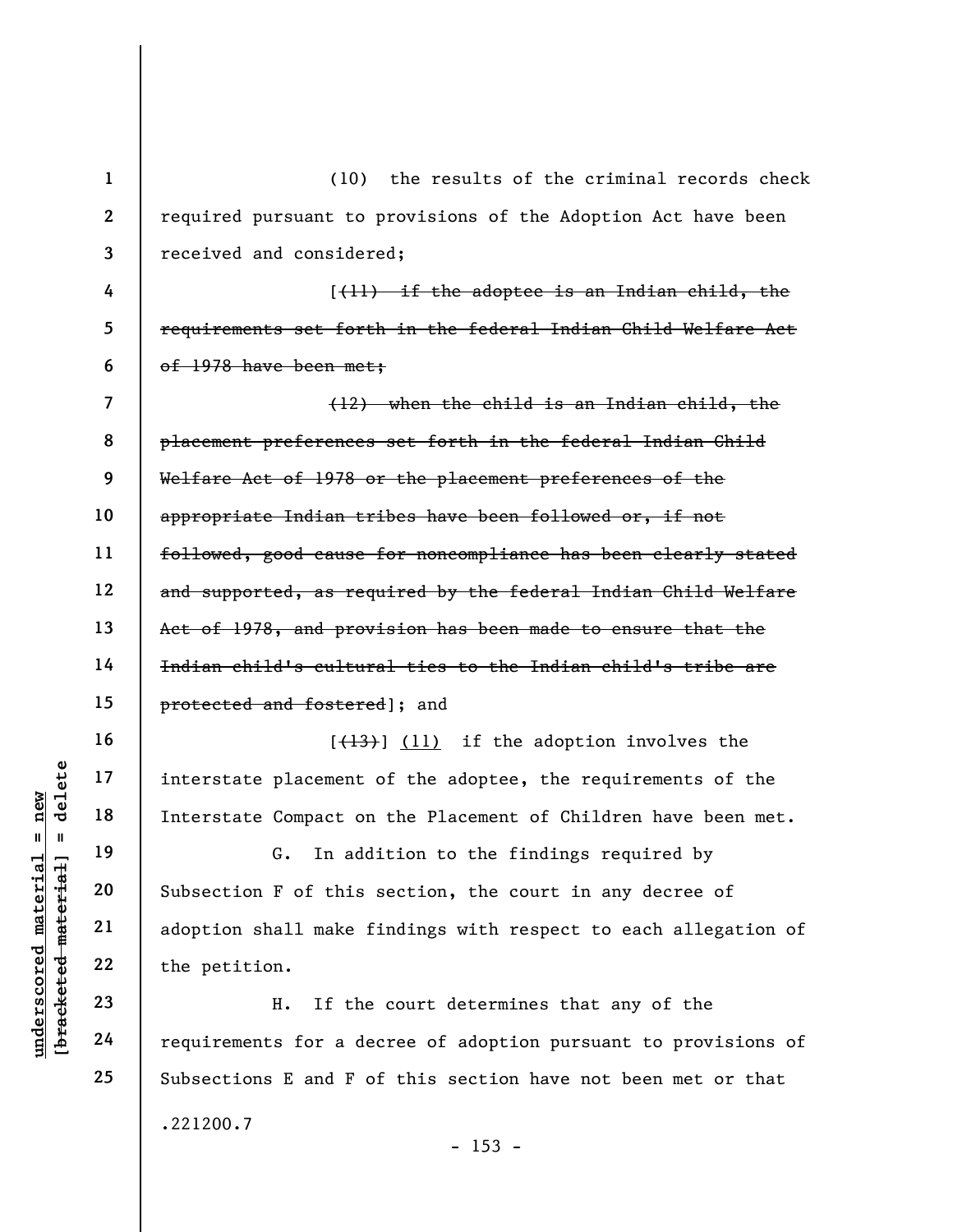(10) the results of the criminal records check required pursuant to provisions of the Adoption Act have been received and considered;

[~~(11) if the adoptee is an Indian child, the requirements set forth in the federal Indian Child Welfare Act of 1978 have been met;~~

~~(12) when the child is an Indian child, the placement preferences set forth in the federal Indian Child Welfare Act of 1978 or the placement preferences of the appropriate Indian tribes have been followed or, if not followed, good cause for noncompliance has been clearly stated and supported, as required by the federal Indian Child Welfare Act of 1978, and provision has been made to ensure that the Indian child's cultural ties to the Indian child's tribe are protected and fostered~~]; and

[~~(13)~~] <u>(11)</u> if the adoption involves the interstate placement of the adoptee, the requirements of the Interstate Compact on the Placement of Children have been met.

G. In addition to the findings required by Subsection F of this section, the court in any decree of adoption shall make findings with respect to each allegation of the petition.

H. If the court determines that any of the requirements for a decree of adoption pursuant to provisions of Subsections E and F of this section have not been met or that

.221200.7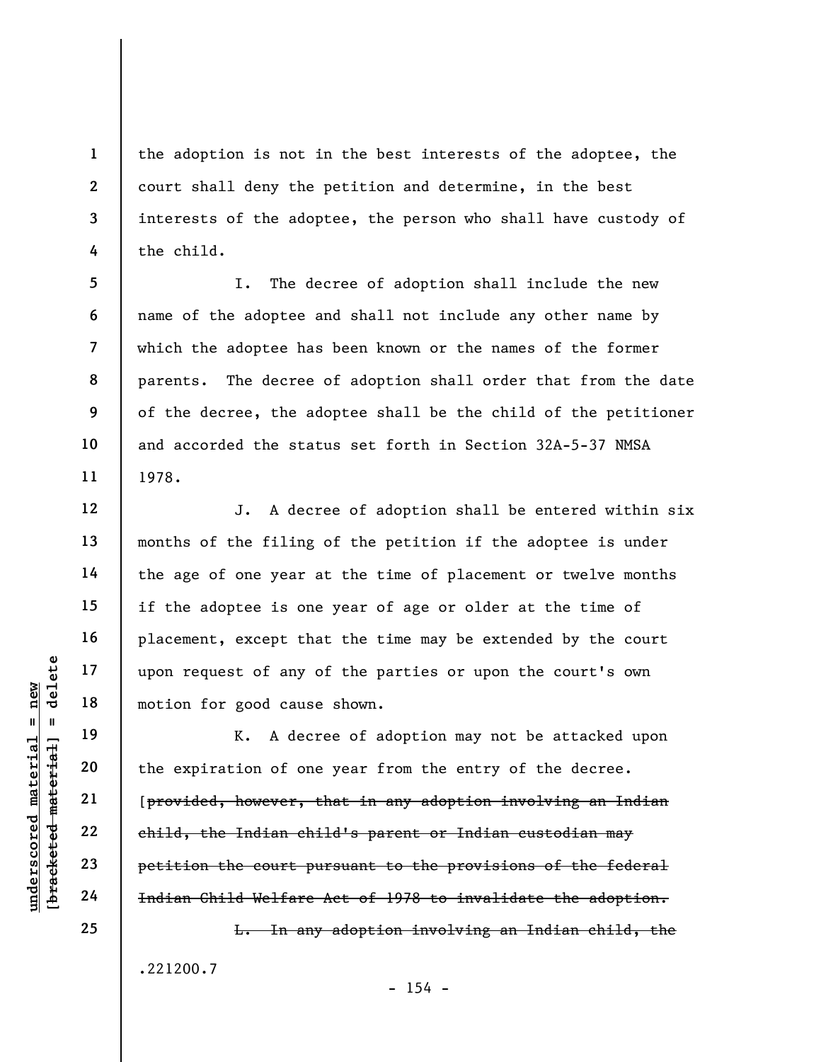the adoption is not in the best interests of the adoptee, the court shall deny the petition and determine, in the best interests of the adoptee, the person who shall have custody of the child.

I. The decree of adoption shall include the new name of the adoptee and shall not include any other name by which the adoptee has been known or the names of the former parents. The decree of adoption shall order that from the date of the decree, the adoptee shall be the child of the petitioner and accorded the status set forth in Section 32A-5-37 NMSA 1978.

J. A decree of adoption shall be entered within six months of the filing of the petition if the adoptee is under the age of one year at the time of placement or twelve months if the adoptee is one year of age or older at the time of placement, except that the time may be extended by the court upon request of any of the parties or upon the court's own motion for good cause shown.

K. A decree of adoption may not be attacked upon the expiration of one year from the entry of the decree. [~~provided, however, that in any adoption involving an Indian child, the Indian child's parent or Indian custodian may petition the court pursuant to the provisions of the federal Indian Child Welfare Act of 1978 to invalidate the adoption.~~

~~L. In any adoption involving an Indian child, the~~

.221200.7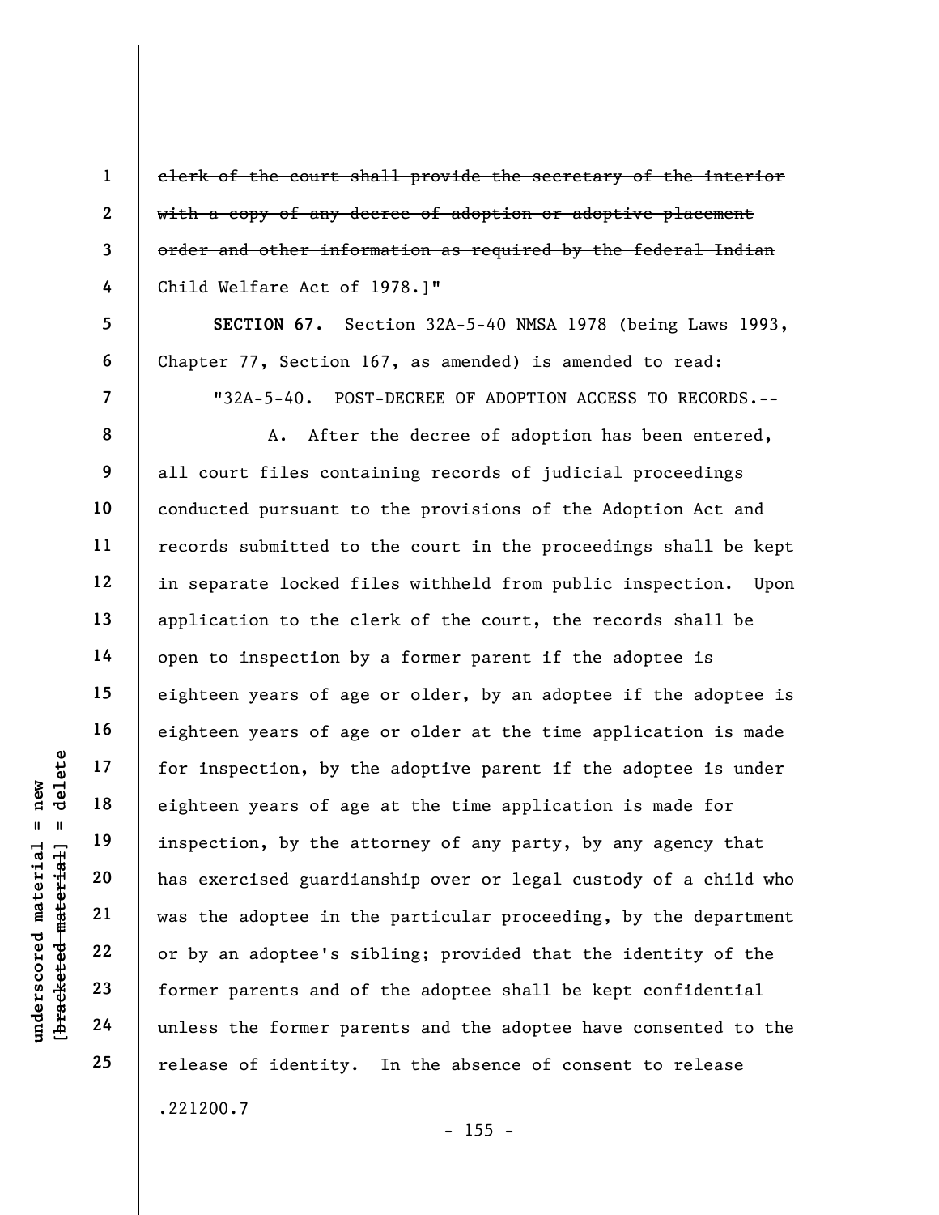~~clerk of the court shall provide the secretary of the interior with a copy of any decree of adoption or adoptive placement order and other information as required by the federal Indian Child Welfare Act of 1978.~~]"

**SECTION 67.** Section 32A-5-40 NMSA 1978 (being Laws 1993, Chapter 77, Section 167, as amended) is amended to read:

"32A-5-40. POST-DECREE OF ADOPTION ACCESS TO RECORDS.--

A. After the decree of adoption has been entered, all court files containing records of judicial proceedings conducted pursuant to the provisions of the Adoption Act and records submitted to the court in the proceedings shall be kept in separate locked files withheld from public inspection. Upon application to the clerk of the court, the records shall be open to inspection by a former parent if the adoptee is eighteen years of age or older, by an adoptee if the adoptee is eighteen years of age or older at the time application is made for inspection, by the adoptive parent if the adoptee is under eighteen years of age at the time application is made for inspection, by the attorney of any party, by any agency that has exercised guardianship over or legal custody of a child who was the adoptee in the particular proceeding, by the department or by an adoptee's sibling; provided that the identity of the former parents and of the adoptee shall be kept confidential unless the former parents and the adoptee have consented to the release of identity. In the absence of consent to release

.221200.7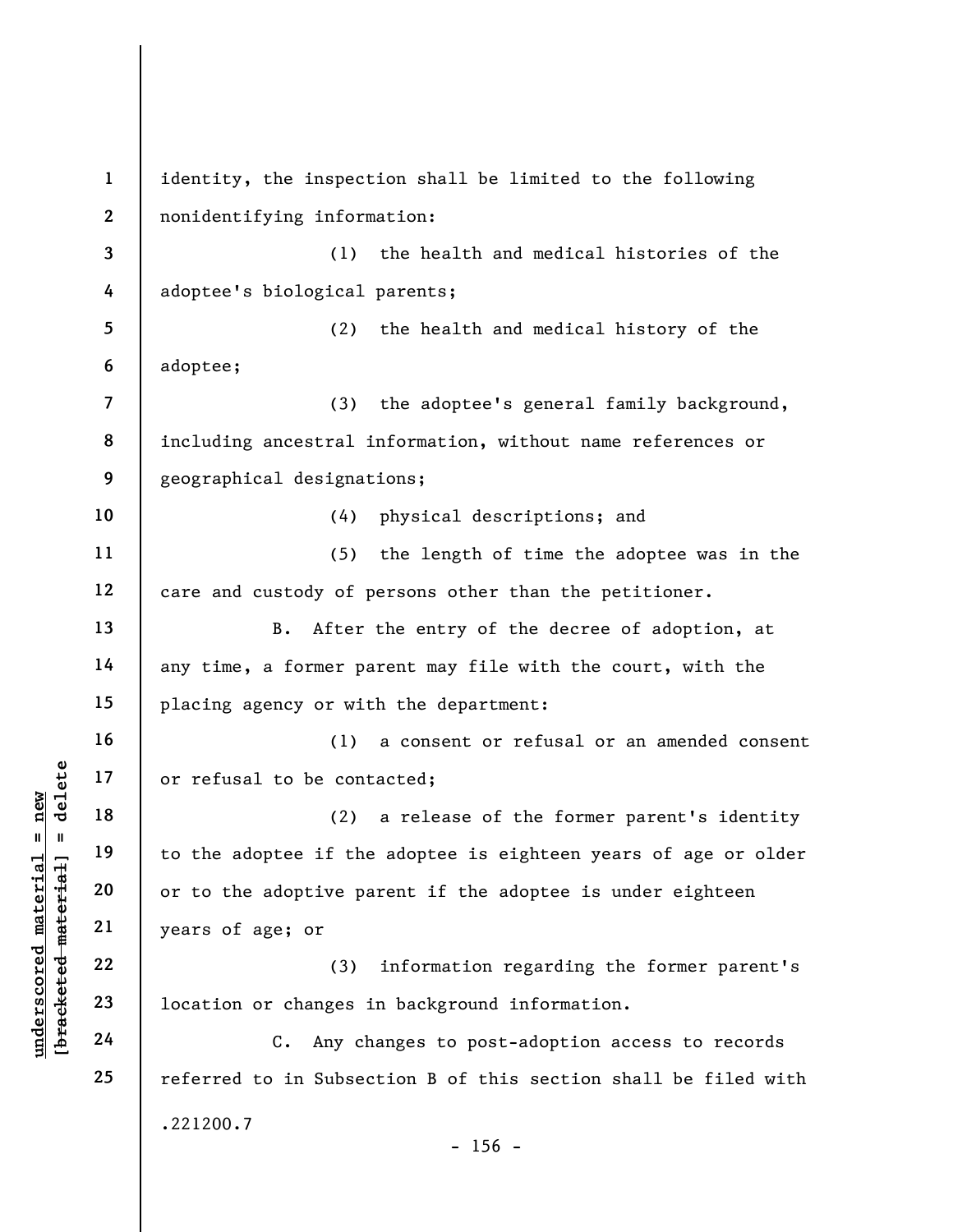identity, the inspection shall be limited to the following nonidentifying information:

(1) the health and medical histories of the adoptee's biological parents;

(2) the health and medical history of the adoptee;

(3) the adoptee's general family background, including ancestral information, without name references or geographical designations;

(4) physical descriptions; and

(5) the length of time the adoptee was in the care and custody of persons other than the petitioner.

B. After the entry of the decree of adoption, at any time, a former parent may file with the court, with the placing agency or with the department:

(1) a consent or refusal or an amended consent or refusal to be contacted;

(2) a release of the former parent's identity to the adoptee if the adoptee is eighteen years of age or older or to the adoptive parent if the adoptee is under eighteen years of age; or

(3) information regarding the former parent's location or changes in background information.

C. Any changes to post-adoption access to records referred to in Subsection B of this section shall be filed with

.221200.7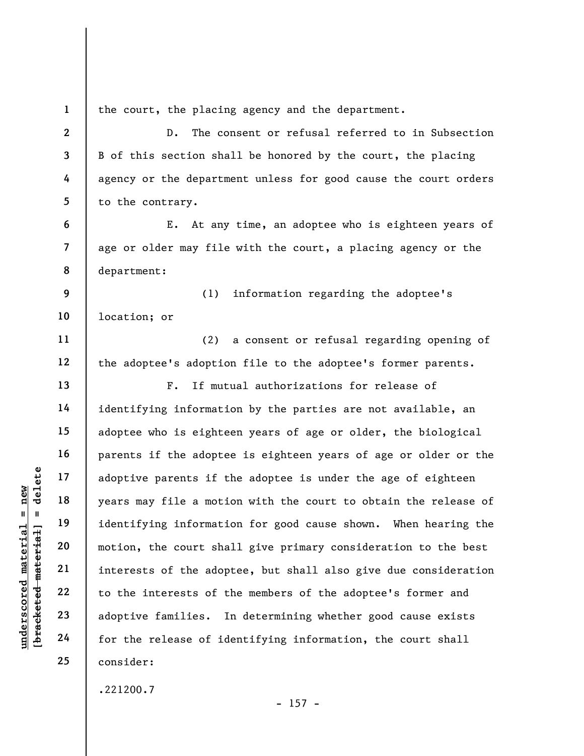the court, the placing agency and the department.

D. The consent or refusal referred to in Subsection B of this section shall be honored by the court, the placing agency or the department unless for good cause the court orders to the contrary.

E. At any time, an adoptee who is eighteen years of age or older may file with the court, a placing agency or the department:

(1) information regarding the adoptee's location; or

(2) a consent or refusal regarding opening of the adoptee's adoption file to the adoptee's former parents.

F. If mutual authorizations for release of identifying information by the parties are not available, an adoptee who is eighteen years of age or older, the biological parents if the adoptee is eighteen years of age or older or the adoptive parents if the adoptee is under the age of eighteen years may file a motion with the court to obtain the release of identifying information for good cause shown. When hearing the motion, the court shall give primary consideration to the best interests of the adoptee, but shall also give due consideration to the interests of the members of the adoptee's former and adoptive families. In determining whether good cause exists for the release of identifying information, the court shall consider:

.221200.7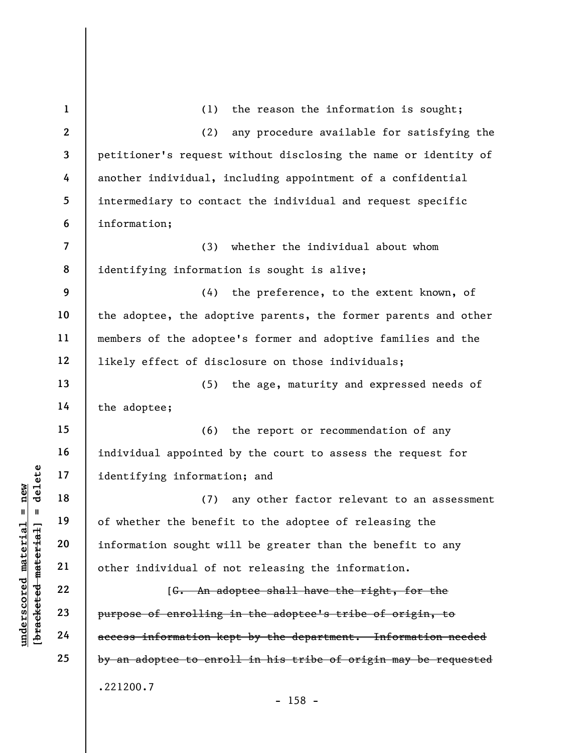(1) the reason the information is sought;

(2) any procedure available for satisfying the petitioner's request without disclosing the name or identity of another individual, including appointment of a confidential intermediary to contact the individual and request specific information;

(3) whether the individual about whom identifying information is sought is alive;

(4) the preference, to the extent known, of the adoptee, the adoptive parents, the former parents and other members of the adoptee's former and adoptive families and the likely effect of disclosure on those individuals;

(5) the age, maturity and expressed needs of the adoptee;

(6) the report or recommendation of any individual appointed by the court to assess the request for identifying information; and

(7) any other factor relevant to an assessment of whether the benefit to the adoptee of releasing the information sought will be greater than the benefit to any other individual of not releasing the information.

[~~G. An adoptee shall have the right, for the purpose of enrolling in the adoptee's tribe of origin, to access information kept by the department. Information needed by an adoptee to enroll in his tribe of origin may be requested~~

.221200.7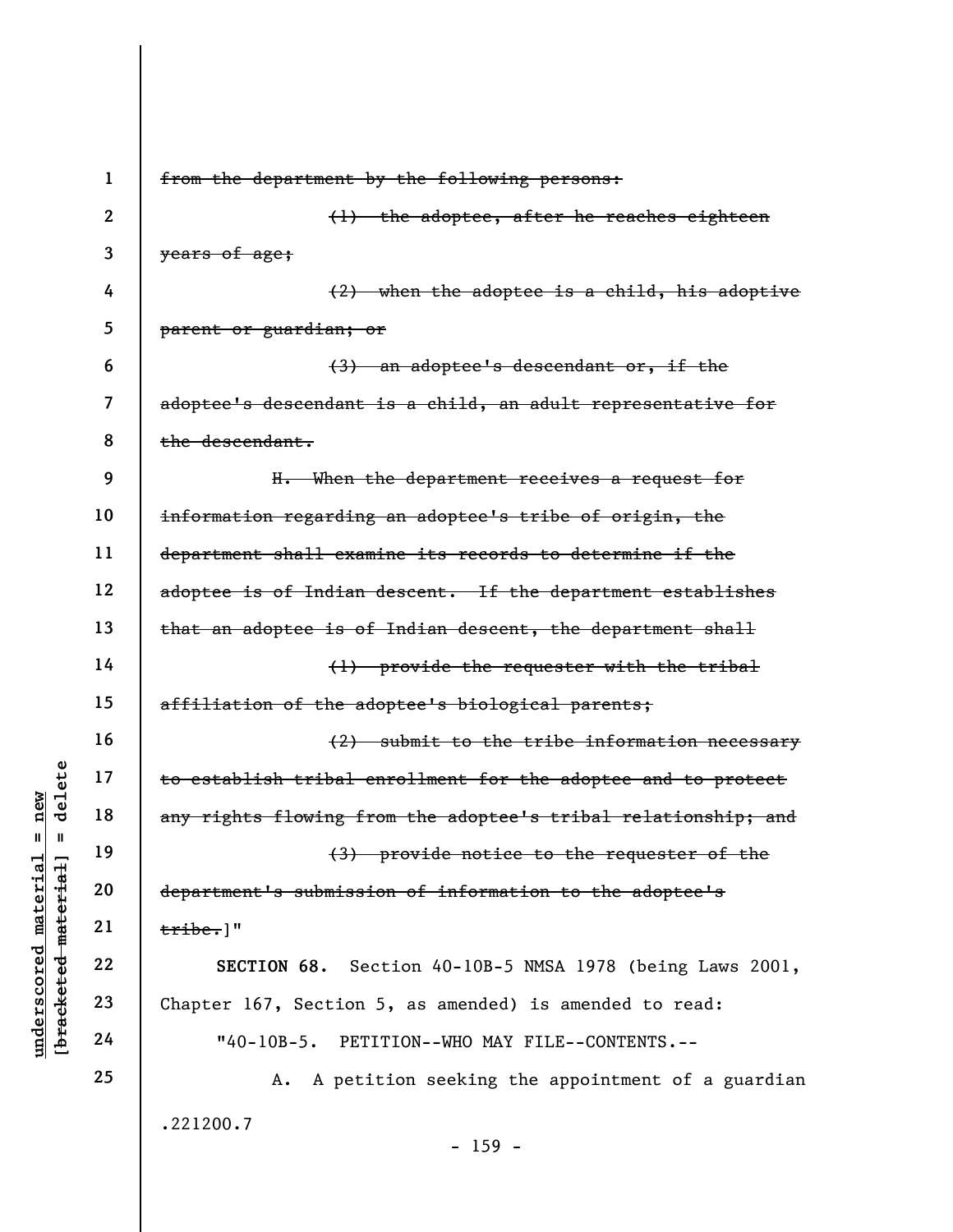~~from the department by the following persons:~~

~~(1) the adoptee, after he reaches eighteen years of age;~~

~~(2) when the adoptee is a child, his adoptive parent or guardian; or~~

~~(3) an adoptee's descendant or, if the adoptee's descendant is a child, an adult representative for the descendant.~~

~~H. When the department receives a request for information regarding an adoptee's tribe of origin, the department shall examine its records to determine if the adoptee is of Indian descent. If the department establishes that an adoptee is of Indian descent, the department shall~~

~~(1) provide the requester with the tribal affiliation of the adoptee's biological parents;~~

~~(2) submit to the tribe information necessary to establish tribal enrollment for the adoptee and to protect any rights flowing from the adoptee's tribal relationship; and~~

~~(3) provide notice to the requester of the department's submission of information to the adoptee's tribe.~~]"

**SECTION 68.** Section 40-10B-5 NMSA 1978 (being Laws 2001, Chapter 167, Section 5, as amended) is amended to read:

"40-10B-5. PETITION--WHO MAY FILE--CONTENTS.--

A. A petition seeking the appointment of a guardian

.221200.7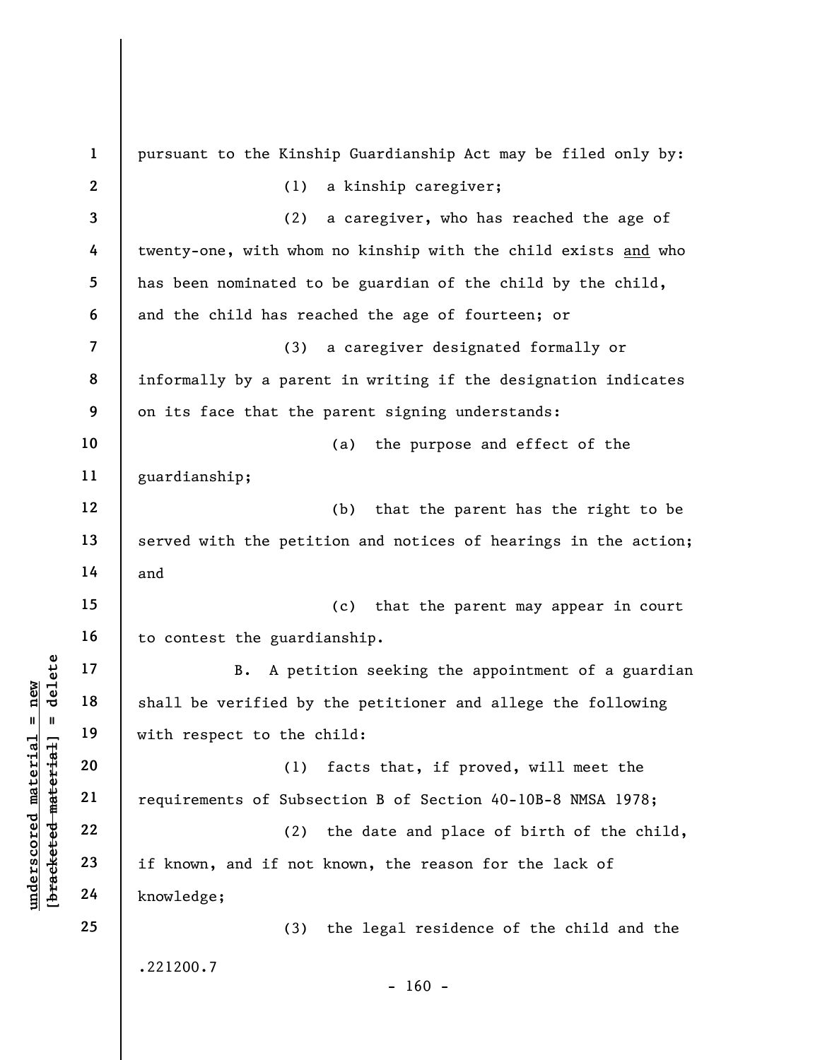pursuant to the Kinship Guardianship Act may be filed only by:

(1) a kinship caregiver;

(2) a caregiver, who has reached the age of twenty-one, with whom no kinship with the child exists and who has been nominated to be guardian of the child by the child, and the child has reached the age of fourteen; or

(3) a caregiver designated formally or informally by a parent in writing if the designation indicates on its face that the parent signing understands:

(a) the purpose and effect of the guardianship;

(b) that the parent has the right to be served with the petition and notices of hearings in the action; and

(c) that the parent may appear in court to contest the guardianship.

B. A petition seeking the appointment of a guardian shall be verified by the petitioner and allege the following with respect to the child:

(1) facts that, if proved, will meet the requirements of Subsection B of Section 40-10B-8 NMSA 1978;

(2) the date and place of birth of the child, if known, and if not known, the reason for the lack of knowledge;

(3) the legal residence of the child and the

.221200.7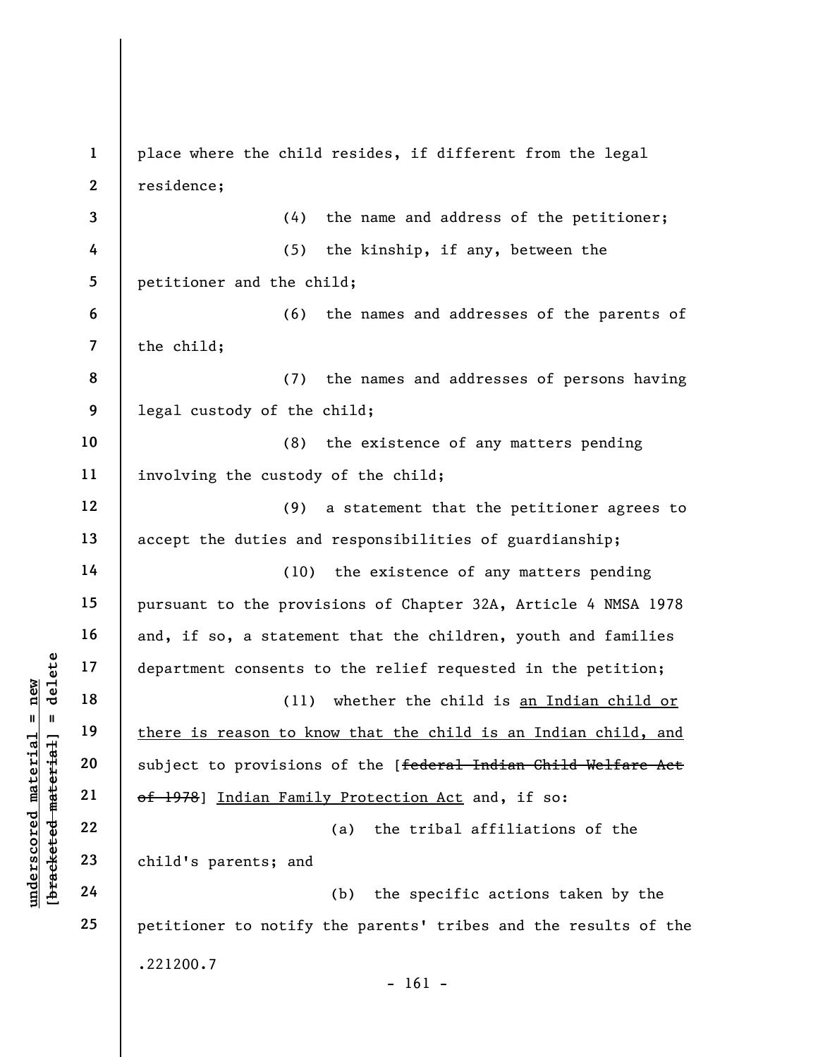place where the child resides, if different from the legal residence;

(4) the name and address of the petitioner;

(5) the kinship, if any, between the petitioner and the child;

(6) the names and addresses of the parents of the child;

(7) the names and addresses of persons having legal custody of the child;

(8) the existence of any matters pending involving the custody of the child;

(9) a statement that the petitioner agrees to accept the duties and responsibilities of guardianship;

(10) the existence of any matters pending pursuant to the provisions of Chapter 32A, Article 4 NMSA 1978 and, if so, a statement that the children, youth and families department consents to the relief requested in the petition;

(11) whether the child is <u>an Indian child or there is reason to know that the child is an Indian child, and</u> subject to provisions of the [~~federal Indian Child Welfare Act of 1978~~] <u>Indian Family Protection Act</u> and, if so:

(a) the tribal affiliations of the child's parents; and

(b) the specific actions taken by the petitioner to notify the parents' tribes and the results of the

.221200.7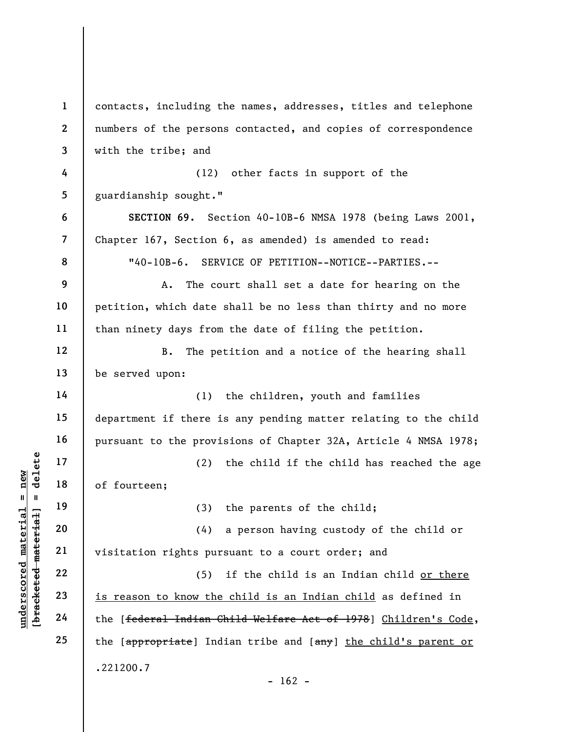contacts, including the names, addresses, titles and telephone numbers of the persons contacted, and copies of correspondence with the tribe; and

(12) other facts in support of the guardianship sought."

**SECTION 69.** Section 40-10B-6 NMSA 1978 (being Laws 2001, Chapter 167, Section 6, as amended) is amended to read:

"40-10B-6. SERVICE OF PETITION--NOTICE--PARTIES.--

A. The court shall set a date for hearing on the petition, which date shall be no less than thirty and no more than ninety days from the date of filing the petition.

B. The petition and a notice of the hearing shall be served upon:

(1) the children, youth and families department if there is any pending matter relating to the child pursuant to the provisions of Chapter 32A, Article 4 NMSA 1978;

(2) the child if the child has reached the age of fourteen;

(3) the parents of the child;

(4) a person having custody of the child or visitation rights pursuant to a court order; and

(5) if the child is an Indian child <u>or there is reason to know the child is an Indian child</u> as defined in the [~~federal Indian Child Welfare Act of 1978~~] <u>Children's Code</u>, the [~~appropriate~~] Indian tribe and [~~any~~] <u>the child's parent or</u>

.221200.7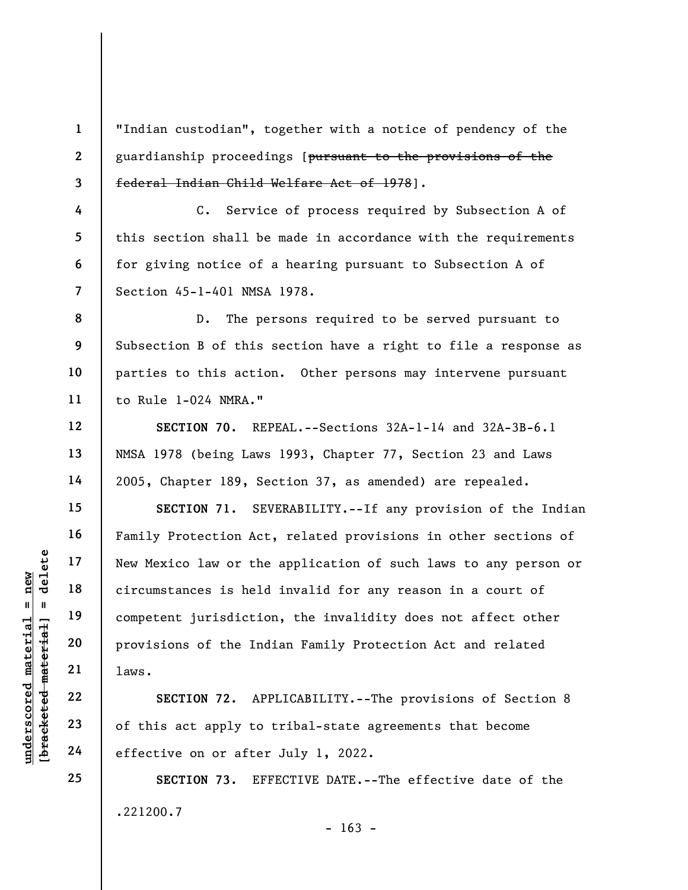"Indian custodian", together with a notice of pendency of the guardianship proceedings [~~pursuant to the provisions of the federal Indian Child Welfare Act of 1978~~].

C. Service of process required by Subsection A of this section shall be made in accordance with the requirements for giving notice of a hearing pursuant to Subsection A of Section 45-1-401 NMSA 1978.

D. The persons required to be served pursuant to Subsection B of this section have a right to file a response as parties to this action. Other persons may intervene pursuant to Rule 1-024 NMRA."

**SECTION 70.** REPEAL.--Sections 32A-1-14 and 32A-3B-6.1 NMSA 1978 (being Laws 1993, Chapter 77, Section 23 and Laws 2005, Chapter 189, Section 37, as amended) are repealed.

**SECTION 71.** SEVERABILITY.--If any provision of the Indian Family Protection Act, related provisions in other sections of New Mexico law or the application of such laws to any person or circumstances is held invalid for any reason in a court of competent jurisdiction, the invalidity does not affect other provisions of the Indian Family Protection Act and related laws.

**SECTION 72.** APPLICABILITY.--The provisions of Section 8 of this act apply to tribal-state agreements that become effective on or after July 1, 2022.

**SECTION 73.** EFFECTIVE DATE.--The effective date of the

.221200.7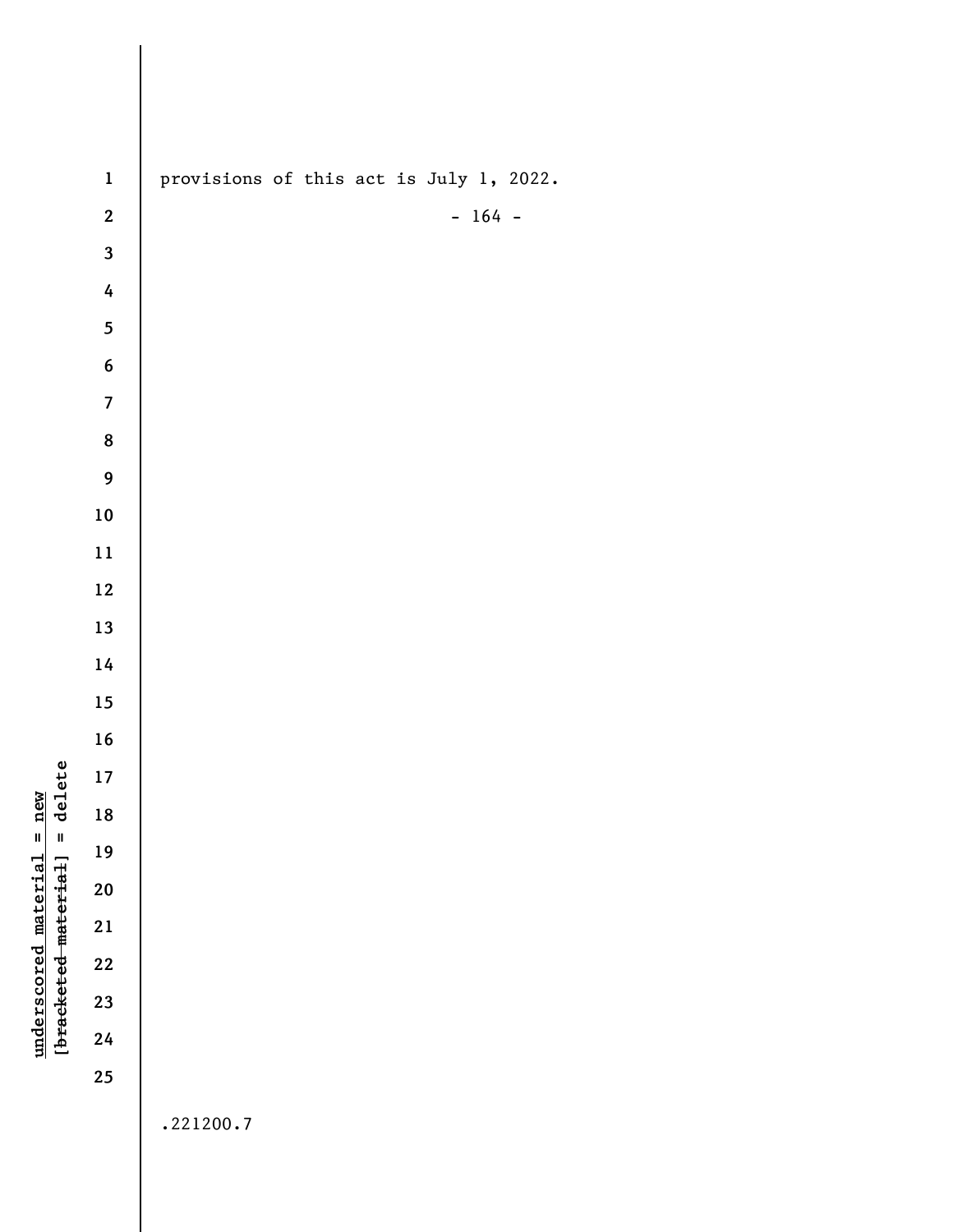provisions of this act is July 1, 2022.

.221200.7